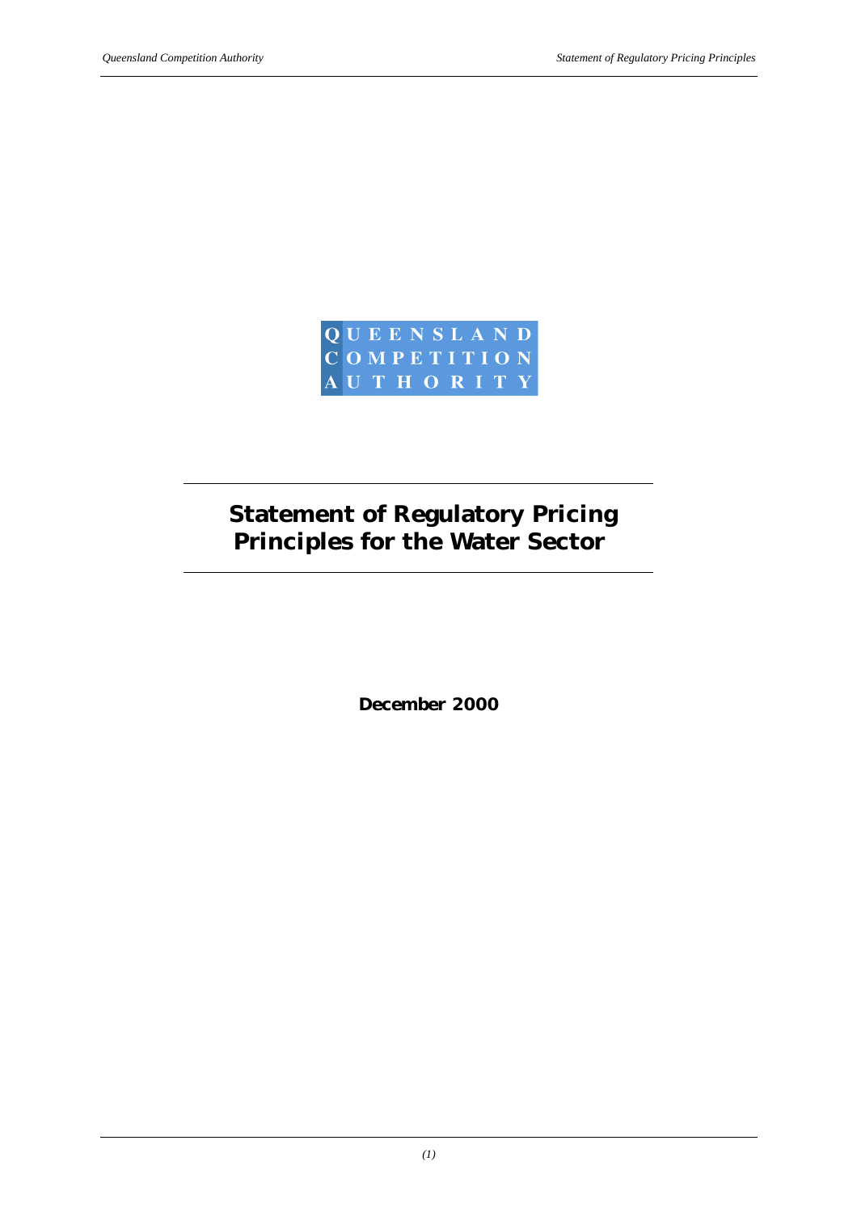QUEENSLAND
COMPETITION
AUTHORITY

# Statement of Regulatory Pricing Principles for the Water Sector

**December 2000**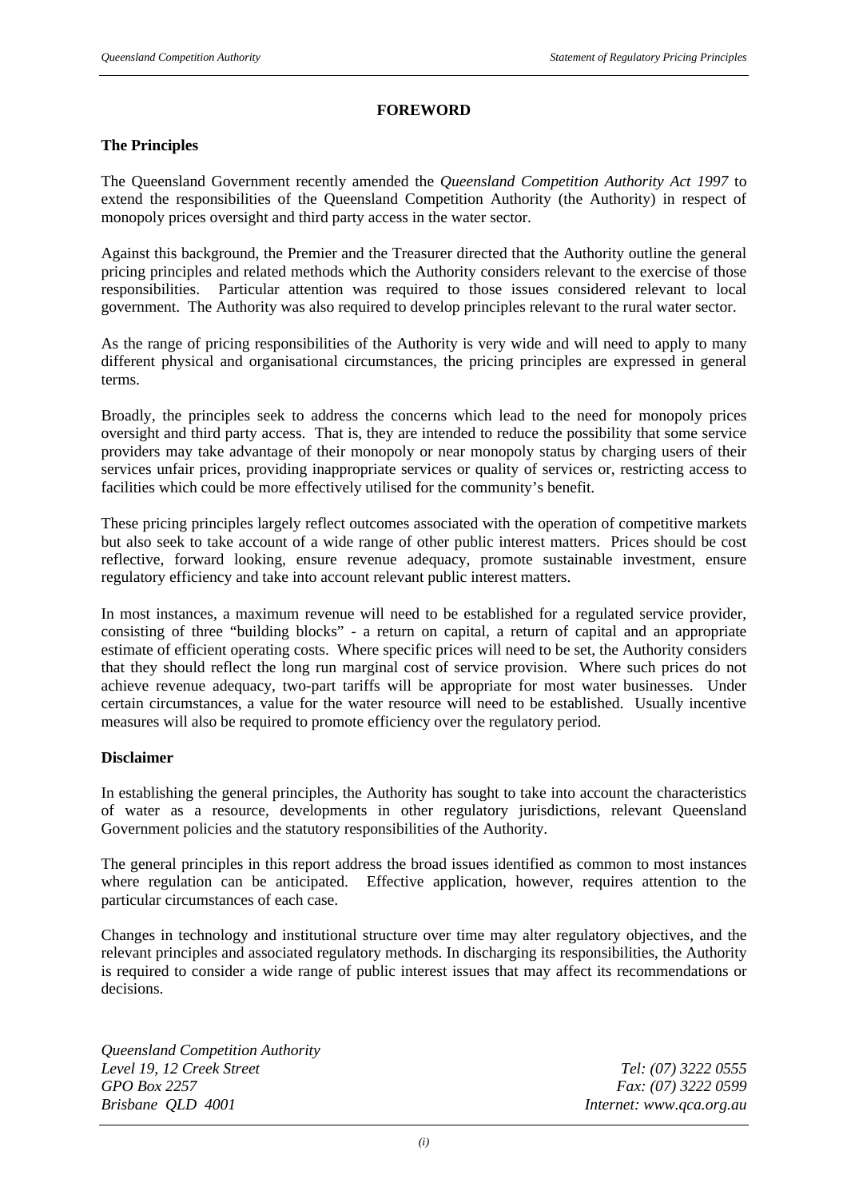# FOREWORD

## The Principles

The Queensland Government recently amended the *Queensland Competition Authority Act 1997* to extend the responsibilities of the Queensland Competition Authority (the Authority) in respect of monopoly prices oversight and third party access in the water sector.

Against this background, the Premier and the Treasurer directed that the Authority outline the general pricing principles and related methods which the Authority considers relevant to the exercise of those responsibilities. Particular attention was required to those issues considered relevant to local government. The Authority was also required to develop principles relevant to the rural water sector.

As the range of pricing responsibilities of the Authority is very wide and will need to apply to many different physical and organisational circumstances, the pricing principles are expressed in general terms.

Broadly, the principles seek to address the concerns which lead to the need for monopoly prices oversight and third party access. That is, they are intended to reduce the possibility that some service providers may take advantage of their monopoly or near monopoly status by charging users of their services unfair prices, providing inappropriate services or quality of services or, restricting access to facilities which could be more effectively utilised for the community's benefit.

These pricing principles largely reflect outcomes associated with the operation of competitive markets but also seek to take account of a wide range of other public interest matters. Prices should be cost reflective, forward looking, ensure revenue adequacy, promote sustainable investment, ensure regulatory efficiency and take into account relevant public interest matters.

In most instances, a maximum revenue will need to be established for a regulated service provider, consisting of three "building blocks" - a return on capital, a return of capital and an appropriate estimate of efficient operating costs. Where specific prices will need to be set, the Authority considers that they should reflect the long run marginal cost of service provision. Where such prices do not achieve revenue adequacy, two-part tariffs will be appropriate for most water businesses. Under certain circumstances, a value for the water resource will need to be established. Usually incentive measures will also be required to promote efficiency over the regulatory period.

## Disclaimer

In establishing the general principles, the Authority has sought to take into account the characteristics of water as a resource, developments in other regulatory jurisdictions, relevant Queensland Government policies and the statutory responsibilities of the Authority.

The general principles in this report address the broad issues identified as common to most instances where regulation can be anticipated. Effective application, however, requires attention to the particular circumstances of each case.

Changes in technology and institutional structure over time may alter regulatory objectives, and the relevant principles and associated regulatory methods. In discharging its responsibilities, the Authority is required to consider a wide range of public interest issues that may affect its recommendations or decisions.

*Queensland Competition Authority*
*Level 19, 12 Creek Street*
*GPO Box 2257*
*Brisbane QLD 4001*

*Tel: (07) 3222 0555*
*Fax: (07) 3222 0599*
*Internet: www.qca.org.au*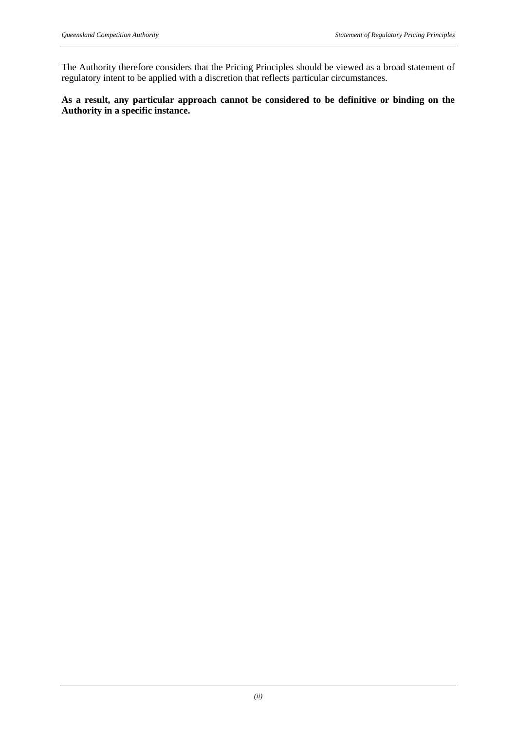The Authority therefore considers that the Pricing Principles should be viewed as a broad statement of regulatory intent to be applied with a discretion that reflects particular circumstances.

**As a result, any particular approach cannot be considered to be definitive or binding on the Authority in a specific instance.**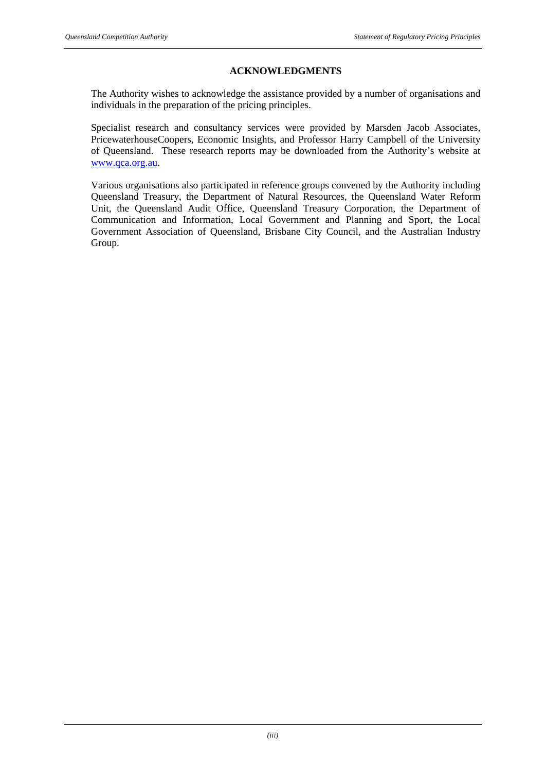## ACKNOWLEDGMENTS

The Authority wishes to acknowledge the assistance provided by a number of organisations and individuals in the preparation of the pricing principles.

Specialist research and consultancy services were provided by Marsden Jacob Associates, PricewaterhouseCoopers, Economic Insights, and Professor Harry Campbell of the University of Queensland. These research reports may be downloaded from the Authority's website at [www.qca.org.au](http://www.qca.org.au).

Various organisations also participated in reference groups convened by the Authority including Queensland Treasury, the Department of Natural Resources, the Queensland Water Reform Unit, the Queensland Audit Office, Queensland Treasury Corporation, the Department of Communication and Information, Local Government and Planning and Sport, the Local Government Association of Queensland, Brisbane City Council, and the Australian Industry Group.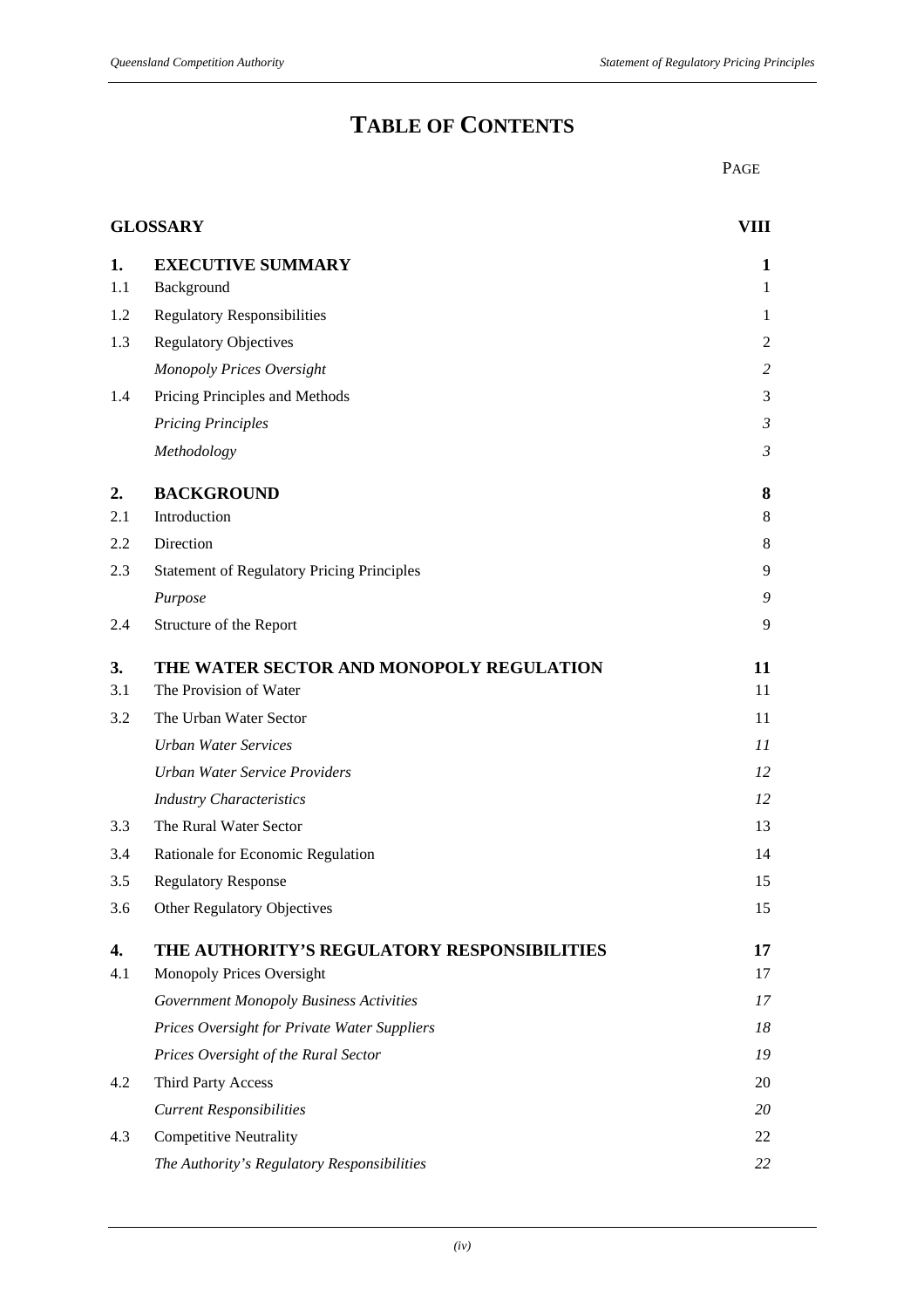# TABLE OF CONTENTS

| | | PAGE |
|---|---|---|
| **GLOSSARY** | | **VIII** |
| **1.** | **EXECUTIVE SUMMARY** | **1** |
| 1.1 | Background | 1 |
| 1.2 | Regulatory Responsibilities | 1 |
| 1.3 | Regulatory Objectives | 2 |
| | *Monopoly Prices Oversight* | *2* |
| 1.4 | Pricing Principles and Methods | 3 |
| | *Pricing Principles* | *3* |
| | *Methodology* | *3* |
| **2.** | **BACKGROUND** | **8** |
| 2.1 | Introduction | 8 |
| 2.2 | Direction | 8 |
| 2.3 | Statement of Regulatory Pricing Principles | 9 |
| | *Purpose* | *9* |
| 2.4 | Structure of the Report | 9 |
| **3.** | **THE WATER SECTOR AND MONOPOLY REGULATION** | **11** |
| 3.1 | The Provision of Water | 11 |
| 3.2 | The Urban Water Sector | 11 |
| | *Urban Water Services* | *11* |
| | *Urban Water Service Providers* | *12* |
| | *Industry Characteristics* | *12* |
| 3.3 | The Rural Water Sector | 13 |
| 3.4 | Rationale for Economic Regulation | 14 |
| 3.5 | Regulatory Response | 15 |
| 3.6 | Other Regulatory Objectives | 15 |
| **4.** | **THE AUTHORITY'S REGULATORY RESPONSIBILITIES** | **17** |
| 4.1 | Monopoly Prices Oversight | 17 |
| | *Government Monopoly Business Activities* | *17* |
| | *Prices Oversight for Private Water Suppliers* | *18* |
| | *Prices Oversight of the Rural Sector* | *19* |
| 4.2 | Third Party Access | 20 |
| | *Current Responsibilities* | *20* |
| 4.3 | Competitive Neutrality | 22 |
| | *The Authority's Regulatory Responsibilities* | *22* |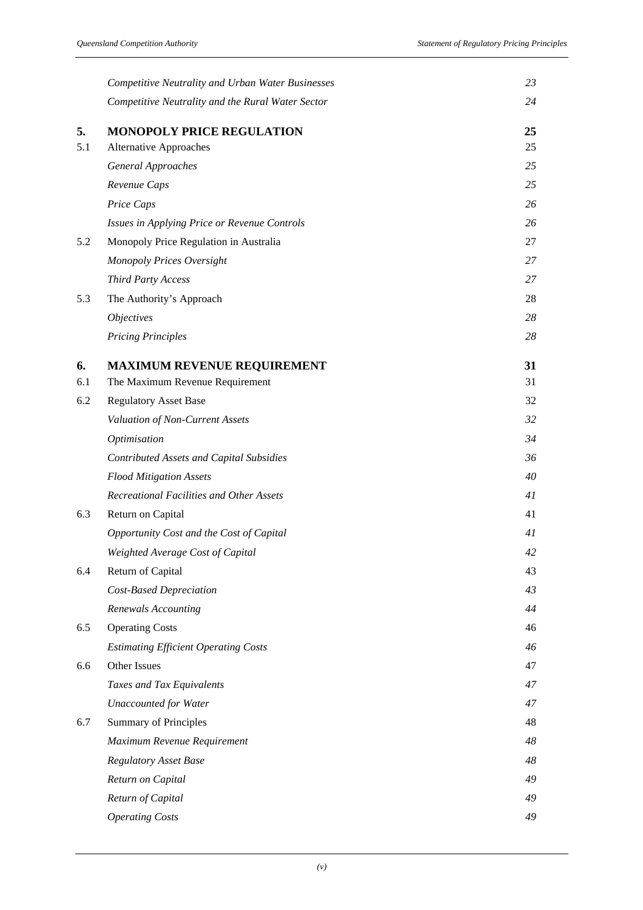| | | |
|---|---|---|
| | *Competitive Neutrality and Urban Water Businesses* | *23* |
| | *Competitive Neutrality and the Rural Water Sector* | *24* |
| **5.** | **MONOPOLY PRICE REGULATION** | **25** |
| 5.1 | Alternative Approaches | 25 |
| | *General Approaches* | *25* |
| | *Revenue Caps* | *25* |
| | *Price Caps* | *26* |
| | *Issues in Applying Price or Revenue Controls* | *26* |
| 5.2 | Monopoly Price Regulation in Australia | 27 |
| | *Monopoly Prices Oversight* | *27* |
| | *Third Party Access* | *27* |
| 5.3 | The Authority's Approach | 28 |
| | *Objectives* | *28* |
| | *Pricing Principles* | *28* |
| **6.** | **MAXIMUM REVENUE REQUIREMENT** | **31** |
| 6.1 | The Maximum Revenue Requirement | 31 |
| 6.2 | Regulatory Asset Base | 32 |
| | *Valuation of Non-Current Assets* | *32* |
| | *Optimisation* | *34* |
| | *Contributed Assets and Capital Subsidies* | *36* |
| | *Flood Mitigation Assets* | *40* |
| | *Recreational Facilities and Other Assets* | *41* |
| 6.3 | Return on Capital | 41 |
| | *Opportunity Cost and the Cost of Capital* | *41* |
| | *Weighted Average Cost of Capital* | *42* |
| 6.4 | Return of Capital | 43 |
| | *Cost-Based Depreciation* | *43* |
| | *Renewals Accounting* | *44* |
| 6.5 | Operating Costs | 46 |
| | *Estimating Efficient Operating Costs* | *46* |
| 6.6 | Other Issues | 47 |
| | *Taxes and Tax Equivalents* | *47* |
| | *Unaccounted for Water* | *47* |
| 6.7 | Summary of Principles | 48 |
| | *Maximum Revenue Requirement* | *48* |
| | *Regulatory Asset Base* | *48* |
| | *Return on Capital* | *49* |
| | *Return of Capital* | *49* |
| | *Operating Costs* | *49* |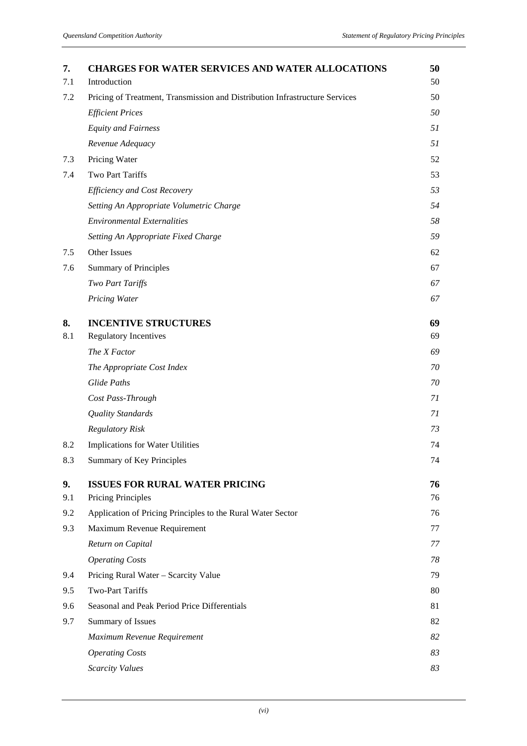| | | |
|---|---|---|
| **7.** | **CHARGES FOR WATER SERVICES AND WATER ALLOCATIONS** | **50** |
| 7.1 | Introduction | 50 |
| 7.2 | Pricing of Treatment, Transmission and Distribution Infrastructure Services | 50 |
| | *Efficient Prices* | *50* |
| | *Equity and Fairness* | *51* |
| | *Revenue Adequacy* | *51* |
| 7.3 | Pricing Water | 52 |
| 7.4 | Two Part Tariffs | 53 |
| | *Efficiency and Cost Recovery* | *53* |
| | *Setting An Appropriate Volumetric Charge* | *54* |
| | *Environmental Externalities* | *58* |
| | *Setting An Appropriate Fixed Charge* | *59* |
| 7.5 | Other Issues | 62 |
| 7.6 | Summary of Principles | 67 |
| | *Two Part Tariffs* | *67* |
| | *Pricing Water* | *67* |
| **8.** | **INCENTIVE STRUCTURES** | **69** |
| 8.1 | Regulatory Incentives | 69 |
| | *The X Factor* | *69* |
| | *The Appropriate Cost Index* | *70* |
| | *Glide Paths* | *70* |
| | *Cost Pass-Through* | *71* |
| | *Quality Standards* | *71* |
| | *Regulatory Risk* | *73* |
| 8.2 | Implications for Water Utilities | 74 |
| 8.3 | Summary of Key Principles | 74 |
| **9.** | **ISSUES FOR RURAL WATER PRICING** | **76** |
| 9.1 | Pricing Principles | 76 |
| 9.2 | Application of Pricing Principles to the Rural Water Sector | 76 |
| 9.3 | Maximum Revenue Requirement | 77 |
| | *Return on Capital* | *77* |
| | *Operating Costs* | *78* |
| 9.4 | Pricing Rural Water – Scarcity Value | 79 |
| 9.5 | Two-Part Tariffs | 80 |
| 9.6 | Seasonal and Peak Period Price Differentials | 81 |
| 9.7 | Summary of Issues | 82 |
| | *Maximum Revenue Requirement* | *82* |
| | *Operating Costs* | *83* |
| | *Scarcity Values* | *83* |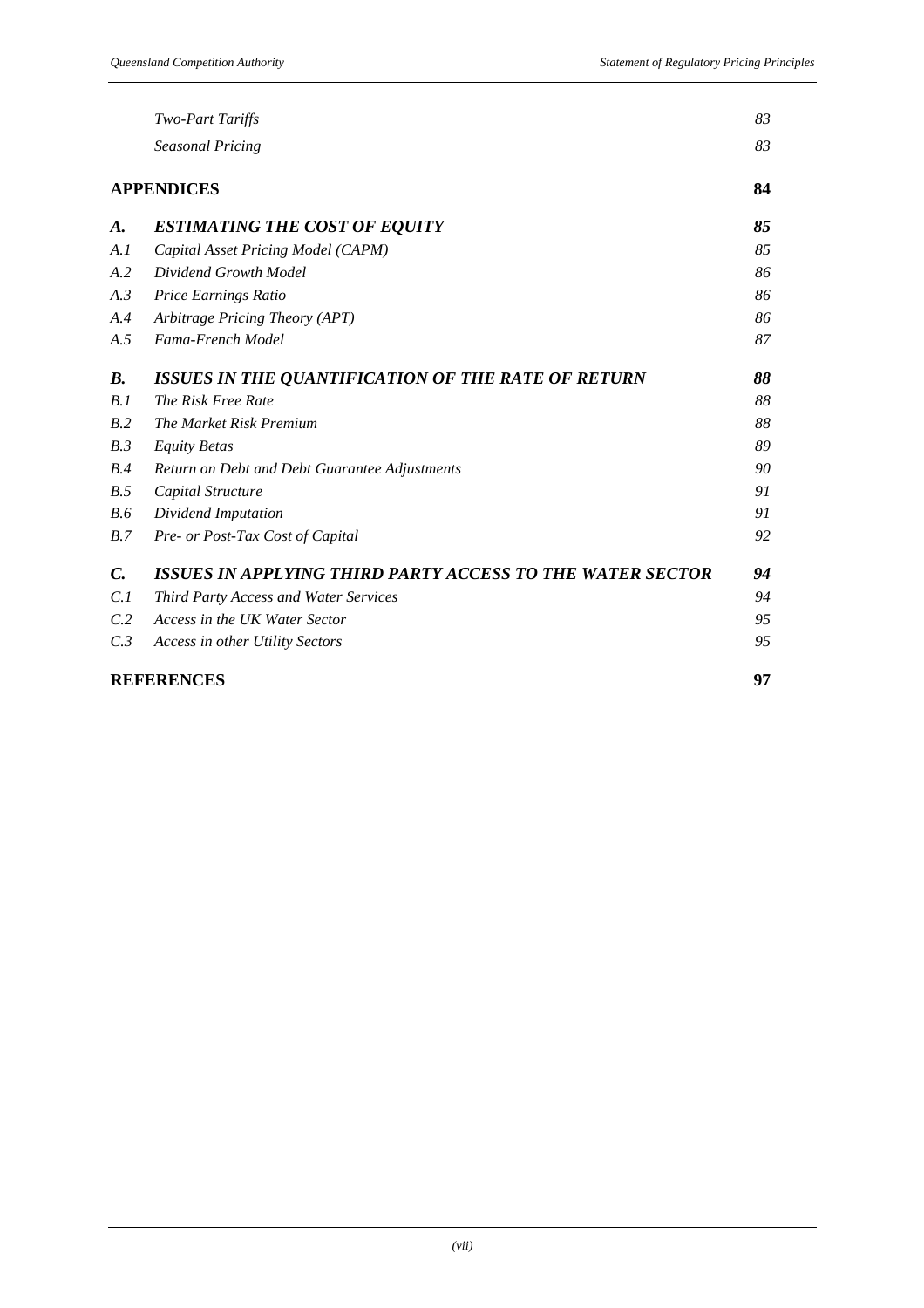| | | |
|---|---|---|
| | *Two-Part Tariffs* | *83* |
| | *Seasonal Pricing* | *83* |
| **APPENDICES** | | **84** |
| ***A.*** | ***ESTIMATING THE COST OF EQUITY*** | ***85*** |
| *A.1* | *Capital Asset Pricing Model (CAPM)* | *85* |
| *A.2* | *Dividend Growth Model* | *86* |
| *A.3* | *Price Earnings Ratio* | *86* |
| *A.4* | *Arbitrage Pricing Theory (APT)* | *86* |
| *A.5* | *Fama-French Model* | *87* |
| ***B.*** | ***ISSUES IN THE QUANTIFICATION OF THE RATE OF RETURN*** | ***88*** |
| *B.1* | *The Risk Free Rate* | *88* |
| *B.2* | *The Market Risk Premium* | *88* |
| *B.3* | *Equity Betas* | *89* |
| *B.4* | *Return on Debt and Debt Guarantee Adjustments* | *90* |
| *B.5* | *Capital Structure* | *91* |
| *B.6* | *Dividend Imputation* | *91* |
| *B.7* | *Pre- or Post-Tax Cost of Capital* | *92* |
| ***C.*** | ***ISSUES IN APPLYING THIRD PARTY ACCESS TO THE WATER SECTOR*** | ***94*** |
| *C.1* | *Third Party Access and Water Services* | *94* |
| *C.2* | *Access in the UK Water Sector* | *95* |
| *C.3* | *Access in other Utility Sectors* | *95* |
| **REFERENCES** | | **97** |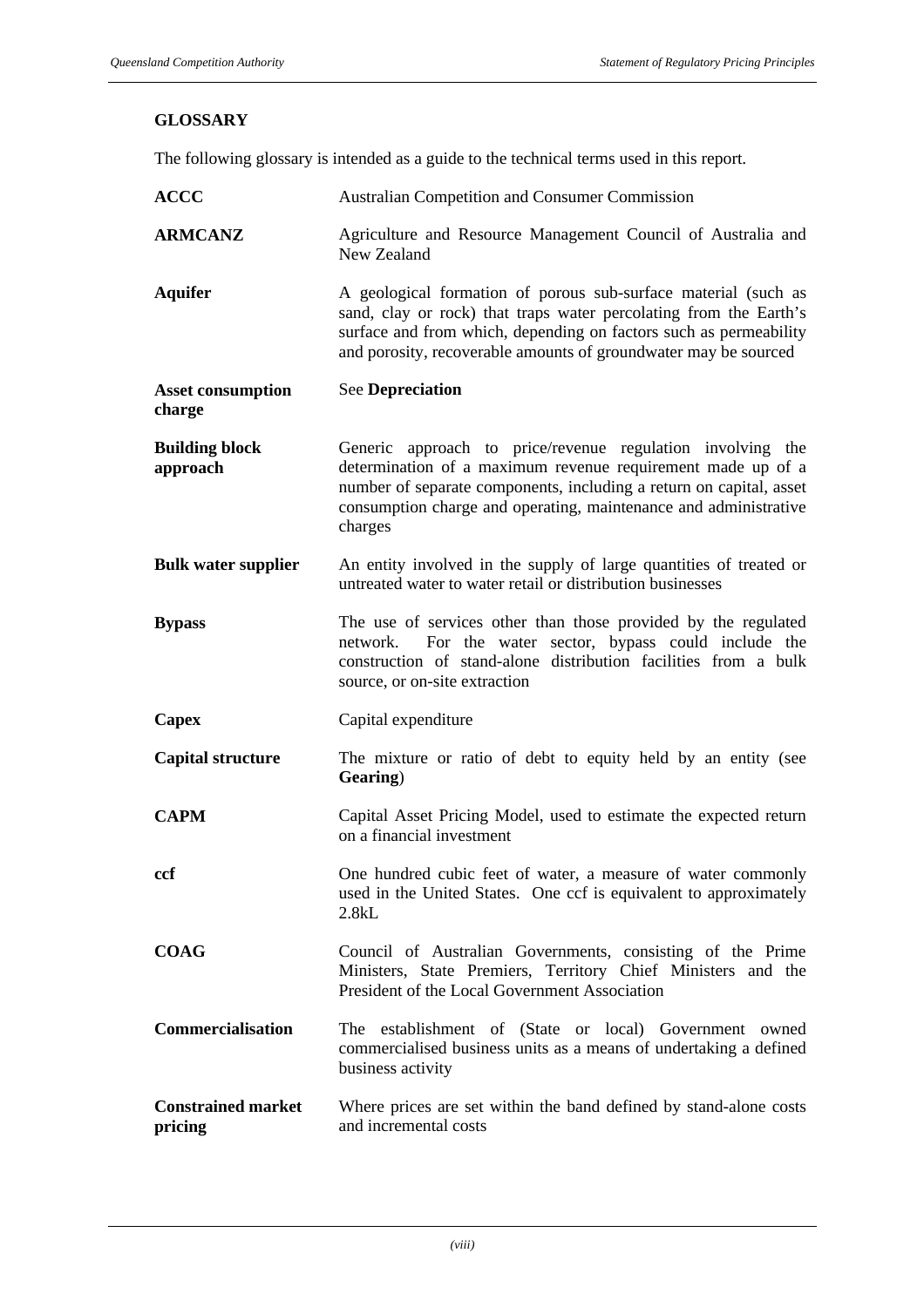## GLOSSARY

The following glossary is intended as a guide to the technical terms used in this report.

| | |
|---|---|
| **ACCC** | Australian Competition and Consumer Commission |
| **ARMCANZ** | Agriculture and Resource Management Council of Australia and New Zealand |
| **Aquifer** | A geological formation of porous sub-surface material (such as sand, clay or rock) that traps water percolating from the Earth's surface and from which, depending on factors such as permeability and porosity, recoverable amounts of groundwater may be sourced |
| **Asset consumption charge** | See **Depreciation** |
| **Building block approach** | Generic approach to price/revenue regulation involving the determination of a maximum revenue requirement made up of a number of separate components, including a return on capital, asset consumption charge and operating, maintenance and administrative charges |
| **Bulk water supplier** | An entity involved in the supply of large quantities of treated or untreated water to water retail or distribution businesses |
| **Bypass** | The use of services other than those provided by the regulated network. For the water sector, bypass could include the construction of stand-alone distribution facilities from a bulk source, or on-site extraction |
| **Capex** | Capital expenditure |
| **Capital structure** | The mixture or ratio of debt to equity held by an entity (see **Gearing**) |
| **CAPM** | Capital Asset Pricing Model, used to estimate the expected return on a financial investment |
| **ccf** | One hundred cubic feet of water, a measure of water commonly used in the United States. One ccf is equivalent to approximately 2.8kL |
| **COAG** | Council of Australian Governments, consisting of the Prime Ministers, State Premiers, Territory Chief Ministers and the President of the Local Government Association |
| **Commercialisation** | The establishment of (State or local) Government owned commercialised business units as a means of undertaking a defined business activity |
| **Constrained market pricing** | Where prices are set within the band defined by stand-alone costs and incremental costs |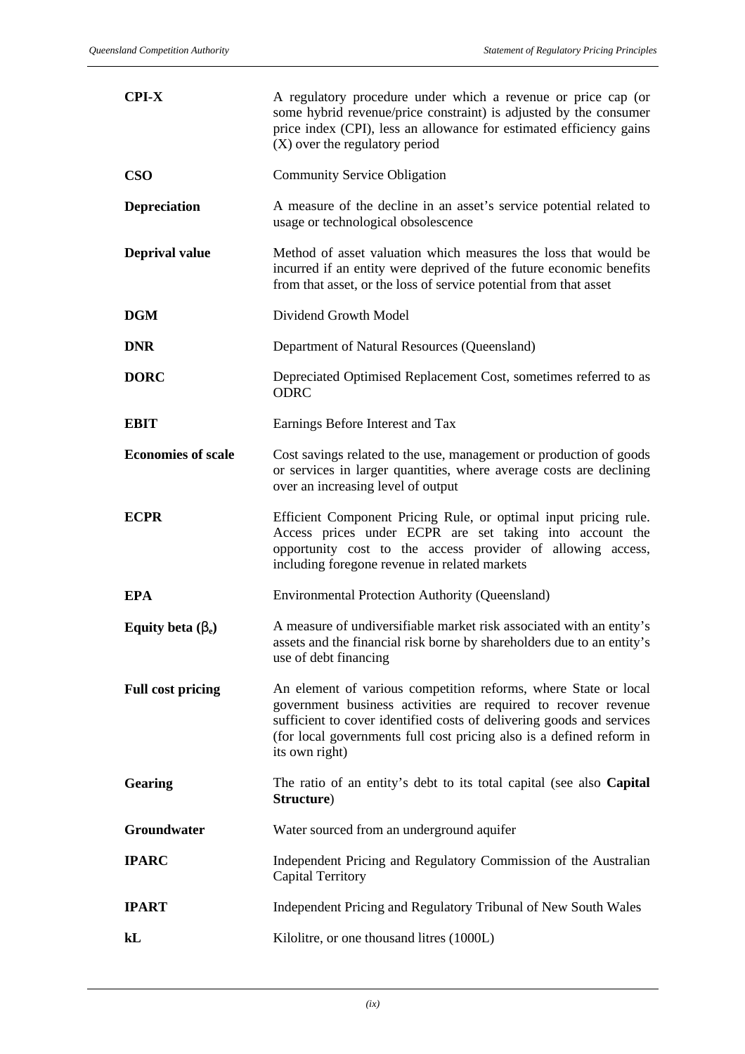| | |
|---|---|
| **CPI-X** | A regulatory procedure under which a revenue or price cap (or some hybrid revenue/price constraint) is adjusted by the consumer price index (CPI), less an allowance for estimated efficiency gains (X) over the regulatory period |
| **CSO** | Community Service Obligation |
| **Depreciation** | A measure of the decline in an asset's service potential related to usage or technological obsolescence |
| **Deprival value** | Method of asset valuation which measures the loss that would be incurred if an entity were deprived of the future economic benefits from that asset, or the loss of service potential from that asset |
| **DGM** | Dividend Growth Model |
| **DNR** | Department of Natural Resources (Queensland) |
| **DORC** | Depreciated Optimised Replacement Cost, sometimes referred to as ODRC |
| **EBIT** | Earnings Before Interest and Tax |
| **Economies of scale** | Cost savings related to the use, management or production of goods or services in larger quantities, where average costs are declining over an increasing level of output |
| **ECPR** | Efficient Component Pricing Rule, or optimal input pricing rule. Access prices under ECPR are set taking into account the opportunity cost to the access provider of allowing access, including foregone revenue in related markets |
| **EPA** | Environmental Protection Authority (Queensland) |
| **Equity beta ($\beta_e$)** | A measure of undiversifiable market risk associated with an entity's assets and the financial risk borne by shareholders due to an entity's use of debt financing |
| **Full cost pricing** | An element of various competition reforms, where State or local government business activities are required to recover revenue sufficient to cover identified costs of delivering goods and services (for local governments full cost pricing also is a defined reform in its own right) |
| **Gearing** | The ratio of an entity's debt to its total capital (see also **Capital Structure**) |
| **Groundwater** | Water sourced from an underground aquifer |
| **IPARC** | Independent Pricing and Regulatory Commission of the Australian Capital Territory |
| **IPART** | Independent Pricing and Regulatory Tribunal of New South Wales |
| **kL** | Kilolitre, or one thousand litres (1000L) |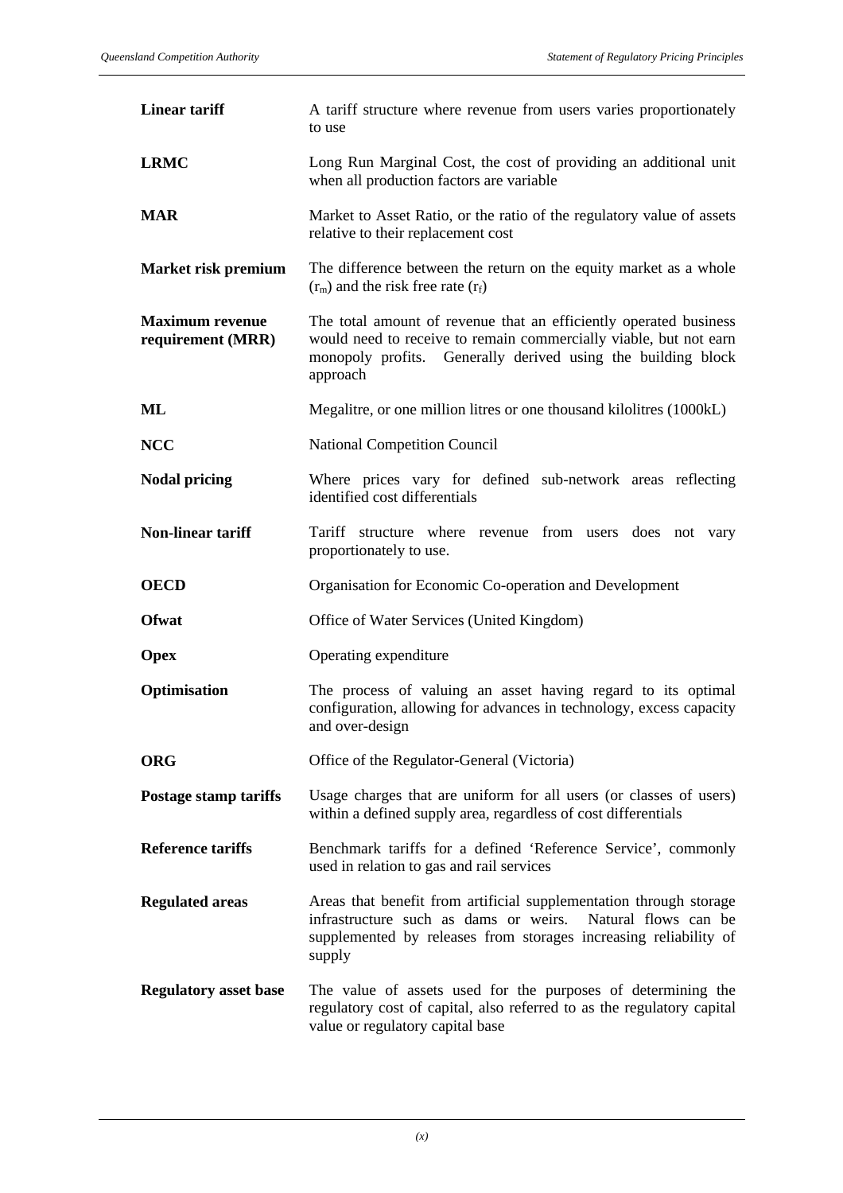| | |
|---|---|
| **Linear tariff** | A tariff structure where revenue from users varies proportionately to use |
| **LRMC** | Long Run Marginal Cost, the cost of providing an additional unit when all production factors are variable |
| **MAR** | Market to Asset Ratio, or the ratio of the regulatory value of assets relative to their replacement cost |
| **Market risk premium** | The difference between the return on the equity market as a whole ($r_m$) and the risk free rate ($r_f$) |
| **Maximum revenue requirement (MRR)** | The total amount of revenue that an efficiently operated business would need to receive to remain commercially viable, but not earn monopoly profits. Generally derived using the building block approach |
| **ML** | Megalitre, or one million litres or one thousand kilolitres (1000kL) |
| **NCC** | National Competition Council |
| **Nodal pricing** | Where prices vary for defined sub-network areas reflecting identified cost differentials |
| **Non-linear tariff** | Tariff structure where revenue from users does not vary proportionately to use. |
| **OECD** | Organisation for Economic Co-operation and Development |
| **Ofwat** | Office of Water Services (United Kingdom) |
| **Opex** | Operating expenditure |
| **Optimisation** | The process of valuing an asset having regard to its optimal configuration, allowing for advances in technology, excess capacity and over-design |
| **ORG** | Office of the Regulator-General (Victoria) |
| **Postage stamp tariffs** | Usage charges that are uniform for all users (or classes of users) within a defined supply area, regardless of cost differentials |
| **Reference tariffs** | Benchmark tariffs for a defined 'Reference Service', commonly used in relation to gas and rail services |
| **Regulated areas** | Areas that benefit from artificial supplementation through storage infrastructure such as dams or weirs. Natural flows can be supplemented by releases from storages increasing reliability of supply |
| **Regulatory asset base** | The value of assets used for the purposes of determining the regulatory cost of capital, also referred to as the regulatory capital value or regulatory capital base |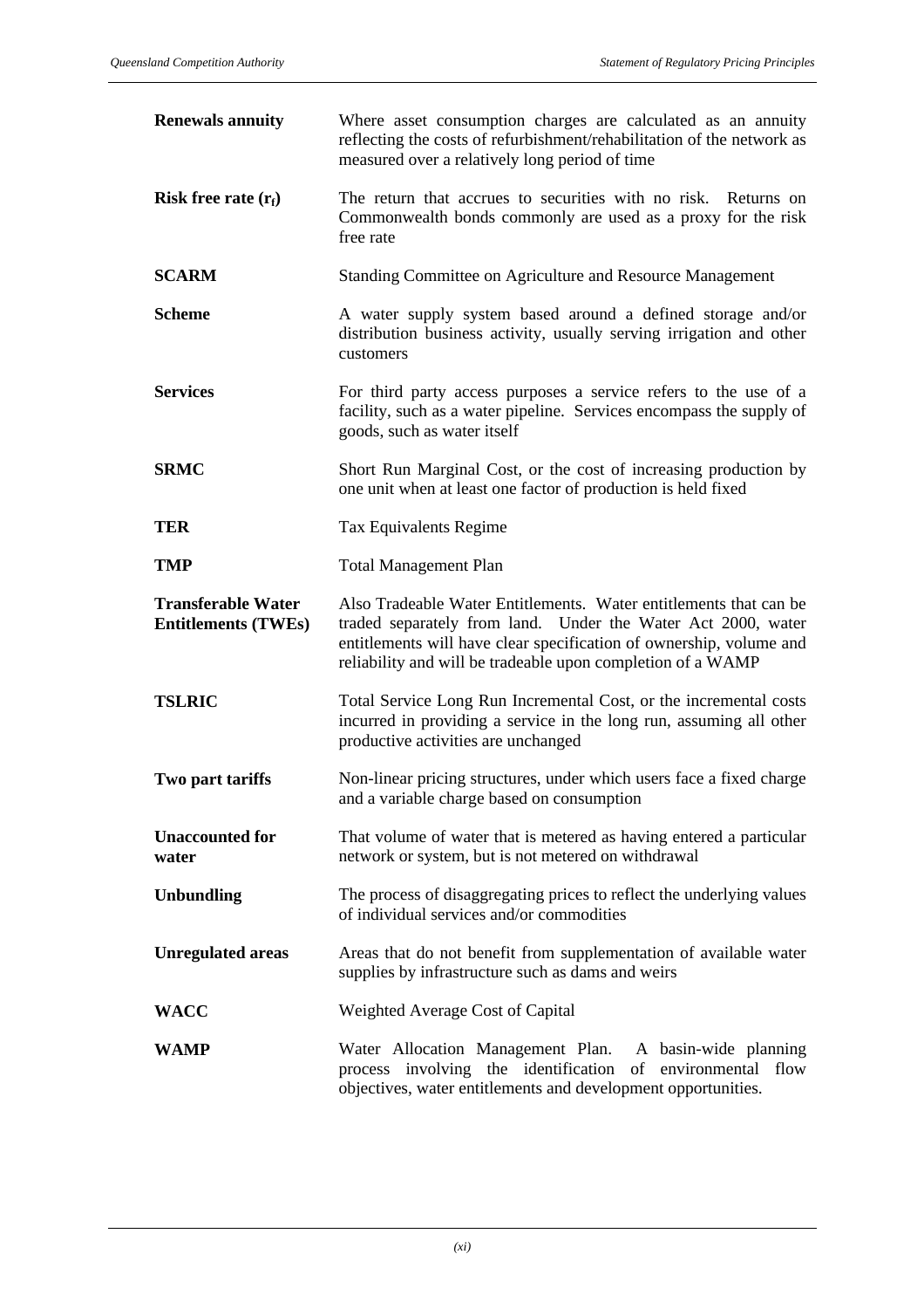| | |
|---|---|
| **Renewals annuity** | Where asset consumption charges are calculated as an annuity reflecting the costs of refurbishment/rehabilitation of the network as measured over a relatively long period of time |
| **Risk free rate ($r_f$)** | The return that accrues to securities with no risk. Returns on Commonwealth bonds commonly are used as a proxy for the risk free rate |
| **SCARM** | Standing Committee on Agriculture and Resource Management |
| **Scheme** | A water supply system based around a defined storage and/or distribution business activity, usually serving irrigation and other customers |
| **Services** | For third party access purposes a service refers to the use of a facility, such as a water pipeline. Services encompass the supply of goods, such as water itself |
| **SRMC** | Short Run Marginal Cost, or the cost of increasing production by one unit when at least one factor of production is held fixed |
| **TER** | Tax Equivalents Regime |
| **TMP** | Total Management Plan |
| **Transferable Water Entitlements (TWEs)** | Also Tradeable Water Entitlements. Water entitlements that can be traded separately from land. Under the Water Act 2000, water entitlements will have clear specification of ownership, volume and reliability and will be tradeable upon completion of a WAMP |
| **TSLRIC** | Total Service Long Run Incremental Cost, or the incremental costs incurred in providing a service in the long run, assuming all other productive activities are unchanged |
| **Two part tariffs** | Non-linear pricing structures, under which users face a fixed charge and a variable charge based on consumption |
| **Unaccounted for water** | That volume of water that is metered as having entered a particular network or system, but is not metered on withdrawal |
| **Unbundling** | The process of disaggregating prices to reflect the underlying values of individual services and/or commodities |
| **Unregulated areas** | Areas that do not benefit from supplementation of available water supplies by infrastructure such as dams and weirs |
| **WACC** | Weighted Average Cost of Capital |
| **WAMP** | Water Allocation Management Plan. A basin-wide planning process involving the identification of environmental flow objectives, water entitlements and development opportunities. |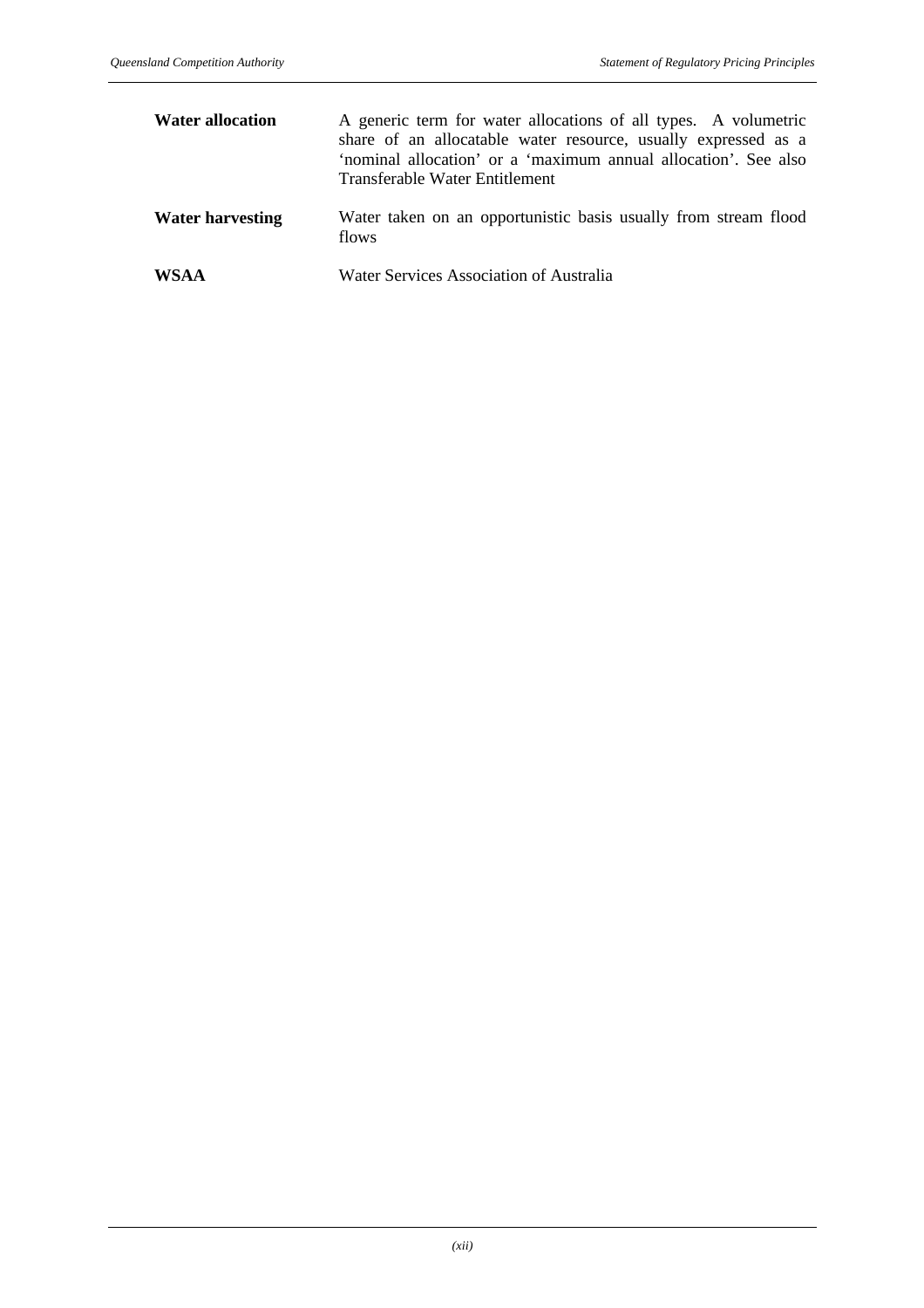| | |
|---|---|
| **Water allocation** | A generic term for water allocations of all types. A volumetric share of an allocatable water resource, usually expressed as a 'nominal allocation' or a 'maximum annual allocation'. See also Transferable Water Entitlement |
| **Water harvesting** | Water taken on an opportunistic basis usually from stream flood flows |
| **WSAA** | Water Services Association of Australia |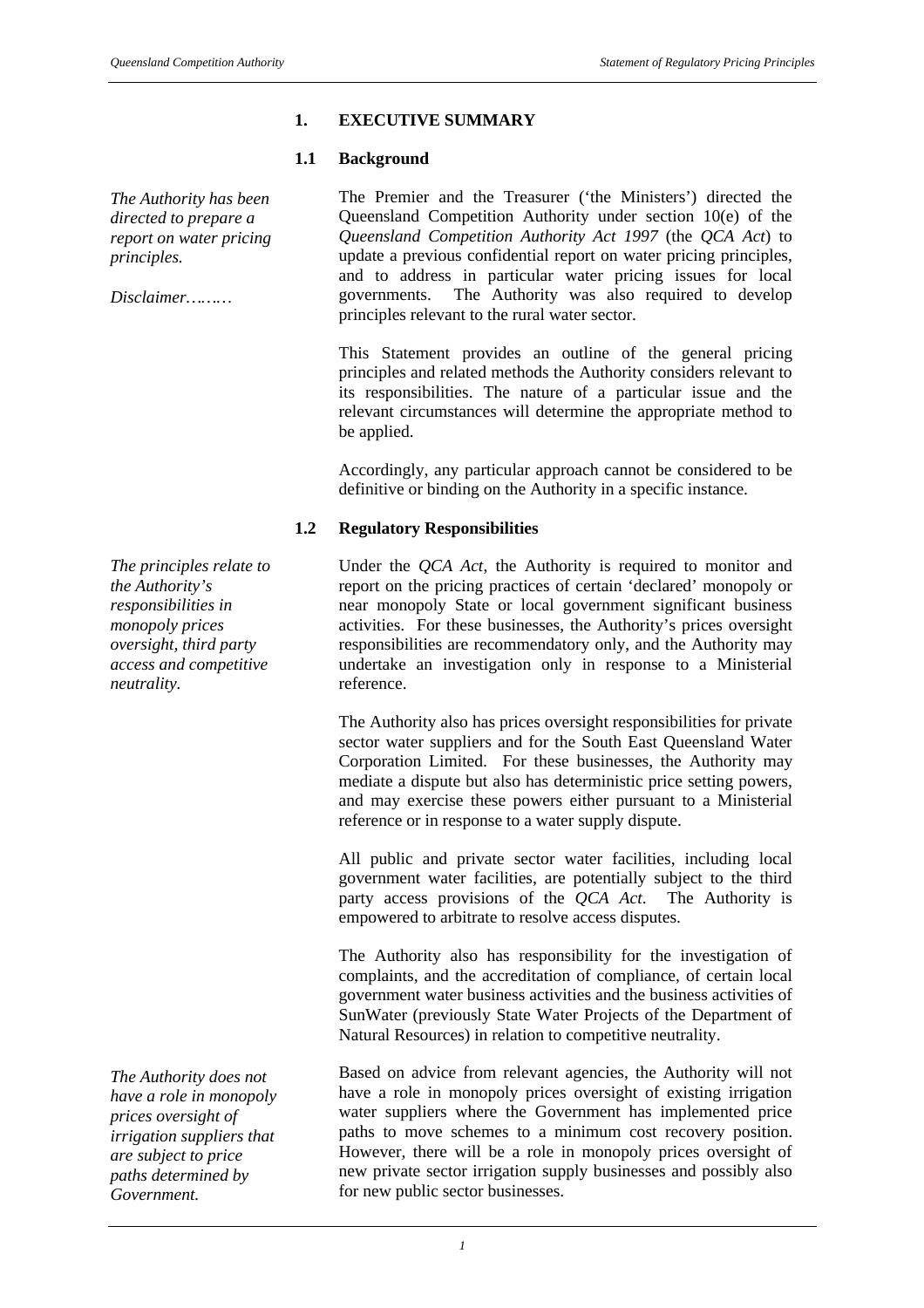# 1. EXECUTIVE SUMMARY

## 1.1 Background

*The Authority has been directed to prepare a report on water pricing principles.*

The Premier and the Treasurer ('the Ministers') directed the Queensland Competition Authority under section 10(e) of the *Queensland Competition Authority Act 1997* (the *QCA Act*) to update a previous confidential report on water pricing principles, and to address in particular water pricing issues for local governments. The Authority was also required to develop principles relevant to the rural water sector.

*Disclaimer………*

This Statement provides an outline of the general pricing principles and related methods the Authority considers relevant to its responsibilities. The nature of a particular issue and the relevant circumstances will determine the appropriate method to be applied.

Accordingly, any particular approach cannot be considered to be definitive or binding on the Authority in a specific instance.

## 1.2 Regulatory Responsibilities

*The principles relate to the Authority's responsibilities in monopoly prices oversight, third party access and competitive neutrality.*

Under the *QCA Act*, the Authority is required to monitor and report on the pricing practices of certain 'declared' monopoly or near monopoly State or local government significant business activities. For these businesses, the Authority's prices oversight responsibilities are recommendatory only, and the Authority may undertake an investigation only in response to a Ministerial reference.

The Authority also has prices oversight responsibilities for private sector water suppliers and for the South East Queensland Water Corporation Limited. For these businesses, the Authority may mediate a dispute but also has deterministic price setting powers, and may exercise these powers either pursuant to a Ministerial reference or in response to a water supply dispute.

All public and private sector water facilities, including local government water facilities, are potentially subject to the third party access provisions of the *QCA Act*. The Authority is empowered to arbitrate to resolve access disputes.

The Authority also has responsibility for the investigation of complaints, and the accreditation of compliance, of certain local government water business activities and the business activities of SunWater (previously State Water Projects of the Department of Natural Resources) in relation to competitive neutrality.

*The Authority does not have a role in monopoly prices oversight of irrigation suppliers that are subject to price paths determined by Government.*

Based on advice from relevant agencies, the Authority will not have a role in monopoly prices oversight of existing irrigation water suppliers where the Government has implemented price paths to move schemes to a minimum cost recovery position. However, there will be a role in monopoly prices oversight of new private sector irrigation supply businesses and possibly also for new public sector businesses.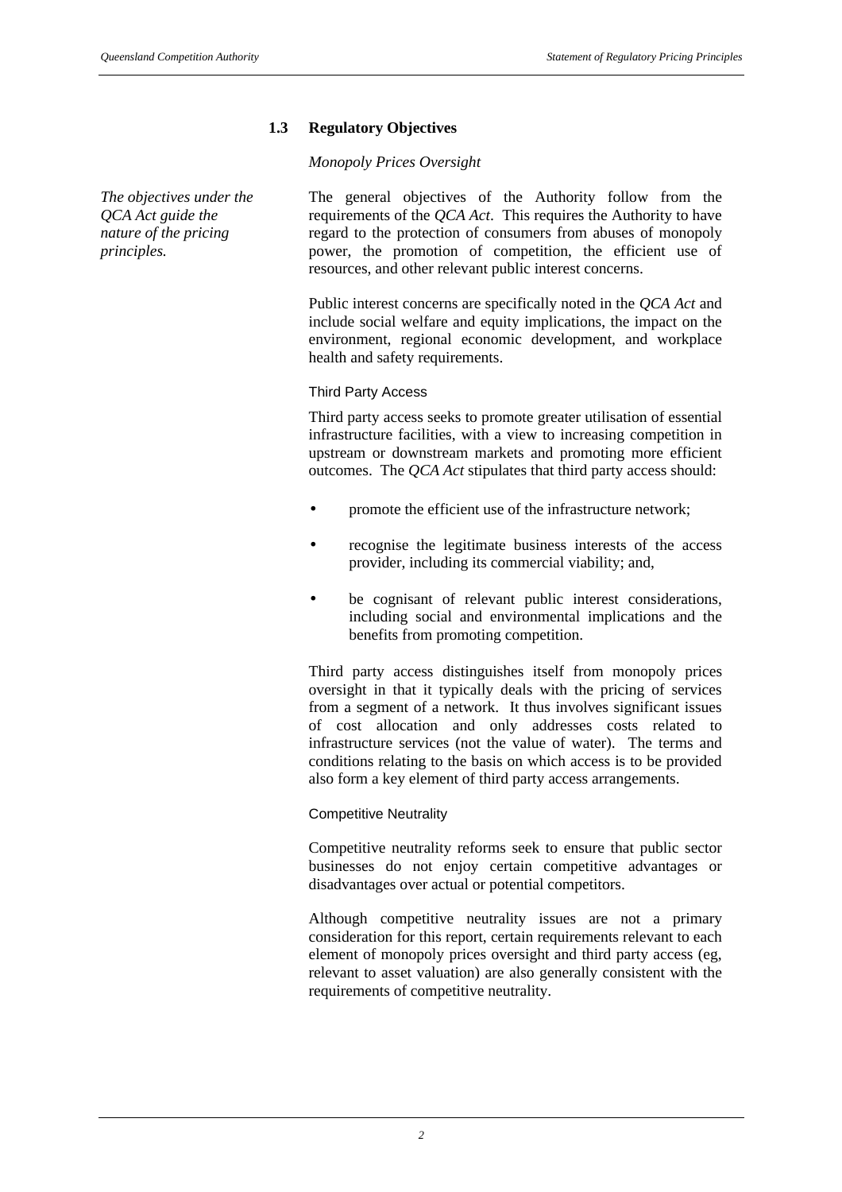### 1.3 Regulatory Objectives

*Monopoly Prices Oversight*

*The objectives under the QCA Act guide the nature of the pricing principles.*

The general objectives of the Authority follow from the requirements of the *QCA Act*. This requires the Authority to have regard to the protection of consumers from abuses of monopoly power, the promotion of competition, the efficient use of resources, and other relevant public interest concerns.

Public interest concerns are specifically noted in the *QCA Act* and include social welfare and equity implications, the impact on the environment, regional economic development, and workplace health and safety requirements.

Third Party Access

Third party access seeks to promote greater utilisation of essential infrastructure facilities, with a view to increasing competition in upstream or downstream markets and promoting more efficient outcomes. The *QCA Act* stipulates that third party access should:

- promote the efficient use of the infrastructure network;
- recognise the legitimate business interests of the access provider, including its commercial viability; and,
- be cognisant of relevant public interest considerations, including social and environmental implications and the benefits from promoting competition.

Third party access distinguishes itself from monopoly prices oversight in that it typically deals with the pricing of services from a segment of a network. It thus involves significant issues of cost allocation and only addresses costs related to infrastructure services (not the value of water). The terms and conditions relating to the basis on which access is to be provided also form a key element of third party access arrangements.

Competitive Neutrality

Competitive neutrality reforms seek to ensure that public sector businesses do not enjoy certain competitive advantages or disadvantages over actual or potential competitors.

Although competitive neutrality issues are not a primary consideration for this report, certain requirements relevant to each element of monopoly prices oversight and third party access (eg, relevant to asset valuation) are also generally consistent with the requirements of competitive neutrality.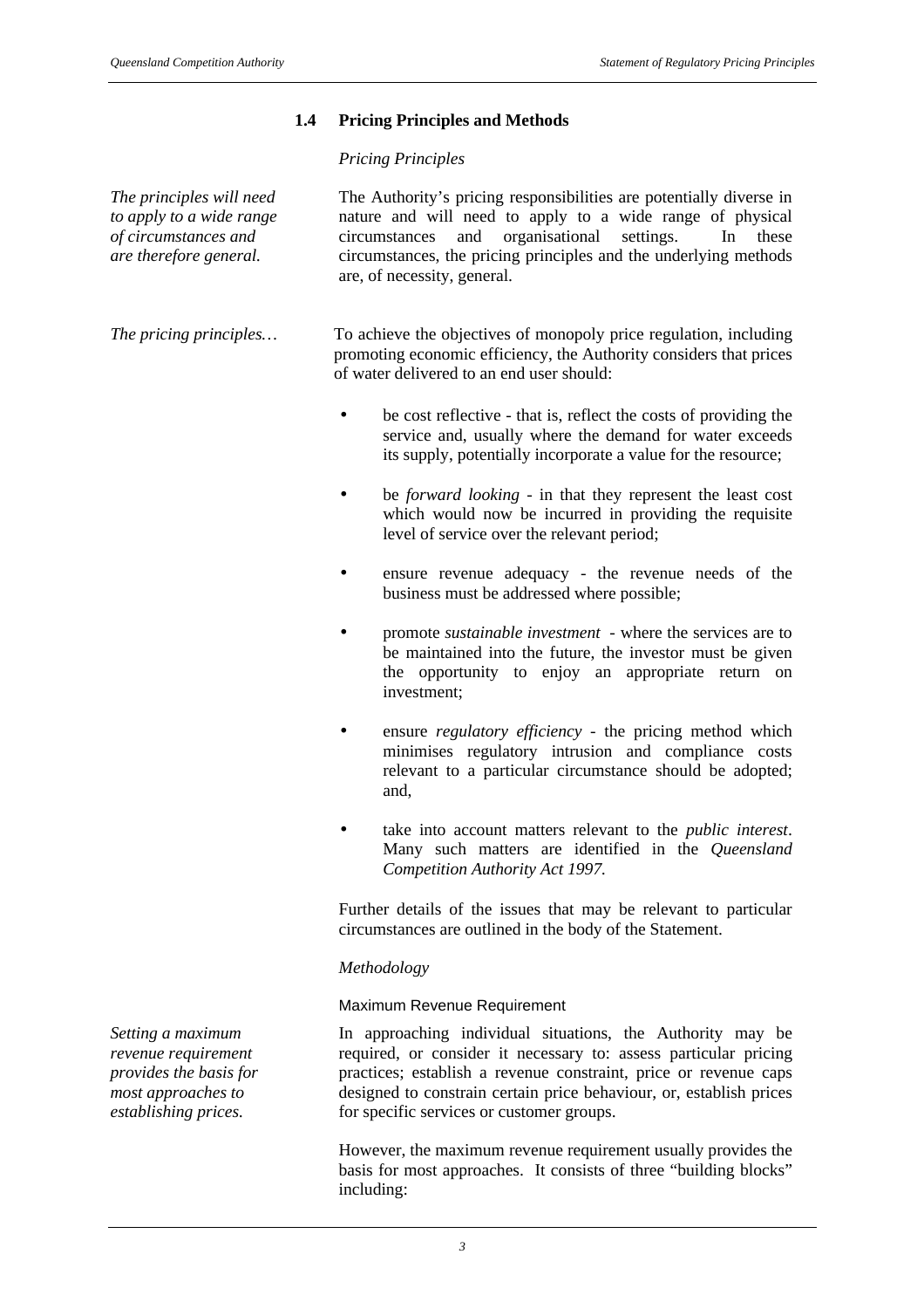## 1.4 Pricing Principles and Methods

*Pricing Principles*

*The principles will need to apply to a wide range of circumstances and are therefore general.*

The Authority's pricing responsibilities are potentially diverse in nature and will need to apply to a wide range of physical circumstances and organisational settings. In these circumstances, the pricing principles and the underlying methods are, of necessity, general.

*The pricing principles…*

To achieve the objectives of monopoly price regulation, including promoting economic efficiency, the Authority considers that prices of water delivered to an end user should:

- be cost reflective - that is, reflect the costs of providing the service and, usually where the demand for water exceeds its supply, potentially incorporate a value for the resource;
- be *forward looking* - in that they represent the least cost which would now be incurred in providing the requisite level of service over the relevant period;
- ensure revenue adequacy - the revenue needs of the business must be addressed where possible;
- promote *sustainable investment* - where the services are to be maintained into the future, the investor must be given the opportunity to enjoy an appropriate return on investment;
- ensure *regulatory efficiency* - the pricing method which minimises regulatory intrusion and compliance costs relevant to a particular circumstance should be adopted; and,
- take into account matters relevant to the *public interest*. Many such matters are identified in the *Queensland Competition Authority Act 1997.*

Further details of the issues that may be relevant to particular circumstances are outlined in the body of the Statement.

*Methodology*

Maximum Revenue Requirement

*Setting a maximum revenue requirement provides the basis for most approaches to establishing prices.*

In approaching individual situations, the Authority may be required, or consider it necessary to: assess particular pricing practices; establish a revenue constraint, price or revenue caps designed to constrain certain price behaviour, or, establish prices for specific services or customer groups.

However, the maximum revenue requirement usually provides the basis for most approaches. It consists of three "building blocks" including: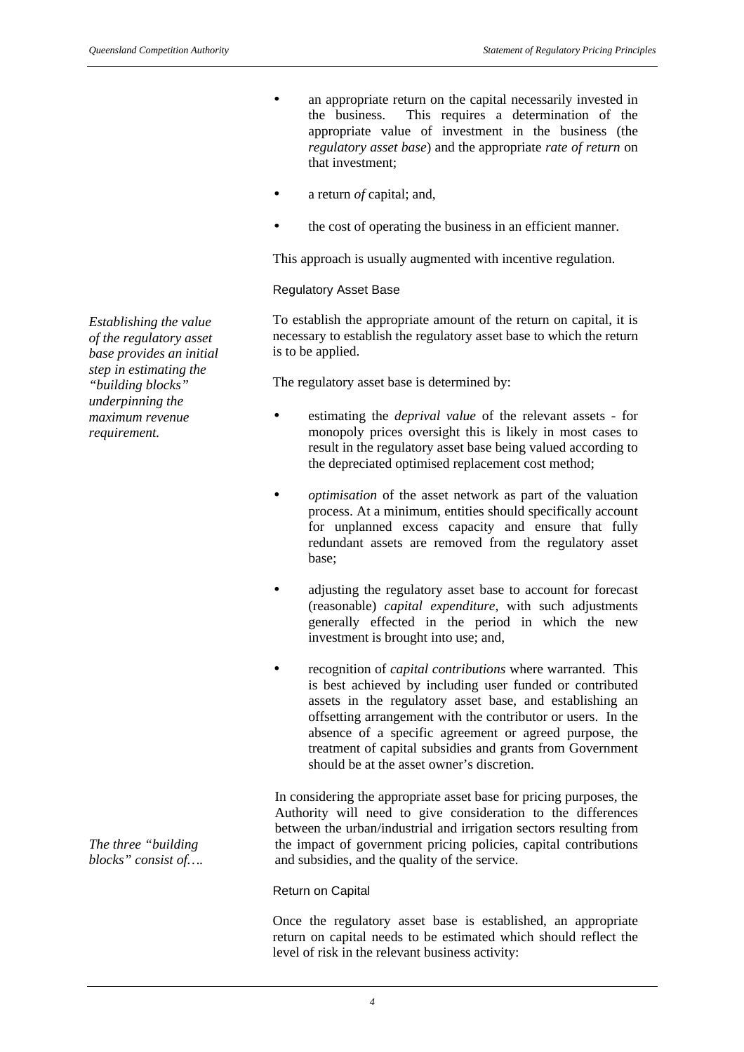- an appropriate return on the capital necessarily invested in the business. This requires a determination of the appropriate value of investment in the business (the *regulatory asset base*) and the appropriate *rate of return* on that investment;

- a return *of* capital; and,

- the cost of operating the business in an efficient manner.

This approach is usually augmented with incentive regulation.

### Regulatory Asset Base

*Establishing the value of the regulatory asset base provides an initial step in estimating the "building blocks" underpinning the maximum revenue requirement.*

To establish the appropriate amount of the return on capital, it is necessary to establish the regulatory asset base to which the return is to be applied.

The regulatory asset base is determined by:

- estimating the *deprival value* of the relevant assets - for monopoly prices oversight this is likely in most cases to result in the regulatory asset base being valued according to the depreciated optimised replacement cost method;

- *optimisation* of the asset network as part of the valuation process. At a minimum, entities should specifically account for unplanned excess capacity and ensure that fully redundant assets are removed from the regulatory asset base;

- adjusting the regulatory asset base to account for forecast (reasonable) *capital expenditure*, with such adjustments generally effected in the period in which the new investment is brought into use; and,

- recognition of *capital contributions* where warranted. This is best achieved by including user funded or contributed assets in the regulatory asset base, and establishing an offsetting arrangement with the contributor or users. In the absence of a specific agreement or agreed purpose, the treatment of capital subsidies and grants from Government should be at the asset owner's discretion.

*The three "building blocks" consist of….*

In considering the appropriate asset base for pricing purposes, the Authority will need to give consideration to the differences between the urban/industrial and irrigation sectors resulting from the impact of government pricing policies, capital contributions and subsidies, and the quality of the service.

### Return on Capital

Once the regulatory asset base is established, an appropriate return on capital needs to be estimated which should reflect the level of risk in the relevant business activity: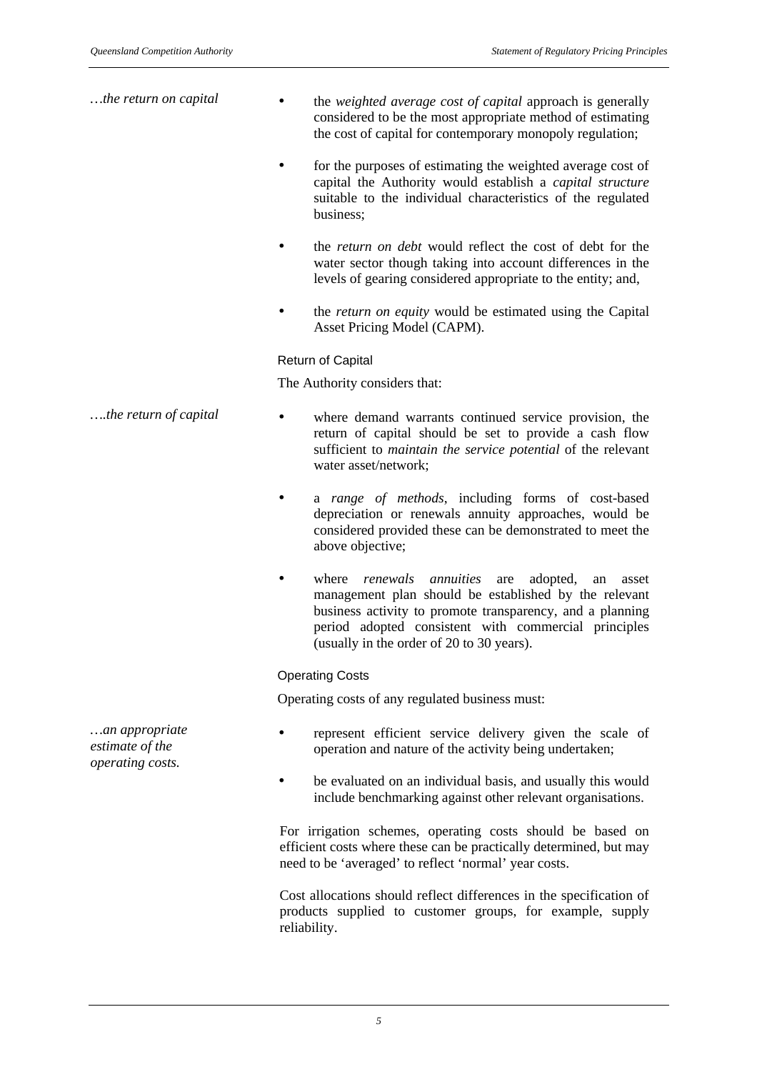*…the return on capital*

- the *weighted average cost of capital* approach is generally considered to be the most appropriate method of estimating the cost of capital for contemporary monopoly regulation;
- for the purposes of estimating the weighted average cost of capital the Authority would establish a *capital structure* suitable to the individual characteristics of the regulated business;
- the *return on debt* would reflect the cost of debt for the water sector though taking into account differences in the levels of gearing considered appropriate to the entity; and,
- the *return on equity* would be estimated using the Capital Asset Pricing Model (CAPM).

#### Return of Capital

The Authority considers that:

*….the return of capital*

- where demand warrants continued service provision, the return of capital should be set to provide a cash flow sufficient to *maintain the service potential* of the relevant water asset/network;
- a *range of methods*, including forms of cost-based depreciation or renewals annuity approaches, would be considered provided these can be demonstrated to meet the above objective;
- where *renewals annuities* are adopted, an asset management plan should be established by the relevant business activity to promote transparency, and a planning period adopted consistent with commercial principles (usually in the order of 20 to 30 years).

#### Operating Costs

Operating costs of any regulated business must:

*…an appropriate estimate of the operating costs.*

- represent efficient service delivery given the scale of operation and nature of the activity being undertaken;
- be evaluated on an individual basis, and usually this would include benchmarking against other relevant organisations.

For irrigation schemes, operating costs should be based on efficient costs where these can be practically determined, but may need to be 'averaged' to reflect 'normal' year costs.

Cost allocations should reflect differences in the specification of products supplied to customer groups, for example, supply reliability.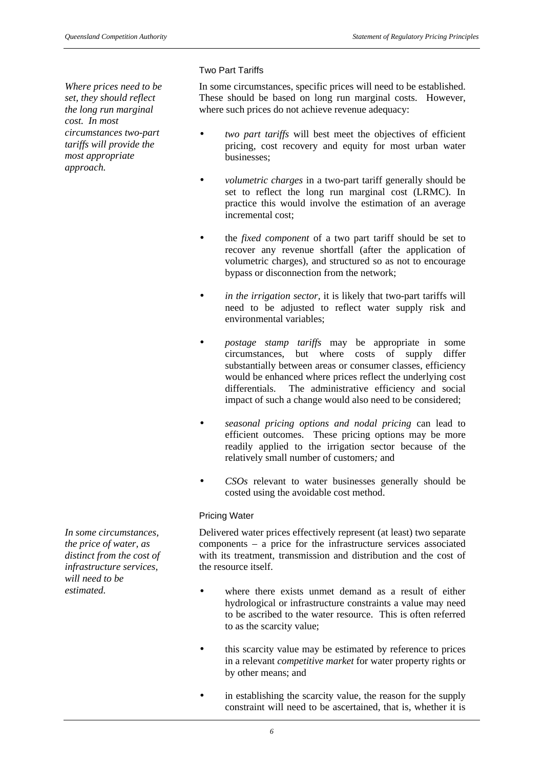### Two Part Tariffs

*Where prices need to be set, they should reflect the long run marginal cost. In most circumstances two-part tariffs will provide the most appropriate approach.*

In some circumstances, specific prices will need to be established. These should be based on long run marginal costs. However, where such prices do not achieve revenue adequacy:

- *two part tariffs* will best meet the objectives of efficient pricing, cost recovery and equity for most urban water businesses;
- *volumetric charges* in a two-part tariff generally should be set to reflect the long run marginal cost (LRMC). In practice this would involve the estimation of an average incremental cost;
- the *fixed component* of a two part tariff should be set to recover any revenue shortfall (after the application of volumetric charges), and structured so as not to encourage bypass or disconnection from the network;
- *in the irrigation sector,* it is likely that two-part tariffs will need to be adjusted to reflect water supply risk and environmental variables;
- *postage stamp tariffs* may be appropriate in some circumstances, but where costs of supply differ substantially between areas or consumer classes, efficiency would be enhanced where prices reflect the underlying cost differentials. The administrative efficiency and social impact of such a change would also need to be considered;
- *seasonal pricing options and nodal pricing* can lead to efficient outcomes. These pricing options may be more readily applied to the irrigation sector because of the relatively small number of customers; and
- *CSOs* relevant to water businesses generally should be costed using the avoidable cost method.

### Pricing Water

*In some circumstances, the price of water, as distinct from the cost of infrastructure services, will need to be estimated.*

Delivered water prices effectively represent (at least) two separate components – a price for the infrastructure services associated with its treatment, transmission and distribution and the cost of the resource itself.

- where there exists unmet demand as a result of either hydrological or infrastructure constraints a value may need to be ascribed to the water resource. This is often referred to as the scarcity value;
- this scarcity value may be estimated by reference to prices in a relevant *competitive market* for water property rights or by other means; and
- in establishing the scarcity value, the reason for the supply constraint will need to be ascertained, that is, whether it is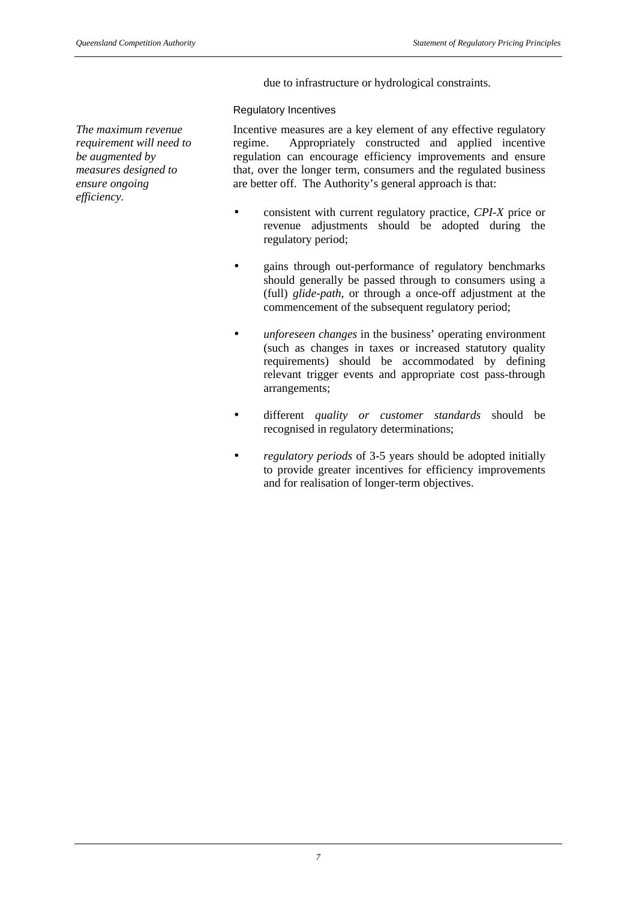due to infrastructure or hydrological constraints.

### Regulatory Incentives

*The maximum revenue requirement will need to be augmented by measures designed to ensure ongoing efficiency.*

Incentive measures are a key element of any effective regulatory regime. Appropriately constructed and applied incentive regulation can encourage efficiency improvements and ensure that, over the longer term, consumers and the regulated business are better off. The Authority's general approach is that:

- consistent with current regulatory practice, *CPI-X* price or revenue adjustments should be adopted during the regulatory period;
- gains through out-performance of regulatory benchmarks should generally be passed through to consumers using a (full) *glide-path*, or through a once-off adjustment at the commencement of the subsequent regulatory period;
- *unforeseen changes* in the business' operating environment (such as changes in taxes or increased statutory quality requirements) should be accommodated by defining relevant trigger events and appropriate cost pass-through arrangements;
- different *quality or customer standards* should be recognised in regulatory determinations;
- *regulatory periods* of 3-5 years should be adopted initially to provide greater incentives for efficiency improvements and for realisation of longer-term objectives.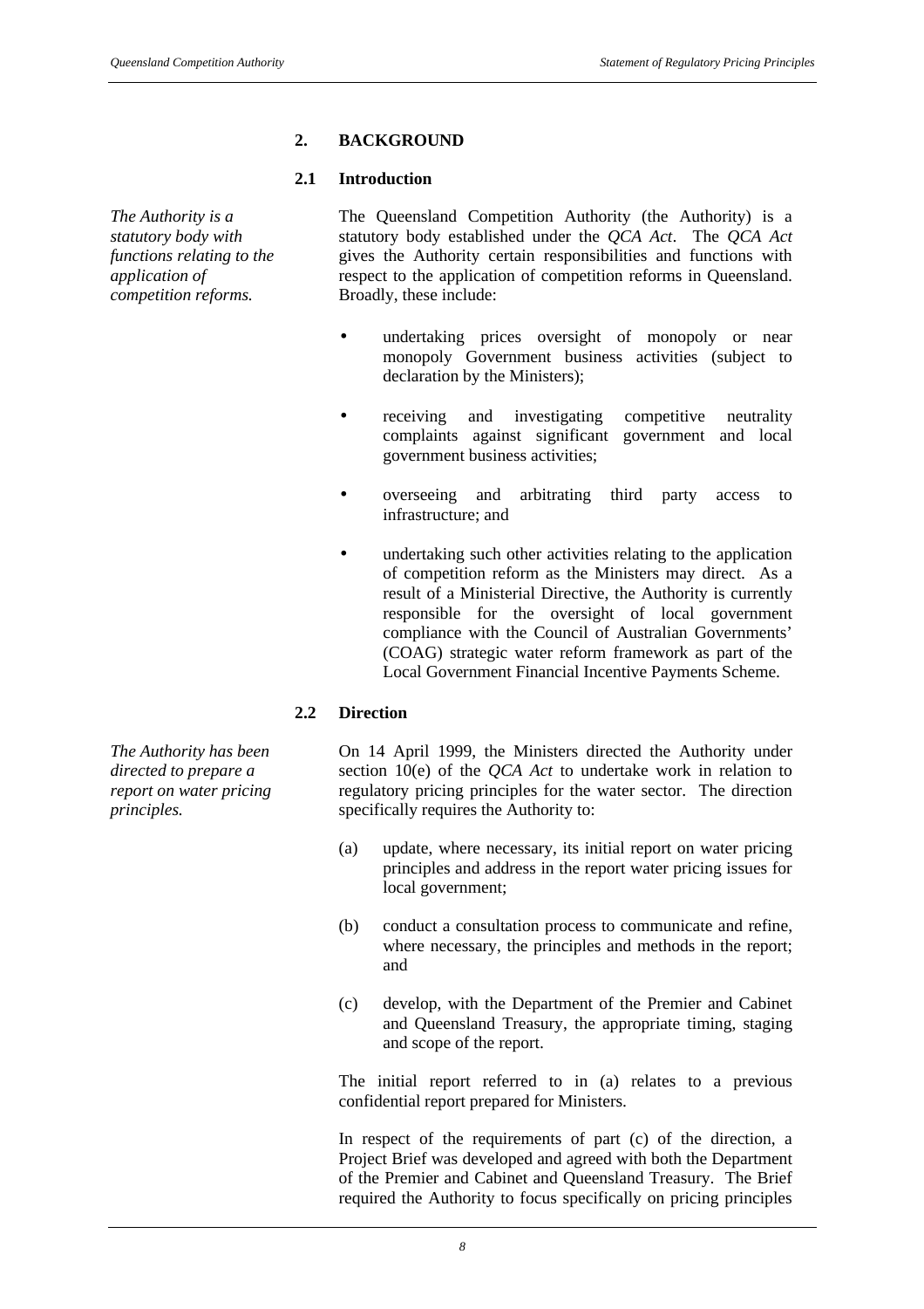## 2. BACKGROUND

### 2.1 Introduction

*The Authority is a statutory body with functions relating to the application of competition reforms.*

The Queensland Competition Authority (the Authority) is a statutory body established under the *QCA Act*. The *QCA Act* gives the Authority certain responsibilities and functions with respect to the application of competition reforms in Queensland. Broadly, these include:

- undertaking prices oversight of monopoly or near monopoly Government business activities (subject to declaration by the Ministers);
- receiving and investigating competitive neutrality complaints against significant government and local government business activities;
- overseeing and arbitrating third party access to infrastructure; and
- undertaking such other activities relating to the application of competition reform as the Ministers may direct. As a result of a Ministerial Directive, the Authority is currently responsible for the oversight of local government compliance with the Council of Australian Governments' (COAG) strategic water reform framework as part of the Local Government Financial Incentive Payments Scheme.

### 2.2 Direction

*The Authority has been directed to prepare a report on water pricing principles.*

On 14 April 1999, the Ministers directed the Authority under section 10(e) of the *QCA Act* to undertake work in relation to regulatory pricing principles for the water sector. The direction specifically requires the Authority to:

(a) update, where necessary, its initial report on water pricing principles and address in the report water pricing issues for local government;

(b) conduct a consultation process to communicate and refine, where necessary, the principles and methods in the report; and

(c) develop, with the Department of the Premier and Cabinet and Queensland Treasury, the appropriate timing, staging and scope of the report.

The initial report referred to in (a) relates to a previous confidential report prepared for Ministers.

In respect of the requirements of part (c) of the direction, a Project Brief was developed and agreed with both the Department of the Premier and Cabinet and Queensland Treasury. The Brief required the Authority to focus specifically on pricing principles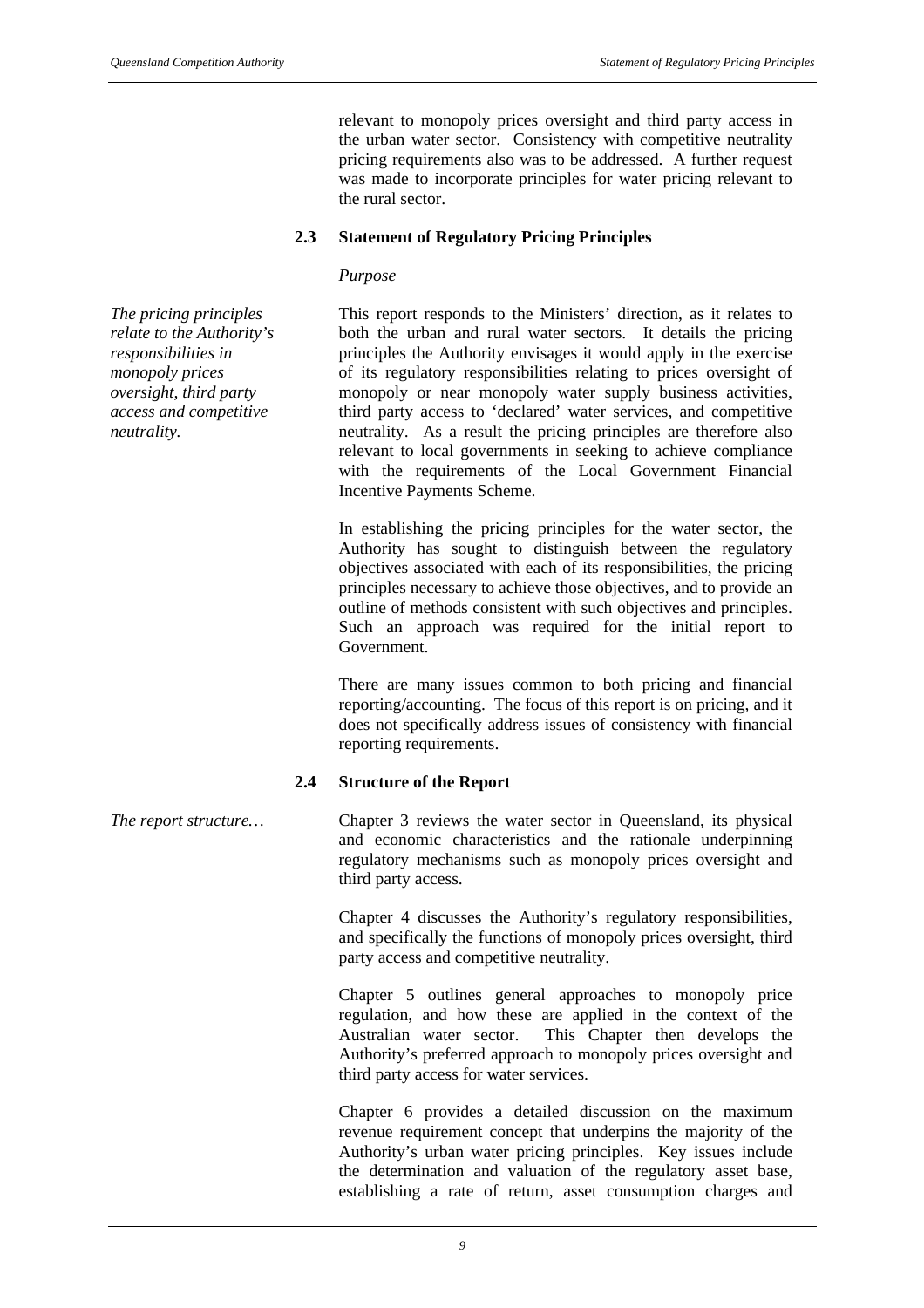relevant to monopoly prices oversight and third party access in the urban water sector. Consistency with competitive neutrality pricing requirements also was to be addressed. A further request was made to incorporate principles for water pricing relevant to the rural sector.

## 2.3 Statement of Regulatory Pricing Principles

*Purpose*

*The pricing principles relate to the Authority's responsibilities in monopoly prices oversight, third party access and competitive neutrality.*

This report responds to the Ministers' direction, as it relates to both the urban and rural water sectors. It details the pricing principles the Authority envisages it would apply in the exercise of its regulatory responsibilities relating to prices oversight of monopoly or near monopoly water supply business activities, third party access to 'declared' water services, and competitive neutrality. As a result the pricing principles are therefore also relevant to local governments in seeking to achieve compliance with the requirements of the Local Government Financial Incentive Payments Scheme.

In establishing the pricing principles for the water sector, the Authority has sought to distinguish between the regulatory objectives associated with each of its responsibilities, the pricing principles necessary to achieve those objectives, and to provide an outline of methods consistent with such objectives and principles. Such an approach was required for the initial report to Government.

There are many issues common to both pricing and financial reporting/accounting. The focus of this report is on pricing, and it does not specifically address issues of consistency with financial reporting requirements.

## 2.4 Structure of the Report

*The report structure…*

Chapter 3 reviews the water sector in Queensland, its physical and economic characteristics and the rationale underpinning regulatory mechanisms such as monopoly prices oversight and third party access.

Chapter 4 discusses the Authority's regulatory responsibilities, and specifically the functions of monopoly prices oversight, third party access and competitive neutrality.

Chapter 5 outlines general approaches to monopoly price regulation, and how these are applied in the context of the Australian water sector. This Chapter then develops the Authority's preferred approach to monopoly prices oversight and third party access for water services.

Chapter 6 provides a detailed discussion on the maximum revenue requirement concept that underpins the majority of the Authority's urban water pricing principles. Key issues include the determination and valuation of the regulatory asset base, establishing a rate of return, asset consumption charges and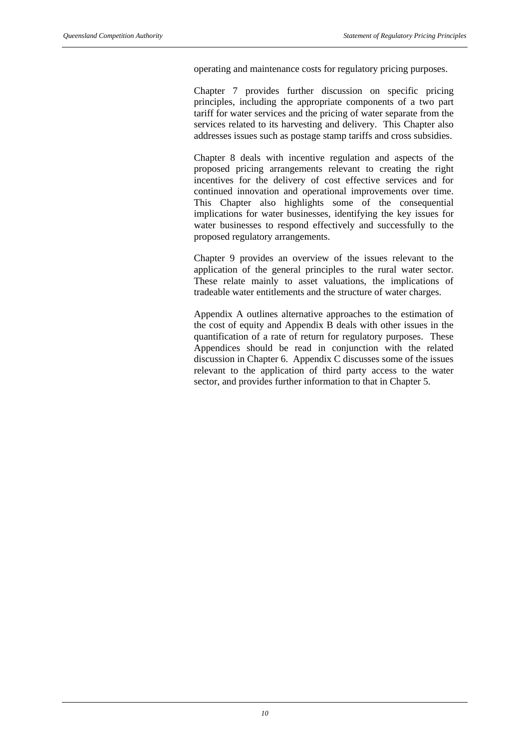operating and maintenance costs for regulatory pricing purposes.

Chapter 7 provides further discussion on specific pricing principles, including the appropriate components of a two part tariff for water services and the pricing of water separate from the services related to its harvesting and delivery. This Chapter also addresses issues such as postage stamp tariffs and cross subsidies.

Chapter 8 deals with incentive regulation and aspects of the proposed pricing arrangements relevant to creating the right incentives for the delivery of cost effective services and for continued innovation and operational improvements over time. This Chapter also highlights some of the consequential implications for water businesses, identifying the key issues for water businesses to respond effectively and successfully to the proposed regulatory arrangements.

Chapter 9 provides an overview of the issues relevant to the application of the general principles to the rural water sector. These relate mainly to asset valuations, the implications of tradeable water entitlements and the structure of water charges.

Appendix A outlines alternative approaches to the estimation of the cost of equity and Appendix B deals with other issues in the quantification of a rate of return for regulatory purposes. These Appendices should be read in conjunction with the related discussion in Chapter 6. Appendix C discusses some of the issues relevant to the application of third party access to the water sector, and provides further information to that in Chapter 5.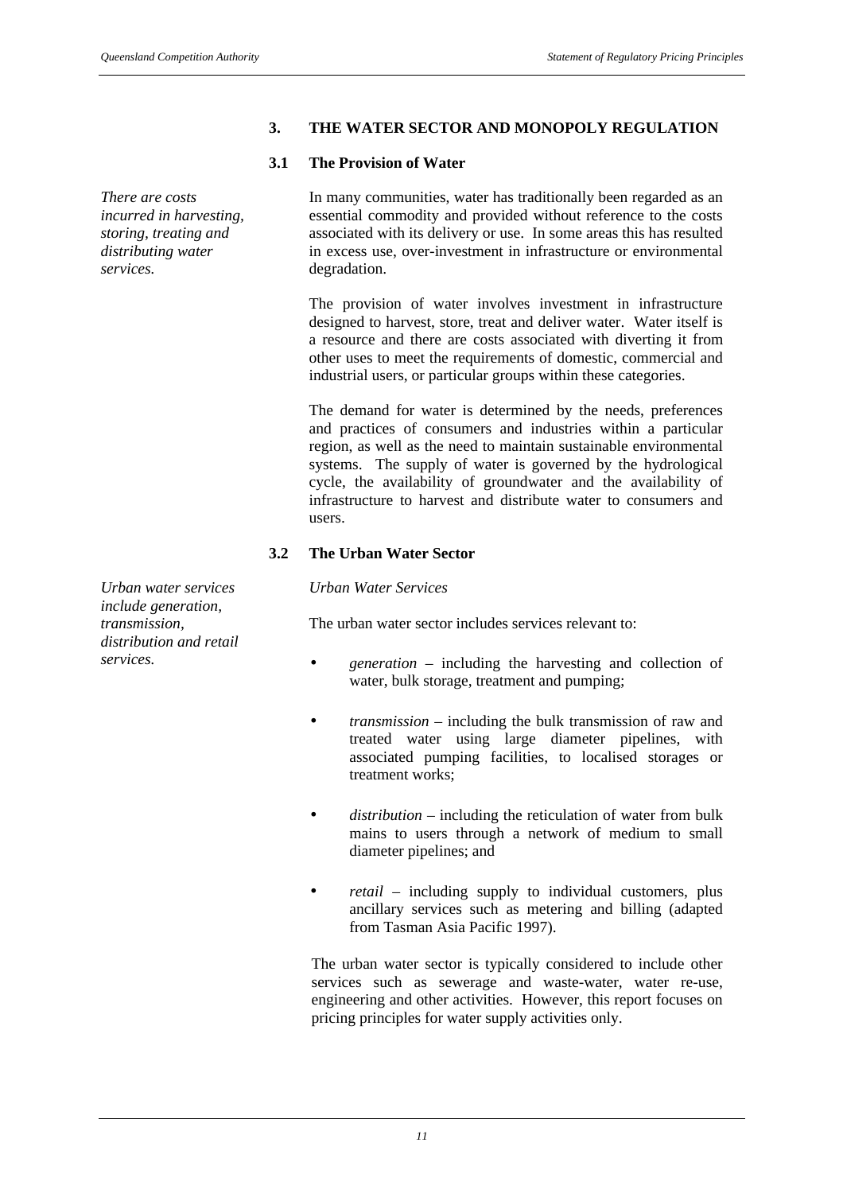## 3. THE WATER SECTOR AND MONOPOLY REGULATION

### 3.1 The Provision of Water

*There are costs incurred in harvesting, storing, treating and distributing water services.*

In many communities, water has traditionally been regarded as an essential commodity and provided without reference to the costs associated with its delivery or use. In some areas this has resulted in excess use, over-investment in infrastructure or environmental degradation.

The provision of water involves investment in infrastructure designed to harvest, store, treat and deliver water. Water itself is a resource and there are costs associated with diverting it from other uses to meet the requirements of domestic, commercial and industrial users, or particular groups within these categories.

The demand for water is determined by the needs, preferences and practices of consumers and industries within a particular region, as well as the need to maintain sustainable environmental systems. The supply of water is governed by the hydrological cycle, the availability of groundwater and the availability of infrastructure to harvest and distribute water to consumers and users.

### 3.2 The Urban Water Sector

*Urban water services include generation, transmission, distribution and retail services.*

*Urban Water Services*

The urban water sector includes services relevant to:

- *generation* – including the harvesting and collection of water, bulk storage, treatment and pumping;
- *transmission* – including the bulk transmission of raw and treated water using large diameter pipelines, with associated pumping facilities, to localised storages or treatment works;
- *distribution* – including the reticulation of water from bulk mains to users through a network of medium to small diameter pipelines; and
- *retail* – including supply to individual customers, plus ancillary services such as metering and billing (adapted from Tasman Asia Pacific 1997).

The urban water sector is typically considered to include other services such as sewerage and waste-water, water re-use, engineering and other activities. However, this report focuses on pricing principles for water supply activities only.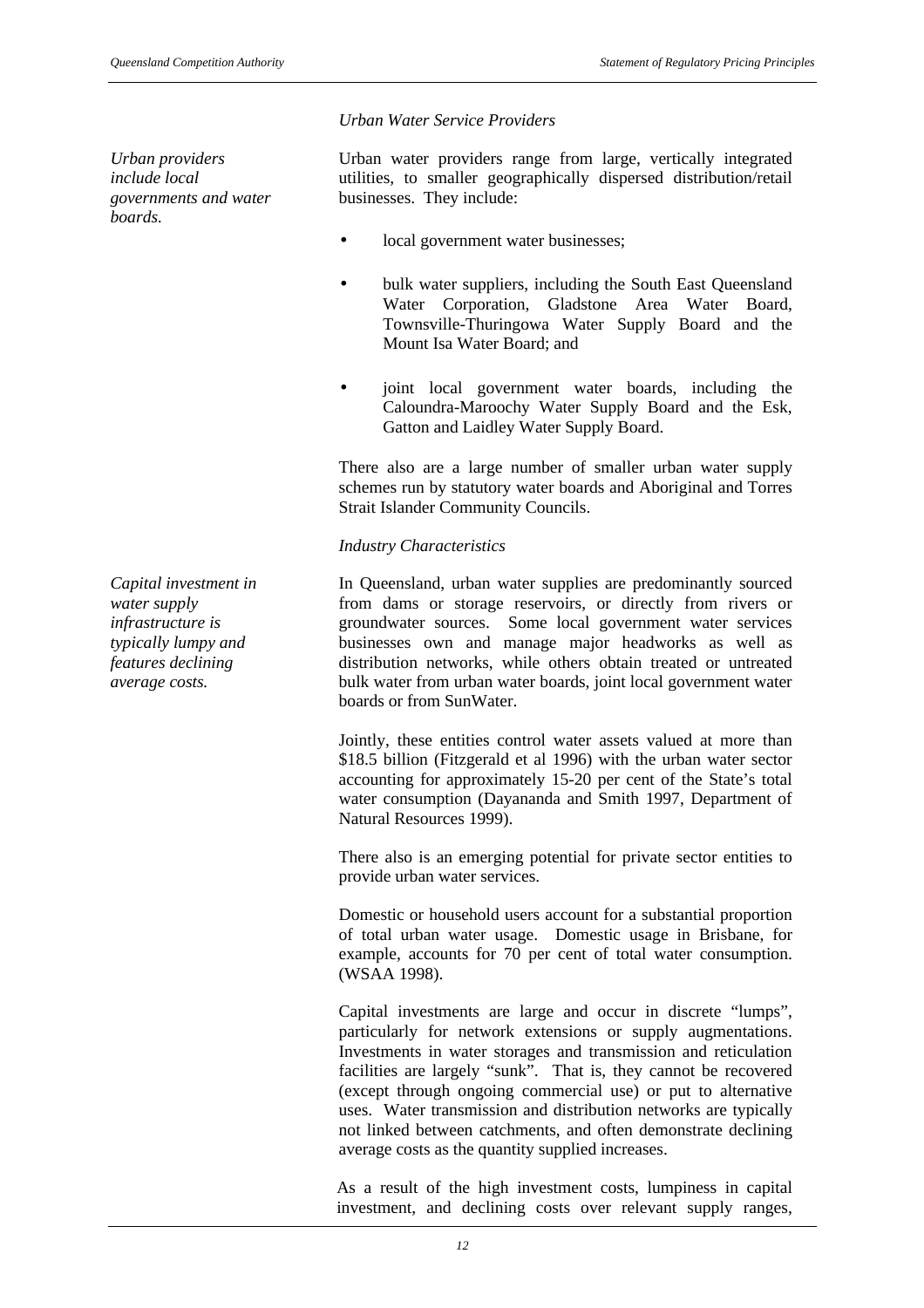*Urban Water Service Providers*

*Urban providers include local governments and water boards.*

Urban water providers range from large, vertically integrated utilities, to smaller geographically dispersed distribution/retail businesses. They include:

- local government water businesses;
- bulk water suppliers, including the South East Queensland Water Corporation, Gladstone Area Water Board, Townsville-Thuringowa Water Supply Board and the Mount Isa Water Board; and
- joint local government water boards, including the Caloundra-Maroochy Water Supply Board and the Esk, Gatton and Laidley Water Supply Board.

There also are a large number of smaller urban water supply schemes run by statutory water boards and Aboriginal and Torres Strait Islander Community Councils.

*Industry Characteristics*

*Capital investment in water supply infrastructure is typically lumpy and features declining average costs.*

In Queensland, urban water supplies are predominantly sourced from dams or storage reservoirs, or directly from rivers or groundwater sources. Some local government water services businesses own and manage major headworks as well as distribution networks, while others obtain treated or untreated bulk water from urban water boards, joint local government water boards or from SunWater.

Jointly, these entities control water assets valued at more than \$18.5 billion (Fitzgerald et al 1996) with the urban water sector accounting for approximately 15-20 per cent of the State's total water consumption (Dayananda and Smith 1997, Department of Natural Resources 1999).

There also is an emerging potential for private sector entities to provide urban water services.

Domestic or household users account for a substantial proportion of total urban water usage. Domestic usage in Brisbane, for example, accounts for 70 per cent of total water consumption. (WSAA 1998).

Capital investments are large and occur in discrete "lumps", particularly for network extensions or supply augmentations. Investments in water storages and transmission and reticulation facilities are largely "sunk". That is, they cannot be recovered (except through ongoing commercial use) or put to alternative uses. Water transmission and distribution networks are typically not linked between catchments, and often demonstrate declining average costs as the quantity supplied increases.

As a result of the high investment costs, lumpiness in capital investment, and declining costs over relevant supply ranges,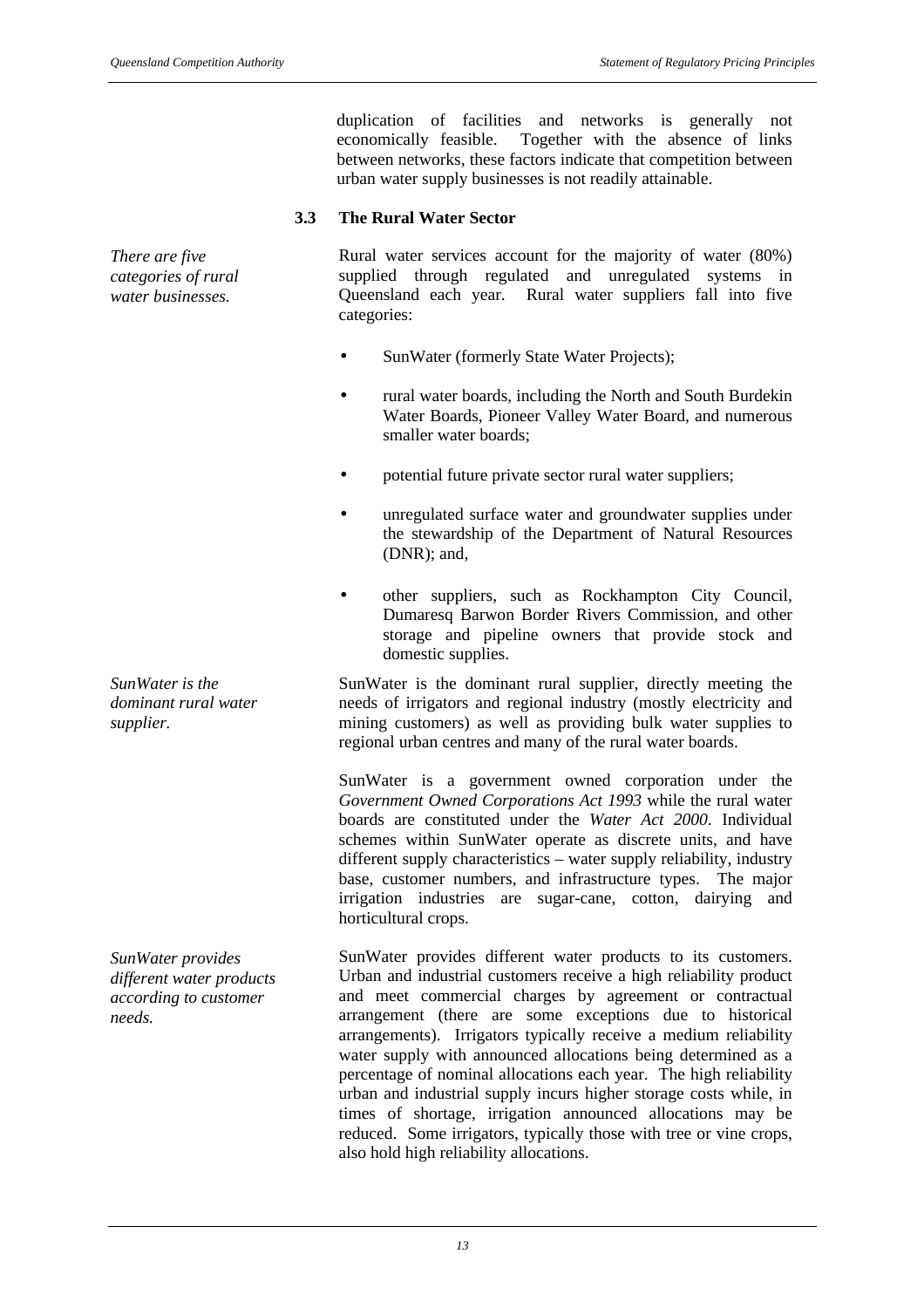duplication of facilities and networks is generally not economically feasible. Together with the absence of links between networks, these factors indicate that competition between urban water supply businesses is not readily attainable.

### 3.3 The Rural Water Sector

*There are five categories of rural water businesses.*

Rural water services account for the majority of water (80%) supplied through regulated and unregulated systems in Queensland each year. Rural water suppliers fall into five categories:

- SunWater (formerly State Water Projects);
- rural water boards, including the North and South Burdekin Water Boards, Pioneer Valley Water Board, and numerous smaller water boards;
- potential future private sector rural water suppliers;
- unregulated surface water and groundwater supplies under the stewardship of the Department of Natural Resources (DNR); and,
- other suppliers, such as Rockhampton City Council, Dumaresq Barwon Border Rivers Commission, and other storage and pipeline owners that provide stock and domestic supplies.

*SunWater is the dominant rural water supplier.*

SunWater is the dominant rural supplier, directly meeting the needs of irrigators and regional industry (mostly electricity and mining customers) as well as providing bulk water supplies to regional urban centres and many of the rural water boards.

SunWater is a government owned corporation under the *Government Owned Corporations Act 1993* while the rural water boards are constituted under the *Water Act 2000*. Individual schemes within SunWater operate as discrete units, and have different supply characteristics – water supply reliability, industry base, customer numbers, and infrastructure types. The major irrigation industries are sugar-cane, cotton, dairying and horticultural crops.

*SunWater provides different water products according to customer needs.*

SunWater provides different water products to its customers. Urban and industrial customers receive a high reliability product and meet commercial charges by agreement or contractual arrangement (there are some exceptions due to historical arrangements). Irrigators typically receive a medium reliability water supply with announced allocations being determined as a percentage of nominal allocations each year. The high reliability urban and industrial supply incurs higher storage costs while, in times of shortage, irrigation announced allocations may be reduced. Some irrigators, typically those with tree or vine crops, also hold high reliability allocations.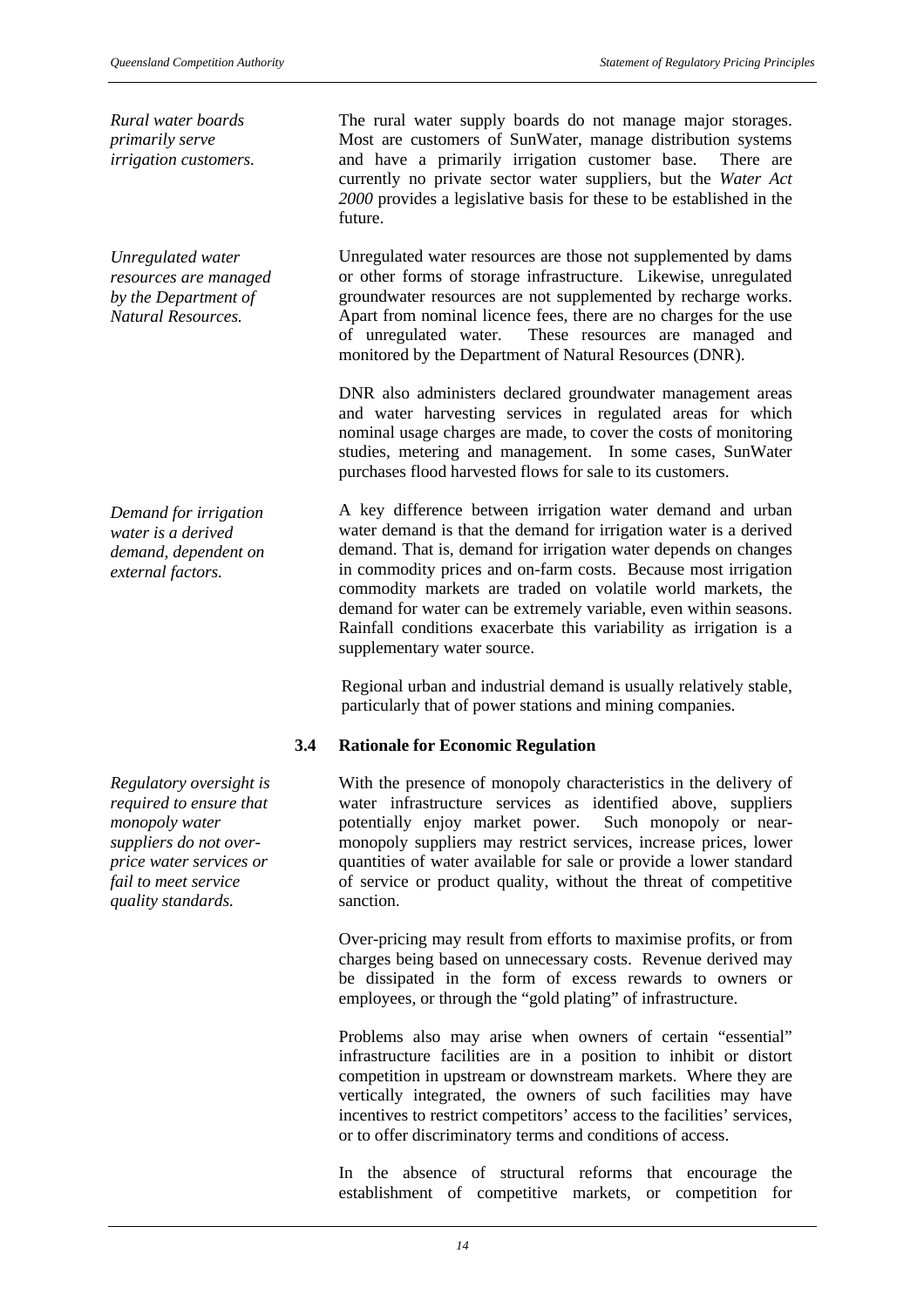*Rural water boards primarily serve irrigation customers.*

The rural water supply boards do not manage major storages. Most are customers of SunWater, manage distribution systems and have a primarily irrigation customer base. There are currently no private sector water suppliers, but the *Water Act 2000* provides a legislative basis for these to be established in the future.

*Unregulated water resources are managed by the Department of Natural Resources.*

Unregulated water resources are those not supplemented by dams or other forms of storage infrastructure. Likewise, unregulated groundwater resources are not supplemented by recharge works. Apart from nominal licence fees, there are no charges for the use of unregulated water. These resources are managed and monitored by the Department of Natural Resources (DNR).

DNR also administers declared groundwater management areas and water harvesting services in regulated areas for which nominal usage charges are made, to cover the costs of monitoring studies, metering and management. In some cases, SunWater purchases flood harvested flows for sale to its customers.

*Demand for irrigation water is a derived demand, dependent on external factors.*

A key difference between irrigation water demand and urban water demand is that the demand for irrigation water is a derived demand. That is, demand for irrigation water depends on changes in commodity prices and on-farm costs. Because most irrigation commodity markets are traded on volatile world markets, the demand for water can be extremely variable, even within seasons. Rainfall conditions exacerbate this variability as irrigation is a supplementary water source.

Regional urban and industrial demand is usually relatively stable, particularly that of power stations and mining companies.

### 3.4 Rationale for Economic Regulation

*Regulatory oversight is required to ensure that monopoly water suppliers do not over-price water services or fail to meet service quality standards.*

With the presence of monopoly characteristics in the delivery of water infrastructure services as identified above, suppliers potentially enjoy market power. Such monopoly or near-monopoly suppliers may restrict services, increase prices, lower quantities of water available for sale or provide a lower standard of service or product quality, without the threat of competitive sanction.

Over-pricing may result from efforts to maximise profits, or from charges being based on unnecessary costs. Revenue derived may be dissipated in the form of excess rewards to owners or employees, or through the "gold plating" of infrastructure.

Problems also may arise when owners of certain "essential" infrastructure facilities are in a position to inhibit or distort competition in upstream or downstream markets. Where they are vertically integrated, the owners of such facilities may have incentives to restrict competitors' access to the facilities' services, or to offer discriminatory terms and conditions of access.

In the absence of structural reforms that encourage the establishment of competitive markets, or competition for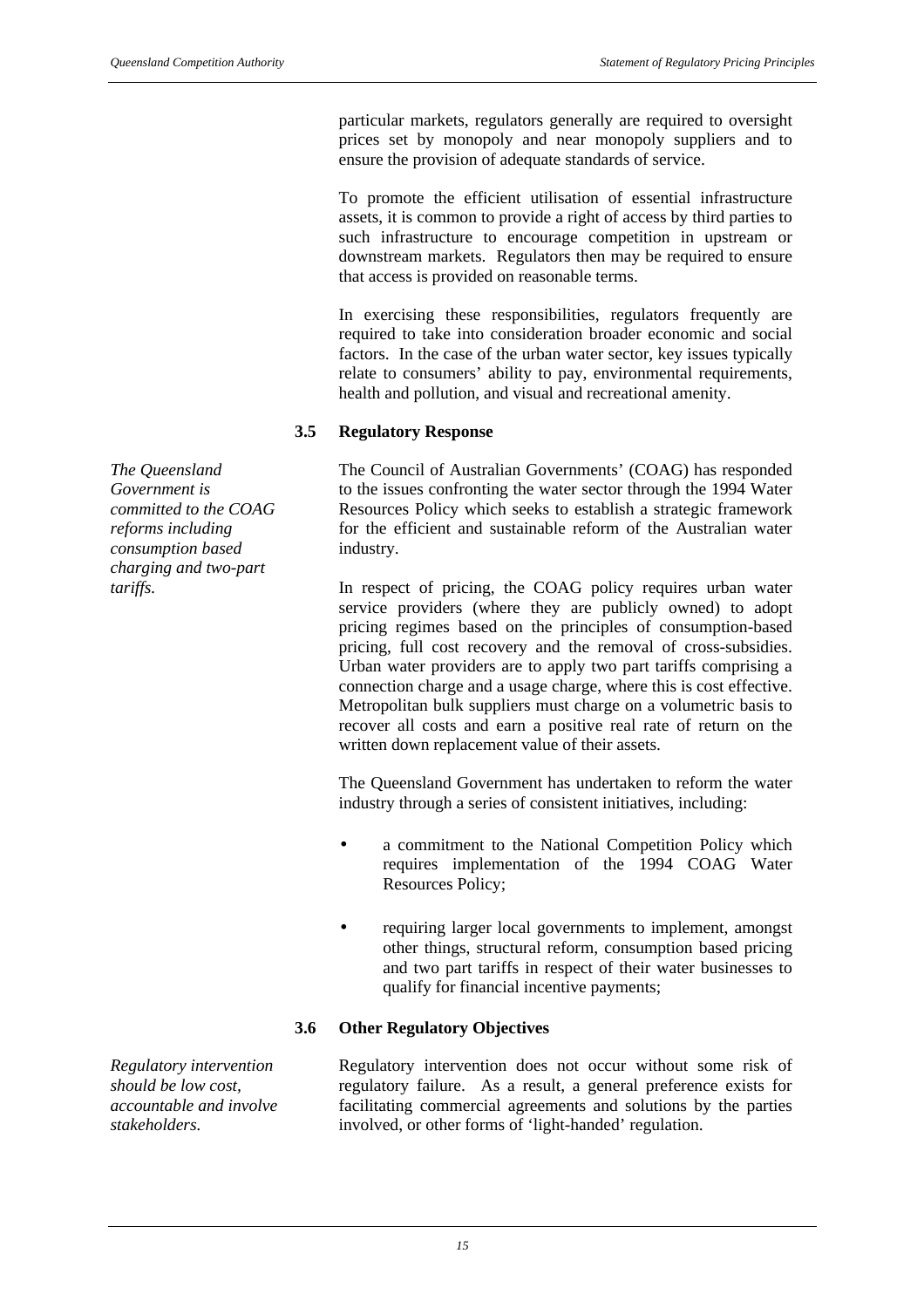particular markets, regulators generally are required to oversight prices set by monopoly and near monopoly suppliers and to ensure the provision of adequate standards of service.

To promote the efficient utilisation of essential infrastructure assets, it is common to provide a right of access by third parties to such infrastructure to encourage competition in upstream or downstream markets. Regulators then may be required to ensure that access is provided on reasonable terms.

In exercising these responsibilities, regulators frequently are required to take into consideration broader economic and social factors. In the case of the urban water sector, key issues typically relate to consumers' ability to pay, environmental requirements, health and pollution, and visual and recreational amenity.

### 3.5 Regulatory Response

*The Queensland Government is committed to the COAG reforms including consumption based charging and two-part tariffs.*

The Council of Australian Governments' (COAG) has responded to the issues confronting the water sector through the 1994 Water Resources Policy which seeks to establish a strategic framework for the efficient and sustainable reform of the Australian water industry.

In respect of pricing, the COAG policy requires urban water service providers (where they are publicly owned) to adopt pricing regimes based on the principles of consumption-based pricing, full cost recovery and the removal of cross-subsidies. Urban water providers are to apply two part tariffs comprising a connection charge and a usage charge, where this is cost effective. Metropolitan bulk suppliers must charge on a volumetric basis to recover all costs and earn a positive real rate of return on the written down replacement value of their assets.

The Queensland Government has undertaken to reform the water industry through a series of consistent initiatives, including:

- a commitment to the National Competition Policy which requires implementation of the 1994 COAG Water Resources Policy;
- requiring larger local governments to implement, amongst other things, structural reform, consumption based pricing and two part tariffs in respect of their water businesses to qualify for financial incentive payments;

### 3.6 Other Regulatory Objectives

*Regulatory intervention should be low cost, accountable and involve stakeholders.*

Regulatory intervention does not occur without some risk of regulatory failure. As a result, a general preference exists for facilitating commercial agreements and solutions by the parties involved, or other forms of 'light-handed' regulation.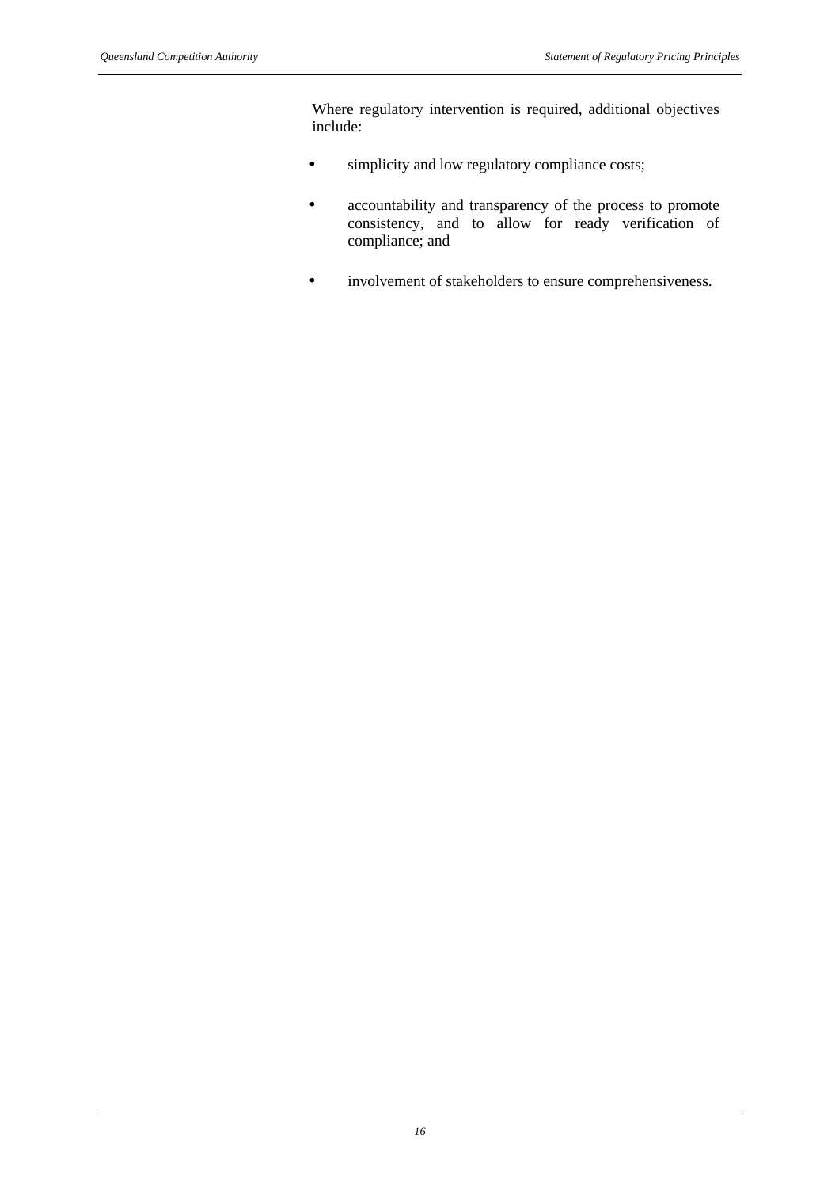Where regulatory intervention is required, additional objectives include:

- simplicity and low regulatory compliance costs;
- accountability and transparency of the process to promote consistency, and to allow for ready verification of compliance; and
- involvement of stakeholders to ensure comprehensiveness.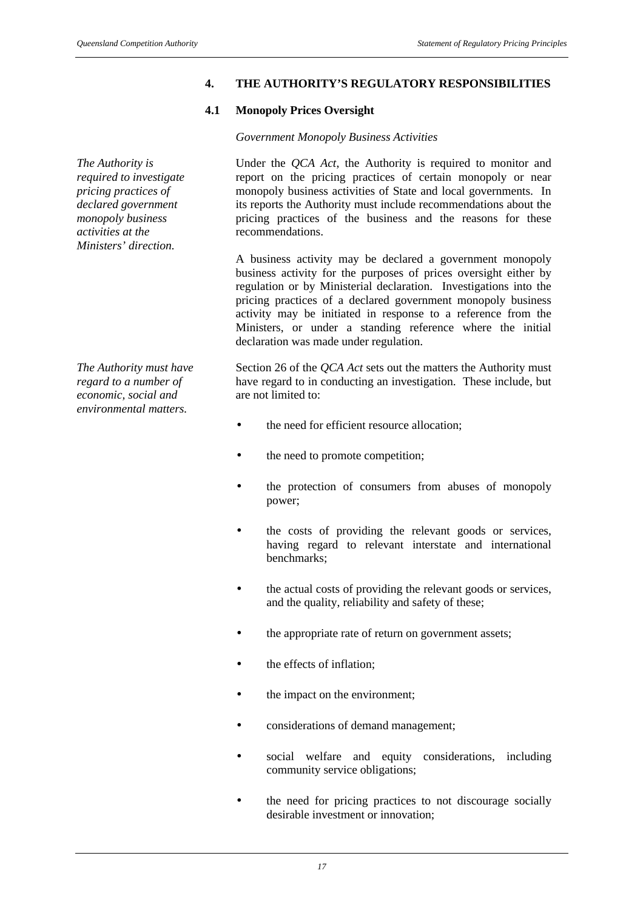## 4. THE AUTHORITY'S REGULATORY RESPONSIBILITIES

### 4.1 Monopoly Prices Oversight

*Government Monopoly Business Activities*

*The Authority is required to investigate pricing practices of declared government monopoly business activities at the Ministers' direction.*

Under the *QCA Act*, the Authority is required to monitor and report on the pricing practices of certain monopoly or near monopoly business activities of State and local governments. In its reports the Authority must include recommendations about the pricing practices of the business and the reasons for these recommendations.

A business activity may be declared a government monopoly business activity for the purposes of prices oversight either by regulation or by Ministerial declaration. Investigations into the pricing practices of a declared government monopoly business activity may be initiated in response to a reference from the Ministers, or under a standing reference where the initial declaration was made under regulation.

*The Authority must have regard to a number of economic, social and environmental matters.*

Section 26 of the *QCA Act* sets out the matters the Authority must have regard to in conducting an investigation. These include, but are not limited to:

- the need for efficient resource allocation;
- the need to promote competition;
- the protection of consumers from abuses of monopoly power;
- the costs of providing the relevant goods or services, having regard to relevant interstate and international benchmarks;
- the actual costs of providing the relevant goods or services, and the quality, reliability and safety of these;
- the appropriate rate of return on government assets;
- the effects of inflation;
- the impact on the environment;
- considerations of demand management;
- social welfare and equity considerations, including community service obligations;
- the need for pricing practices to not discourage socially desirable investment or innovation;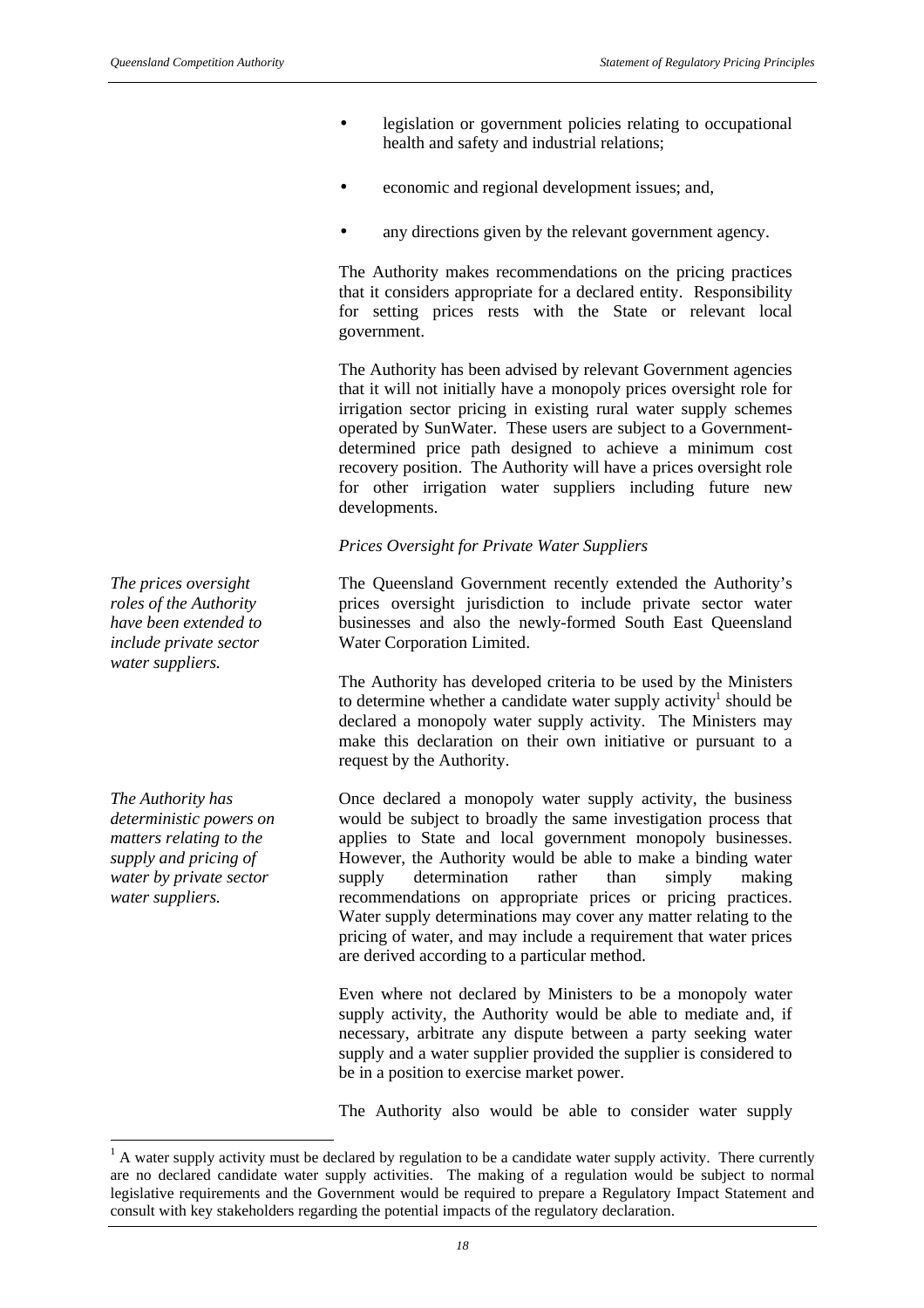- legislation or government policies relating to occupational health and safety and industrial relations;
- economic and regional development issues; and,
- any directions given by the relevant government agency.

The Authority makes recommendations on the pricing practices that it considers appropriate for a declared entity. Responsibility for setting prices rests with the State or relevant local government.

The Authority has been advised by relevant Government agencies that it will not initially have a monopoly prices oversight role for irrigation sector pricing in existing rural water supply schemes operated by SunWater. These users are subject to a Government-determined price path designed to achieve a minimum cost recovery position. The Authority will have a prices oversight role for other irrigation water suppliers including future new developments.

*Prices Oversight for Private Water Suppliers*

*The prices oversight roles of the Authority have been extended to include private sector water suppliers.*

The Queensland Government recently extended the Authority's prices oversight jurisdiction to include private sector water businesses and also the newly-formed South East Queensland Water Corporation Limited.

The Authority has developed criteria to be used by the Ministers to determine whether a candidate water supply activity[1] should be declared a monopoly water supply activity. The Ministers may make this declaration on their own initiative or pursuant to a request by the Authority.

*The Authority has deterministic powers on matters relating to the supply and pricing of water by private sector water suppliers.*

Once declared a monopoly water supply activity, the business would be subject to broadly the same investigation process that applies to State and local government monopoly businesses. However, the Authority would be able to make a binding water supply determination rather than simply making recommendations on appropriate prices or pricing practices. Water supply determinations may cover any matter relating to the pricing of water, and may include a requirement that water prices are derived according to a particular method.

Even where not declared by Ministers to be a monopoly water supply activity, the Authority would be able to mediate and, if necessary, arbitrate any dispute between a party seeking water supply and a water supplier provided the supplier is considered to be in a position to exercise market power.

The Authority also would be able to consider water supply

[1] A water supply activity must be declared by regulation to be a candidate water supply activity. There currently are no declared candidate water supply activities. The making of a regulation would be subject to normal legislative requirements and the Government would be required to prepare a Regulatory Impact Statement and consult with key stakeholders regarding the potential impacts of the regulatory declaration.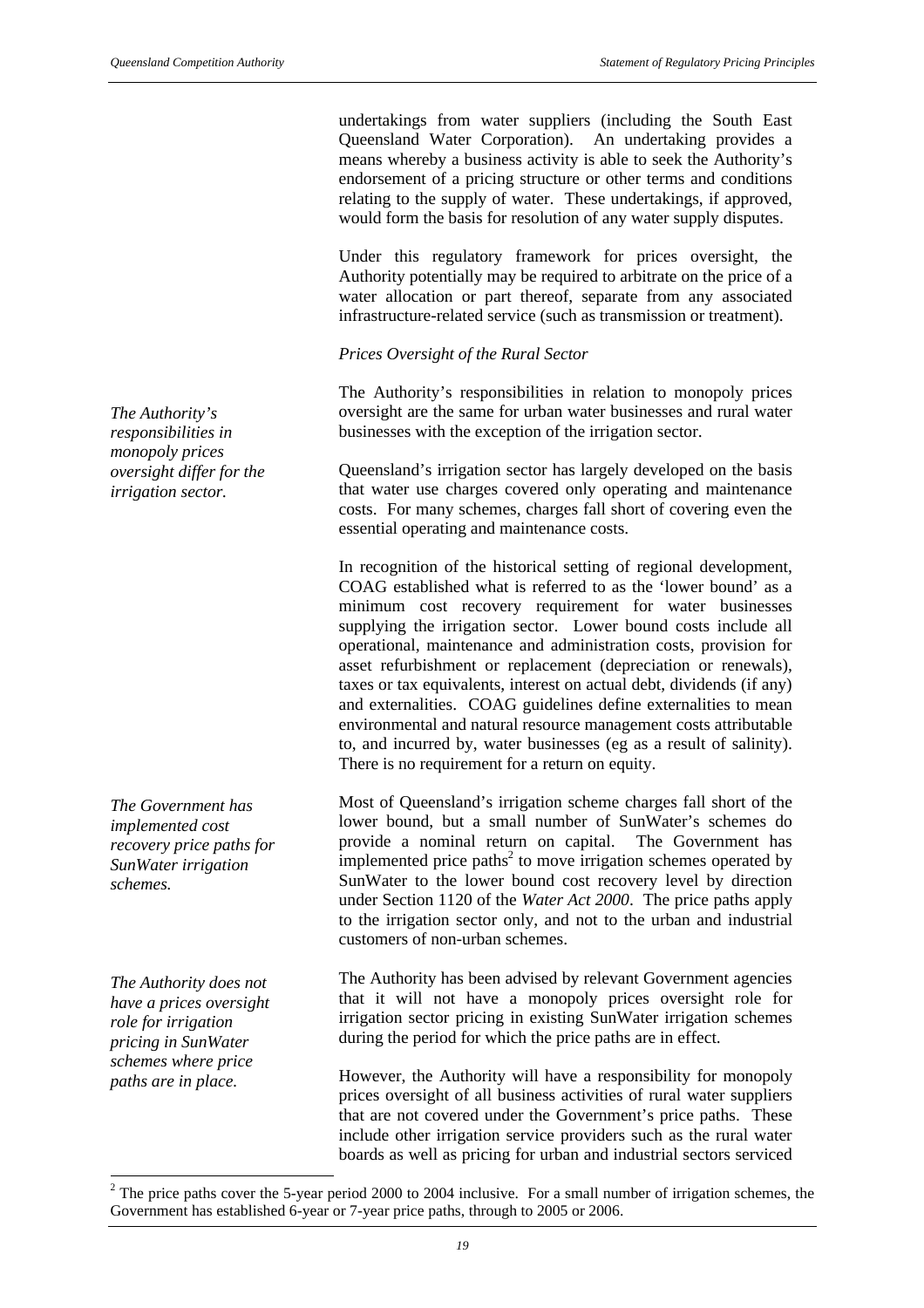undertakings from water suppliers (including the South East Queensland Water Corporation). An undertaking provides a means whereby a business activity is able to seek the Authority's endorsement of a pricing structure or other terms and conditions relating to the supply of water. These undertakings, if approved, would form the basis for resolution of any water supply disputes.

Under this regulatory framework for prices oversight, the Authority potentially may be required to arbitrate on the price of a water allocation or part thereof, separate from any associated infrastructure-related service (such as transmission or treatment).

*Prices Oversight of the Rural Sector*

*The Authority's responsibilities in monopoly prices oversight differ for the irrigation sector.*

The Authority's responsibilities in relation to monopoly prices oversight are the same for urban water businesses and rural water businesses with the exception of the irrigation sector.

Queensland's irrigation sector has largely developed on the basis that water use charges covered only operating and maintenance costs. For many schemes, charges fall short of covering even the essential operating and maintenance costs.

In recognition of the historical setting of regional development, COAG established what is referred to as the 'lower bound' as a minimum cost recovery requirement for water businesses supplying the irrigation sector. Lower bound costs include all operational, maintenance and administration costs, provision for asset refurbishment or replacement (depreciation or renewals), taxes or tax equivalents, interest on actual debt, dividends (if any) and externalities. COAG guidelines define externalities to mean environmental and natural resource management costs attributable to, and incurred by, water businesses (eg as a result of salinity). There is no requirement for a return on equity.

*The Government has implemented cost recovery price paths for SunWater irrigation schemes.*

Most of Queensland's irrigation scheme charges fall short of the lower bound, but a small number of SunWater's schemes do provide a nominal return on capital. The Government has implemented price paths[2] to move irrigation schemes operated by SunWater to the lower bound cost recovery level by direction under Section 1120 of the *Water Act 2000*. The price paths apply to the irrigation sector only, and not to the urban and industrial customers of non-urban schemes.

*The Authority does not have a prices oversight role for irrigation pricing in SunWater schemes where price paths are in place.*

The Authority has been advised by relevant Government agencies that it will not have a monopoly prices oversight role for irrigation sector pricing in existing SunWater irrigation schemes during the period for which the price paths are in effect.

However, the Authority will have a responsibility for monopoly prices oversight of all business activities of rural water suppliers that are not covered under the Government's price paths. These include other irrigation service providers such as the rural water boards as well as pricing for urban and industrial sectors serviced

[2] The price paths cover the 5-year period 2000 to 2004 inclusive. For a small number of irrigation schemes, the Government has established 6-year or 7-year price paths, through to 2005 or 2006.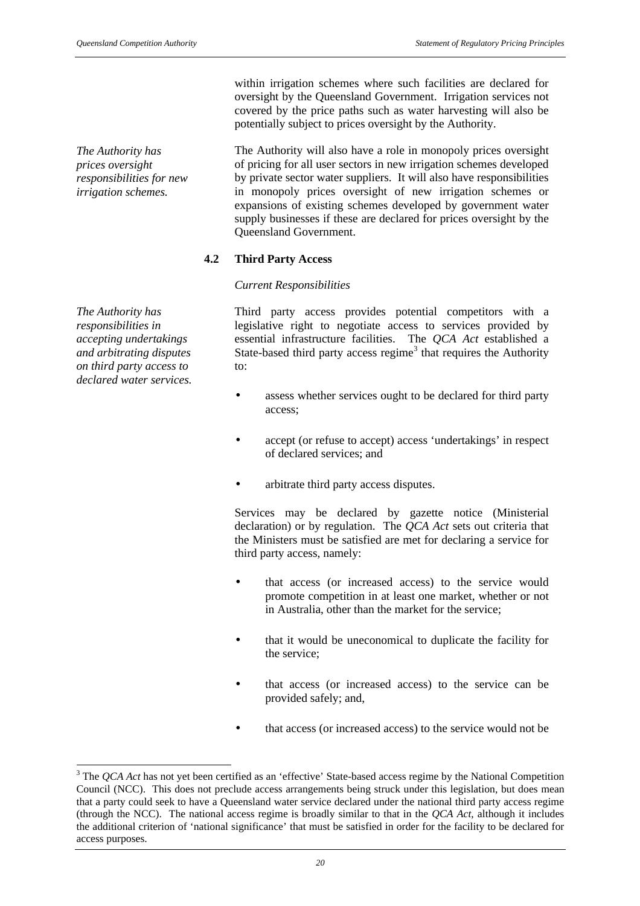within irrigation schemes where such facilities are declared for oversight by the Queensland Government. Irrigation services not covered by the price paths such as water harvesting will also be potentially subject to prices oversight by the Authority.

*The Authority has prices oversight responsibilities for new irrigation schemes.*

The Authority will also have a role in monopoly prices oversight of pricing for all user sectors in new irrigation schemes developed by private sector water suppliers. It will also have responsibilities in monopoly prices oversight of new irrigation schemes or expansions of existing schemes developed by government water supply businesses if these are declared for prices oversight by the Queensland Government.

### 4.2 Third Party Access

*Current Responsibilities*

*The Authority has responsibilities in accepting undertakings and arbitrating disputes on third party access to declared water services.*

Third party access provides potential competitors with a legislative right to negotiate access to services provided by essential infrastructure facilities. The *QCA Act* established a State-based third party access regime[3] that requires the Authority to:

- assess whether services ought to be declared for third party access;
- accept (or refuse to accept) access 'undertakings' in respect of declared services; and
- arbitrate third party access disputes.

Services may be declared by gazette notice (Ministerial declaration) or by regulation. The *QCA Act* sets out criteria that the Ministers must be satisfied are met for declaring a service for third party access, namely:

- that access (or increased access) to the service would promote competition in at least one market, whether or not in Australia, other than the market for the service;
- that it would be uneconomical to duplicate the facility for the service;
- that access (or increased access) to the service can be provided safely; and,
- that access (or increased access) to the service would not be

[3] The *QCA Act* has not yet been certified as an 'effective' State-based access regime by the National Competition Council (NCC). This does not preclude access arrangements being struck under this legislation, but does mean that a party could seek to have a Queensland water service declared under the national third party access regime (through the NCC). The national access regime is broadly similar to that in the *QCA Act*, although it includes the additional criterion of 'national significance' that must be satisfied in order for the facility to be declared for access purposes.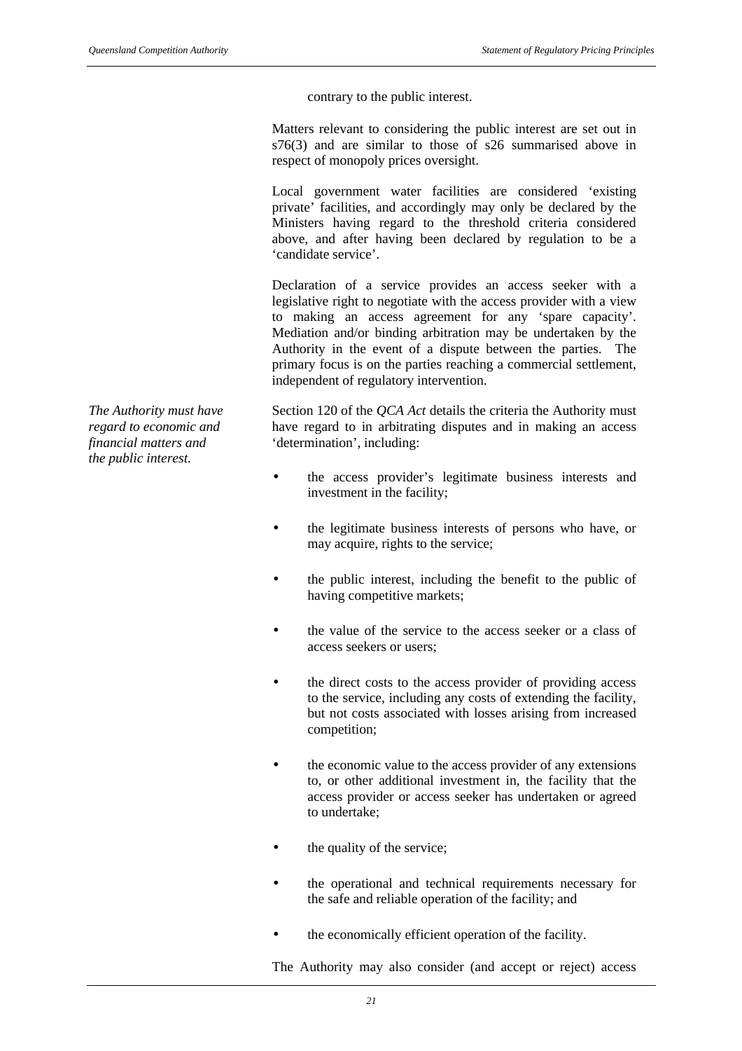contrary to the public interest.

Matters relevant to considering the public interest are set out in s76(3) and are similar to those of s26 summarised above in respect of monopoly prices oversight.

Local government water facilities are considered 'existing private' facilities, and accordingly may only be declared by the Ministers having regard to the threshold criteria considered above, and after having been declared by regulation to be a 'candidate service'.

Declaration of a service provides an access seeker with a legislative right to negotiate with the access provider with a view to making an access agreement for any 'spare capacity'. Mediation and/or binding arbitration may be undertaken by the Authority in the event of a dispute between the parties. The primary focus is on the parties reaching a commercial settlement, independent of regulatory intervention.

*The Authority must have regard to economic and financial matters and the public interest.*

Section 120 of the *QCA Act* details the criteria the Authority must have regard to in arbitrating disputes and in making an access 'determination', including:

- the access provider's legitimate business interests and investment in the facility;
- the legitimate business interests of persons who have, or may acquire, rights to the service;
- the public interest, including the benefit to the public of having competitive markets;
- the value of the service to the access seeker or a class of access seekers or users;
- the direct costs to the access provider of providing access to the service, including any costs of extending the facility, but not costs associated with losses arising from increased competition;
- the economic value to the access provider of any extensions to, or other additional investment in, the facility that the access provider or access seeker has undertaken or agreed to undertake;
- the quality of the service;
- the operational and technical requirements necessary for the safe and reliable operation of the facility; and
- the economically efficient operation of the facility.

The Authority may also consider (and accept or reject) access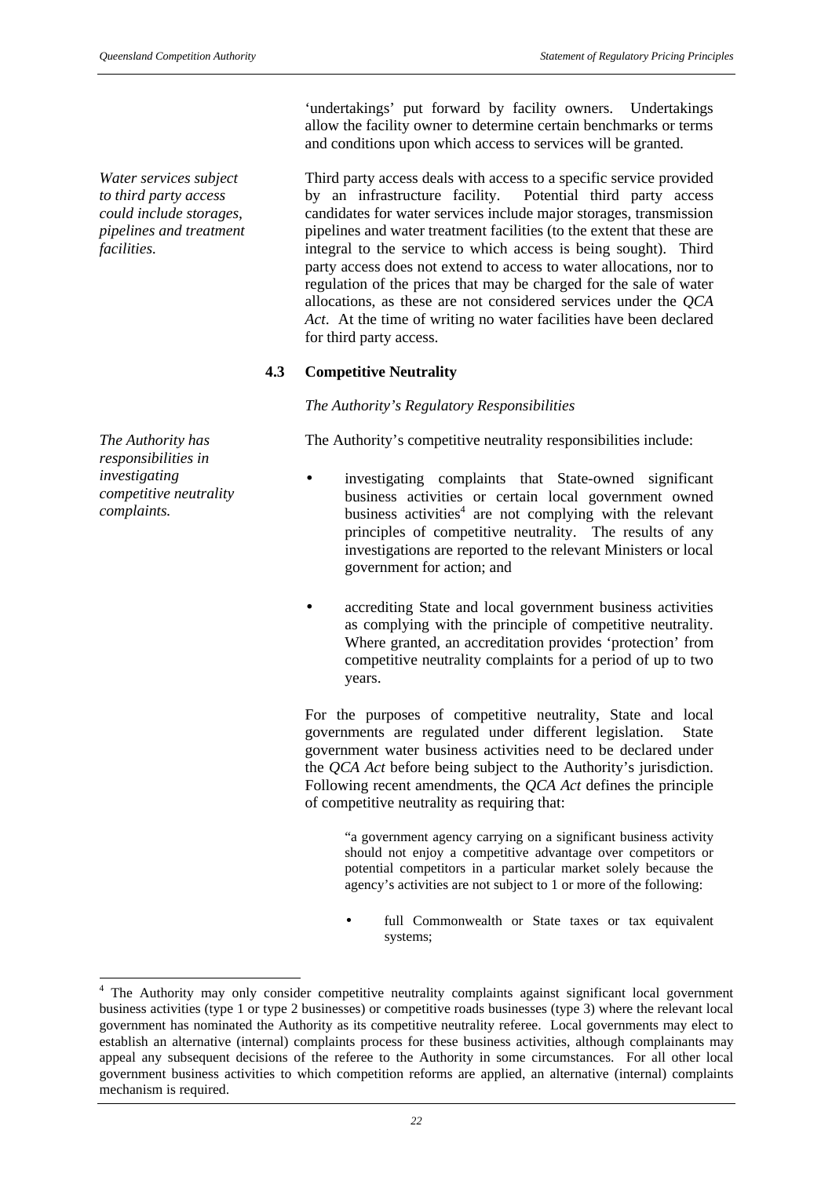'undertakings' put forward by facility owners. Undertakings allow the facility owner to determine certain benchmarks or terms and conditions upon which access to services will be granted.

*Water services subject to third party access could include storages, pipelines and treatment facilities.*

Third party access deals with access to a specific service provided by an infrastructure facility. Potential third party access candidates for water services include major storages, transmission pipelines and water treatment facilities (to the extent that these are integral to the service to which access is being sought). Third party access does not extend to access to water allocations, nor to regulation of the prices that may be charged for the sale of water allocations, as these are not considered services under the *QCA Act*. At the time of writing no water facilities have been declared for third party access.

### 4.3 Competitive Neutrality

*The Authority's Regulatory Responsibilities*

*The Authority has responsibilities in investigating competitive neutrality complaints.*

The Authority's competitive neutrality responsibilities include:

- investigating complaints that State-owned significant business activities or certain local government owned business activities[4] are not complying with the relevant principles of competitive neutrality. The results of any investigations are reported to the relevant Ministers or local government for action; and
- accrediting State and local government business activities as complying with the principle of competitive neutrality. Where granted, an accreditation provides 'protection' from competitive neutrality complaints for a period of up to two years.

For the purposes of competitive neutrality, State and local governments are regulated under different legislation. State government water business activities need to be declared under the *QCA Act* before being subject to the Authority's jurisdiction. Following recent amendments, the *QCA Act* defines the principle of competitive neutrality as requiring that:

> "a government agency carrying on a significant business activity should not enjoy a competitive advantage over competitors or potential competitors in a particular market solely because the agency's activities are not subject to 1 or more of the following:
>
> - full Commonwealth or State taxes or tax equivalent systems;

[4] The Authority may only consider competitive neutrality complaints against significant local government business activities (type 1 or type 2 businesses) or competitive roads businesses (type 3) where the relevant local government has nominated the Authority as its competitive neutrality referee. Local governments may elect to establish an alternative (internal) complaints process for these business activities, although complainants may appeal any subsequent decisions of the referee to the Authority in some circumstances. For all other local government business activities to which competition reforms are applied, an alternative (internal) complaints mechanism is required.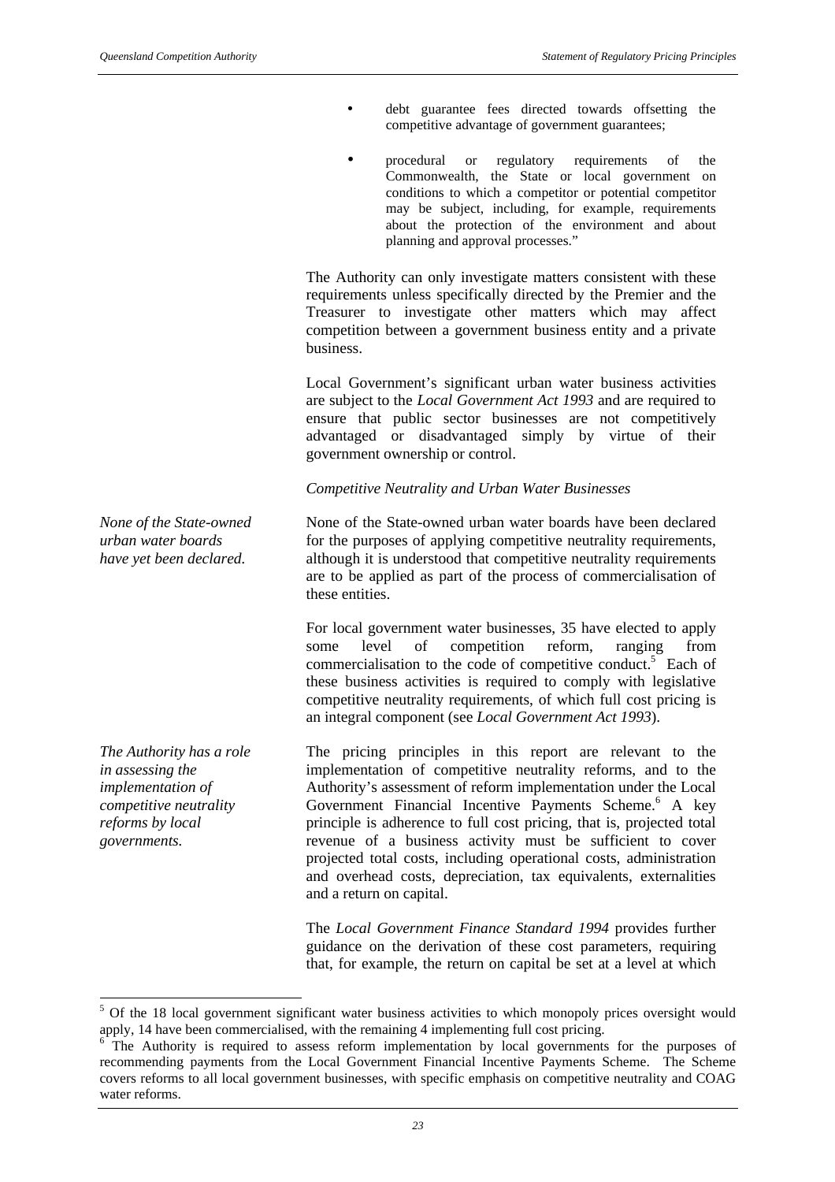- debt guarantee fees directed towards offsetting the competitive advantage of government guarantees;

- procedural or regulatory requirements of the Commonwealth, the State or local government on conditions to which a competitor or potential competitor may be subject, including, for example, requirements about the protection of the environment and about planning and approval processes."

The Authority can only investigate matters consistent with these requirements unless specifically directed by the Premier and the Treasurer to investigate other matters which may affect competition between a government business entity and a private business.

Local Government's significant urban water business activities are subject to the *Local Government Act 1993* and are required to ensure that public sector businesses are not competitively advantaged or disadvantaged simply by virtue of their government ownership or control.

*Competitive Neutrality and Urban Water Businesses*

*None of the State-owned urban water boards have yet been declared.*

None of the State-owned urban water boards have been declared for the purposes of applying competitive neutrality requirements, although it is understood that competitive neutrality requirements are to be applied as part of the process of commercialisation of these entities.

For local government water businesses, 35 have elected to apply some level of competition reform, ranging from commercialisation to the code of competitive conduct.[5] Each of these business activities is required to comply with legislative competitive neutrality requirements, of which full cost pricing is an integral component (see *Local Government Act 1993*).

*The Authority has a role in assessing the implementation of competitive neutrality reforms by local governments.*

The pricing principles in this report are relevant to the implementation of competitive neutrality reforms, and to the Authority's assessment of reform implementation under the Local Government Financial Incentive Payments Scheme.[6] A key principle is adherence to full cost pricing, that is, projected total revenue of a business activity must be sufficient to cover projected total costs, including operational costs, administration and overhead costs, depreciation, tax equivalents, externalities and a return on capital.

The *Local Government Finance Standard 1994* provides further guidance on the derivation of these cost parameters, requiring that, for example, the return on capital be set at a level at which

---

[5] Of the 18 local government significant water business activities to which monopoly prices oversight would apply, 14 have been commercialised, with the remaining 4 implementing full cost pricing.

[6] The Authority is required to assess reform implementation by local governments for the purposes of recommending payments from the Local Government Financial Incentive Payments Scheme. The Scheme covers reforms to all local government businesses, with specific emphasis on competitive neutrality and COAG water reforms.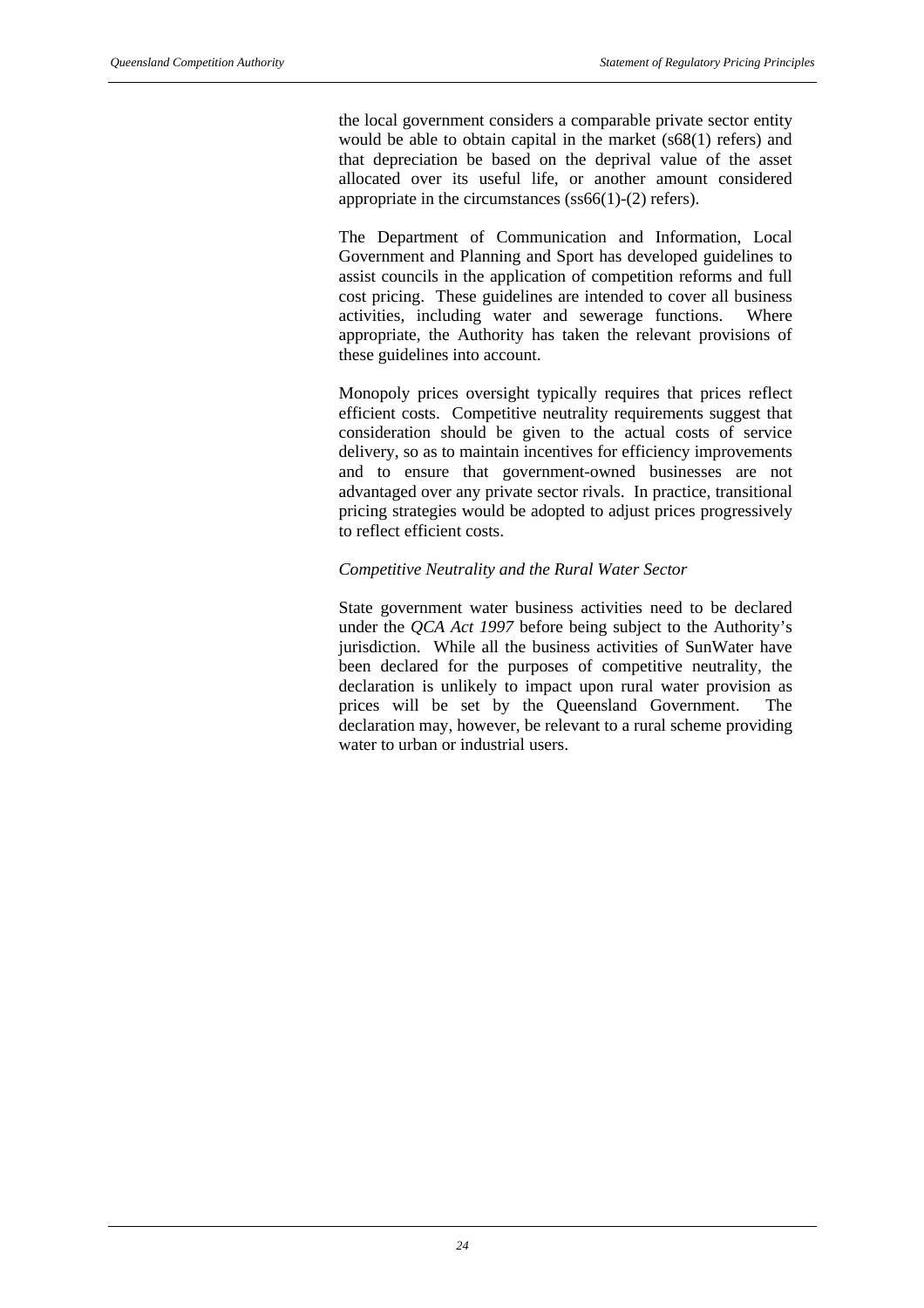the local government considers a comparable private sector entity would be able to obtain capital in the market (s68(1) refers) and that depreciation be based on the deprival value of the asset allocated over its useful life, or another amount considered appropriate in the circumstances (ss66(1)-(2) refers).

The Department of Communication and Information, Local Government and Planning and Sport has developed guidelines to assist councils in the application of competition reforms and full cost pricing. These guidelines are intended to cover all business activities, including water and sewerage functions. Where appropriate, the Authority has taken the relevant provisions of these guidelines into account.

Monopoly prices oversight typically requires that prices reflect efficient costs. Competitive neutrality requirements suggest that consideration should be given to the actual costs of service delivery, so as to maintain incentives for efficiency improvements and to ensure that government-owned businesses are not advantaged over any private sector rivals. In practice, transitional pricing strategies would be adopted to adjust prices progressively to reflect efficient costs.

*Competitive Neutrality and the Rural Water Sector*

State government water business activities need to be declared under the *QCA Act 1997* before being subject to the Authority's jurisdiction. While all the business activities of SunWater have been declared for the purposes of competitive neutrality, the declaration is unlikely to impact upon rural water provision as prices will be set by the Queensland Government. The declaration may, however, be relevant to a rural scheme providing water to urban or industrial users.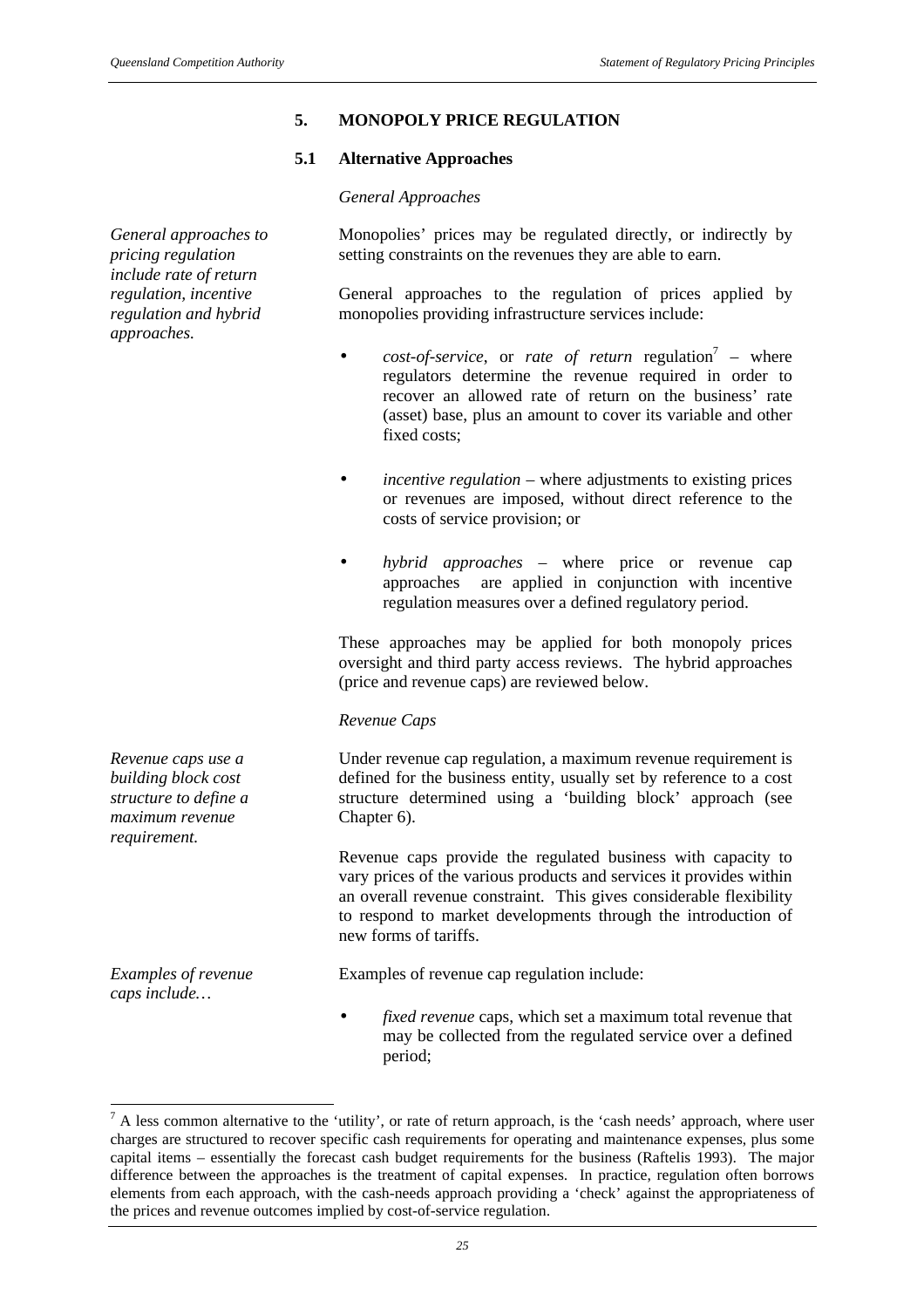## 5. MONOPOLY PRICE REGULATION

### 5.1 Alternative Approaches

*General Approaches*

*General approaches to pricing regulation include rate of return regulation, incentive regulation and hybrid approaches.*

Monopolies' prices may be regulated directly, or indirectly by setting constraints on the revenues they are able to earn.

General approaches to the regulation of prices applied by monopolies providing infrastructure services include:

- *cost-of-service*, or *rate of return* regulation[7] – where regulators determine the revenue required in order to recover an allowed rate of return on the business' rate (asset) base, plus an amount to cover its variable and other fixed costs;
- *incentive regulation* – where adjustments to existing prices or revenues are imposed, without direct reference to the costs of service provision; or
- *hybrid approaches* – where price or revenue cap approaches are applied in conjunction with incentive regulation measures over a defined regulatory period.

These approaches may be applied for both monopoly prices oversight and third party access reviews. The hybrid approaches (price and revenue caps) are reviewed below.

*Revenue Caps*

*Revenue caps use a building block cost structure to define a maximum revenue requirement.*

Under revenue cap regulation, a maximum revenue requirement is defined for the business entity, usually set by reference to a cost structure determined using a 'building block' approach (see Chapter 6).

Revenue caps provide the regulated business with capacity to vary prices of the various products and services it provides within an overall revenue constraint. This gives considerable flexibility to respond to market developments through the introduction of new forms of tariffs.

*Examples of revenue caps include…*

Examples of revenue cap regulation include:

- *fixed revenue* caps, which set a maximum total revenue that may be collected from the regulated service over a defined period;

[7] A less common alternative to the 'utility', or rate of return approach, is the 'cash needs' approach, where user charges are structured to recover specific cash requirements for operating and maintenance expenses, plus some capital items – essentially the forecast cash budget requirements for the business (Raftelis 1993). The major difference between the approaches is the treatment of capital expenses. In practice, regulation often borrows elements from each approach, with the cash-needs approach providing a 'check' against the appropriateness of the prices and revenue outcomes implied by cost-of-service regulation.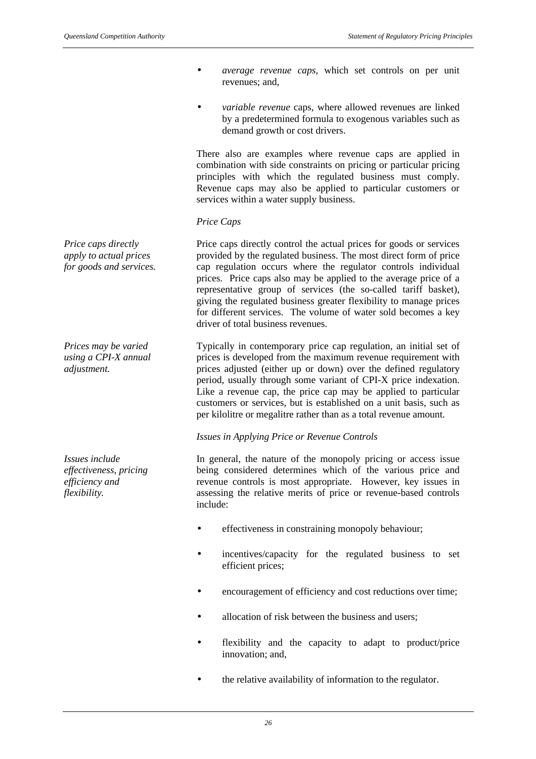- *average revenue caps,* which set controls on per unit revenues; and,

- *variable revenue* caps, where allowed revenues are linked by a predetermined formula to exogenous variables such as demand growth or cost drivers.

There also are examples where revenue caps are applied in combination with side constraints on pricing or particular pricing principles with which the regulated business must comply. Revenue caps may also be applied to particular customers or services within a water supply business.

*Price Caps*

*Price caps directly apply to actual prices for goods and services.*

Price caps directly control the actual prices for goods or services provided by the regulated business. The most direct form of price cap regulation occurs where the regulator controls individual prices. Price caps also may be applied to the average price of a representative group of services (the so-called tariff basket), giving the regulated business greater flexibility to manage prices for different services. The volume of water sold becomes a key driver of total business revenues.

*Prices may be varied using a CPI-X annual adjustment.*

Typically in contemporary price cap regulation, an initial set of prices is developed from the maximum revenue requirement with prices adjusted (either up or down) over the defined regulatory period, usually through some variant of CPI-X price indexation. Like a revenue cap, the price cap may be applied to particular customers or services, but is established on a unit basis, such as per kilolitre or megalitre rather than as a total revenue amount.

*Issues in Applying Price or Revenue Controls*

*Issues include effectiveness, pricing efficiency and flexibility.*

In general, the nature of the monopoly pricing or access issue being considered determines which of the various price and revenue controls is most appropriate. However, key issues in assessing the relative merits of price or revenue-based controls include:

- effectiveness in constraining monopoly behaviour;

- incentives/capacity for the regulated business to set efficient prices;

- encouragement of efficiency and cost reductions over time;

- allocation of risk between the business and users;

- flexibility and the capacity to adapt to product/price innovation; and,

- the relative availability of information to the regulator.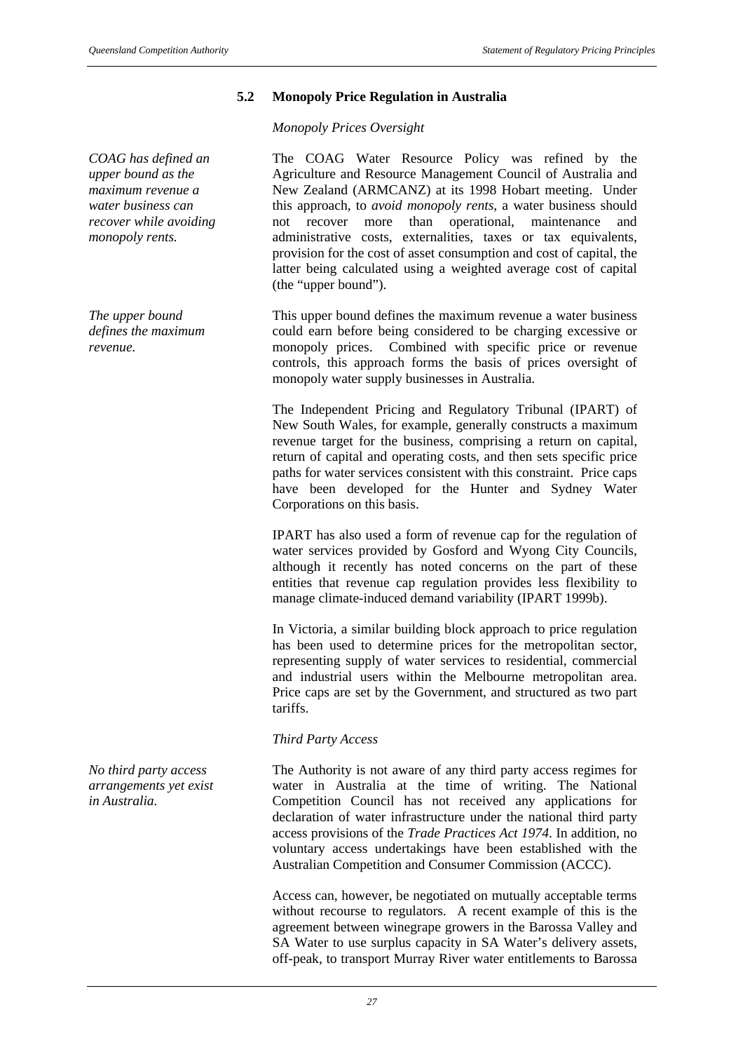### 5.2 Monopoly Price Regulation in Australia

*Monopoly Prices Oversight*

*COAG has defined an upper bound as the maximum revenue a water business can recover while avoiding monopoly rents.*

The COAG Water Resource Policy was refined by the Agriculture and Resource Management Council of Australia and New Zealand (ARMCANZ) at its 1998 Hobart meeting. Under this approach, to *avoid monopoly rents*, a water business should not recover more than operational, maintenance and administrative costs, externalities, taxes or tax equivalents, provision for the cost of asset consumption and cost of capital, the latter being calculated using a weighted average cost of capital (the "upper bound").

*The upper bound defines the maximum revenue.*

This upper bound defines the maximum revenue a water business could earn before being considered to be charging excessive or monopoly prices. Combined with specific price or revenue controls, this approach forms the basis of prices oversight of monopoly water supply businesses in Australia.

The Independent Pricing and Regulatory Tribunal (IPART) of New South Wales, for example, generally constructs a maximum revenue target for the business, comprising a return on capital, return of capital and operating costs, and then sets specific price paths for water services consistent with this constraint. Price caps have been developed for the Hunter and Sydney Water Corporations on this basis.

IPART has also used a form of revenue cap for the regulation of water services provided by Gosford and Wyong City Councils, although it recently has noted concerns on the part of these entities that revenue cap regulation provides less flexibility to manage climate-induced demand variability (IPART 1999b).

In Victoria, a similar building block approach to price regulation has been used to determine prices for the metropolitan sector, representing supply of water services to residential, commercial and industrial users within the Melbourne metropolitan area. Price caps are set by the Government, and structured as two part tariffs.

*Third Party Access*

*No third party access arrangements yet exist in Australia.*

The Authority is not aware of any third party access regimes for water in Australia at the time of writing. The National Competition Council has not received any applications for declaration of water infrastructure under the national third party access provisions of the *Trade Practices Act 1974*. In addition, no voluntary access undertakings have been established with the Australian Competition and Consumer Commission (ACCC).

Access can, however, be negotiated on mutually acceptable terms without recourse to regulators. A recent example of this is the agreement between winegrape growers in the Barossa Valley and SA Water to use surplus capacity in SA Water's delivery assets, off-peak, to transport Murray River water entitlements to Barossa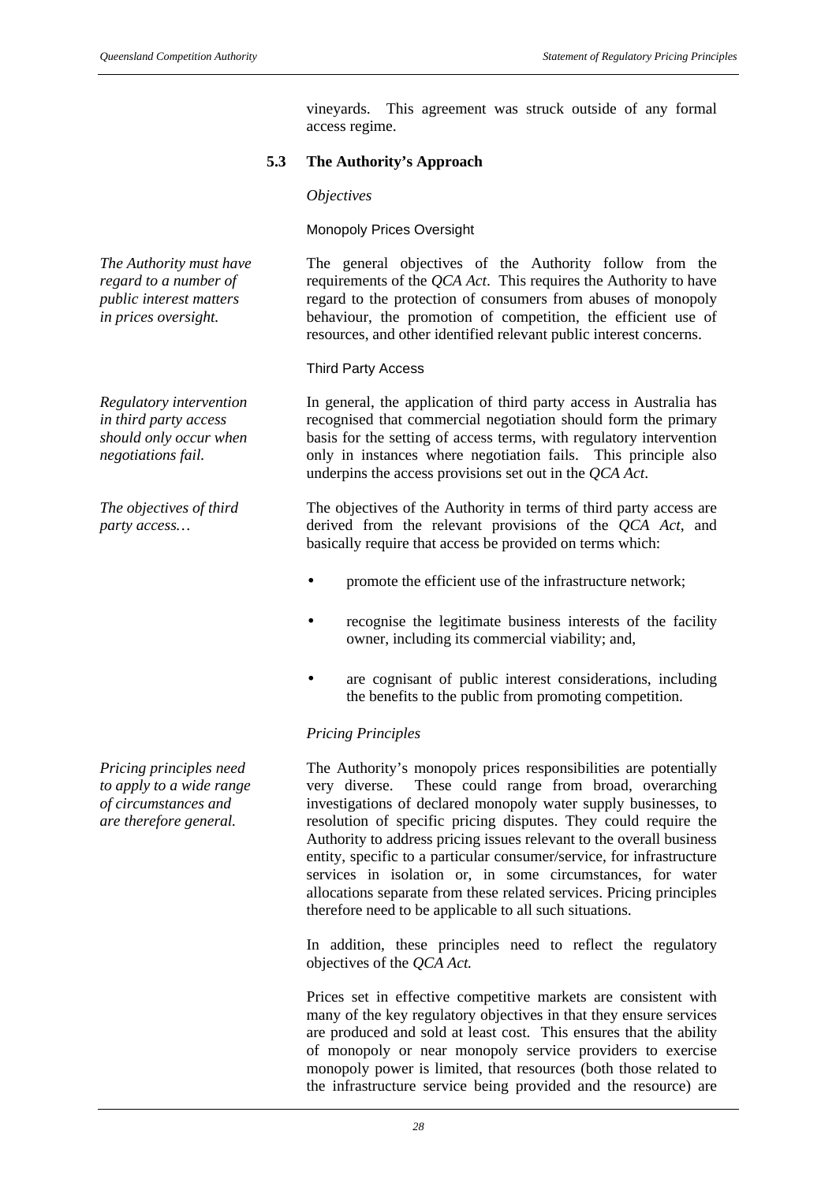vineyards. This agreement was struck outside of any formal access regime.

## 5.3 The Authority's Approach

*Objectives*

Monopoly Prices Oversight

*The Authority must have regard to a number of public interest matters in prices oversight.*

The general objectives of the Authority follow from the requirements of the *QCA Act*. This requires the Authority to have regard to the protection of consumers from abuses of monopoly behaviour, the promotion of competition, the efficient use of resources, and other identified relevant public interest concerns.

Third Party Access

*Regulatory intervention in third party access should only occur when negotiations fail.*

In general, the application of third party access in Australia has recognised that commercial negotiation should form the primary basis for the setting of access terms, with regulatory intervention only in instances where negotiation fails. This principle also underpins the access provisions set out in the *QCA Act*.

*The objectives of third party access…*

The objectives of the Authority in terms of third party access are derived from the relevant provisions of the *QCA Act*, and basically require that access be provided on terms which:

- promote the efficient use of the infrastructure network;
- recognise the legitimate business interests of the facility owner, including its commercial viability; and,
- are cognisant of public interest considerations, including the benefits to the public from promoting competition.

*Pricing Principles*

*Pricing principles need to apply to a wide range of circumstances and are therefore general.*

The Authority's monopoly prices responsibilities are potentially very diverse. These could range from broad, overarching investigations of declared monopoly water supply businesses, to resolution of specific pricing disputes. They could require the Authority to address pricing issues relevant to the overall business entity, specific to a particular consumer/service, for infrastructure services in isolation or, in some circumstances, for water allocations separate from these related services. Pricing principles therefore need to be applicable to all such situations.

In addition, these principles need to reflect the regulatory objectives of the *QCA Act.*

Prices set in effective competitive markets are consistent with many of the key regulatory objectives in that they ensure services are produced and sold at least cost. This ensures that the ability of monopoly or near monopoly service providers to exercise monopoly power is limited, that resources (both those related to the infrastructure service being provided and the resource) are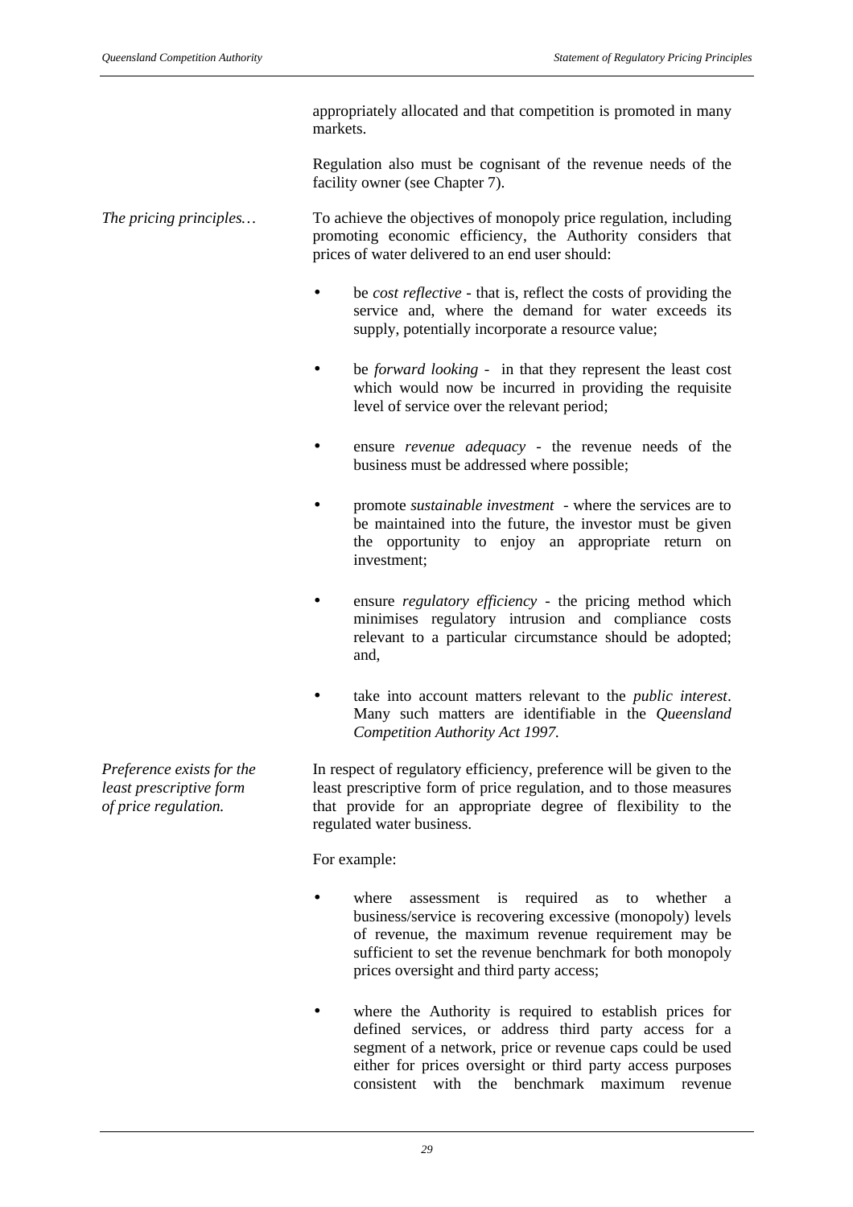appropriately allocated and that competition is promoted in many markets.

Regulation also must be cognisant of the revenue needs of the facility owner (see Chapter 7).

*The pricing principles…*

To achieve the objectives of monopoly price regulation, including promoting economic efficiency, the Authority considers that prices of water delivered to an end user should:

- be *cost reflective* - that is, reflect the costs of providing the service and, where the demand for water exceeds its supply, potentially incorporate a resource value;
- be *forward looking* - in that they represent the least cost which would now be incurred in providing the requisite level of service over the relevant period;
- ensure *revenue adequacy* - the revenue needs of the business must be addressed where possible;
- promote *sustainable investment* - where the services are to be maintained into the future, the investor must be given the opportunity to enjoy an appropriate return on investment;
- ensure *regulatory efficiency* - the pricing method which minimises regulatory intrusion and compliance costs relevant to a particular circumstance should be adopted; and,
- take into account matters relevant to the *public interest*. Many such matters are identifiable in the *Queensland Competition Authority Act 1997.*

*Preference exists for the least prescriptive form of price regulation.*

In respect of regulatory efficiency, preference will be given to the least prescriptive form of price regulation, and to those measures that provide for an appropriate degree of flexibility to the regulated water business.

For example:

- where assessment is required as to whether a business/service is recovering excessive (monopoly) levels of revenue, the maximum revenue requirement may be sufficient to set the revenue benchmark for both monopoly prices oversight and third party access;
- where the Authority is required to establish prices for defined services, or address third party access for a segment of a network, price or revenue caps could be used either for prices oversight or third party access purposes consistent with the benchmark maximum revenue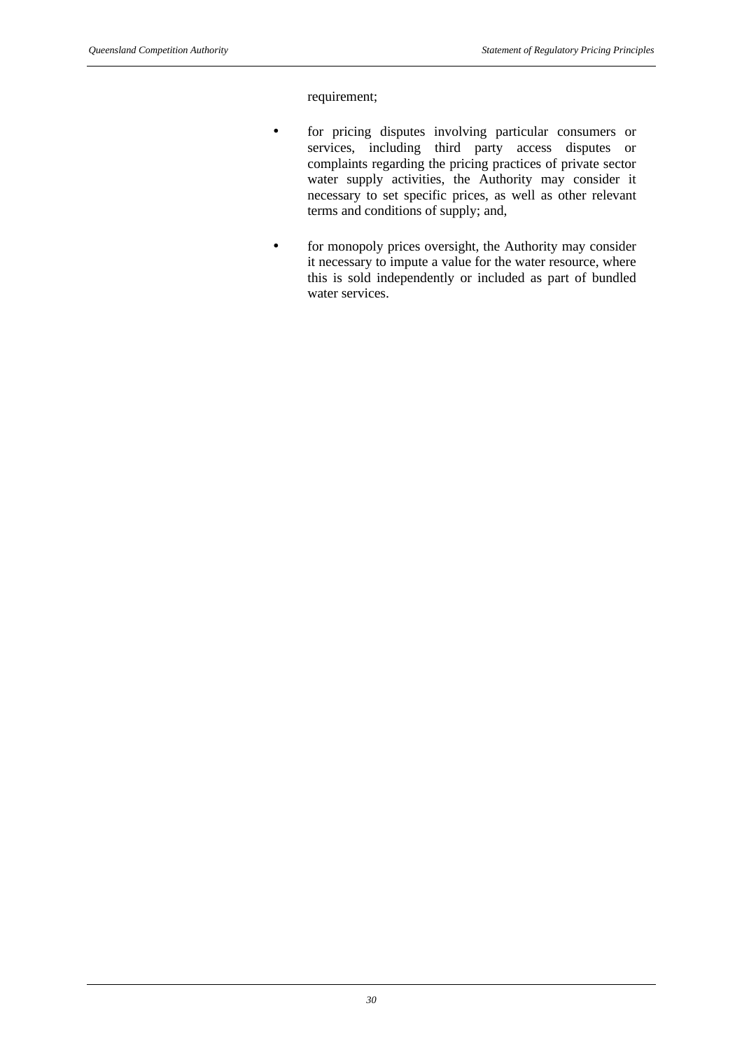requirement;

- for pricing disputes involving particular consumers or services, including third party access disputes or complaints regarding the pricing practices of private sector water supply activities, the Authority may consider it necessary to set specific prices, as well as other relevant terms and conditions of supply; and,

- for monopoly prices oversight, the Authority may consider it necessary to impute a value for the water resource, where this is sold independently or included as part of bundled water services.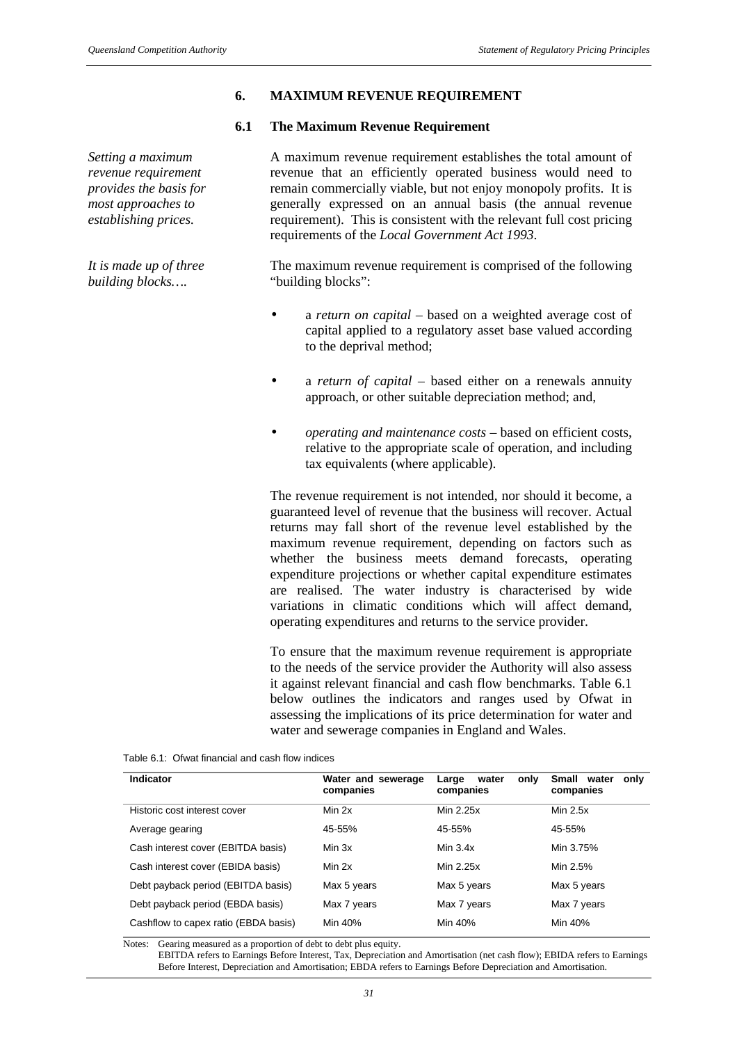# 6. MAXIMUM REVENUE REQUIREMENT

## 6.1 The Maximum Revenue Requirement

*Setting a maximum revenue requirement provides the basis for most approaches to establishing prices.*

A maximum revenue requirement establishes the total amount of revenue that an efficiently operated business would need to remain commercially viable, but not enjoy monopoly profits. It is generally expressed on an annual basis (the annual revenue requirement). This is consistent with the relevant full cost pricing requirements of the *Local Government Act 1993*.

*It is made up of three building blocks….*

The maximum revenue requirement is comprised of the following "building blocks":

- a *return on capital* – based on a weighted average cost of capital applied to a regulatory asset base valued according to the deprival method;
- a *return of capital* – based either on a renewals annuity approach, or other suitable depreciation method; and,
- *operating and maintenance costs* – based on efficient costs, relative to the appropriate scale of operation, and including tax equivalents (where applicable).

The revenue requirement is not intended, nor should it become, a guaranteed level of revenue that the business will recover. Actual returns may fall short of the revenue level established by the maximum revenue requirement, depending on factors such as whether the business meets demand forecasts, operating expenditure projections or whether capital expenditure estimates are realised. The water industry is characterised by wide variations in climatic conditions which will affect demand, operating expenditures and returns to the service provider.

To ensure that the maximum revenue requirement is appropriate to the needs of the service provider the Authority will also assess it against relevant financial and cash flow benchmarks. Table 6.1 below outlines the indicators and ranges used by Ofwat in assessing the implications of its price determination for water and water and sewerage companies in England and Wales.

Table 6.1: Ofwat financial and cash flow indices

| Indicator | Water and sewerage companies | Large water only companies | Small water only companies |
|---|---|---|---|
| Historic cost interest cover | Min 2x | Min 2.25x | Min 2.5x |
| Average gearing | 45-55% | 45-55% | 45-55% |
| Cash interest cover (EBITDA basis) | Min 3x | Min 3.4x | Min 3.75% |
| Cash interest cover (EBIDA basis) | Min 2x | Min 2.25x | Min 2.5% |
| Debt payback period (EBITDA basis) | Max 5 years | Max 5 years | Max 5 years |
| Debt payback period (EBDA basis) | Max 7 years | Max 7 years | Max 7 years |
| Cashflow to capex ratio (EBDA basis) | Min 40% | Min 40% | Min 40% |

Notes: Gearing measured as a proportion of debt to debt plus equity.
EBITDA refers to Earnings Before Interest, Tax, Depreciation and Amortisation (net cash flow); EBIDA refers to Earnings Before Interest, Depreciation and Amortisation; EBDA refers to Earnings Before Depreciation and Amortisation.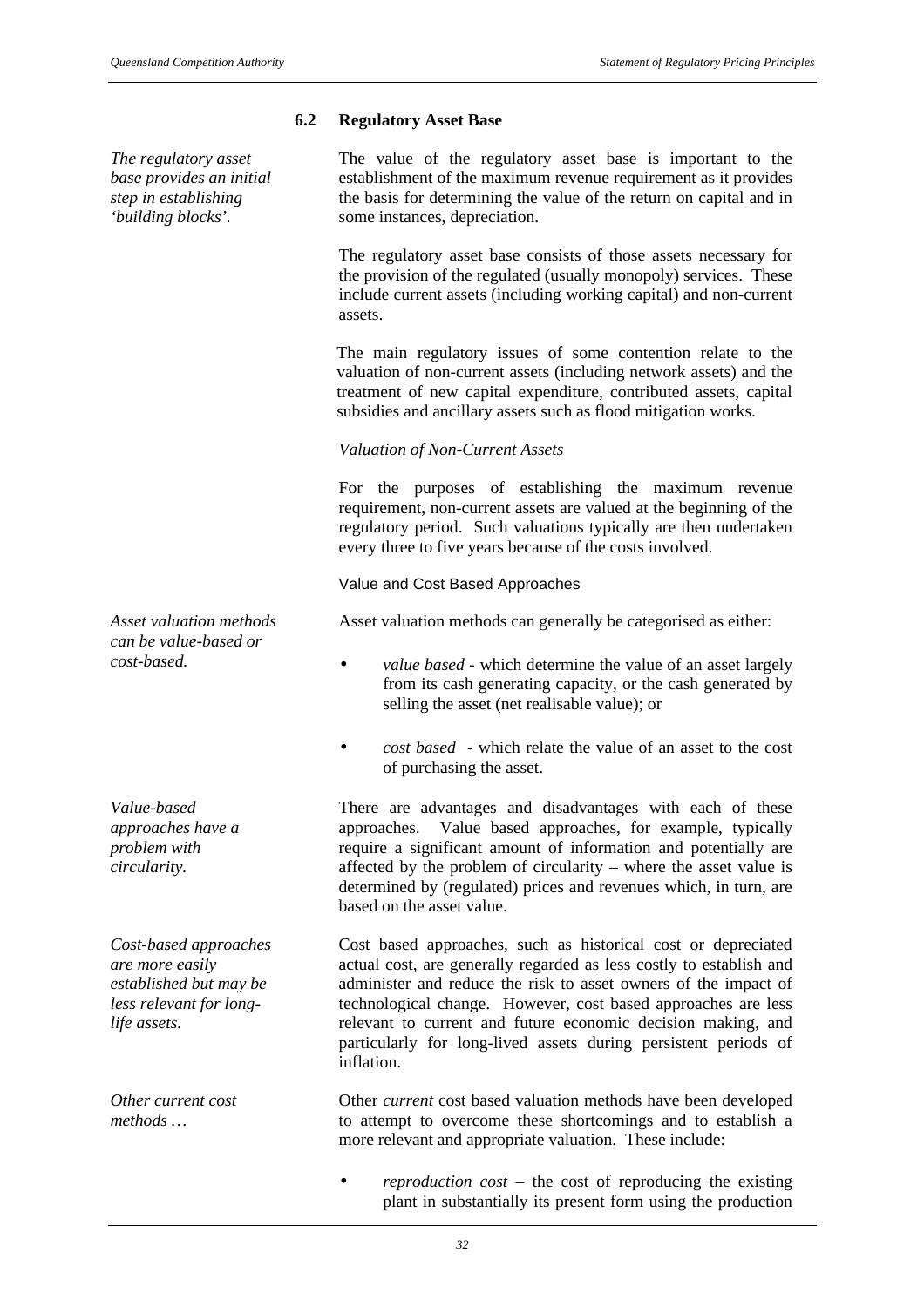## 6.2 Regulatory Asset Base

*The regulatory asset base provides an initial step in establishing 'building blocks'.*

The value of the regulatory asset base is important to the establishment of the maximum revenue requirement as it provides the basis for determining the value of the return on capital and in some instances, depreciation.

The regulatory asset base consists of those assets necessary for the provision of the regulated (usually monopoly) services. These include current assets (including working capital) and non-current assets.

The main regulatory issues of some contention relate to the valuation of non-current assets (including network assets) and the treatment of new capital expenditure, contributed assets, capital subsidies and ancillary assets such as flood mitigation works.

*Valuation of Non-Current Assets*

For the purposes of establishing the maximum revenue requirement, non-current assets are valued at the beginning of the regulatory period. Such valuations typically are then undertaken every three to five years because of the costs involved.

Value and Cost Based Approaches

*Asset valuation methods can be value-based or cost-based.*

Asset valuation methods can generally be categorised as either:

- *value based* - which determine the value of an asset largely from its cash generating capacity, or the cash generated by selling the asset (net realisable value); or
- *cost based* - which relate the value of an asset to the cost of purchasing the asset.

*Value-based approaches have a problem with circularity.*

There are advantages and disadvantages with each of these approaches. Value based approaches, for example, typically require a significant amount of information and potentially are affected by the problem of circularity – where the asset value is determined by (regulated) prices and revenues which, in turn, are based on the asset value.

*Cost-based approaches are more easily established but may be less relevant for long-life assets.*

Cost based approaches, such as historical cost or depreciated actual cost, are generally regarded as less costly to establish and administer and reduce the risk to asset owners of the impact of technological change. However, cost based approaches are less relevant to current and future economic decision making, and particularly for long-lived assets during persistent periods of inflation.

*Other current cost methods …*

Other *current* cost based valuation methods have been developed to attempt to overcome these shortcomings and to establish a more relevant and appropriate valuation. These include:

- *reproduction cost* – the cost of reproducing the existing plant in substantially its present form using the production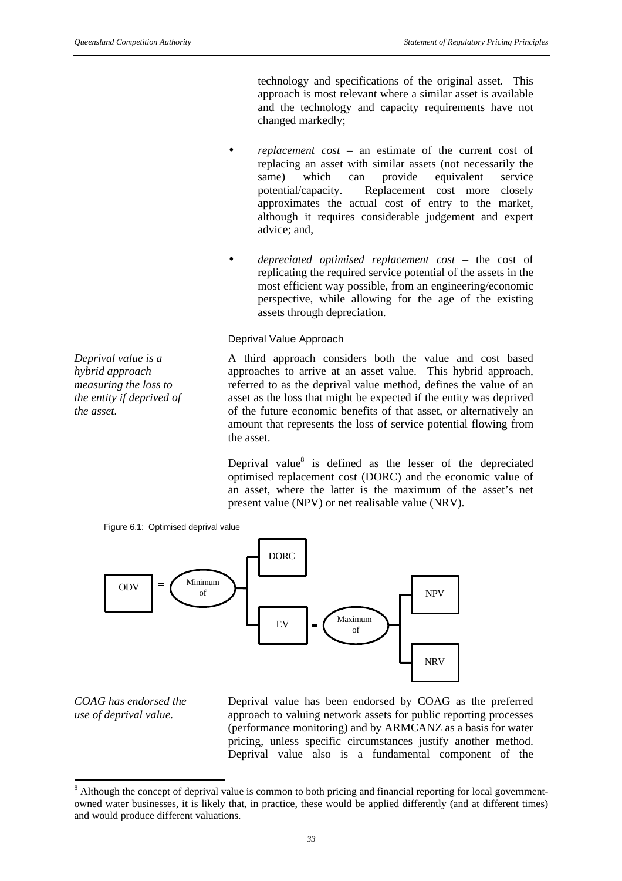technology and specifications of the original asset. This approach is most relevant where a similar asset is available and the technology and capacity requirements have not changed markedly;

- *replacement cost* – an estimate of the current cost of replacing an asset with similar assets (not necessarily the same) which can provide equivalent service potential/capacity. Replacement cost more closely approximates the actual cost of entry to the market, although it requires considerable judgement and expert advice; and,

- *depreciated optimised replacement cost* – the cost of replicating the required service potential of the assets in the most efficient way possible, from an engineering/economic perspective, while allowing for the age of the existing assets through depreciation.

### Deprival Value Approach

*Deprival value is a hybrid approach measuring the loss to the entity if deprived of the asset.*

A third approach considers both the value and cost based approaches to arrive at an asset value. This hybrid approach, referred to as the deprival value method, defines the value of an asset as the loss that might be expected if the entity was deprived of the future economic benefits of that asset, or alternatively an amount that represents the loss of service potential flowing from the asset.

Deprival value[8] is defined as the lesser of the depreciated optimised replacement cost (DORC) and the economic value of an asset, where the latter is the maximum of the asset's net present value (NPV) or net realisable value (NRV).

Figure 6.1: Optimised deprival value

ODV = Minimum of { DORC ; EV = Maximum of { NPV ; NRV } }

*COAG has endorsed the use of deprival value.*

Deprival value has been endorsed by COAG as the preferred approach to valuing network assets for public reporting processes (performance monitoring) and by ARMCANZ as a basis for water pricing, unless specific circumstances justify another method. Deprival value also is a fundamental component of the

---

[8] Although the concept of deprival value is common to both pricing and financial reporting for local government-owned water businesses, it is likely that, in practice, these would be applied differently (and at different times) and would produce different valuations.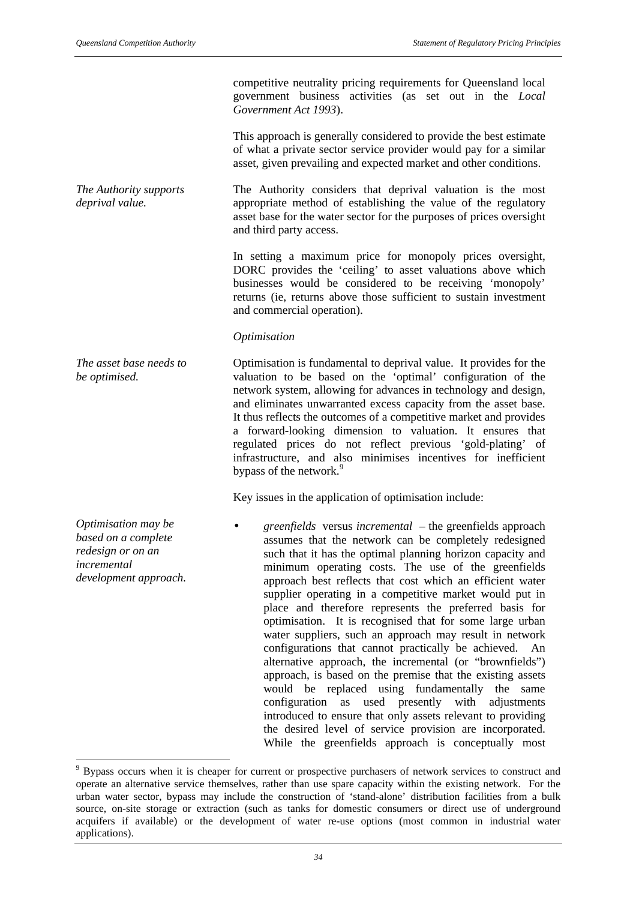competitive neutrality pricing requirements for Queensland local government business activities (as set out in the *Local Government Act 1993*).

This approach is generally considered to provide the best estimate of what a private sector service provider would pay for a similar asset, given prevailing and expected market and other conditions.

*The Authority supports deprival value.*

The Authority considers that deprival valuation is the most appropriate method of establishing the value of the regulatory asset base for the water sector for the purposes of prices oversight and third party access.

In setting a maximum price for monopoly prices oversight, DORC provides the 'ceiling' to asset valuations above which businesses would be considered to be receiving 'monopoly' returns (ie, returns above those sufficient to sustain investment and commercial operation).

*Optimisation*

*The asset base needs to be optimised.*

Optimisation is fundamental to deprival value. It provides for the valuation to be based on the 'optimal' configuration of the network system, allowing for advances in technology and design, and eliminates unwarranted excess capacity from the asset base. It thus reflects the outcomes of a competitive market and provides a forward-looking dimension to valuation. It ensures that regulated prices do not reflect previous 'gold-plating' of infrastructure, and also minimises incentives for inefficient bypass of the network.[9]

Key issues in the application of optimisation include:

*Optimisation may be based on a complete redesign or on an incremental development approach.*

- *greenfields* versus *incremental* – the greenfields approach assumes that the network can be completely redesigned such that it has the optimal planning horizon capacity and minimum operating costs. The use of the greenfields approach best reflects that cost which an efficient water supplier operating in a competitive market would put in place and therefore represents the preferred basis for optimisation. It is recognised that for some large urban water suppliers, such an approach may result in network configurations that cannot practically be achieved. An alternative approach, the incremental (or "brownfields") approach, is based on the premise that the existing assets would be replaced using fundamentally the same configuration as used presently with adjustments introduced to ensure that only assets relevant to providing the desired level of service provision are incorporated. While the greenfields approach is conceptually most

[9] Bypass occurs when it is cheaper for current or prospective purchasers of network services to construct and operate an alternative service themselves, rather than use spare capacity within the existing network. For the urban water sector, bypass may include the construction of 'stand-alone' distribution facilities from a bulk source, on-site storage or extraction (such as tanks for domestic consumers or direct use of underground acquifers if available) or the development of water re-use options (most common in industrial water applications).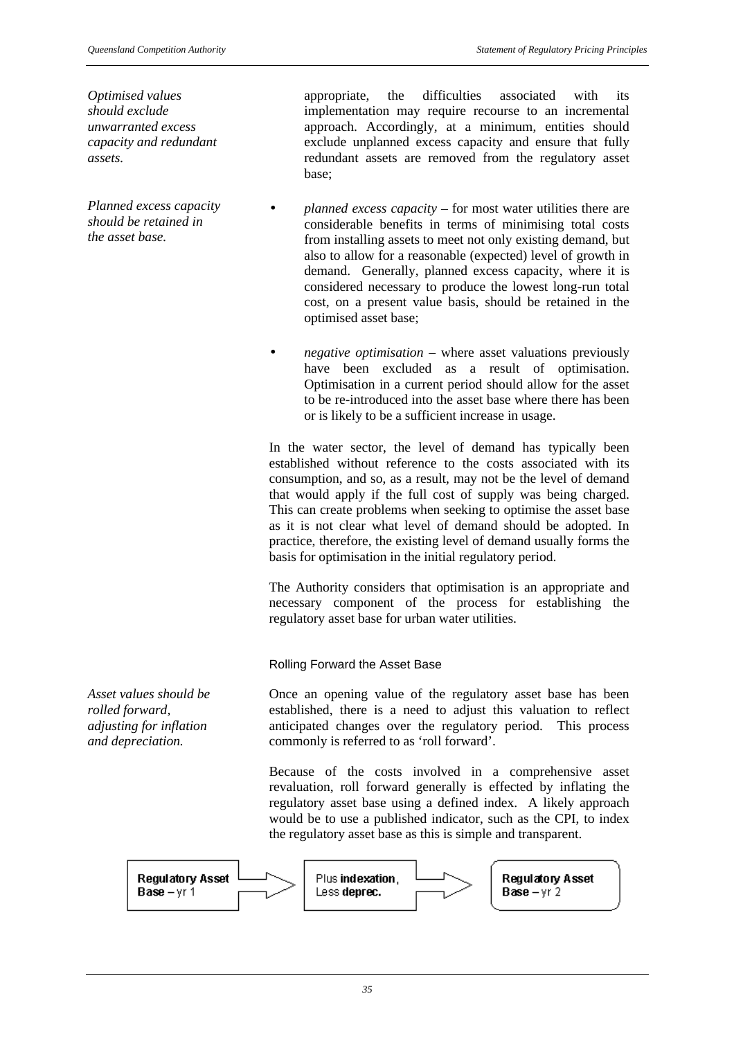*Optimised values should exclude unwarranted excess capacity and redundant assets.*

appropriate, the difficulties associated with its implementation may require recourse to an incremental approach. Accordingly, at a minimum, entities should exclude unplanned excess capacity and ensure that fully redundant assets are removed from the regulatory asset base;

*Planned excess capacity should be retained in the asset base.*

- *planned excess capacity* – for most water utilities there are considerable benefits in terms of minimising total costs from installing assets to meet not only existing demand, but also to allow for a reasonable (expected) level of growth in demand. Generally, planned excess capacity, where it is considered necessary to produce the lowest long-run total cost, on a present value basis, should be retained in the optimised asset base;

- *negative optimisation* – where asset valuations previously have been excluded as a result of optimisation. Optimisation in a current period should allow for the asset to be re-introduced into the asset base where there has been or is likely to be a sufficient increase in usage.

In the water sector, the level of demand has typically been established without reference to the costs associated with its consumption, and so, as a result, may not be the level of demand that would apply if the full cost of supply was being charged. This can create problems when seeking to optimise the asset base as it is not clear what level of demand should be adopted. In practice, therefore, the existing level of demand usually forms the basis for optimisation in the initial regulatory period.

The Authority considers that optimisation is an appropriate and necessary component of the process for establishing the regulatory asset base for urban water utilities.

### Rolling Forward the Asset Base

*Asset values should be rolled forward, adjusting for inflation and depreciation.*

Once an opening value of the regulatory asset base has been established, there is a need to adjust this valuation to reflect anticipated changes over the regulatory period. This process commonly is referred to as 'roll forward'.

Because of the costs involved in a comprehensive asset revaluation, roll forward generally is effected by inflating the regulatory asset base using a defined index. A likely approach would be to use a published indicator, such as the CPI, to index the regulatory asset base as this is simple and transparent.

**Regulatory Asset Base** – yr 1 → Plus **indexation**, Less **deprec.** → **Regulatory Asset Base** – yr 2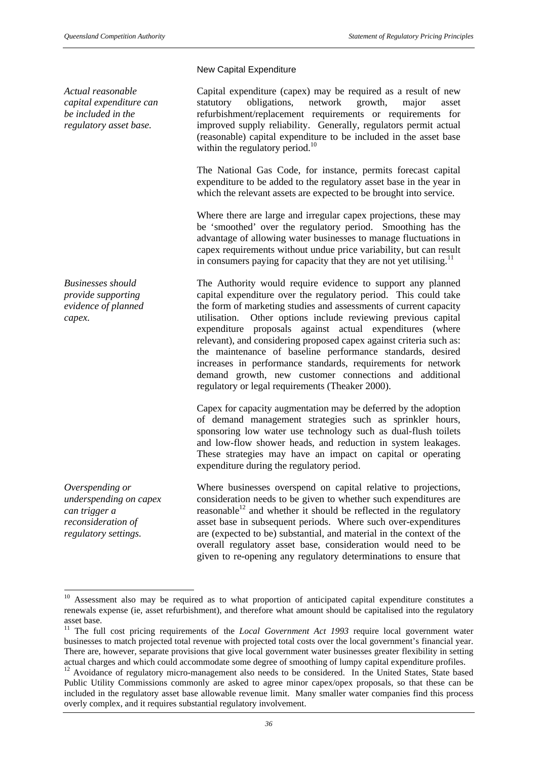### New Capital Expenditure

*Actual reasonable capital expenditure can be included in the regulatory asset base.*

Capital expenditure (capex) may be required as a result of new statutory obligations, network growth, major asset refurbishment/replacement requirements or requirements for improved supply reliability. Generally, regulators permit actual (reasonable) capital expenditure to be included in the asset base within the regulatory period.[10]

The National Gas Code, for instance, permits forecast capital expenditure to be added to the regulatory asset base in the year in which the relevant assets are expected to be brought into service.

Where there are large and irregular capex projections, these may be 'smoothed' over the regulatory period. Smoothing has the advantage of allowing water businesses to manage fluctuations in capex requirements without undue price variability, but can result in consumers paying for capacity that they are not yet utilising.[11]

*Businesses should provide supporting evidence of planned capex.*

The Authority would require evidence to support any planned capital expenditure over the regulatory period. This could take the form of marketing studies and assessments of current capacity utilisation. Other options include reviewing previous capital expenditure proposals against actual expenditures (where relevant), and considering proposed capex against criteria such as: the maintenance of baseline performance standards, desired increases in performance standards, requirements for network demand growth, new customer connections and additional regulatory or legal requirements (Theaker 2000).

Capex for capacity augmentation may be deferred by the adoption of demand management strategies such as sprinkler hours, sponsoring low water use technology such as dual-flush toilets and low-flow shower heads, and reduction in system leakages. These strategies may have an impact on capital or operating expenditure during the regulatory period.

*Overspending or underspending on capex can trigger a reconsideration of regulatory settings.*

Where businesses overspend on capital relative to projections, consideration needs to be given to whether such expenditures are reasonable[12] and whether it should be reflected in the regulatory asset base in subsequent periods. Where such over-expenditures are (expected to be) substantial, and material in the context of the overall regulatory asset base, consideration would need to be given to re-opening any regulatory determinations to ensure that

---

[10] Assessment also may be required as to what proportion of anticipated capital expenditure constitutes a renewals expense (ie, asset refurbishment), and therefore what amount should be capitalised into the regulatory asset base.

[11] The full cost pricing requirements of the *Local Government Act 1993* require local government water businesses to match projected total revenue with projected total costs over the local government's financial year. There are, however, separate provisions that give local government water businesses greater flexibility in setting actual charges and which could accommodate some degree of smoothing of lumpy capital expenditure profiles.

[12] Avoidance of regulatory micro-management also needs to be considered. In the United States, State based Public Utility Commissions commonly are asked to agree minor capex/opex proposals, so that these can be included in the regulatory asset base allowable revenue limit. Many smaller water companies find this process overly complex, and it requires substantial regulatory involvement.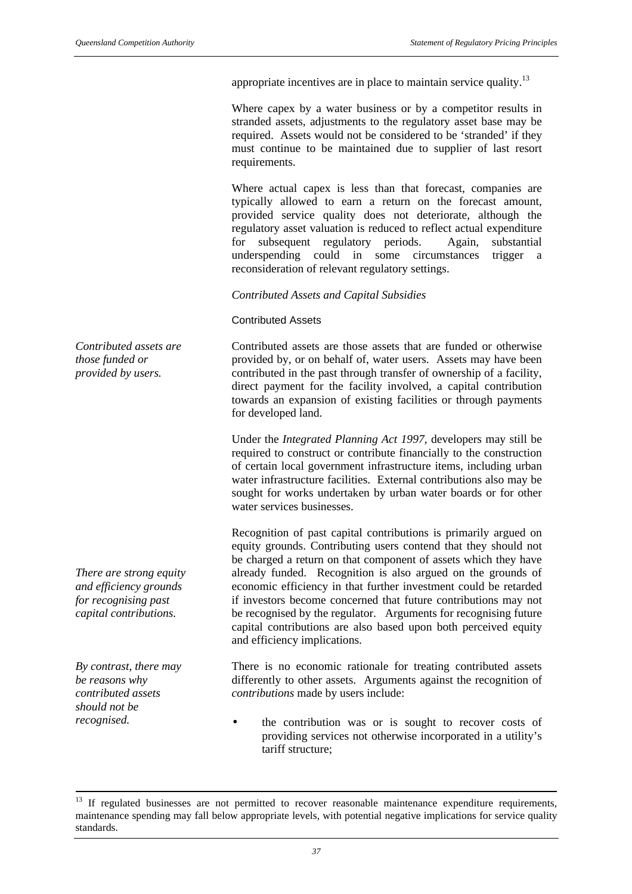appropriate incentives are in place to maintain service quality.[13]

Where capex by a water business or by a competitor results in stranded assets, adjustments to the regulatory asset base may be required. Assets would not be considered to be 'stranded' if they must continue to be maintained due to supplier of last resort requirements.

Where actual capex is less than that forecast, companies are typically allowed to earn a return on the forecast amount, provided service quality does not deteriorate, although the regulatory asset valuation is reduced to reflect actual expenditure for subsequent regulatory periods. Again, substantial underspending could in some circumstances trigger a reconsideration of relevant regulatory settings.

### *Contributed Assets and Capital Subsidies*

#### Contributed Assets

*Contributed assets are those funded or provided by users.*

Contributed assets are those assets that are funded or otherwise provided by, or on behalf of, water users. Assets may have been contributed in the past through transfer of ownership of a facility, direct payment for the facility involved, a capital contribution towards an expansion of existing facilities or through payments for developed land.

Under the *Integrated Planning Act 1997*, developers may still be required to construct or contribute financially to the construction of certain local government infrastructure items, including urban water infrastructure facilities. External contributions also may be sought for works undertaken by urban water boards or for other water services businesses.

*There are strong equity and efficiency grounds for recognising past capital contributions.*

Recognition of past capital contributions is primarily argued on equity grounds. Contributing users contend that they should not be charged a return on that component of assets which they have already funded. Recognition is also argued on the grounds of economic efficiency in that further investment could be retarded if investors become concerned that future contributions may not be recognised by the regulator. Arguments for recognising future capital contributions are also based upon both perceived equity and efficiency implications.

*By contrast, there may be reasons why contributed assets should not be recognised.*

There is no economic rationale for treating contributed assets differently to other assets. Arguments against the recognition of *contributions* made by users include:

- the contribution was or is sought to recover costs of providing services not otherwise incorporated in a utility's tariff structure;

---

[13] If regulated businesses are not permitted to recover reasonable maintenance expenditure requirements, maintenance spending may fall below appropriate levels, with potential negative implications for service quality standards.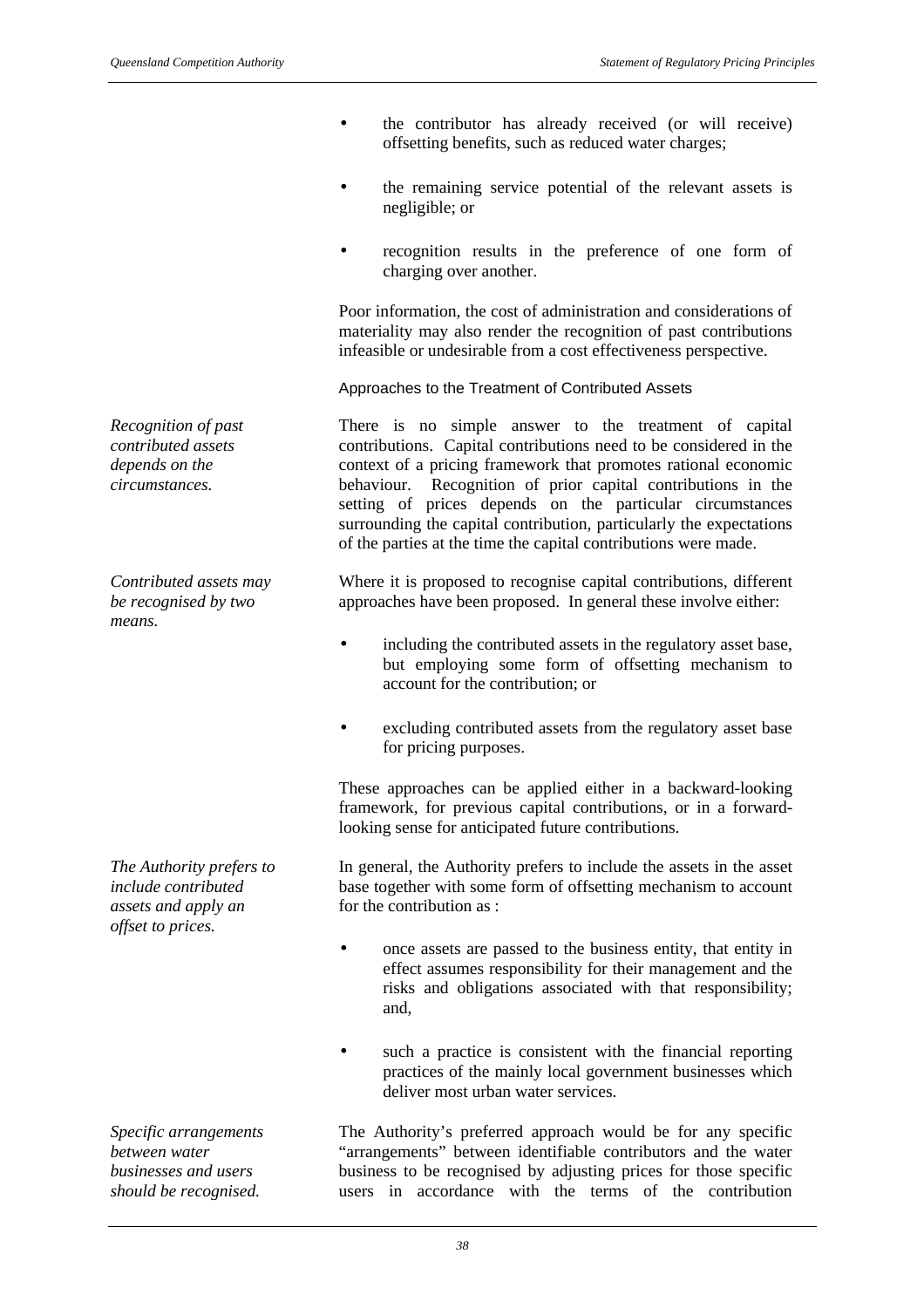- the contributor has already received (or will receive) offsetting benefits, such as reduced water charges;
- the remaining service potential of the relevant assets is negligible; or
- recognition results in the preference of one form of charging over another.

Poor information, the cost of administration and considerations of materiality may also render the recognition of past contributions infeasible or undesirable from a cost effectiveness perspective.

### Approaches to the Treatment of Contributed Assets

*Recognition of past contributed assets depends on the circumstances.*

There is no simple answer to the treatment of capital contributions. Capital contributions need to be considered in the context of a pricing framework that promotes rational economic behaviour. Recognition of prior capital contributions in the setting of prices depends on the particular circumstances surrounding the capital contribution, particularly the expectations of the parties at the time the capital contributions were made.

*Contributed assets may be recognised by two means.*

Where it is proposed to recognise capital contributions, different approaches have been proposed. In general these involve either:

- including the contributed assets in the regulatory asset base, but employing some form of offsetting mechanism to account for the contribution; or
- excluding contributed assets from the regulatory asset base for pricing purposes.

These approaches can be applied either in a backward-looking framework, for previous capital contributions, or in a forward-looking sense for anticipated future contributions.

*The Authority prefers to include contributed assets and apply an offset to prices.*

In general, the Authority prefers to include the assets in the asset base together with some form of offsetting mechanism to account for the contribution as :

- once assets are passed to the business entity, that entity in effect assumes responsibility for their management and the risks and obligations associated with that responsibility; and,
- such a practice is consistent with the financial reporting practices of the mainly local government businesses which deliver most urban water services.

*Specific arrangements between water businesses and users should be recognised.*

The Authority's preferred approach would be for any specific "arrangements" between identifiable contributors and the water business to be recognised by adjusting prices for those specific users in accordance with the terms of the contribution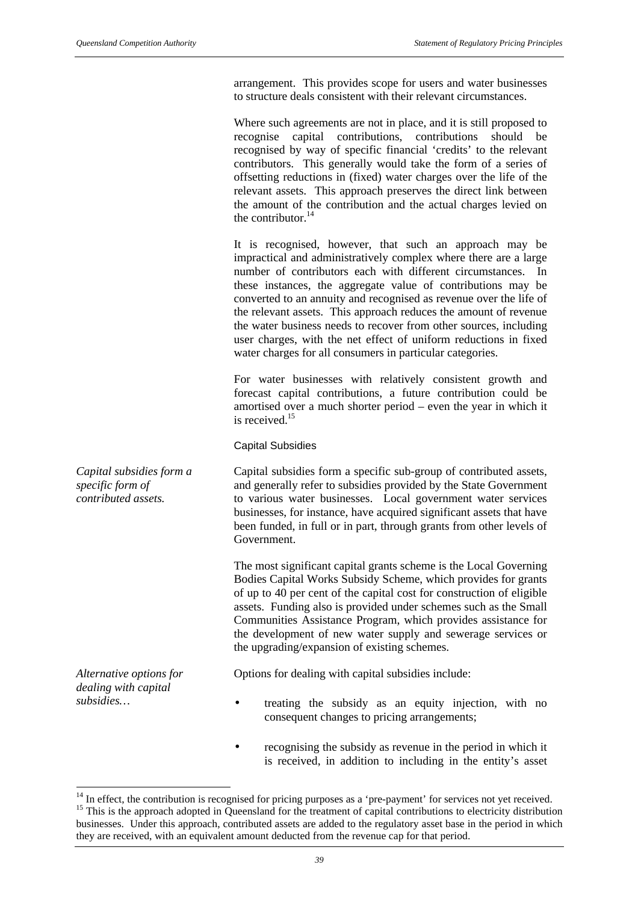arrangement. This provides scope for users and water businesses to structure deals consistent with their relevant circumstances.

Where such agreements are not in place, and it is still proposed to recognise capital contributions, contributions should be recognised by way of specific financial 'credits' to the relevant contributors. This generally would take the form of a series of offsetting reductions in (fixed) water charges over the life of the relevant assets. This approach preserves the direct link between the amount of the contribution and the actual charges levied on the contributor.[14]

It is recognised, however, that such an approach may be impractical and administratively complex where there are a large number of contributors each with different circumstances. In these instances, the aggregate value of contributions may be converted to an annuity and recognised as revenue over the life of the relevant assets. This approach reduces the amount of revenue the water business needs to recover from other sources, including user charges, with the net effect of uniform reductions in fixed water charges for all consumers in particular categories.

For water businesses with relatively consistent growth and forecast capital contributions, a future contribution could be amortised over a much shorter period – even the year in which it is received.[15]

#### Capital Subsidies

*Capital subsidies form a specific form of contributed assets.*

Capital subsidies form a specific sub-group of contributed assets, and generally refer to subsidies provided by the State Government to various water businesses. Local government water services businesses, for instance, have acquired significant assets that have been funded, in full or in part, through grants from other levels of Government.

The most significant capital grants scheme is the Local Governing Bodies Capital Works Subsidy Scheme, which provides for grants of up to 40 per cent of the capital cost for construction of eligible assets. Funding also is provided under schemes such as the Small Communities Assistance Program, which provides assistance for the development of new water supply and sewerage services or the upgrading/expansion of existing schemes.

*Alternative options for dealing with capital subsidies…*

Options for dealing with capital subsidies include:

- treating the subsidy as an equity injection, with no consequent changes to pricing arrangements;
- recognising the subsidy as revenue in the period in which it is received, in addition to including in the entity's asset

---

[14] In effect, the contribution is recognised for pricing purposes as a 'pre-payment' for services not yet received.

[15] This is the approach adopted in Queensland for the treatment of capital contributions to electricity distribution businesses. Under this approach, contributed assets are added to the regulatory asset base in the period in which they are received, with an equivalent amount deducted from the revenue cap for that period.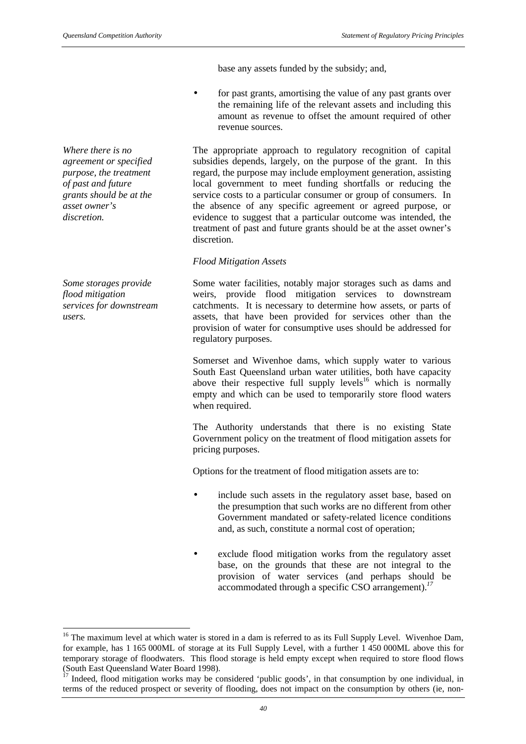base any assets funded by the subsidy; and,

- for past grants, amortising the value of any past grants over the remaining life of the relevant assets and including this amount as revenue to offset the amount required of other revenue sources.

*Where there is no agreement or specified purpose, the treatment of past and future grants should be at the asset owner's discretion.*

The appropriate approach to regulatory recognition of capital subsidies depends, largely, on the purpose of the grant. In this regard, the purpose may include employment generation, assisting local government to meet funding shortfalls or reducing the service costs to a particular consumer or group of consumers. In the absence of any specific agreement or agreed purpose, or evidence to suggest that a particular outcome was intended, the treatment of past and future grants should be at the asset owner's discretion.

*Flood Mitigation Assets*

*Some storages provide flood mitigation services for downstream users.*

Some water facilities, notably major storages such as dams and weirs, provide flood mitigation services to downstream catchments. It is necessary to determine how assets, or parts of assets, that have been provided for services other than the provision of water for consumptive uses should be addressed for regulatory purposes.

Somerset and Wivenhoe dams, which supply water to various South East Queensland urban water utilities, both have capacity above their respective full supply levels[16] which is normally empty and which can be used to temporarily store flood waters when required.

The Authority understands that there is no existing State Government policy on the treatment of flood mitigation assets for pricing purposes.

Options for the treatment of flood mitigation assets are to:

- include such assets in the regulatory asset base, based on the presumption that such works are no different from other Government mandated or safety-related licence conditions and, as such, constitute a normal cost of operation;

- exclude flood mitigation works from the regulatory asset base, on the grounds that these are not integral to the provision of water services (and perhaps should be accommodated through a specific CSO arrangement).[17]

---

[16] The maximum level at which water is stored in a dam is referred to as its Full Supply Level. Wivenhoe Dam, for example, has 1 165 000ML of storage at its Full Supply Level, with a further 1 450 000ML above this for temporary storage of floodwaters. This flood storage is held empty except when required to store flood flows (South East Queensland Water Board 1998).

[17] Indeed, flood mitigation works may be considered 'public goods', in that consumption by one individual, in terms of the reduced prospect or severity of flooding, does not impact on the consumption by others (ie, non-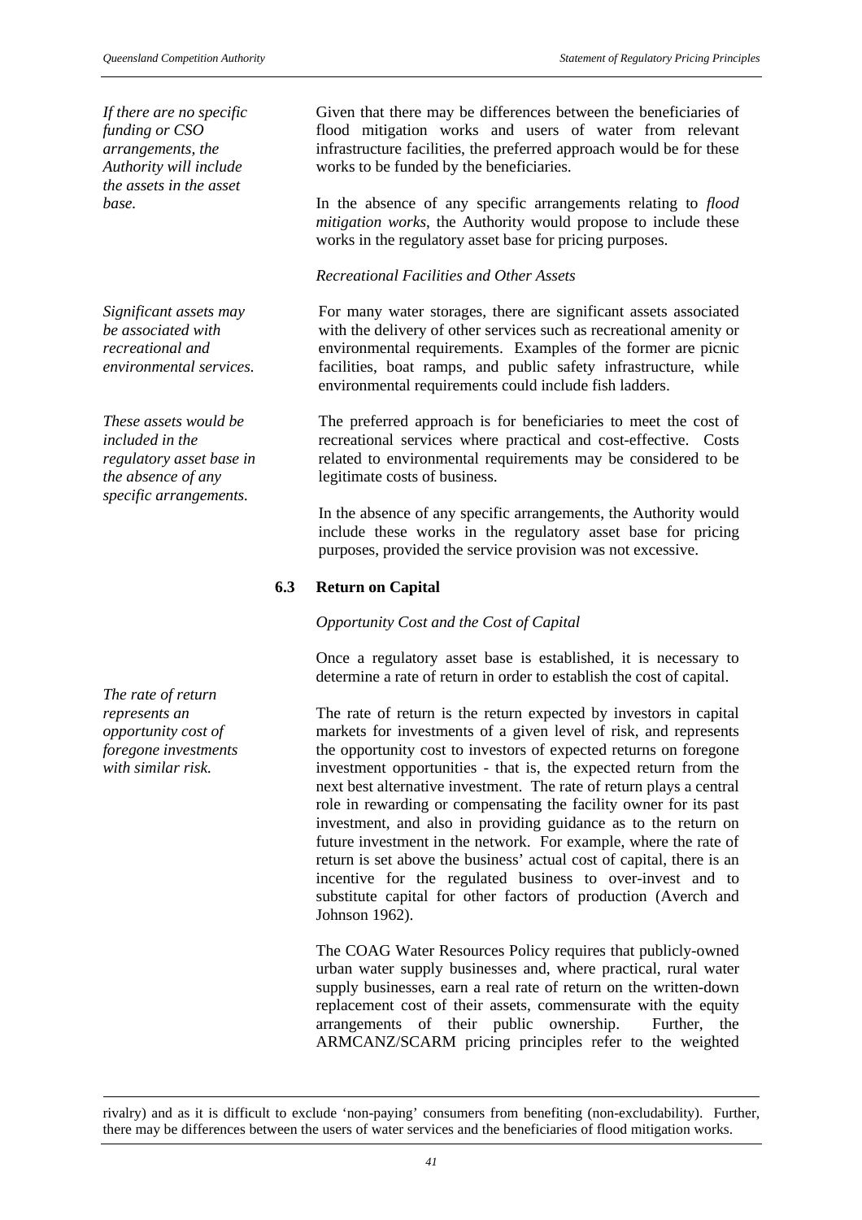*If there are no specific funding or CSO arrangements, the Authority will include the assets in the asset base.*

Given that there may be differences between the beneficiaries of flood mitigation works and users of water from relevant infrastructure facilities, the preferred approach would be for these works to be funded by the beneficiaries.

In the absence of any specific arrangements relating to *flood mitigation works*, the Authority would propose to include these works in the regulatory asset base for pricing purposes.

*Recreational Facilities and Other Assets*

*Significant assets may be associated with recreational and environmental services.*

For many water storages, there are significant assets associated with the delivery of other services such as recreational amenity or environmental requirements. Examples of the former are picnic facilities, boat ramps, and public safety infrastructure, while environmental requirements could include fish ladders.

*These assets would be included in the regulatory asset base in the absence of any specific arrangements.*

The preferred approach is for beneficiaries to meet the cost of recreational services where practical and cost-effective. Costs related to environmental requirements may be considered to be legitimate costs of business.

In the absence of any specific arrangements, the Authority would include these works in the regulatory asset base for pricing purposes, provided the service provision was not excessive.

### 6.3 Return on Capital

*Opportunity Cost and the Cost of Capital*

Once a regulatory asset base is established, it is necessary to determine a rate of return in order to establish the cost of capital.

*The rate of return represents an opportunity cost of foregone investments with similar risk.*

The rate of return is the return expected by investors in capital markets for investments of a given level of risk, and represents the opportunity cost to investors of expected returns on foregone investment opportunities - that is, the expected return from the next best alternative investment. The rate of return plays a central role in rewarding or compensating the facility owner for its past investment, and also in providing guidance as to the return on future investment in the network. For example, where the rate of return is set above the business' actual cost of capital, there is an incentive for the regulated business to over-invest and to substitute capital for other factors of production (Averch and Johnson 1962).

The COAG Water Resources Policy requires that publicly-owned urban water supply businesses and, where practical, rural water supply businesses, earn a real rate of return on the written-down replacement cost of their assets, commensurate with the equity arrangements of their public ownership. Further, the ARMCANZ/SCARM pricing principles refer to the weighted

rivalry) and as it is difficult to exclude 'non-paying' consumers from benefiting (non-excludability). Further, there may be differences between the users of water services and the beneficiaries of flood mitigation works.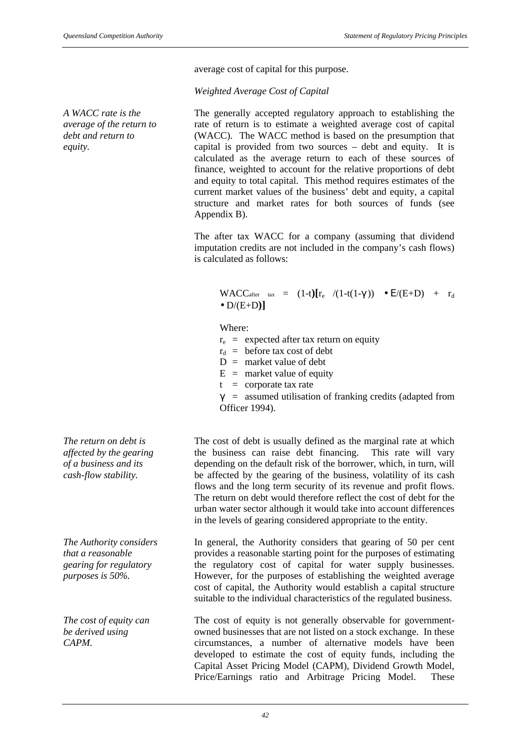average cost of capital for this purpose.

*Weighted Average Cost of Capital*

*A WACC rate is the average of the return to debt and return to equity.*

The generally accepted regulatory approach to establishing the rate of return is to estimate a weighted average cost of capital (WACC). The WACC method is based on the presumption that capital is provided from two sources – debt and equity. It is calculated as the average return to each of these sources of finance, weighted to account for the relative proportions of debt and equity to total capital. This method requires estimates of the current market values of the business' debt and equity, a capital structure and market rates for both sources of funds (see Appendix B).

The after tax WACC for a company (assuming that dividend imputation credits are not included in the company's cash flows) is calculated as follows:

$$WACC_{after\ tax} = (1-t)\left[r_e / (1-t(1-\gamma)) \bullet E/(E+D) + r_d \bullet D/(E+D)\right]$$

Where:

$r_e$ = expected after tax return on equity

$r_d$ = before tax cost of debt

$D$ = market value of debt

$E$ = market value of equity

$t$ = corporate tax rate

$\gamma$ = assumed utilisation of franking credits (adapted from Officer 1994).

*The return on debt is affected by the gearing of a business and its cash-flow stability.*

The cost of debt is usually defined as the marginal rate at which the business can raise debt financing. This rate will vary depending on the default risk of the borrower, which, in turn, will be affected by the gearing of the business, volatility of its cash flows and the long term security of its revenue and profit flows. The return on debt would therefore reflect the cost of debt for the urban water sector although it would take into account differences in the levels of gearing considered appropriate to the entity.

*The Authority considers that a reasonable gearing for regulatory purposes is 50%.*

In general, the Authority considers that gearing of 50 per cent provides a reasonable starting point for the purposes of estimating the regulatory cost of capital for water supply businesses. However, for the purposes of establishing the weighted average cost of capital, the Authority would establish a capital structure suitable to the individual characteristics of the regulated business.

*The cost of equity can be derived using CAPM.*

The cost of equity is not generally observable for government-owned businesses that are not listed on a stock exchange. In these circumstances, a number of alternative models have been developed to estimate the cost of equity funds, including the Capital Asset Pricing Model (CAPM), Dividend Growth Model, Price/Earnings ratio and Arbitrage Pricing Model. These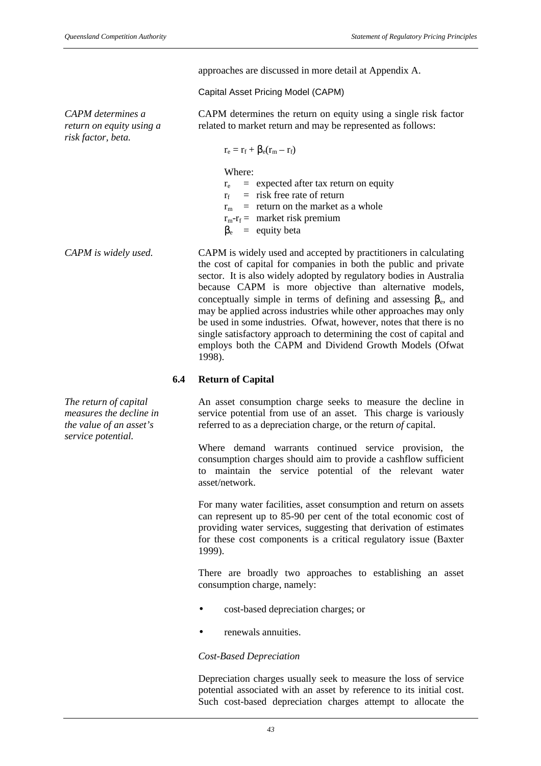approaches are discussed in more detail at Appendix A.

Capital Asset Pricing Model (CAPM)

*CAPM determines a return on equity using a risk factor, beta.*

CAPM determines the return on equity using a single risk factor related to market return and may be represented as follows:

$$r_e = r_f + \beta_e(r_m - r_f)$$

Where:

$r_e$ = expected after tax return on equity
$r_f$ = risk free rate of return
$r_m$ = return on the market as a whole
$r_m$-$r_f$ = market risk premium
$\beta_e$ = equity beta

*CAPM is widely used.*

CAPM is widely used and accepted by practitioners in calculating the cost of capital for companies in both the public and private sector. It is also widely adopted by regulatory bodies in Australia because CAPM is more objective than alternative models, conceptually simple in terms of defining and assessing $\beta_e$, and may be applied across industries while other approaches may only be used in some industries. Ofwat, however, notes that there is no single satisfactory approach to determining the cost of capital and employs both the CAPM and Dividend Growth Models (Ofwat 1998).

## 6.4 Return of Capital

*The return of capital measures the decline in the value of an asset's service potential.*

An asset consumption charge seeks to measure the decline in service potential from use of an asset. This charge is variously referred to as a depreciation charge, or the return *of* capital.

Where demand warrants continued service provision, the consumption charges should aim to provide a cashflow sufficient to maintain the service potential of the relevant water asset/network.

For many water facilities, asset consumption and return on assets can represent up to 85-90 per cent of the total economic cost of providing water services, suggesting that derivation of estimates for these cost components is a critical regulatory issue (Baxter 1999).

There are broadly two approaches to establishing an asset consumption charge, namely:

- cost-based depreciation charges; or
- renewals annuities.

*Cost-Based Depreciation*

Depreciation charges usually seek to measure the loss of service potential associated with an asset by reference to its initial cost. Such cost-based depreciation charges attempt to allocate the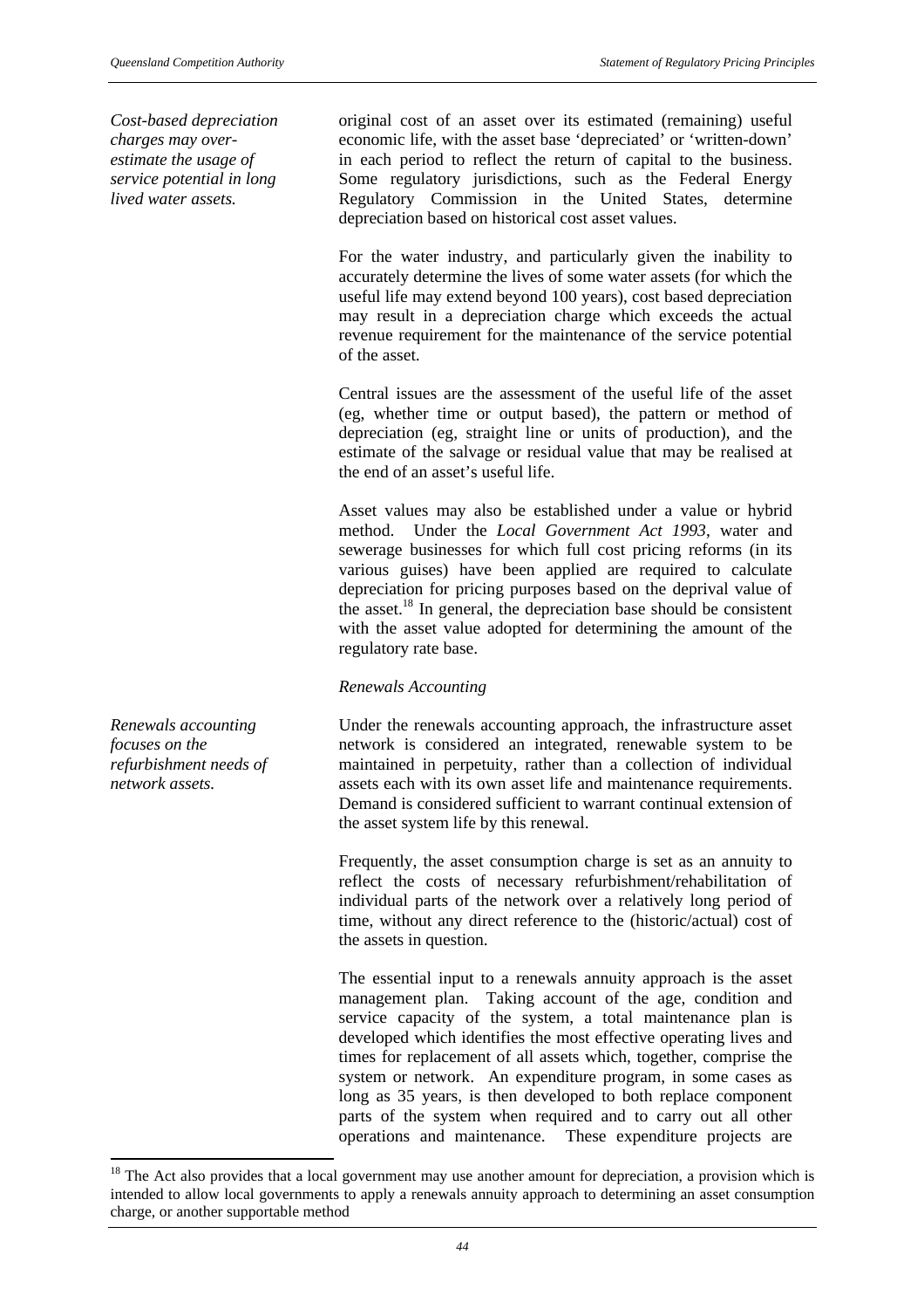*Cost-based depreciation charges may over-estimate the usage of service potential in long lived water assets.*

original cost of an asset over its estimated (remaining) useful economic life, with the asset base 'depreciated' or 'written-down' in each period to reflect the return of capital to the business. Some regulatory jurisdictions, such as the Federal Energy Regulatory Commission in the United States, determine depreciation based on historical cost asset values.

For the water industry, and particularly given the inability to accurately determine the lives of some water assets (for which the useful life may extend beyond 100 years), cost based depreciation may result in a depreciation charge which exceeds the actual revenue requirement for the maintenance of the service potential of the asset.

Central issues are the assessment of the useful life of the asset (eg, whether time or output based), the pattern or method of depreciation (eg, straight line or units of production), and the estimate of the salvage or residual value that may be realised at the end of an asset's useful life.

Asset values may also be established under a value or hybrid method. Under the *Local Government Act 1993*, water and sewerage businesses for which full cost pricing reforms (in its various guises) have been applied are required to calculate depreciation for pricing purposes based on the deprival value of the asset.[18] In general, the depreciation base should be consistent with the asset value adopted for determining the amount of the regulatory rate base.

*Renewals Accounting*

*Renewals accounting focuses on the refurbishment needs of network assets.*

Under the renewals accounting approach, the infrastructure asset network is considered an integrated, renewable system to be maintained in perpetuity, rather than a collection of individual assets each with its own asset life and maintenance requirements. Demand is considered sufficient to warrant continual extension of the asset system life by this renewal.

Frequently, the asset consumption charge is set as an annuity to reflect the costs of necessary refurbishment/rehabilitation of individual parts of the network over a relatively long period of time, without any direct reference to the (historic/actual) cost of the assets in question.

The essential input to a renewals annuity approach is the asset management plan. Taking account of the age, condition and service capacity of the system, a total maintenance plan is developed which identifies the most effective operating lives and times for replacement of all assets which, together, comprise the system or network. An expenditure program, in some cases as long as 35 years, is then developed to both replace component parts of the system when required and to carry out all other operations and maintenance. These expenditure projects are

---

[18] The Act also provides that a local government may use another amount for depreciation, a provision which is intended to allow local governments to apply a renewals annuity approach to determining an asset consumption charge, or another supportable method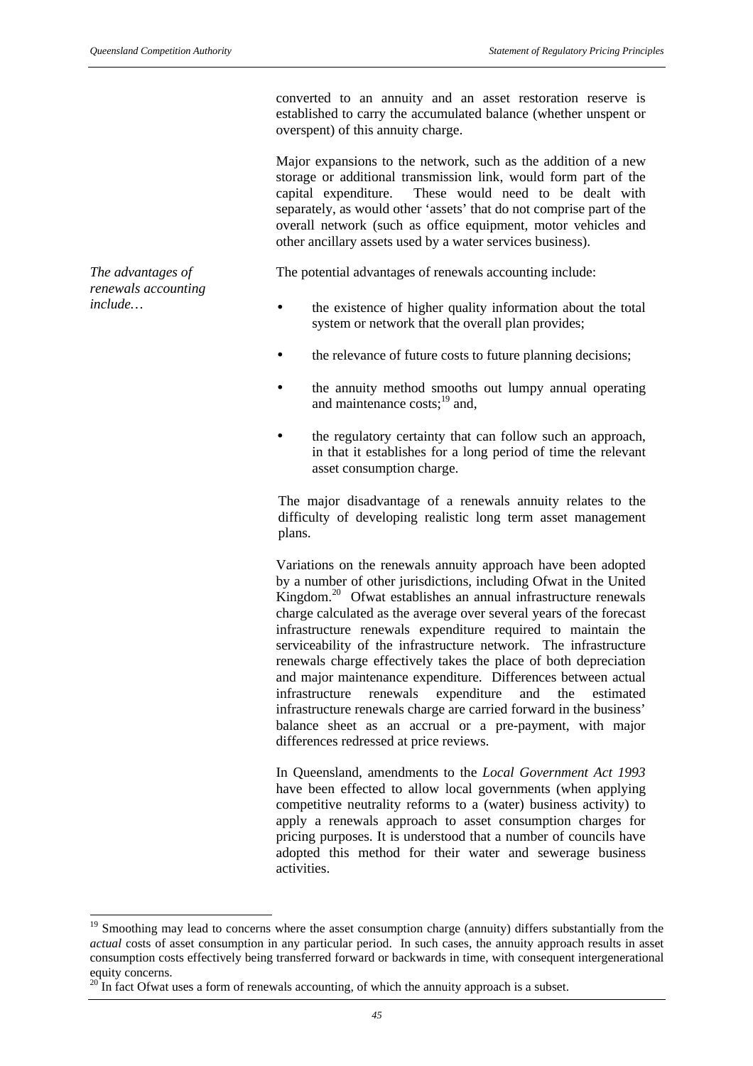converted to an annuity and an asset restoration reserve is established to carry the accumulated balance (whether unspent or overspent) of this annuity charge.

Major expansions to the network, such as the addition of a new storage or additional transmission link, would form part of the capital expenditure. These would need to be dealt with separately, as would other 'assets' that do not comprise part of the overall network (such as office equipment, motor vehicles and other ancillary assets used by a water services business).

*The advantages of renewals accounting include…*

The potential advantages of renewals accounting include:

- the existence of higher quality information about the total system or network that the overall plan provides;
- the relevance of future costs to future planning decisions;
- the annuity method smooths out lumpy annual operating and maintenance costs;[19] and,
- the regulatory certainty that can follow such an approach, in that it establishes for a long period of time the relevant asset consumption charge.

The major disadvantage of a renewals annuity relates to the difficulty of developing realistic long term asset management plans.

Variations on the renewals annuity approach have been adopted by a number of other jurisdictions, including Ofwat in the United Kingdom.[20] Ofwat establishes an annual infrastructure renewals charge calculated as the average over several years of the forecast infrastructure renewals expenditure required to maintain the serviceability of the infrastructure network. The infrastructure renewals charge effectively takes the place of both depreciation and major maintenance expenditure. Differences between actual infrastructure renewals expenditure and the estimated infrastructure renewals charge are carried forward in the business' balance sheet as an accrual or a pre-payment, with major differences redressed at price reviews.

In Queensland, amendments to the *Local Government Act 1993* have been effected to allow local governments (when applying competitive neutrality reforms to a (water) business activity) to apply a renewals approach to asset consumption charges for pricing purposes. It is understood that a number of councils have adopted this method for their water and sewerage business activities.

---

[19] Smoothing may lead to concerns where the asset consumption charge (annuity) differs substantially from the *actual* costs of asset consumption in any particular period. In such cases, the annuity approach results in asset consumption costs effectively being transferred forward or backwards in time, with consequent intergenerational equity concerns.

[20] In fact Ofwat uses a form of renewals accounting, of which the annuity approach is a subset.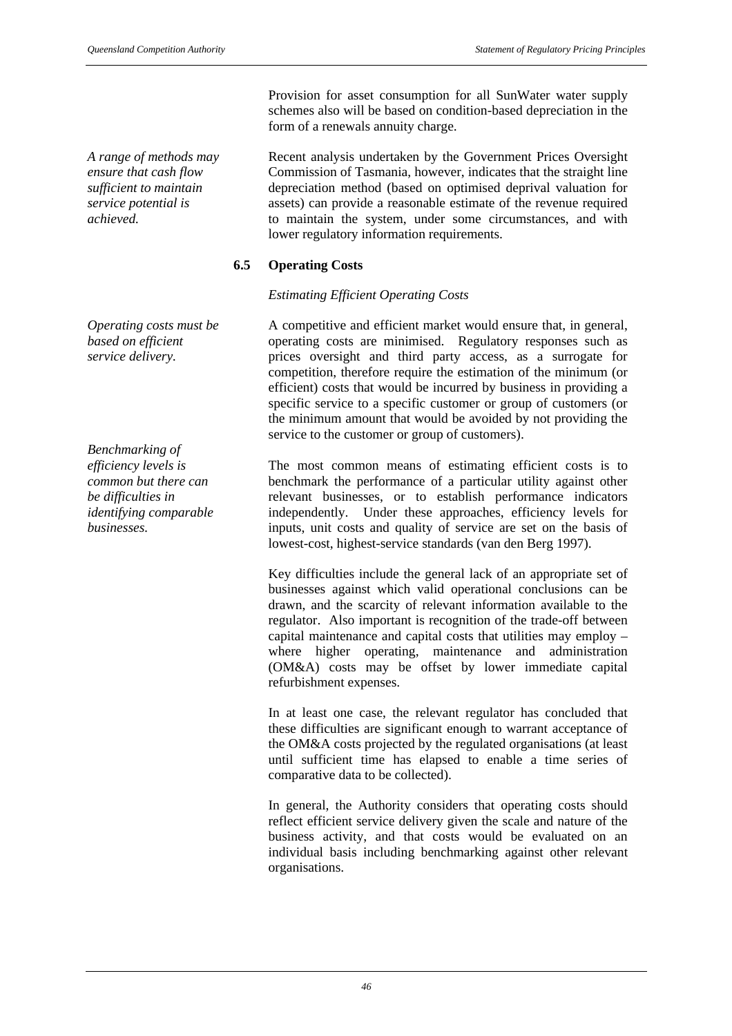Provision for asset consumption for all SunWater water supply schemes also will be based on condition-based depreciation in the form of a renewals annuity charge.

*A range of methods may ensure that cash flow sufficient to maintain service potential is achieved.*

Recent analysis undertaken by the Government Prices Oversight Commission of Tasmania, however, indicates that the straight line depreciation method (based on optimised deprival valuation for assets) can provide a reasonable estimate of the revenue required to maintain the system, under some circumstances, and with lower regulatory information requirements.

### 6.5 Operating Costs

*Estimating Efficient Operating Costs*

*Operating costs must be based on efficient service delivery.*

A competitive and efficient market would ensure that, in general, operating costs are minimised. Regulatory responses such as prices oversight and third party access, as a surrogate for competition, therefore require the estimation of the minimum (or efficient) costs that would be incurred by business in providing a specific service to a specific customer or group of customers (or the minimum amount that would be avoided by not providing the service to the customer or group of customers).

*Benchmarking of efficiency levels is common but there can be difficulties in identifying comparable businesses.*

The most common means of estimating efficient costs is to benchmark the performance of a particular utility against other relevant businesses, or to establish performance indicators independently. Under these approaches, efficiency levels for inputs, unit costs and quality of service are set on the basis of lowest-cost, highest-service standards (van den Berg 1997).

Key difficulties include the general lack of an appropriate set of businesses against which valid operational conclusions can be drawn, and the scarcity of relevant information available to the regulator. Also important is recognition of the trade-off between capital maintenance and capital costs that utilities may employ – where higher operating, maintenance and administration (OM&A) costs may be offset by lower immediate capital refurbishment expenses.

In at least one case, the relevant regulator has concluded that these difficulties are significant enough to warrant acceptance of the OM&A costs projected by the regulated organisations (at least until sufficient time has elapsed to enable a time series of comparative data to be collected).

In general, the Authority considers that operating costs should reflect efficient service delivery given the scale and nature of the business activity, and that costs would be evaluated on an individual basis including benchmarking against other relevant organisations.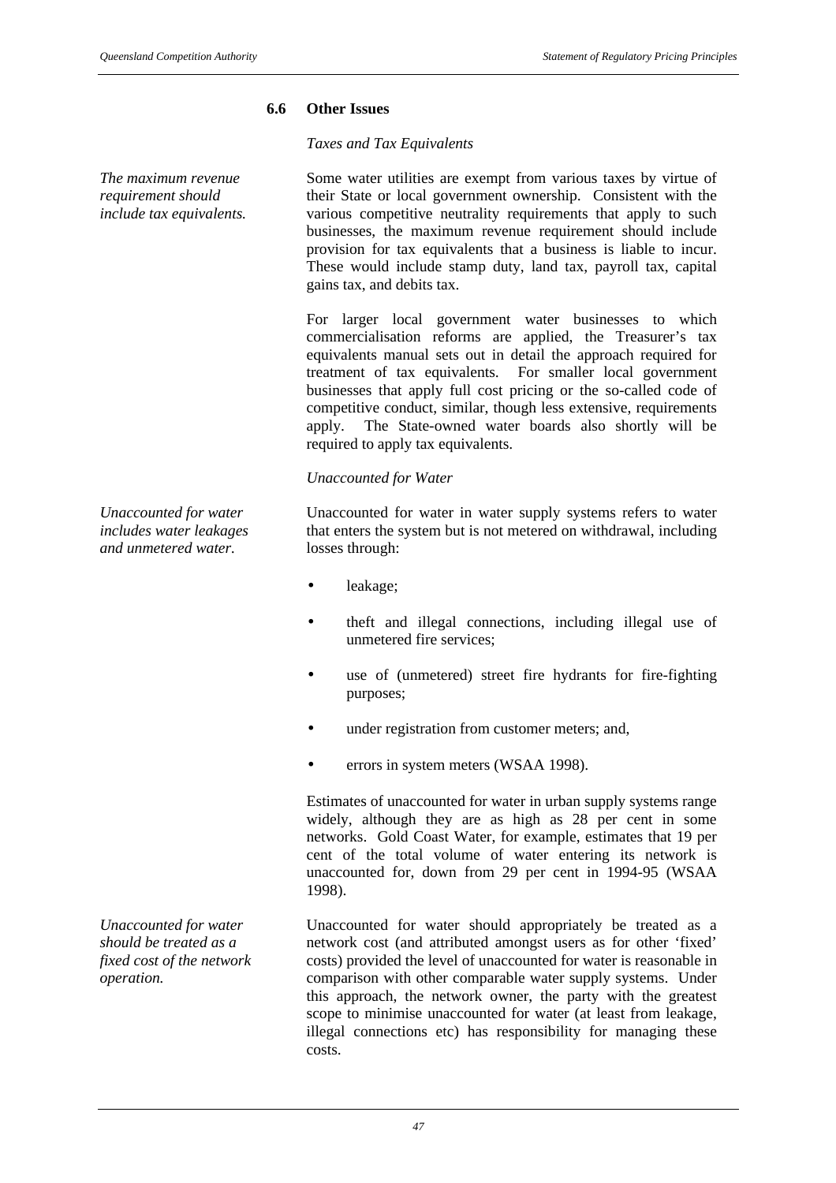## 6.6 Other Issues

*Taxes and Tax Equivalents*

*The maximum revenue requirement should include tax equivalents.*

Some water utilities are exempt from various taxes by virtue of their State or local government ownership. Consistent with the various competitive neutrality requirements that apply to such businesses, the maximum revenue requirement should include provision for tax equivalents that a business is liable to incur. These would include stamp duty, land tax, payroll tax, capital gains tax, and debits tax.

For larger local government water businesses to which commercialisation reforms are applied, the Treasurer's tax equivalents manual sets out in detail the approach required for treatment of tax equivalents. For smaller local government businesses that apply full cost pricing or the so-called code of competitive conduct, similar, though less extensive, requirements apply. The State-owned water boards also shortly will be required to apply tax equivalents.

*Unaccounted for Water*

*Unaccounted for water includes water leakages and unmetered water.*

Unaccounted for water in water supply systems refers to water that enters the system but is not metered on withdrawal, including losses through:

- leakage;
- theft and illegal connections, including illegal use of unmetered fire services;
- use of (unmetered) street fire hydrants for fire-fighting purposes;
- under registration from customer meters; and,
- errors in system meters (WSAA 1998).

Estimates of unaccounted for water in urban supply systems range widely, although they are as high as 28 per cent in some networks. Gold Coast Water, for example, estimates that 19 per cent of the total volume of water entering its network is unaccounted for, down from 29 per cent in 1994-95 (WSAA 1998).

*Unaccounted for water should be treated as a fixed cost of the network operation.*

Unaccounted for water should appropriately be treated as a network cost (and attributed amongst users as for other 'fixed' costs) provided the level of unaccounted for water is reasonable in comparison with other comparable water supply systems. Under this approach, the network owner, the party with the greatest scope to minimise unaccounted for water (at least from leakage, illegal connections etc) has responsibility for managing these costs.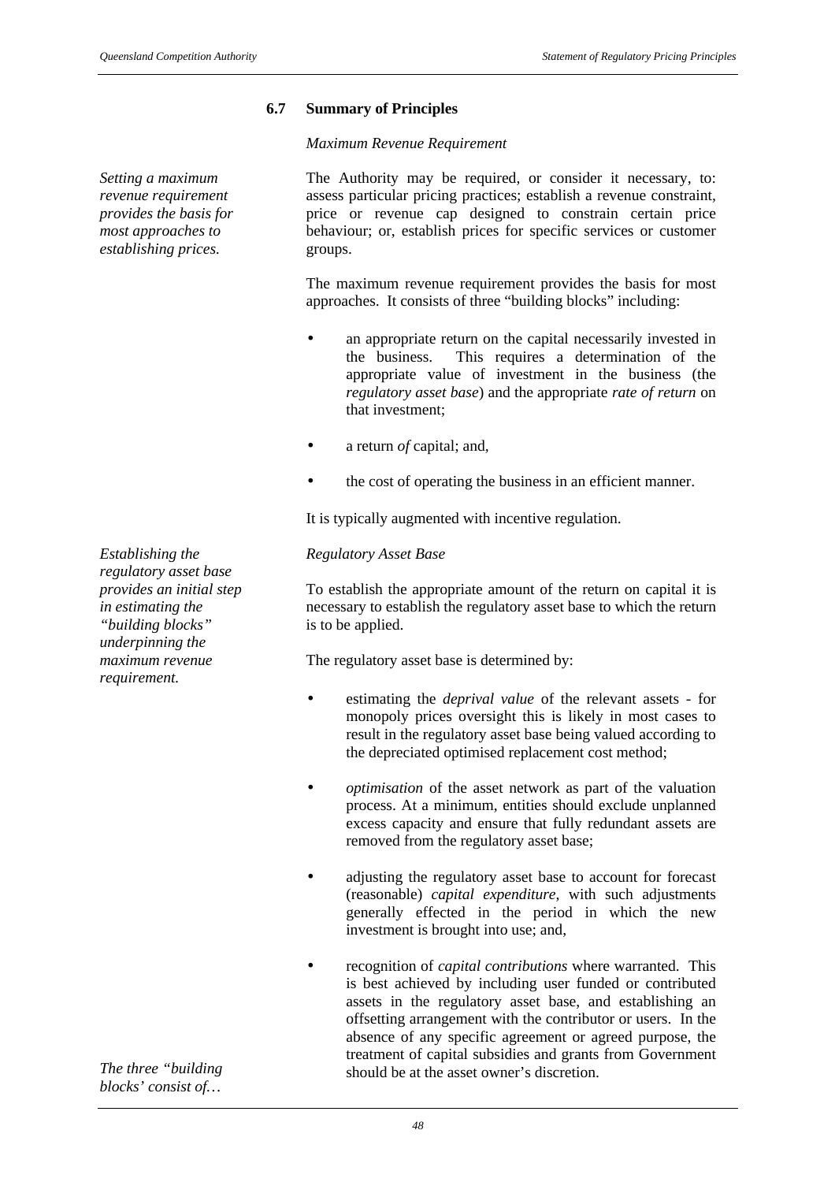### 6.7 Summary of Principles

*Maximum Revenue Requirement*

*Setting a maximum revenue requirement provides the basis for most approaches to establishing prices.*

The Authority may be required, or consider it necessary, to: assess particular pricing practices; establish a revenue constraint, price or revenue cap designed to constrain certain price behaviour; or, establish prices for specific services or customer groups.

The maximum revenue requirement provides the basis for most approaches. It consists of three "building blocks" including:

- an appropriate return on the capital necessarily invested in the business. This requires a determination of the appropriate value of investment in the business (the *regulatory asset base*) and the appropriate *rate of return* on that investment;
- a return *of* capital; and,
- the cost of operating the business in an efficient manner.

It is typically augmented with incentive regulation.

*Regulatory Asset Base*

*Establishing the regulatory asset base provides an initial step in estimating the "building blocks" underpinning the maximum revenue requirement.*

To establish the appropriate amount of the return on capital it is necessary to establish the regulatory asset base to which the return is to be applied.

The regulatory asset base is determined by:

- estimating the *deprival value* of the relevant assets - for monopoly prices oversight this is likely in most cases to result in the regulatory asset base being valued according to the depreciated optimised replacement cost method;
- *optimisation* of the asset network as part of the valuation process. At a minimum, entities should exclude unplanned excess capacity and ensure that fully redundant assets are removed from the regulatory asset base;
- adjusting the regulatory asset base to account for forecast (reasonable) *capital expenditure*, with such adjustments generally effected in the period in which the new investment is brought into use; and,
- recognition of *capital contributions* where warranted. This is best achieved by including user funded or contributed assets in the regulatory asset base, and establishing an offsetting arrangement with the contributor or users. In the absence of any specific agreement or agreed purpose, the treatment of capital subsidies and grants from Government should be at the asset owner's discretion.

*The three "building blocks' consist of…*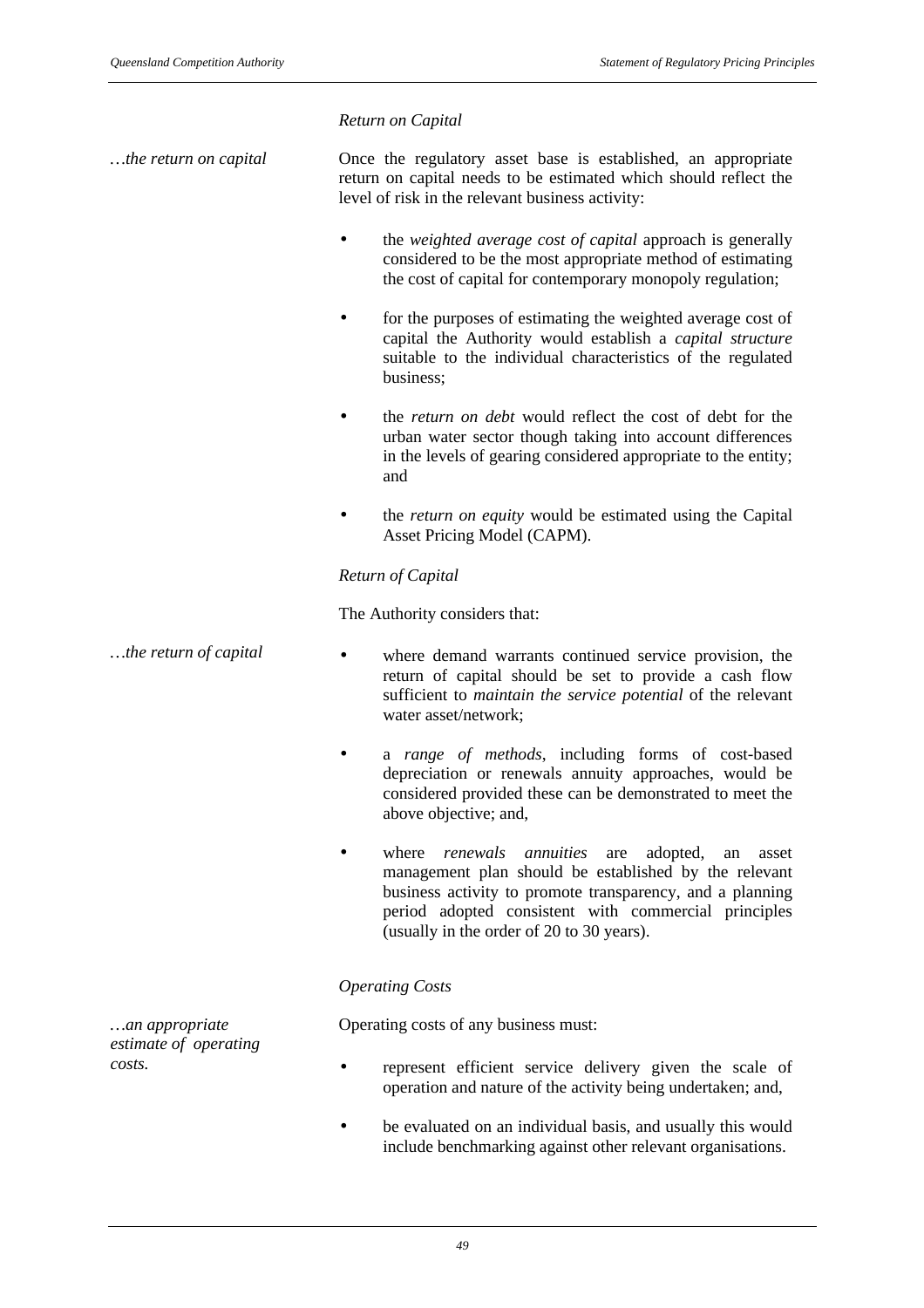*Return on Capital*

*…the return on capital*

Once the regulatory asset base is established, an appropriate return on capital needs to be estimated which should reflect the level of risk in the relevant business activity:

- the *weighted average cost of capital* approach is generally considered to be the most appropriate method of estimating the cost of capital for contemporary monopoly regulation;
- for the purposes of estimating the weighted average cost of capital the Authority would establish a *capital structure* suitable to the individual characteristics of the regulated business;
- the *return on debt* would reflect the cost of debt for the urban water sector though taking into account differences in the levels of gearing considered appropriate to the entity; and
- the *return on equity* would be estimated using the Capital Asset Pricing Model (CAPM).

*Return of Capital*

The Authority considers that:

*…the return of capital*

- where demand warrants continued service provision, the return of capital should be set to provide a cash flow sufficient to *maintain the service potential* of the relevant water asset/network;
- a *range of methods*, including forms of cost-based depreciation or renewals annuity approaches, would be considered provided these can be demonstrated to meet the above objective; and,
- where *renewals annuities* are adopted, an asset management plan should be established by the relevant business activity to promote transparency, and a planning period adopted consistent with commercial principles (usually in the order of 20 to 30 years).

*Operating Costs*

*…an appropriate estimate of operating costs.*

Operating costs of any business must:

- represent efficient service delivery given the scale of operation and nature of the activity being undertaken; and,
- be evaluated on an individual basis, and usually this would include benchmarking against other relevant organisations.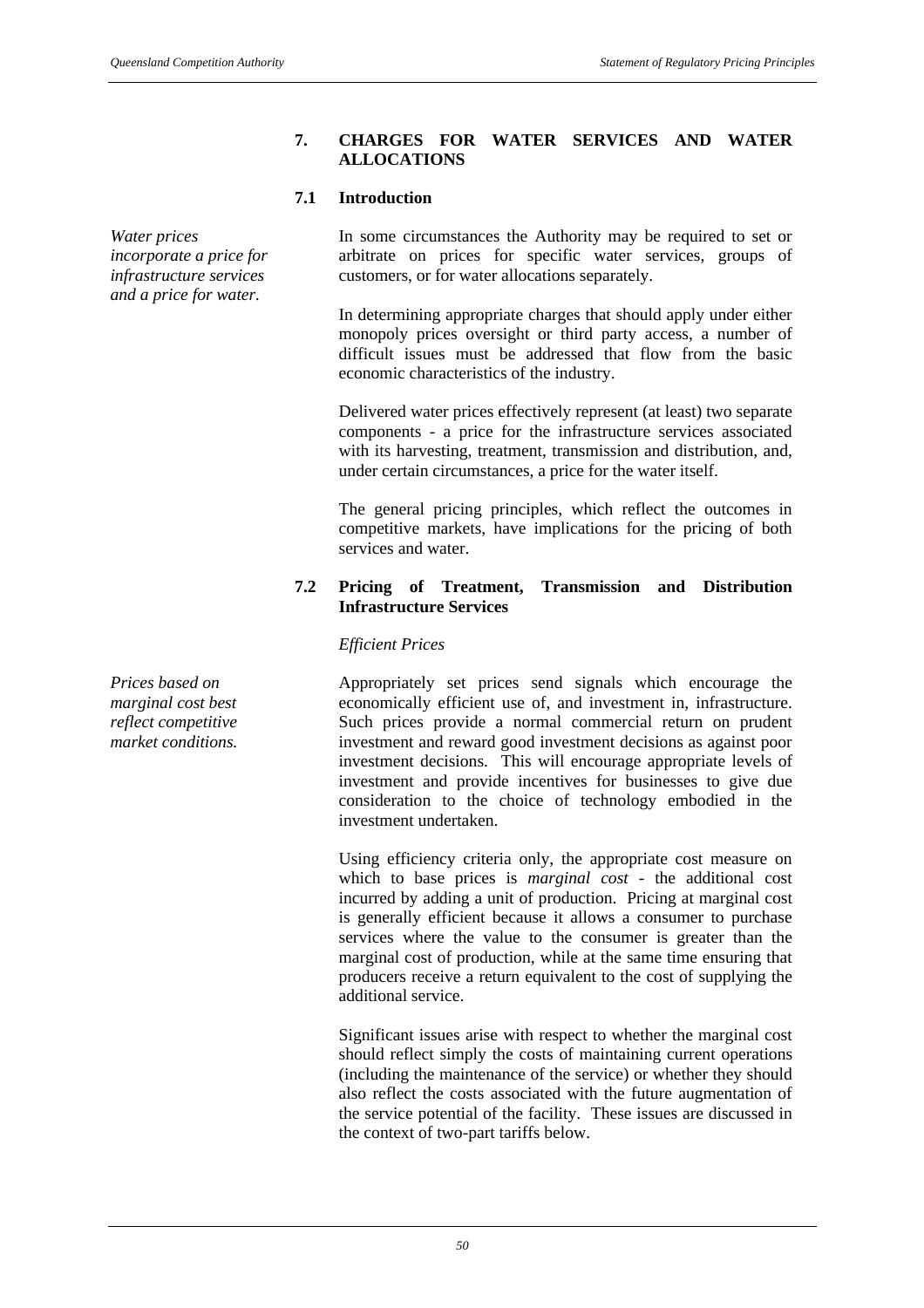## 7. CHARGES FOR WATER SERVICES AND WATER ALLOCATIONS

### 7.1 Introduction

*Water prices incorporate a price for infrastructure services and a price for water.*

In some circumstances the Authority may be required to set or arbitrate on prices for specific water services, groups of customers, or for water allocations separately.

In determining appropriate charges that should apply under either monopoly prices oversight or third party access, a number of difficult issues must be addressed that flow from the basic economic characteristics of the industry.

Delivered water prices effectively represent (at least) two separate components - a price for the infrastructure services associated with its harvesting, treatment, transmission and distribution, and, under certain circumstances, a price for the water itself.

The general pricing principles, which reflect the outcomes in competitive markets, have implications for the pricing of both services and water.

### 7.2 Pricing of Treatment, Transmission and Distribution Infrastructure Services

*Efficient Prices*

*Prices based on marginal cost best reflect competitive market conditions.*

Appropriately set prices send signals which encourage the economically efficient use of, and investment in, infrastructure. Such prices provide a normal commercial return on prudent investment and reward good investment decisions as against poor investment decisions. This will encourage appropriate levels of investment and provide incentives for businesses to give due consideration to the choice of technology embodied in the investment undertaken.

Using efficiency criteria only, the appropriate cost measure on which to base prices is *marginal cost* - the additional cost incurred by adding a unit of production. Pricing at marginal cost is generally efficient because it allows a consumer to purchase services where the value to the consumer is greater than the marginal cost of production, while at the same time ensuring that producers receive a return equivalent to the cost of supplying the additional service.

Significant issues arise with respect to whether the marginal cost should reflect simply the costs of maintaining current operations (including the maintenance of the service) or whether they should also reflect the costs associated with the future augmentation of the service potential of the facility. These issues are discussed in the context of two-part tariffs below.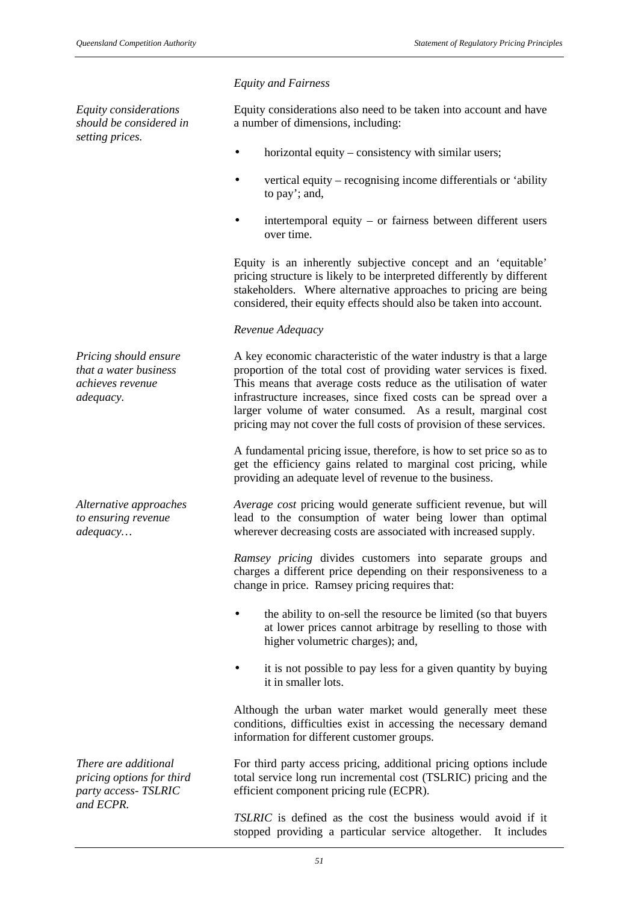*Equity and Fairness*

*Equity considerations should be considered in setting prices.*

Equity considerations also need to be taken into account and have a number of dimensions, including:

- horizontal equity – consistency with similar users;
- vertical equity – recognising income differentials or 'ability to pay'; and,
- intertemporal equity – or fairness between different users over time.

Equity is an inherently subjective concept and an 'equitable' pricing structure is likely to be interpreted differently by different stakeholders. Where alternative approaches to pricing are being considered, their equity effects should also be taken into account.

*Revenue Adequacy*

*Pricing should ensure that a water business achieves revenue adequacy.*

A key economic characteristic of the water industry is that a large proportion of the total cost of providing water services is fixed. This means that average costs reduce as the utilisation of water infrastructure increases, since fixed costs can be spread over a larger volume of water consumed. As a result, marginal cost pricing may not cover the full costs of provision of these services.

A fundamental pricing issue, therefore, is how to set price so as to get the efficiency gains related to marginal cost pricing, while providing an adequate level of revenue to the business.

*Alternative approaches to ensuring revenue adequacy…*

*Average cost* pricing would generate sufficient revenue, but will lead to the consumption of water being lower than optimal wherever decreasing costs are associated with increased supply.

*Ramsey pricing* divides customers into separate groups and charges a different price depending on their responsiveness to a change in price. Ramsey pricing requires that:

- the ability to on-sell the resource be limited (so that buyers at lower prices cannot arbitrage by reselling to those with higher volumetric charges); and,
- it is not possible to pay less for a given quantity by buying it in smaller lots.

Although the urban water market would generally meet these conditions, difficulties exist in accessing the necessary demand information for different customer groups.

*There are additional pricing options for third party access- TSLRIC and ECPR.*

For third party access pricing, additional pricing options include total service long run incremental cost (TSLRIC) pricing and the efficient component pricing rule (ECPR).

*TSLRIC* is defined as the cost the business would avoid if it stopped providing a particular service altogether. It includes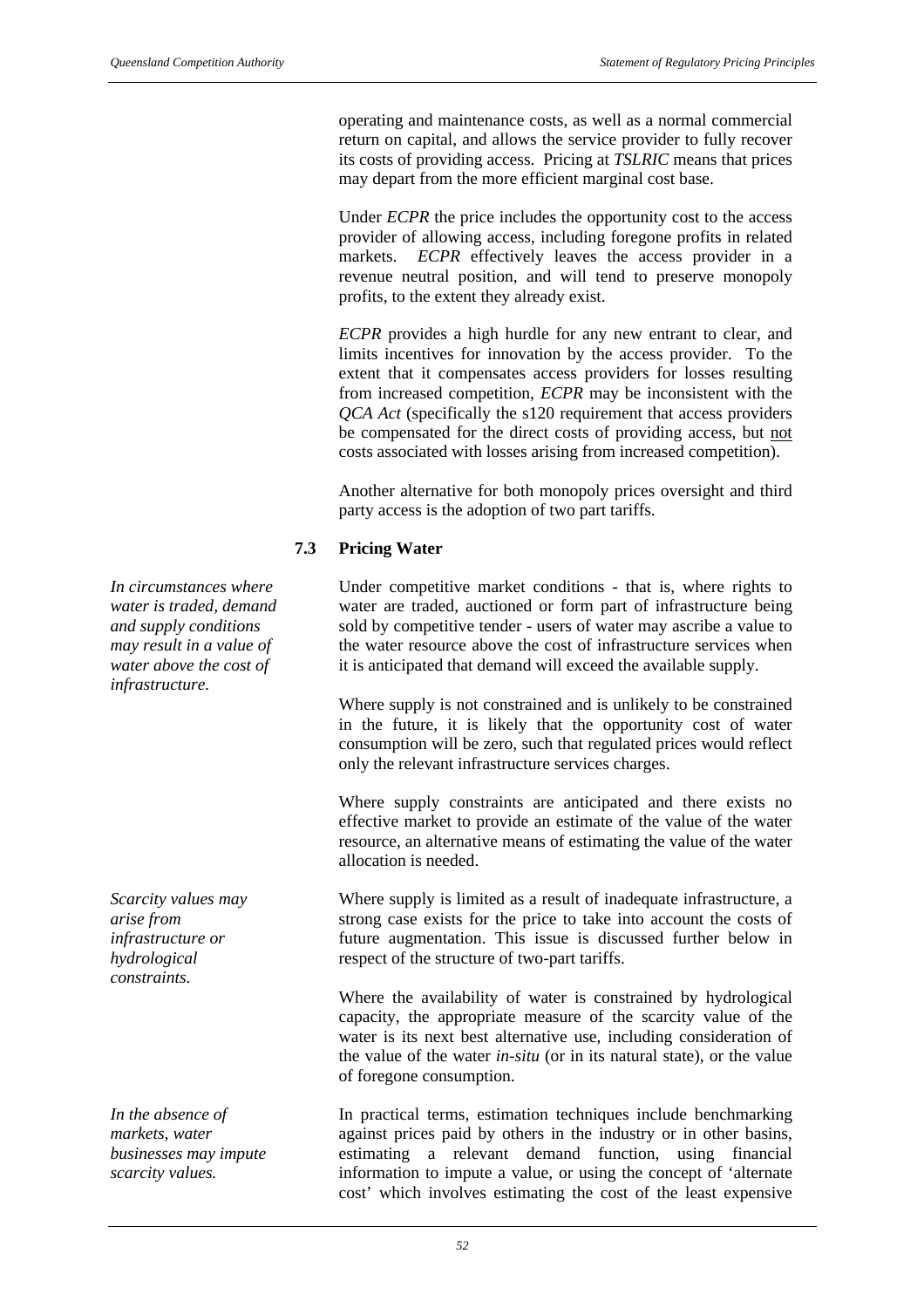operating and maintenance costs, as well as a normal commercial return on capital, and allows the service provider to fully recover its costs of providing access. Pricing at *TSLRIC* means that prices may depart from the more efficient marginal cost base.

Under *ECPR* the price includes the opportunity cost to the access provider of allowing access, including foregone profits in related markets. *ECPR* effectively leaves the access provider in a revenue neutral position, and will tend to preserve monopoly profits, to the extent they already exist.

*ECPR* provides a high hurdle for any new entrant to clear, and limits incentives for innovation by the access provider. To the extent that it compensates access providers for losses resulting from increased competition, *ECPR* may be inconsistent with the *QCA Act* (specifically the s120 requirement that access providers be compensated for the direct costs of providing access, but not costs associated with losses arising from increased competition).

Another alternative for both monopoly prices oversight and third party access is the adoption of two part tariffs.

### 7.3 Pricing Water

*In circumstances where water is traded, demand and supply conditions may result in a value of water above the cost of infrastructure.*

Under competitive market conditions - that is, where rights to water are traded, auctioned or form part of infrastructure being sold by competitive tender - users of water may ascribe a value to the water resource above the cost of infrastructure services when it is anticipated that demand will exceed the available supply.

Where supply is not constrained and is unlikely to be constrained in the future, it is likely that the opportunity cost of water consumption will be zero, such that regulated prices would reflect only the relevant infrastructure services charges.

Where supply constraints are anticipated and there exists no effective market to provide an estimate of the value of the water resource, an alternative means of estimating the value of the water allocation is needed.

*Scarcity values may arise from infrastructure or hydrological constraints.*

Where supply is limited as a result of inadequate infrastructure, a strong case exists for the price to take into account the costs of future augmentation. This issue is discussed further below in respect of the structure of two-part tariffs.

Where the availability of water is constrained by hydrological capacity, the appropriate measure of the scarcity value of the water is its next best alternative use, including consideration of the value of the water *in-situ* (or in its natural state), or the value of foregone consumption.

*In the absence of markets, water businesses may impute scarcity values.*

In practical terms, estimation techniques include benchmarking against prices paid by others in the industry or in other basins, estimating a relevant demand function, using financial information to impute a value, or using the concept of 'alternate cost' which involves estimating the cost of the least expensive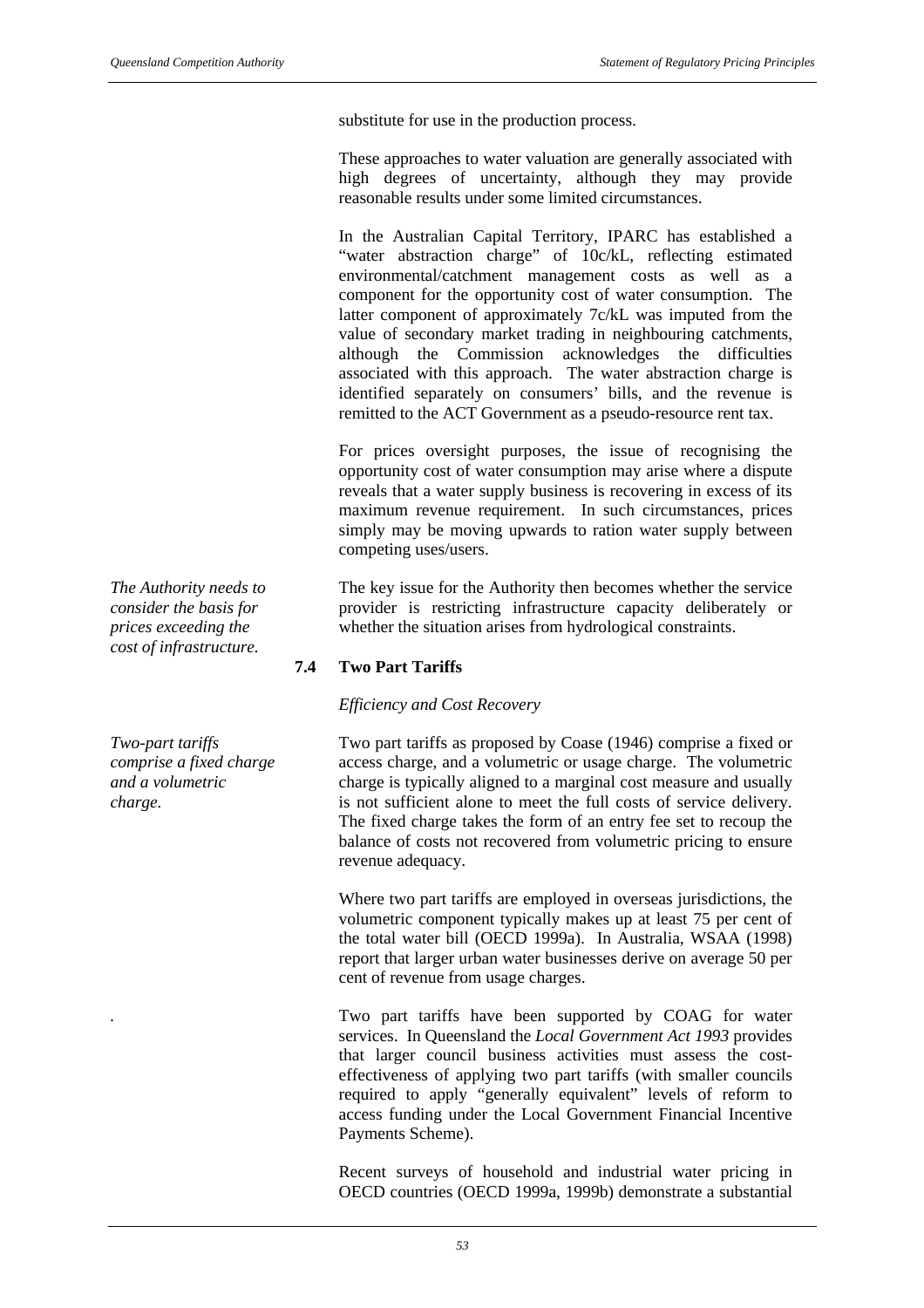substitute for use in the production process.

These approaches to water valuation are generally associated with high degrees of uncertainty, although they may provide reasonable results under some limited circumstances.

In the Australian Capital Territory, IPARC has established a "water abstraction charge" of 10c/kL, reflecting estimated environmental/catchment management costs as well as a component for the opportunity cost of water consumption. The latter component of approximately 7c/kL was imputed from the value of secondary market trading in neighbouring catchments, although the Commission acknowledges the difficulties associated with this approach. The water abstraction charge is identified separately on consumers' bills, and the revenue is remitted to the ACT Government as a pseudo-resource rent tax.

For prices oversight purposes, the issue of recognising the opportunity cost of water consumption may arise where a dispute reveals that a water supply business is recovering in excess of its maximum revenue requirement. In such circumstances, prices simply may be moving upwards to ration water supply between competing uses/users.

*The Authority needs to consider the basis for prices exceeding the cost of infrastructure.*

The key issue for the Authority then becomes whether the service provider is restricting infrastructure capacity deliberately or whether the situation arises from hydrological constraints.

## 7.4 Two Part Tariffs

*Efficiency and Cost Recovery*

*Two-part tariffs comprise a fixed charge and a volumetric charge.*

Two part tariffs as proposed by Coase (1946) comprise a fixed or access charge, and a volumetric or usage charge. The volumetric charge is typically aligned to a marginal cost measure and usually is not sufficient alone to meet the full costs of service delivery. The fixed charge takes the form of an entry fee set to recoup the balance of costs not recovered from volumetric pricing to ensure revenue adequacy.

Where two part tariffs are employed in overseas jurisdictions, the volumetric component typically makes up at least 75 per cent of the total water bill (OECD 1999a). In Australia, WSAA (1998) report that larger urban water businesses derive on average 50 per cent of revenue from usage charges.

Two part tariffs have been supported by COAG for water services. In Queensland the *Local Government Act 1993* provides that larger council business activities must assess the cost-effectiveness of applying two part tariffs (with smaller councils required to apply "generally equivalent" levels of reform to access funding under the Local Government Financial Incentive Payments Scheme).

Recent surveys of household and industrial water pricing in OECD countries (OECD 1999a, 1999b) demonstrate a substantial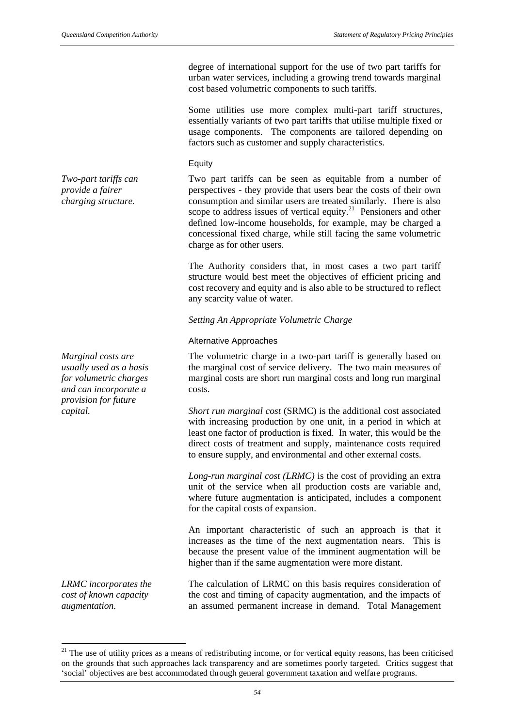degree of international support for the use of two part tariffs for urban water services, including a growing trend towards marginal cost based volumetric components to such tariffs.

Some utilities use more complex multi-part tariff structures, essentially variants of two part tariffs that utilise multiple fixed or usage components. The components are tailored depending on factors such as customer and supply characteristics.

Equity

*Two-part tariffs can provide a fairer charging structure.*

Two part tariffs can be seen as equitable from a number of perspectives - they provide that users bear the costs of their own consumption and similar users are treated similarly. There is also scope to address issues of vertical equity.[21] Pensioners and other defined low-income households, for example, may be charged a concessional fixed charge, while still facing the same volumetric charge as for other users.

The Authority considers that, in most cases a two part tariff structure would best meet the objectives of efficient pricing and cost recovery and equity and is also able to be structured to reflect any scarcity value of water.

*Setting An Appropriate Volumetric Charge*

Alternative Approaches

*Marginal costs are usually used as a basis for volumetric charges and can incorporate a provision for future capital.*

The volumetric charge in a two-part tariff is generally based on the marginal cost of service delivery. The two main measures of marginal costs are short run marginal costs and long run marginal costs.

*Short run marginal cost* (SRMC) is the additional cost associated with increasing production by one unit, in a period in which at least one factor of production is fixed. In water, this would be the direct costs of treatment and supply, maintenance costs required to ensure supply, and environmental and other external costs.

*Long-run marginal cost (LRMC)* is the cost of providing an extra unit of the service when all production costs are variable and, where future augmentation is anticipated, includes a component for the capital costs of expansion.

An important characteristic of such an approach is that it increases as the time of the next augmentation nears. This is because the present value of the imminent augmentation will be higher than if the same augmentation were more distant.

*LRMC incorporates the cost of known capacity augmentation.*

The calculation of LRMC on this basis requires consideration of the cost and timing of capacity augmentation, and the impacts of an assumed permanent increase in demand. Total Management

---

[21] The use of utility prices as a means of redistributing income, or for vertical equity reasons, has been criticised on the grounds that such approaches lack transparency and are sometimes poorly targeted. Critics suggest that 'social' objectives are best accommodated through general government taxation and welfare programs.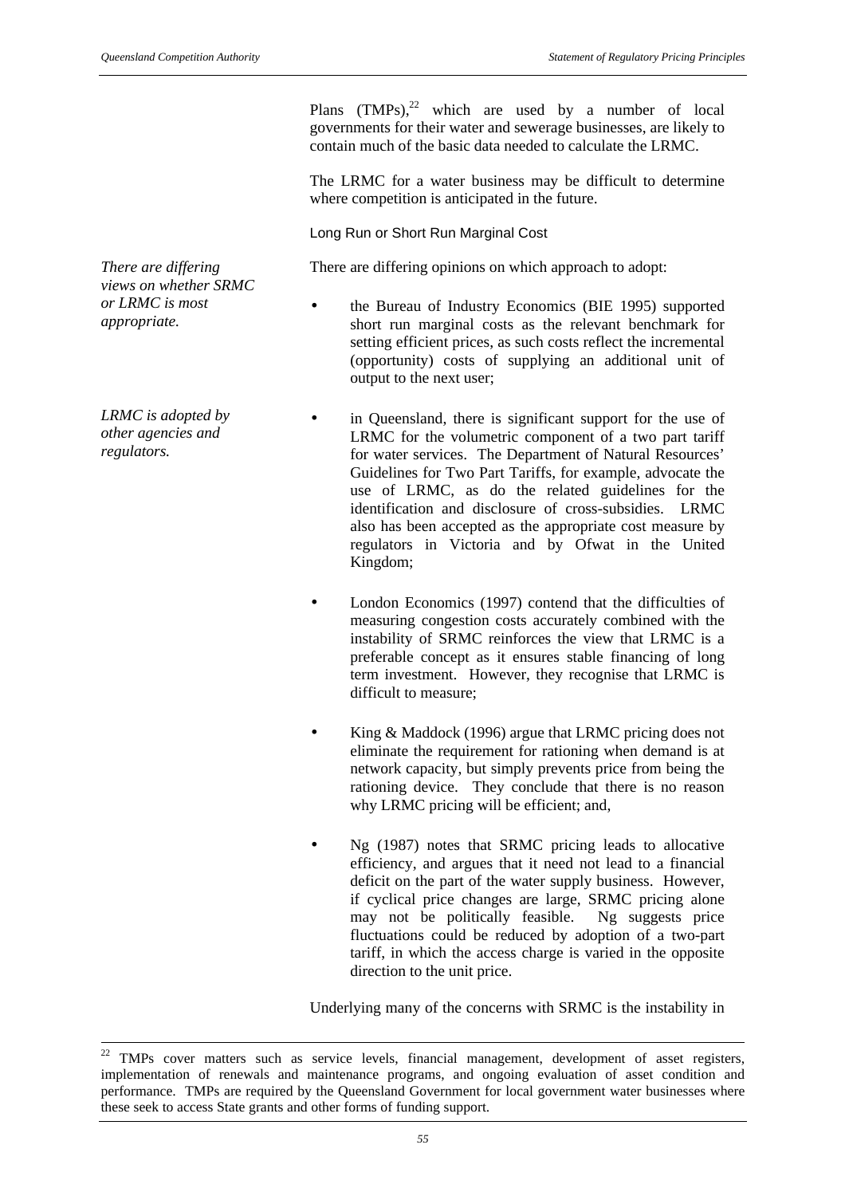Plans (TMPs),[22] which are used by a number of local governments for their water and sewerage businesses, are likely to contain much of the basic data needed to calculate the LRMC.

The LRMC for a water business may be difficult to determine where competition is anticipated in the future.

### Long Run or Short Run Marginal Cost

*There are differing views on whether SRMC or LRMC is most appropriate.*

There are differing opinions on which approach to adopt:

- the Bureau of Industry Economics (BIE 1995) supported short run marginal costs as the relevant benchmark for setting efficient prices, as such costs reflect the incremental (opportunity) costs of supplying an additional unit of output to the next user;

*LRMC is adopted by other agencies and regulators.*

- in Queensland, there is significant support for the use of LRMC for the volumetric component of a two part tariff for water services. The Department of Natural Resources' Guidelines for Two Part Tariffs, for example, advocate the use of LRMC, as do the related guidelines for the identification and disclosure of cross-subsidies. LRMC also has been accepted as the appropriate cost measure by regulators in Victoria and by Ofwat in the United Kingdom;

- London Economics (1997) contend that the difficulties of measuring congestion costs accurately combined with the instability of SRMC reinforces the view that LRMC is a preferable concept as it ensures stable financing of long term investment. However, they recognise that LRMC is difficult to measure;

- King & Maddock (1996) argue that LRMC pricing does not eliminate the requirement for rationing when demand is at network capacity, but simply prevents price from being the rationing device. They conclude that there is no reason why LRMC pricing will be efficient; and,

- Ng (1987) notes that SRMC pricing leads to allocative efficiency, and argues that it need not lead to a financial deficit on the part of the water supply business. However, if cyclical price changes are large, SRMC pricing alone may not be politically feasible. Ng suggests price fluctuations could be reduced by adoption of a two-part tariff, in which the access charge is varied in the opposite direction to the unit price.

Underlying many of the concerns with SRMC is the instability in

---

[22] TMPs cover matters such as service levels, financial management, development of asset registers, implementation of renewals and maintenance programs, and ongoing evaluation of asset condition and performance. TMPs are required by the Queensland Government for local government water businesses where these seek to access State grants and other forms of funding support.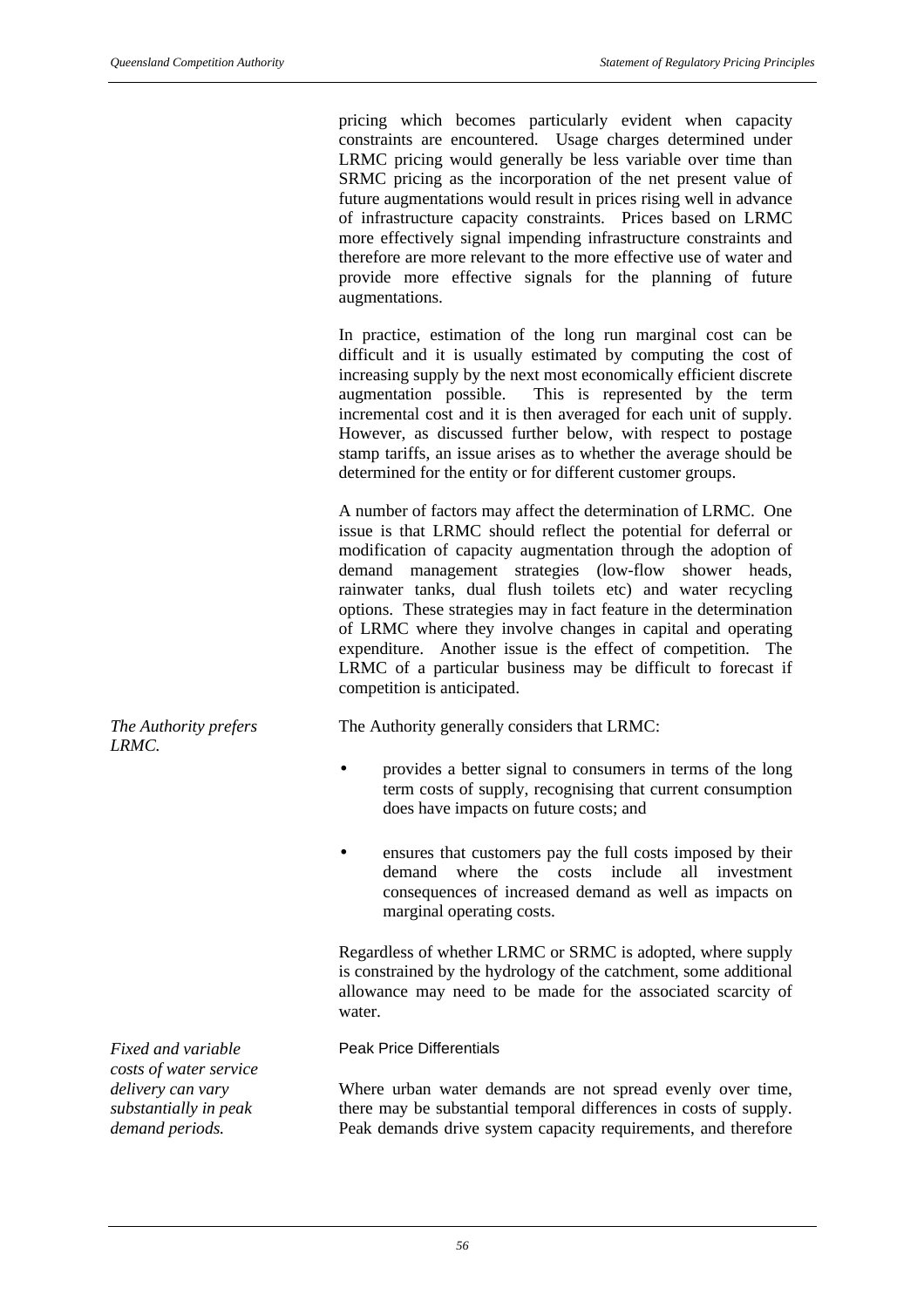pricing which becomes particularly evident when capacity constraints are encountered. Usage charges determined under LRMC pricing would generally be less variable over time than SRMC pricing as the incorporation of the net present value of future augmentations would result in prices rising well in advance of infrastructure capacity constraints. Prices based on LRMC more effectively signal impending infrastructure constraints and therefore are more relevant to the more effective use of water and provide more effective signals for the planning of future augmentations.

In practice, estimation of the long run marginal cost can be difficult and it is usually estimated by computing the cost of increasing supply by the next most economically efficient discrete augmentation possible. This is represented by the term incremental cost and it is then averaged for each unit of supply. However, as discussed further below, with respect to postage stamp tariffs, an issue arises as to whether the average should be determined for the entity or for different customer groups.

A number of factors may affect the determination of LRMC. One issue is that LRMC should reflect the potential for deferral or modification of capacity augmentation through the adoption of demand management strategies (low-flow shower heads, rainwater tanks, dual flush toilets etc) and water recycling options. These strategies may in fact feature in the determination of LRMC where they involve changes in capital and operating expenditure. Another issue is the effect of competition. The LRMC of a particular business may be difficult to forecast if competition is anticipated.

*The Authority prefers LRMC.*

The Authority generally considers that LRMC:

- provides a better signal to consumers in terms of the long term costs of supply, recognising that current consumption does have impacts on future costs; and
- ensures that customers pay the full costs imposed by their demand where the costs include all investment consequences of increased demand as well as impacts on marginal operating costs.

Regardless of whether LRMC or SRMC is adopted, where supply is constrained by the hydrology of the catchment, some additional allowance may need to be made for the associated scarcity of water.

#### Peak Price Differentials

*Fixed and variable costs of water service delivery can vary substantially in peak demand periods.*

Where urban water demands are not spread evenly over time, there may be substantial temporal differences in costs of supply. Peak demands drive system capacity requirements, and therefore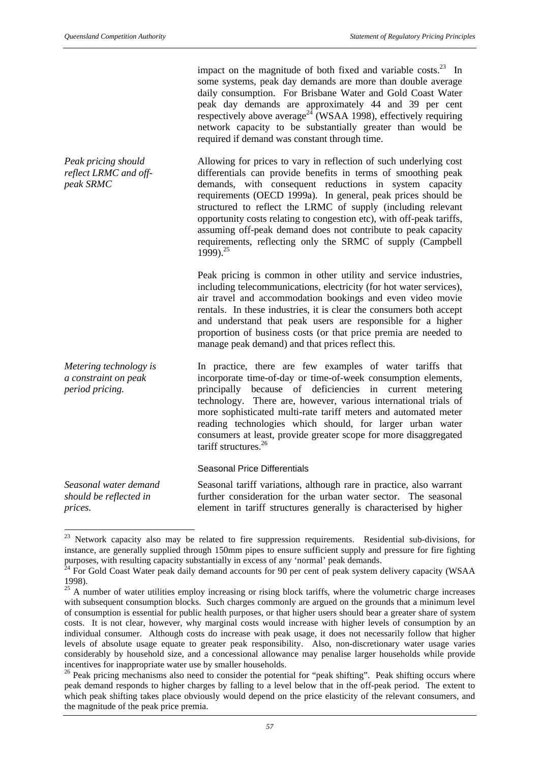impact on the magnitude of both fixed and variable costs.[23] In some systems, peak day demands are more than double average daily consumption. For Brisbane Water and Gold Coast Water peak day demands are approximately 44 and 39 per cent respectively above average[24] (WSAA 1998), effectively requiring network capacity to be substantially greater than would be required if demand was constant through time.

*Peak pricing should reflect LRMC and off-peak SRMC*

Allowing for prices to vary in reflection of such underlying cost differentials can provide benefits in terms of smoothing peak demands, with consequent reductions in system capacity requirements (OECD 1999a). In general, peak prices should be structured to reflect the LRMC of supply (including relevant opportunity costs relating to congestion etc), with off-peak tariffs, assuming off-peak demand does not contribute to peak capacity requirements, reflecting only the SRMC of supply (Campbell 1999).[25]

Peak pricing is common in other utility and service industries, including telecommunications, electricity (for hot water services), air travel and accommodation bookings and even video movie rentals. In these industries, it is clear the consumers both accept and understand that peak users are responsible for a higher proportion of business costs (or that price premia are needed to manage peak demand) and that prices reflect this.

*Metering technology is a constraint on peak period pricing.*

In practice, there are few examples of water tariffs that incorporate time-of-day or time-of-week consumption elements, principally because of deficiencies in current metering technology. There are, however, various international trials of more sophisticated multi-rate tariff meters and automated meter reading technologies which should, for larger urban water consumers at least, provide greater scope for more disaggregated tariff structures.[26]

#### Seasonal Price Differentials

*Seasonal water demand should be reflected in prices.*

Seasonal tariff variations, although rare in practice, also warrant further consideration for the urban water sector. The seasonal element in tariff structures generally is characterised by higher

---

[23] Network capacity also may be related to fire suppression requirements. Residential sub-divisions, for instance, are generally supplied through 150mm pipes to ensure sufficient supply and pressure for fire fighting purposes, with resulting capacity substantially in excess of any 'normal' peak demands.

[24] For Gold Coast Water peak daily demand accounts for 90 per cent of peak system delivery capacity (WSAA 1998).

[25] A number of water utilities employ increasing or rising block tariffs, where the volumetric charge increases with subsequent consumption blocks. Such charges commonly are argued on the grounds that a minimum level of consumption is essential for public health purposes, or that higher users should bear a greater share of system costs. It is not clear, however, why marginal costs would increase with higher levels of consumption by an individual consumer. Although costs do increase with peak usage, it does not necessarily follow that higher levels of absolute usage equate to greater peak responsibility. Also, non-discretionary water usage varies considerably by household size, and a concessional allowance may penalise larger households while provide incentives for inappropriate water use by smaller households.

[26] Peak pricing mechanisms also need to consider the potential for "peak shifting". Peak shifting occurs where peak demand responds to higher charges by falling to a level below that in the off-peak period. The extent to which peak shifting takes place obviously would depend on the price elasticity of the relevant consumers, and the magnitude of the peak price premia.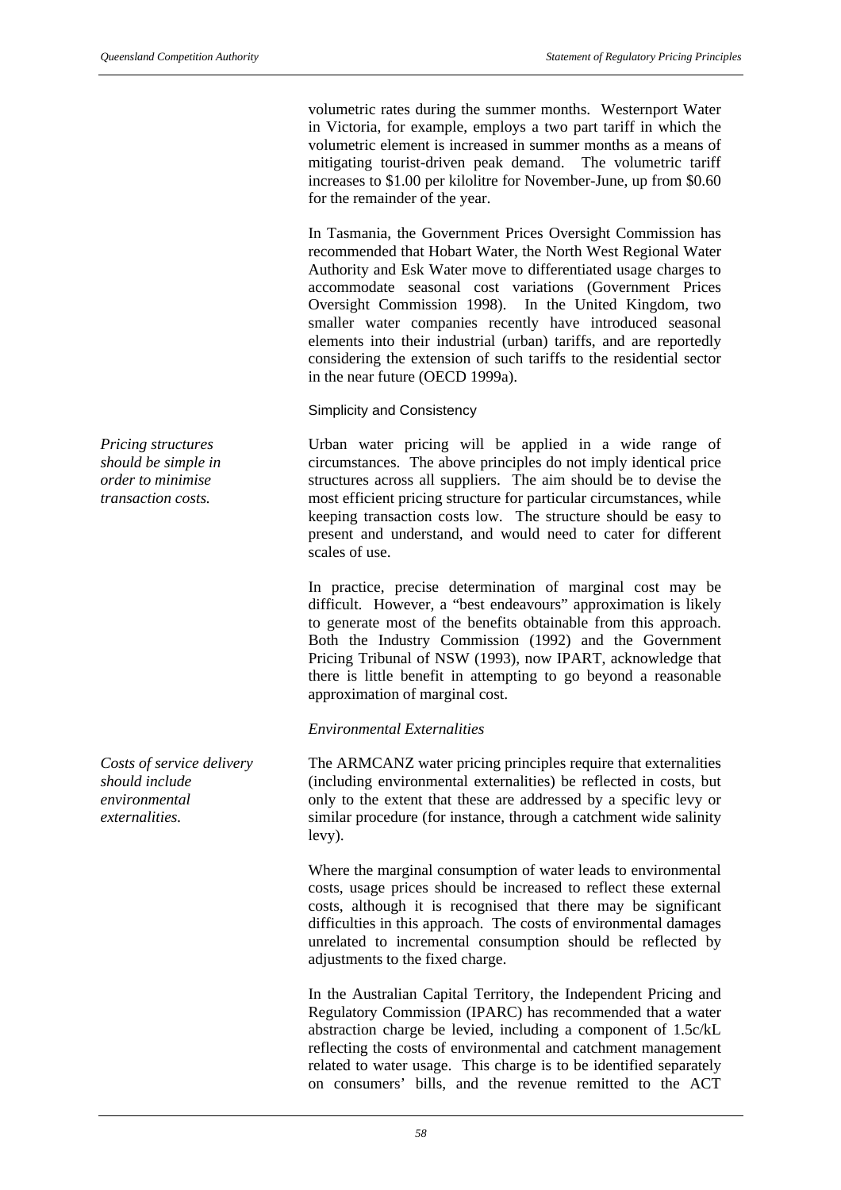volumetric rates during the summer months. Westernport Water in Victoria, for example, employs a two part tariff in which the volumetric element is increased in summer months as a means of mitigating tourist-driven peak demand. The volumetric tariff increases to $1.00 per kilolitre for November-June, up from $0.60 for the remainder of the year.

In Tasmania, the Government Prices Oversight Commission has recommended that Hobart Water, the North West Regional Water Authority and Esk Water move to differentiated usage charges to accommodate seasonal cost variations (Government Prices Oversight Commission 1998). In the United Kingdom, two smaller water companies recently have introduced seasonal elements into their industrial (urban) tariffs, and are reportedly considering the extension of such tariffs to the residential sector in the near future (OECD 1999a).

#### Simplicity and Consistency

*Pricing structures should be simple in order to minimise transaction costs.*

Urban water pricing will be applied in a wide range of circumstances. The above principles do not imply identical price structures across all suppliers. The aim should be to devise the most efficient pricing structure for particular circumstances, while keeping transaction costs low. The structure should be easy to present and understand, and would need to cater for different scales of use.

In practice, precise determination of marginal cost may be difficult. However, a "best endeavours" approximation is likely to generate most of the benefits obtainable from this approach. Both the Industry Commission (1992) and the Government Pricing Tribunal of NSW (1993), now IPART, acknowledge that there is little benefit in attempting to go beyond a reasonable approximation of marginal cost.

#### *Environmental Externalities*

*Costs of service delivery should include environmental externalities.*

The ARMCANZ water pricing principles require that externalities (including environmental externalities) be reflected in costs, but only to the extent that these are addressed by a specific levy or similar procedure (for instance, through a catchment wide salinity levy).

Where the marginal consumption of water leads to environmental costs, usage prices should be increased to reflect these external costs, although it is recognised that there may be significant difficulties in this approach. The costs of environmental damages unrelated to incremental consumption should be reflected by adjustments to the fixed charge.

In the Australian Capital Territory, the Independent Pricing and Regulatory Commission (IPARC) has recommended that a water abstraction charge be levied, including a component of 1.5c/kL reflecting the costs of environmental and catchment management related to water usage. This charge is to be identified separately on consumers' bills, and the revenue remitted to the ACT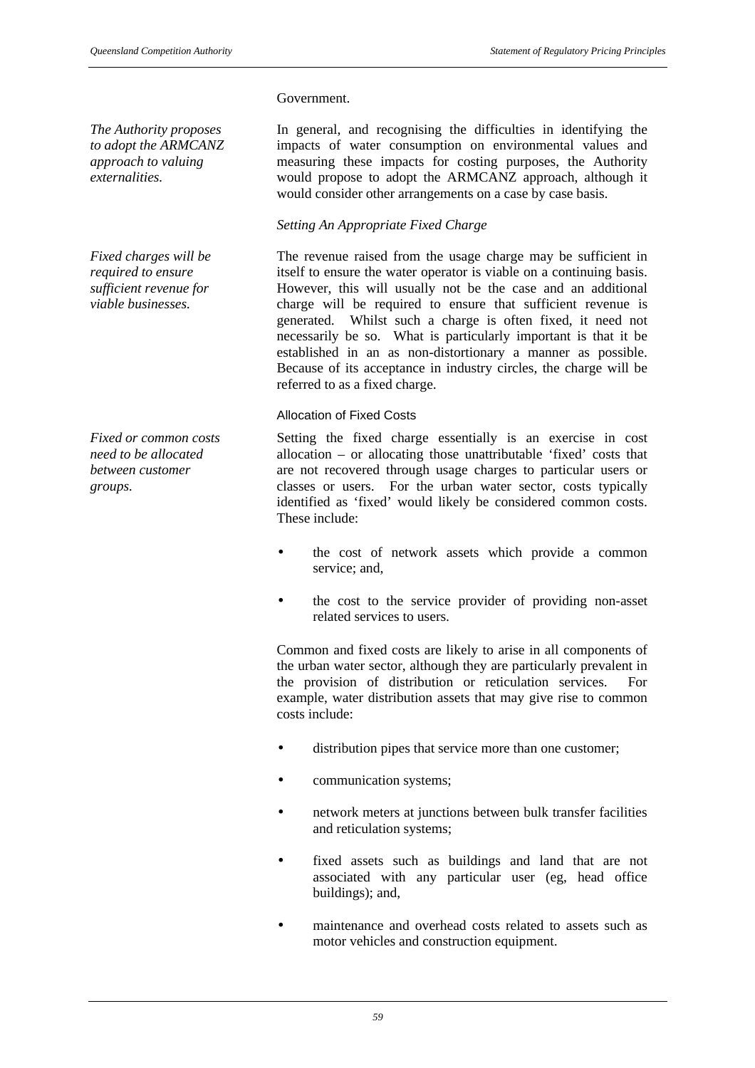Government.

*The Authority proposes to adopt the ARMCANZ approach to valuing externalities.*

In general, and recognising the difficulties in identifying the impacts of water consumption on environmental values and measuring these impacts for costing purposes, the Authority would propose to adopt the ARMCANZ approach, although it would consider other arrangements on a case by case basis.

*Setting An Appropriate Fixed Charge*

*Fixed charges will be required to ensure sufficient revenue for viable businesses.*

The revenue raised from the usage charge may be sufficient in itself to ensure the water operator is viable on a continuing basis. However, this will usually not be the case and an additional charge will be required to ensure that sufficient revenue is generated. Whilst such a charge is often fixed, it need not necessarily be so. What is particularly important is that it be established in an as non-distortionary a manner as possible. Because of its acceptance in industry circles, the charge will be referred to as a fixed charge.

Allocation of Fixed Costs

*Fixed or common costs need to be allocated between customer groups.*

Setting the fixed charge essentially is an exercise in cost allocation – or allocating those unattributable 'fixed' costs that are not recovered through usage charges to particular users or classes or users. For the urban water sector, costs typically identified as 'fixed' would likely be considered common costs. These include:

- the cost of network assets which provide a common service; and,
- the cost to the service provider of providing non-asset related services to users.

Common and fixed costs are likely to arise in all components of the urban water sector, although they are particularly prevalent in the provision of distribution or reticulation services. For example, water distribution assets that may give rise to common costs include:

- distribution pipes that service more than one customer;
- communication systems;
- network meters at junctions between bulk transfer facilities and reticulation systems;
- fixed assets such as buildings and land that are not associated with any particular user (eg, head office buildings); and,
- maintenance and overhead costs related to assets such as motor vehicles and construction equipment.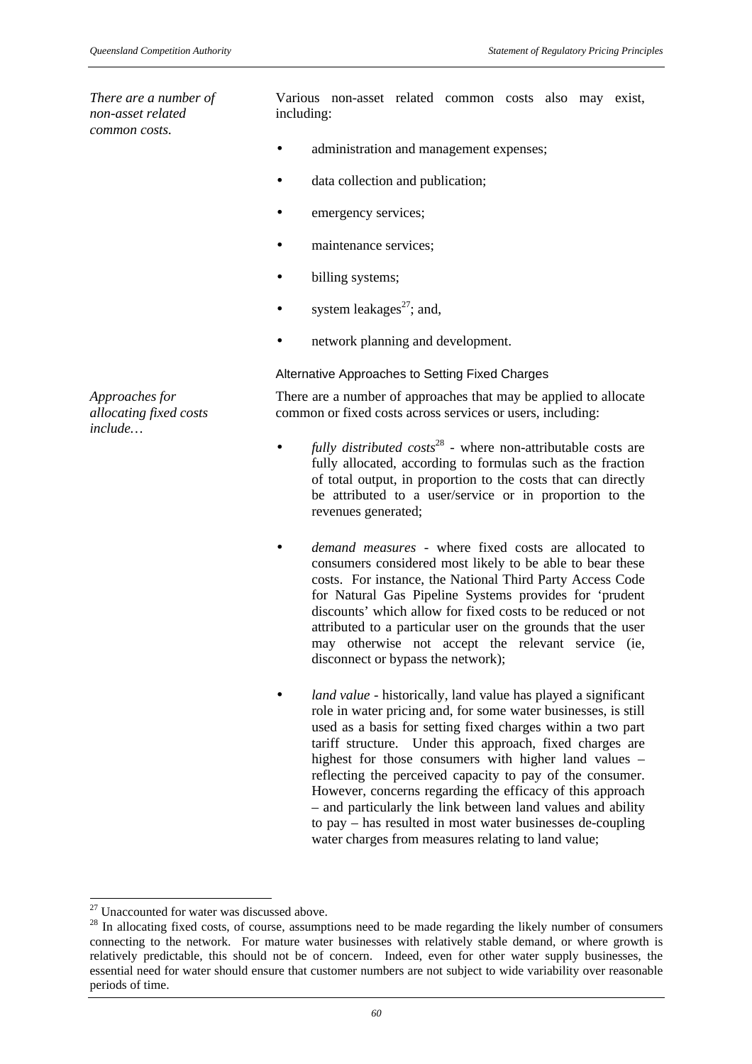*There are a number of non-asset related common costs.*

Various non-asset related common costs also may exist, including:

- administration and management expenses;
- data collection and publication;
- emergency services;
- maintenance services;
- billing systems;
- system leakages[27]; and,
- network planning and development.

### Alternative Approaches to Setting Fixed Charges

*Approaches for allocating fixed costs include…*

There are a number of approaches that may be applied to allocate common or fixed costs across services or users, including:

- *fully distributed costs*[28] - where non-attributable costs are fully allocated, according to formulas such as the fraction of total output, in proportion to the costs that can directly be attributed to a user/service or in proportion to the revenues generated;
- *demand measures* - where fixed costs are allocated to consumers considered most likely to be able to bear these costs. For instance, the National Third Party Access Code for Natural Gas Pipeline Systems provides for 'prudent discounts' which allow for fixed costs to be reduced or not attributed to a particular user on the grounds that the user may otherwise not accept the relevant service (ie, disconnect or bypass the network);
- *land value* - historically, land value has played a significant role in water pricing and, for some water businesses, is still used as a basis for setting fixed charges within a two part tariff structure. Under this approach, fixed charges are highest for those consumers with higher land values – reflecting the perceived capacity to pay of the consumer. However, concerns regarding the efficacy of this approach – and particularly the link between land values and ability to pay – has resulted in most water businesses de-coupling water charges from measures relating to land value;

[27] Unaccounted for water was discussed above.

[28] In allocating fixed costs, of course, assumptions need to be made regarding the likely number of consumers connecting to the network. For mature water businesses with relatively stable demand, or where growth is relatively predictable, this should not be of concern. Indeed, even for other water supply businesses, the essential need for water should ensure that customer numbers are not subject to wide variability over reasonable periods of time.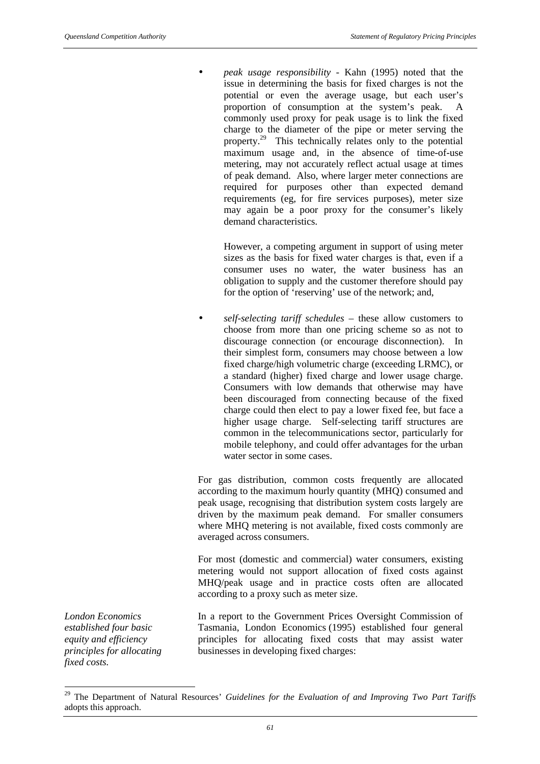- *peak usage responsibility* - Kahn (1995) noted that the issue in determining the basis for fixed charges is not the potential or even the average usage, but each user's proportion of consumption at the system's peak. A commonly used proxy for peak usage is to link the fixed charge to the diameter of the pipe or meter serving the property.[29] This technically relates only to the potential maximum usage and, in the absence of time-of-use metering, may not accurately reflect actual usage at times of peak demand. Also, where larger meter connections are required for purposes other than expected demand requirements (eg, for fire services purposes), meter size may again be a poor proxy for the consumer's likely demand characteristics.

  However, a competing argument in support of using meter sizes as the basis for fixed water charges is that, even if a consumer uses no water, the water business has an obligation to supply and the customer therefore should pay for the option of 'reserving' use of the network; and,

- *self-selecting tariff schedules* – these allow customers to choose from more than one pricing scheme so as not to discourage connection (or encourage disconnection). In their simplest form, consumers may choose between a low fixed charge/high volumetric charge (exceeding LRMC), or a standard (higher) fixed charge and lower usage charge. Consumers with low demands that otherwise may have been discouraged from connecting because of the fixed charge could then elect to pay a lower fixed fee, but face a higher usage charge. Self-selecting tariff structures are common in the telecommunications sector, particularly for mobile telephony, and could offer advantages for the urban water sector in some cases.

For gas distribution, common costs frequently are allocated according to the maximum hourly quantity (MHQ) consumed and peak usage, recognising that distribution system costs largely are driven by the maximum peak demand. For smaller consumers where MHQ metering is not available, fixed costs commonly are averaged across consumers.

For most (domestic and commercial) water consumers, existing metering would not support allocation of fixed costs against MHQ/peak usage and in practice costs often are allocated according to a proxy such as meter size.

*London Economics established four basic equity and efficiency principles for allocating fixed costs.*

In a report to the Government Prices Oversight Commission of Tasmania, London Economics (1995) established four general principles for allocating fixed costs that may assist water businesses in developing fixed charges:

[29] The Department of Natural Resources' *Guidelines for the Evaluation of and Improving Two Part Tariffs* adopts this approach.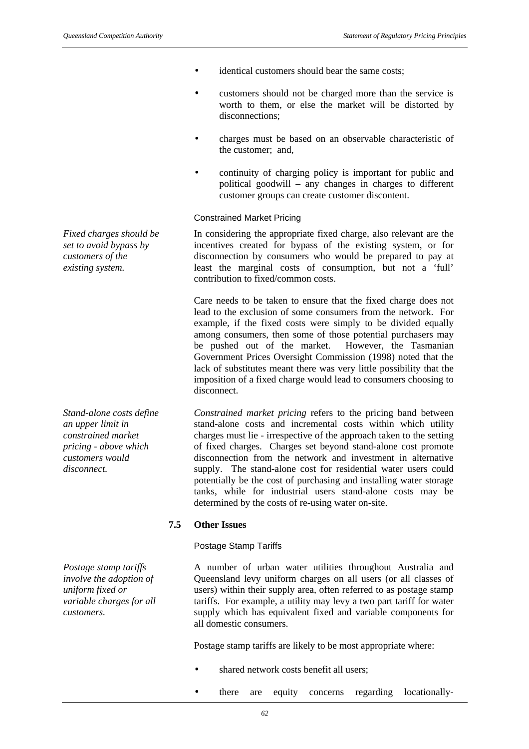- identical customers should bear the same costs;
- customers should not be charged more than the service is worth to them, or else the market will be distorted by disconnections;
- charges must be based on an observable characteristic of the customer; and,
- continuity of charging policy is important for public and political goodwill – any changes in charges to different customer groups can create customer discontent.

### Constrained Market Pricing

*Fixed charges should be set to avoid bypass by customers of the existing system.*

In considering the appropriate fixed charge, also relevant are the incentives created for bypass of the existing system, or for disconnection by consumers who would be prepared to pay at least the marginal costs of consumption, but not a 'full' contribution to fixed/common costs.

Care needs to be taken to ensure that the fixed charge does not lead to the exclusion of some consumers from the network. For example, if the fixed costs were simply to be divided equally among consumers, then some of those potential purchasers may be pushed out of the market. However, the Tasmanian Government Prices Oversight Commission (1998) noted that the lack of substitutes meant there was very little possibility that the imposition of a fixed charge would lead to consumers choosing to disconnect.

*Stand-alone costs define an upper limit in constrained market pricing - above which customers would disconnect.*

*Constrained market pricing* refers to the pricing band between stand-alone costs and incremental costs within which utility charges must lie - irrespective of the approach taken to the setting of fixed charges. Charges set beyond stand-alone cost promote disconnection from the network and investment in alternative supply. The stand-alone cost for residential water users could potentially be the cost of purchasing and installing water storage tanks, while for industrial users stand-alone costs may be determined by the costs of re-using water on-site.

## 7.5 Other Issues

### Postage Stamp Tariffs

*Postage stamp tariffs involve the adoption of uniform fixed or variable charges for all customers.*

A number of urban water utilities throughout Australia and Queensland levy uniform charges on all users (or all classes of users) within their supply area, often referred to as postage stamp tariffs. For example, a utility may levy a two part tariff for water supply which has equivalent fixed and variable components for all domestic consumers.

Postage stamp tariffs are likely to be most appropriate where:

- shared network costs benefit all users;
- there are equity concerns regarding locationally-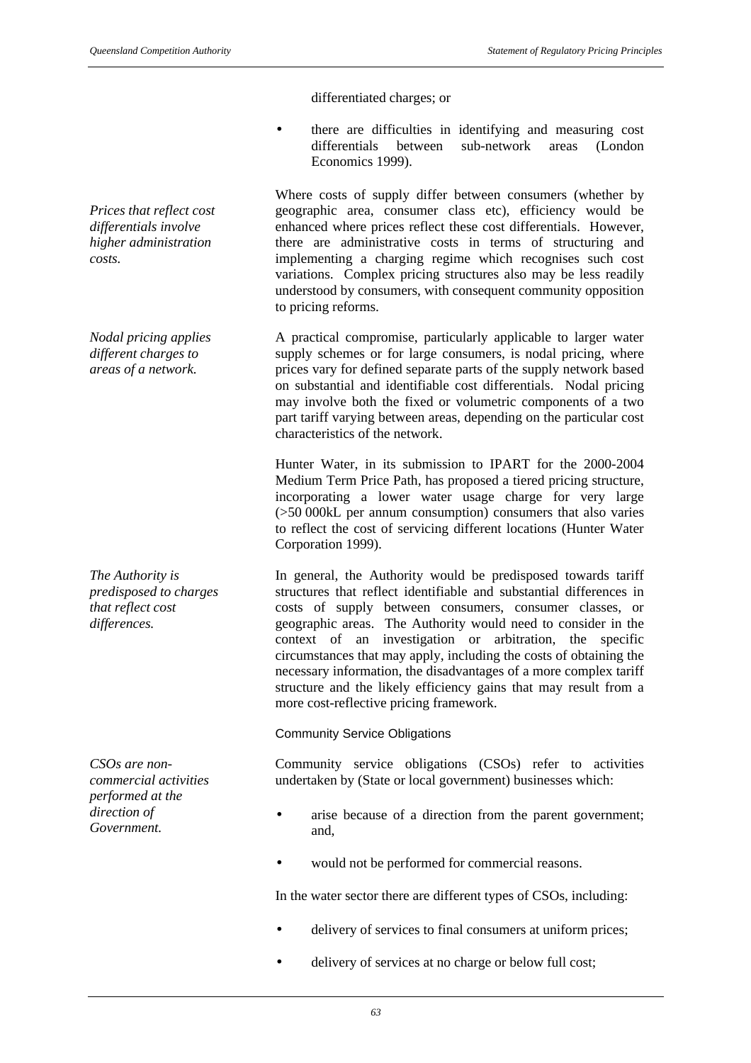differentiated charges; or

- there are difficulties in identifying and measuring cost differentials between sub-network areas (London Economics 1999).

*Prices that reflect cost differentials involve higher administration costs.*

Where costs of supply differ between consumers (whether by geographic area, consumer class etc), efficiency would be enhanced where prices reflect these cost differentials. However, there are administrative costs in terms of structuring and implementing a charging regime which recognises such cost variations. Complex pricing structures also may be less readily understood by consumers, with consequent community opposition to pricing reforms.

*Nodal pricing applies different charges to areas of a network.*

A practical compromise, particularly applicable to larger water supply schemes or for large consumers, is nodal pricing, where prices vary for defined separate parts of the supply network based on substantial and identifiable cost differentials. Nodal pricing may involve both the fixed or volumetric components of a two part tariff varying between areas, depending on the particular cost characteristics of the network.

Hunter Water, in its submission to IPART for the 2000-2004 Medium Term Price Path, has proposed a tiered pricing structure, incorporating a lower water usage charge for very large (>50 000kL per annum consumption) consumers that also varies to reflect the cost of servicing different locations (Hunter Water Corporation 1999).

*The Authority is predisposed to charges that reflect cost differences.*

In general, the Authority would be predisposed towards tariff structures that reflect identifiable and substantial differences in costs of supply between consumers, consumer classes, or geographic areas. The Authority would need to consider in the context of an investigation or arbitration, the specific circumstances that may apply, including the costs of obtaining the necessary information, the disadvantages of a more complex tariff structure and the likely efficiency gains that may result from a more cost-reflective pricing framework.

### Community Service Obligations

*CSOs are non-commercial activities performed at the direction of Government.*

Community service obligations (CSOs) refer to activities undertaken by (State or local government) businesses which:

- arise because of a direction from the parent government; and,
- would not be performed for commercial reasons.

In the water sector there are different types of CSOs, including:

- delivery of services to final consumers at uniform prices;
- delivery of services at no charge or below full cost;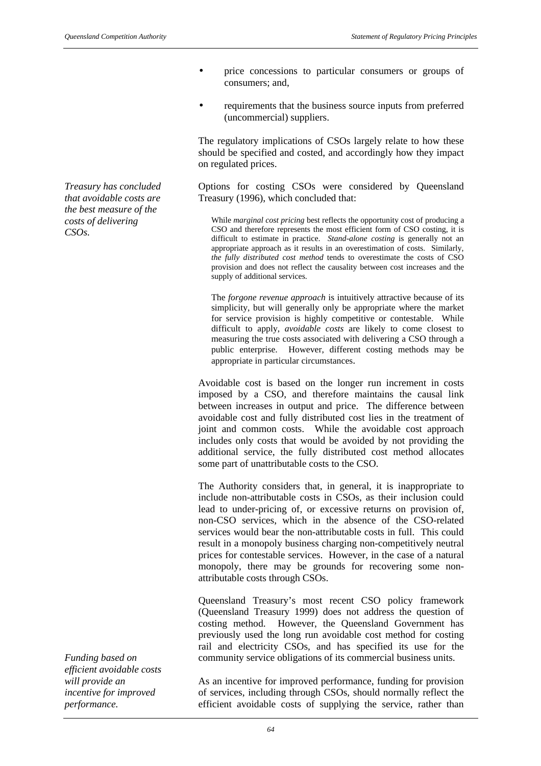- price concessions to particular consumers or groups of consumers; and,
- requirements that the business source inputs from preferred (uncommercial) suppliers.

The regulatory implications of CSOs largely relate to how these should be specified and costed, and accordingly how they impact on regulated prices.

*Treasury has concluded that avoidable costs are the best measure of the costs of delivering CSOs.*

Options for costing CSOs were considered by Queensland Treasury (1996), which concluded that:

> While *marginal cost pricing* best reflects the opportunity cost of producing a CSO and therefore represents the most efficient form of CSO costing, it is difficult to estimate in practice. *Stand-alone costing* is generally not an appropriate approach as it results in an overestimation of costs. Similarly, *the fully distributed cost method* tends to overestimate the costs of CSO provision and does not reflect the causality between cost increases and the supply of additional services.
>
> The *forgone revenue approach* is intuitively attractive because of its simplicity, but will generally only be appropriate where the market for service provision is highly competitive or contestable. While difficult to apply, *avoidable costs* are likely to come closest to measuring the true costs associated with delivering a CSO through a public enterprise. However, different costing methods may be appropriate in particular circumstances.

Avoidable cost is based on the longer run increment in costs imposed by a CSO, and therefore maintains the causal link between increases in output and price. The difference between avoidable cost and fully distributed cost lies in the treatment of joint and common costs. While the avoidable cost approach includes only costs that would be avoided by not providing the additional service, the fully distributed cost method allocates some part of unattributable costs to the CSO.

The Authority considers that, in general, it is inappropriate to include non-attributable costs in CSOs, as their inclusion could lead to under-pricing of, or excessive returns on provision of, non-CSO services, which in the absence of the CSO-related services would bear the non-attributable costs in full. This could result in a monopoly business charging non-competitively neutral prices for contestable services. However, in the case of a natural monopoly, there may be grounds for recovering some non-attributable costs through CSOs.

Queensland Treasury's most recent CSO policy framework (Queensland Treasury 1999) does not address the question of costing method. However, the Queensland Government has previously used the long run avoidable cost method for costing rail and electricity CSOs, and has specified its use for the community service obligations of its commercial business units.

*Funding based on efficient avoidable costs will provide an incentive for improved performance.*

As an incentive for improved performance, funding for provision of services, including through CSOs, should normally reflect the efficient avoidable costs of supplying the service, rather than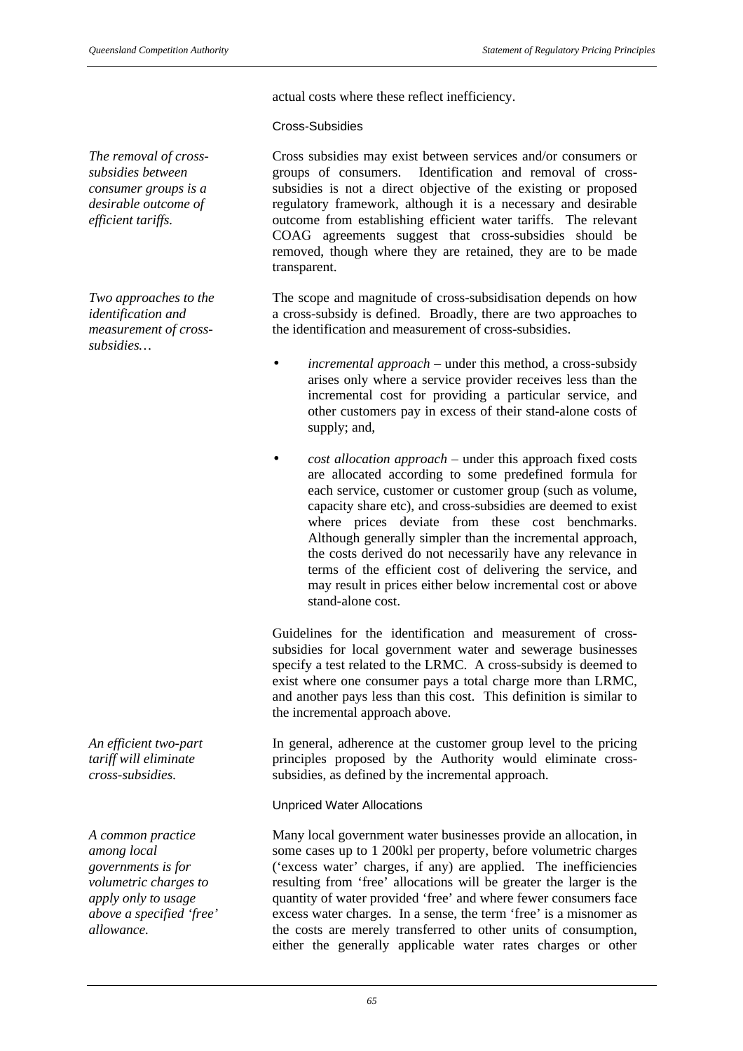actual costs where these reflect inefficiency.

### Cross-Subsidies

*The removal of cross-subsidies between consumer groups is a desirable outcome of efficient tariffs.*

Cross subsidies may exist between services and/or consumers or groups of consumers. Identification and removal of cross-subsidies is not a direct objective of the existing or proposed regulatory framework, although it is a necessary and desirable outcome from establishing efficient water tariffs. The relevant COAG agreements suggest that cross-subsidies should be removed, though where they are retained, they are to be made transparent.

*Two approaches to the identification and measurement of cross-subsidies…*

The scope and magnitude of cross-subsidisation depends on how a cross-subsidy is defined. Broadly, there are two approaches to the identification and measurement of cross-subsidies.

- *incremental approach* – under this method, a cross-subsidy arises only where a service provider receives less than the incremental cost for providing a particular service, and other customers pay in excess of their stand-alone costs of supply; and,

- *cost allocation approach* – under this approach fixed costs are allocated according to some predefined formula for each service, customer or customer group (such as volume, capacity share etc), and cross-subsidies are deemed to exist where prices deviate from these cost benchmarks. Although generally simpler than the incremental approach, the costs derived do not necessarily have any relevance in terms of the efficient cost of delivering the service, and may result in prices either below incremental cost or above stand-alone cost.

Guidelines for the identification and measurement of cross-subsidies for local government water and sewerage businesses specify a test related to the LRMC. A cross-subsidy is deemed to exist where one consumer pays a total charge more than LRMC, and another pays less than this cost. This definition is similar to the incremental approach above.

*An efficient two-part tariff will eliminate cross-subsidies.*

In general, adherence at the customer group level to the pricing principles proposed by the Authority would eliminate cross-subsidies, as defined by the incremental approach.

### Unpriced Water Allocations

*A common practice among local governments is for volumetric charges to apply only to usage above a specified 'free' allowance.*

Many local government water businesses provide an allocation, in some cases up to 1 200kl per property, before volumetric charges ('excess water' charges, if any) are applied. The inefficiencies resulting from 'free' allocations will be greater the larger is the quantity of water provided 'free' and where fewer consumers face excess water charges. In a sense, the term 'free' is a misnomer as the costs are merely transferred to other units of consumption, either the generally applicable water rates charges or other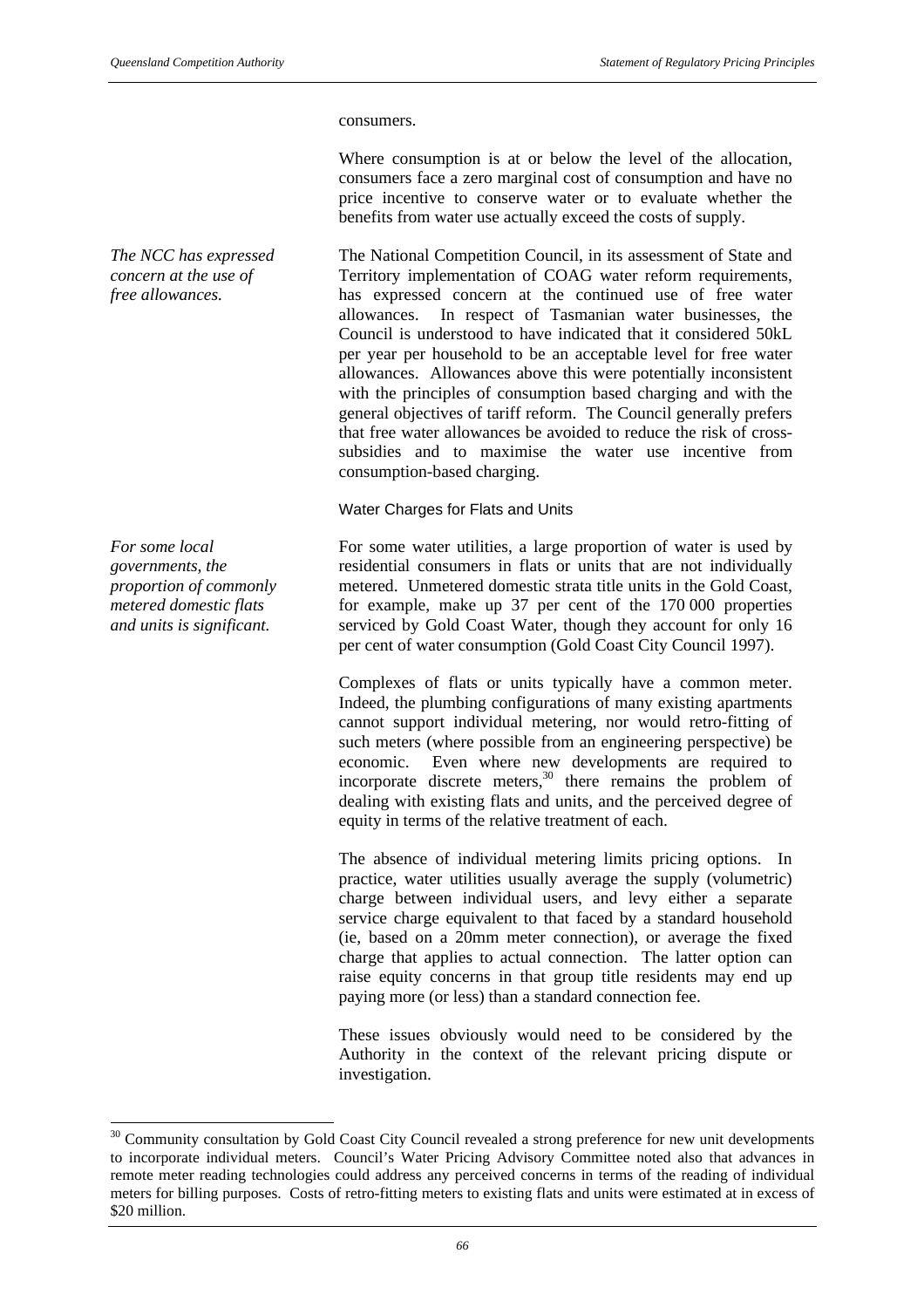consumers.

Where consumption is at or below the level of the allocation, consumers face a zero marginal cost of consumption and have no price incentive to conserve water or to evaluate whether the benefits from water use actually exceed the costs of supply.

*The NCC has expressed concern at the use of free allowances.*

The National Competition Council, in its assessment of State and Territory implementation of COAG water reform requirements, has expressed concern at the continued use of free water allowances. In respect of Tasmanian water businesses, the Council is understood to have indicated that it considered 50kL per year per household to be an acceptable level for free water allowances. Allowances above this were potentially inconsistent with the principles of consumption based charging and with the general objectives of tariff reform. The Council generally prefers that free water allowances be avoided to reduce the risk of cross-subsidies and to maximise the water use incentive from consumption-based charging.

#### Water Charges for Flats and Units

*For some local governments, the proportion of commonly metered domestic flats and units is significant.*

For some water utilities, a large proportion of water is used by residential consumers in flats or units that are not individually metered. Unmetered domestic strata title units in the Gold Coast, for example, make up 37 per cent of the 170 000 properties serviced by Gold Coast Water, though they account for only 16 per cent of water consumption (Gold Coast City Council 1997).

Complexes of flats or units typically have a common meter. Indeed, the plumbing configurations of many existing apartments cannot support individual metering, nor would retro-fitting of such meters (where possible from an engineering perspective) be economic. Even where new developments are required to incorporate discrete meters,[30] there remains the problem of dealing with existing flats and units, and the perceived degree of equity in terms of the relative treatment of each.

The absence of individual metering limits pricing options. In practice, water utilities usually average the supply (volumetric) charge between individual users, and levy either a separate service charge equivalent to that faced by a standard household (ie, based on a 20mm meter connection), or average the fixed charge that applies to actual connection. The latter option can raise equity concerns in that group title residents may end up paying more (or less) than a standard connection fee.

These issues obviously would need to be considered by the Authority in the context of the relevant pricing dispute or investigation.

[30] Community consultation by Gold Coast City Council revealed a strong preference for new unit developments to incorporate individual meters. Council's Water Pricing Advisory Committee noted also that advances in remote meter reading technologies could address any perceived concerns in terms of the reading of individual meters for billing purposes. Costs of retro-fitting meters to existing flats and units were estimated at in excess of $20 million.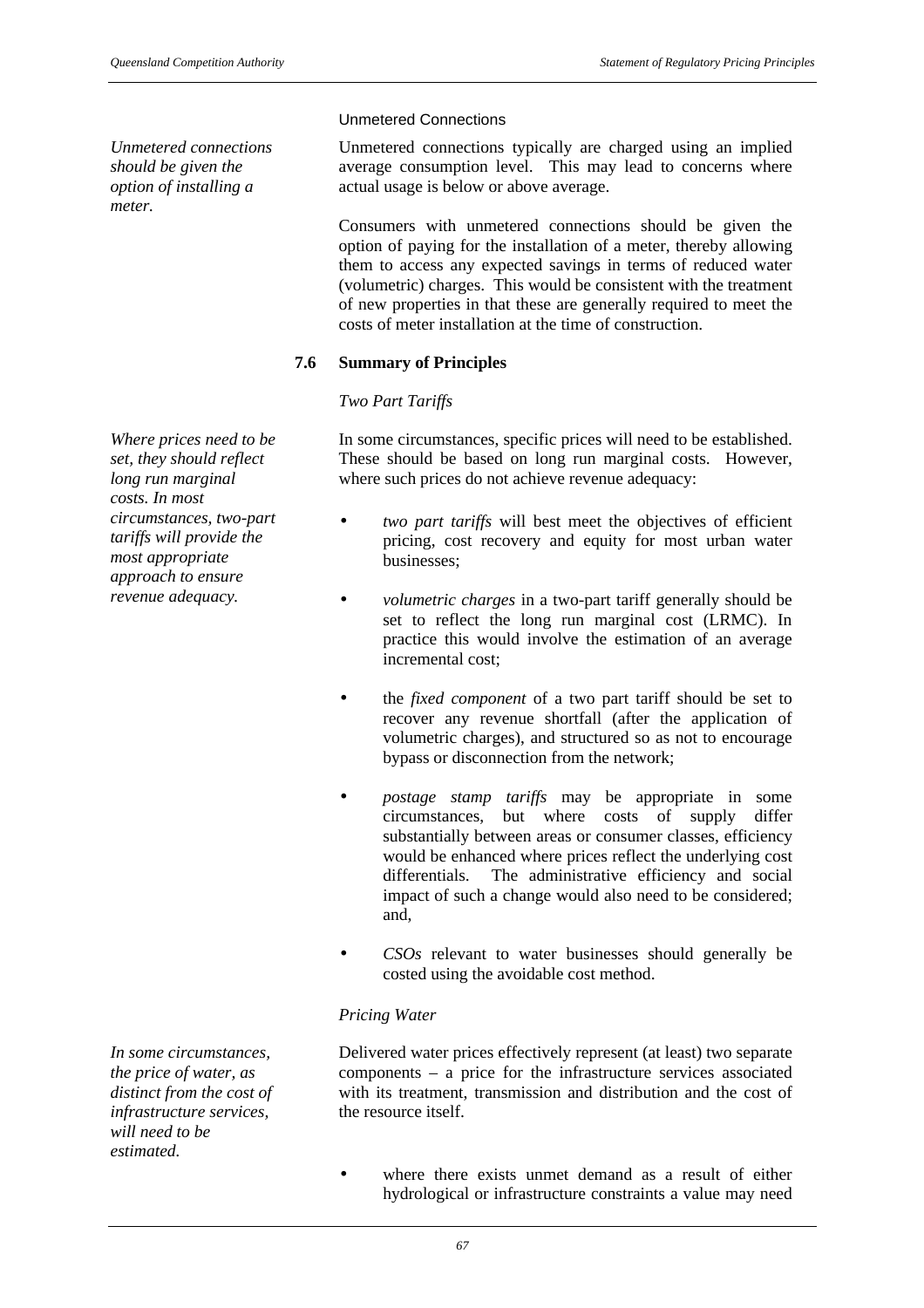Unmetered Connections

*Unmetered connections should be given the option of installing a meter.*

Unmetered connections typically are charged using an implied average consumption level. This may lead to concerns where actual usage is below or above average.

Consumers with unmetered connections should be given the option of paying for the installation of a meter, thereby allowing them to access any expected savings in terms of reduced water (volumetric) charges. This would be consistent with the treatment of new properties in that these are generally required to meet the costs of meter installation at the time of construction.

## 7.6 Summary of Principles

*Two Part Tariffs*

*Where prices need to be set, they should reflect long run marginal costs. In most circumstances, two-part tariffs will provide the most appropriate approach to ensure revenue adequacy.*

In some circumstances, specific prices will need to be established. These should be based on long run marginal costs. However, where such prices do not achieve revenue adequacy:

- *two part tariffs* will best meet the objectives of efficient pricing, cost recovery and equity for most urban water businesses;
- *volumetric charges* in a two-part tariff generally should be set to reflect the long run marginal cost (LRMC). In practice this would involve the estimation of an average incremental cost;
- the *fixed component* of a two part tariff should be set to recover any revenue shortfall (after the application of volumetric charges), and structured so as not to encourage bypass or disconnection from the network;
- *postage stamp tariffs* may be appropriate in some circumstances, but where costs of supply differ substantially between areas or consumer classes, efficiency would be enhanced where prices reflect the underlying cost differentials. The administrative efficiency and social impact of such a change would also need to be considered; and,
- *CSOs* relevant to water businesses should generally be costed using the avoidable cost method.

*Pricing Water*

*In some circumstances, the price of water, as distinct from the cost of infrastructure services, will need to be estimated.*

Delivered water prices effectively represent (at least) two separate components – a price for the infrastructure services associated with its treatment, transmission and distribution and the cost of the resource itself.

- where there exists unmet demand as a result of either hydrological or infrastructure constraints a value may need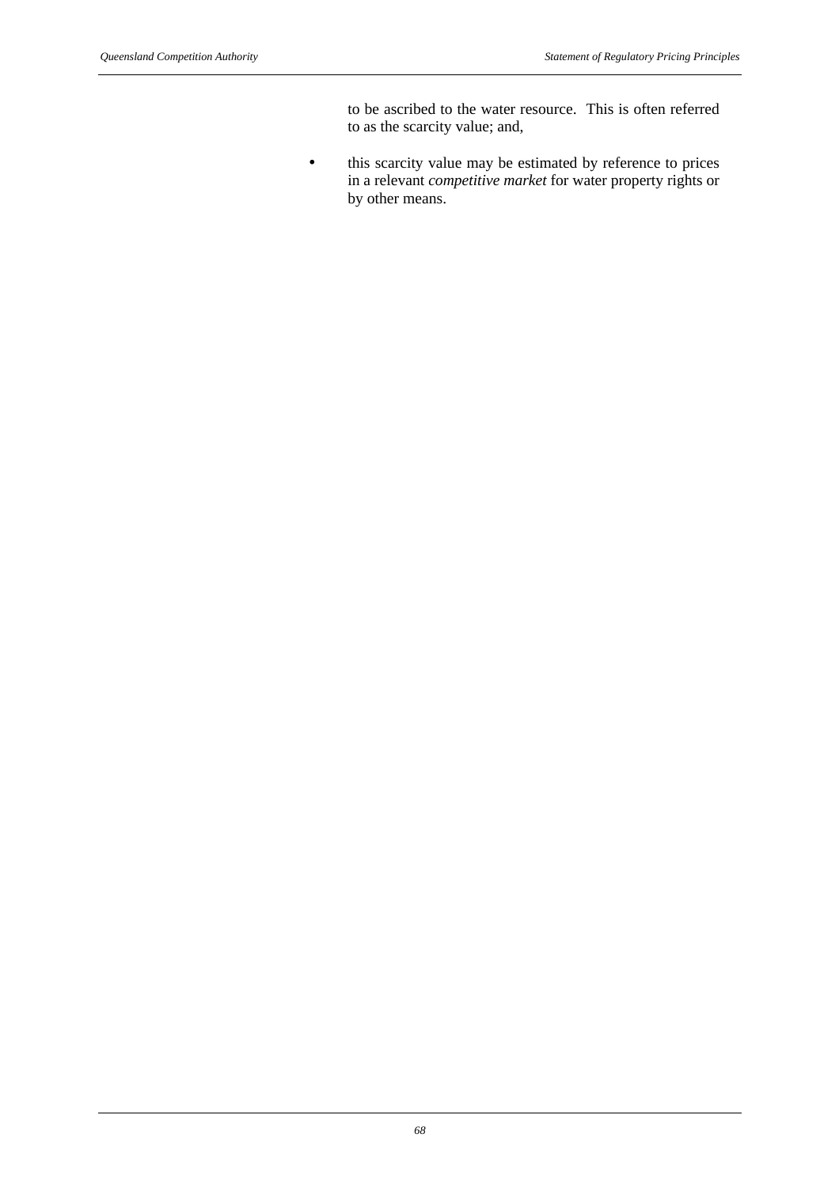to be ascribed to the water resource. This is often referred to as the scarcity value; and,

- this scarcity value may be estimated by reference to prices in a relevant *competitive market* for water property rights or by other means.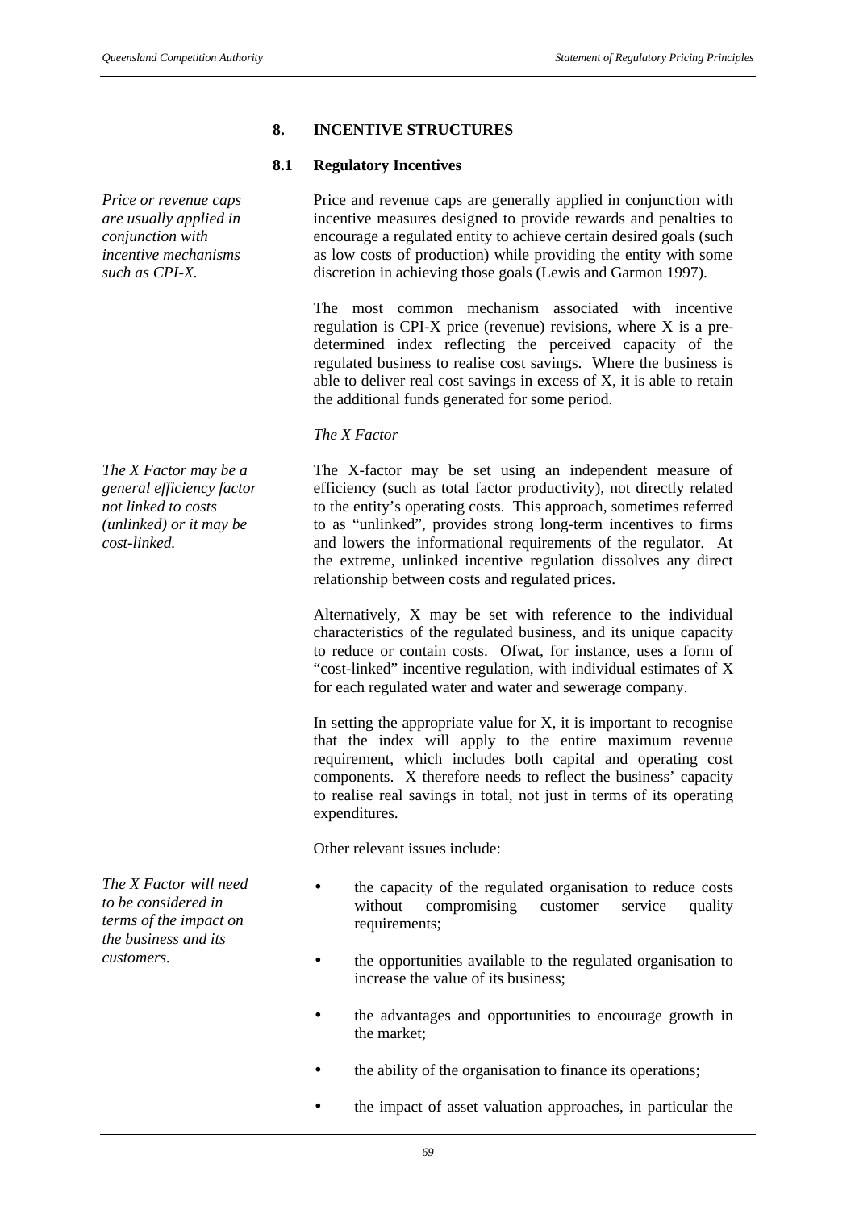## 8. INCENTIVE STRUCTURES

### 8.1 Regulatory Incentives

*Price or revenue caps are usually applied in conjunction with incentive mechanisms such as CPI-X.*

Price and revenue caps are generally applied in conjunction with incentive measures designed to provide rewards and penalties to encourage a regulated entity to achieve certain desired goals (such as low costs of production) while providing the entity with some discretion in achieving those goals (Lewis and Garmon 1997).

The most common mechanism associated with incentive regulation is CPI-X price (revenue) revisions, where X is a pre-determined index reflecting the perceived capacity of the regulated business to realise cost savings. Where the business is able to deliver real cost savings in excess of X, it is able to retain the additional funds generated for some period.

*The X Factor*

*The X Factor may be a general efficiency factor not linked to costs (unlinked) or it may be cost-linked.*

The X-factor may be set using an independent measure of efficiency (such as total factor productivity), not directly related to the entity's operating costs. This approach, sometimes referred to as "unlinked", provides strong long-term incentives to firms and lowers the informational requirements of the regulator. At the extreme, unlinked incentive regulation dissolves any direct relationship between costs and regulated prices.

Alternatively, X may be set with reference to the individual characteristics of the regulated business, and its unique capacity to reduce or contain costs. Ofwat, for instance, uses a form of "cost-linked" incentive regulation, with individual estimates of X for each regulated water and water and sewerage company.

In setting the appropriate value for X, it is important to recognise that the index will apply to the entire maximum revenue requirement, which includes both capital and operating cost components. X therefore needs to reflect the business' capacity to realise real savings in total, not just in terms of its operating expenditures.

Other relevant issues include:

*The X Factor will need to be considered in terms of the impact on the business and its customers.*

- the capacity of the regulated organisation to reduce costs without compromising customer service quality requirements;
- the opportunities available to the regulated organisation to increase the value of its business;
- the advantages and opportunities to encourage growth in the market;
- the ability of the organisation to finance its operations;
- the impact of asset valuation approaches, in particular the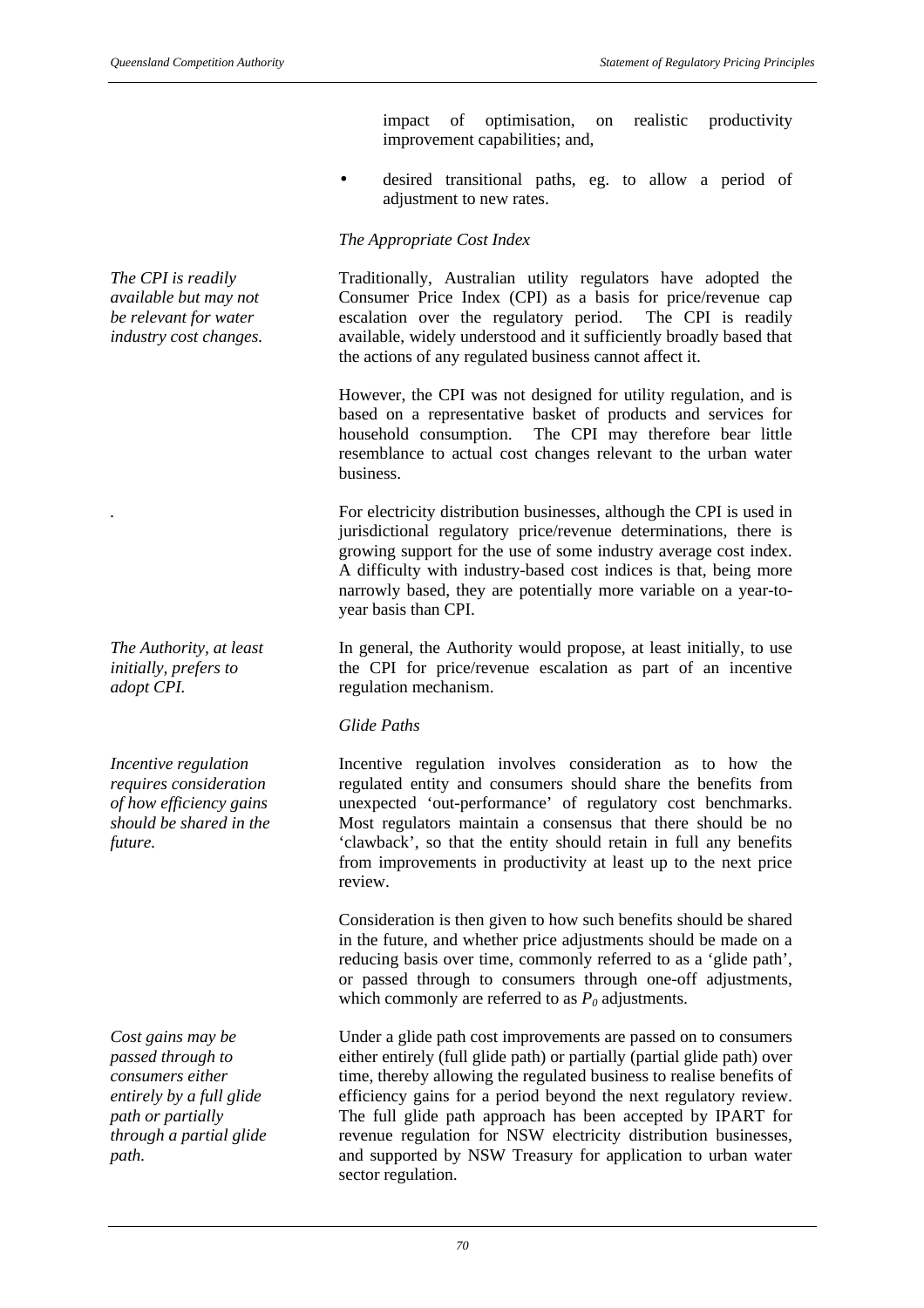impact of optimisation, on realistic productivity improvement capabilities; and,

- desired transitional paths, eg. to allow a period of adjustment to new rates.

*The Appropriate Cost Index*

*The CPI is readily available but may not be relevant for water industry cost changes.*

Traditionally, Australian utility regulators have adopted the Consumer Price Index (CPI) as a basis for price/revenue cap escalation over the regulatory period. The CPI is readily available, widely understood and it sufficiently broadly based that the actions of any regulated business cannot affect it.

However, the CPI was not designed for utility regulation, and is based on a representative basket of products and services for household consumption. The CPI may therefore bear little resemblance to actual cost changes relevant to the urban water business.

For electricity distribution businesses, although the CPI is used in jurisdictional regulatory price/revenue determinations, there is growing support for the use of some industry average cost index. A difficulty with industry-based cost indices is that, being more narrowly based, they are potentially more variable on a year-to-year basis than CPI.

*The Authority, at least initially, prefers to adopt CPI.*

In general, the Authority would propose, at least initially, to use the CPI for price/revenue escalation as part of an incentive regulation mechanism.

*Glide Paths*

*Incentive regulation requires consideration of how efficiency gains should be shared in the future.*

Incentive regulation involves consideration as to how the regulated entity and consumers should share the benefits from unexpected 'out-performance' of regulatory cost benchmarks. Most regulators maintain a consensus that there should be no 'clawback', so that the entity should retain in full any benefits from improvements in productivity at least up to the next price review.

Consideration is then given to how such benefits should be shared in the future, and whether price adjustments should be made on a reducing basis over time, commonly referred to as a 'glide path', or passed through to consumers through one-off adjustments, which commonly are referred to as $P_0$ adjustments.

*Cost gains may be passed through to consumers either entirely by a full glide path or partially through a partial glide path.*

Under a glide path cost improvements are passed on to consumers either entirely (full glide path) or partially (partial glide path) over time, thereby allowing the regulated business to realise benefits of efficiency gains for a period beyond the next regulatory review. The full glide path approach has been accepted by IPART for revenue regulation for NSW electricity distribution businesses, and supported by NSW Treasury for application to urban water sector regulation.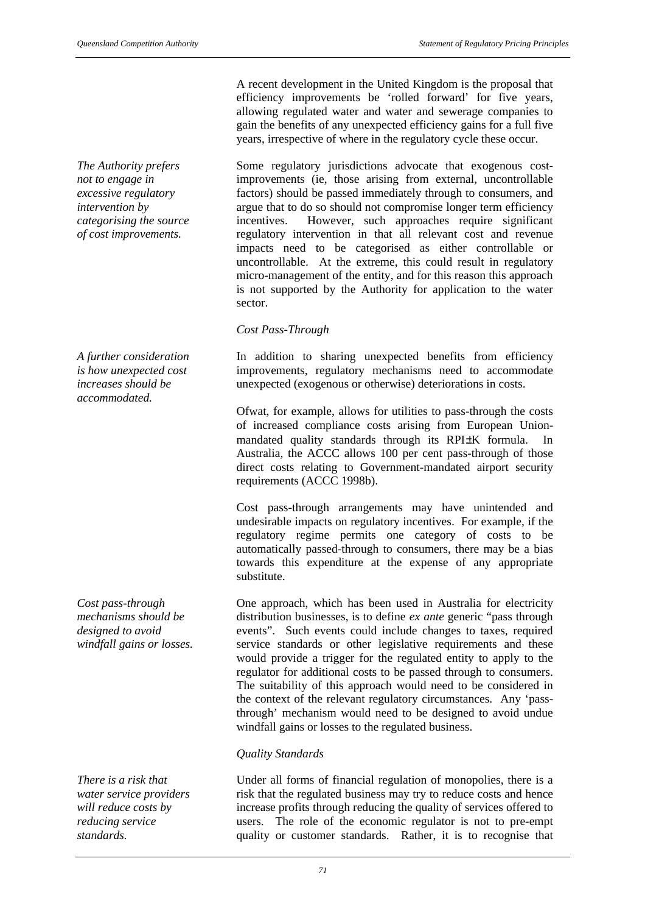A recent development in the United Kingdom is the proposal that efficiency improvements be 'rolled forward' for five years, allowing regulated water and water and sewerage companies to gain the benefits of any unexpected efficiency gains for a full five years, irrespective of where in the regulatory cycle these occur.

*The Authority prefers not to engage in excessive regulatory intervention by categorising the source of cost improvements.*

Some regulatory jurisdictions advocate that exogenous cost-improvements (ie, those arising from external, uncontrollable factors) should be passed immediately through to consumers, and argue that to do so should not compromise longer term efficiency incentives. However, such approaches require significant regulatory intervention in that all relevant cost and revenue impacts need to be categorised as either controllable or uncontrollable. At the extreme, this could result in regulatory micro-management of the entity, and for this reason this approach is not supported by the Authority for application to the water sector.

*Cost Pass-Through*

*A further consideration is how unexpected cost increases should be accommodated.*

In addition to sharing unexpected benefits from efficiency improvements, regulatory mechanisms need to accommodate unexpected (exogenous or otherwise) deteriorations in costs.

Ofwat, for example, allows for utilities to pass-through the costs of increased compliance costs arising from European Union-mandated quality standards through its RPI±K formula. In Australia, the ACCC allows 100 per cent pass-through of those direct costs relating to Government-mandated airport security requirements (ACCC 1998b).

Cost pass-through arrangements may have unintended and undesirable impacts on regulatory incentives. For example, if the regulatory regime permits one category of costs to be automatically passed-through to consumers, there may be a bias towards this expenditure at the expense of any appropriate substitute.

*Cost pass-through mechanisms should be designed to avoid windfall gains or losses.*

One approach, which has been used in Australia for electricity distribution businesses, is to define *ex ante* generic "pass through events". Such events could include changes to taxes, required service standards or other legislative requirements and these would provide a trigger for the regulated entity to apply to the regulator for additional costs to be passed through to consumers. The suitability of this approach would need to be considered in the context of the relevant regulatory circumstances. Any 'pass-through' mechanism would need to be designed to avoid undue windfall gains or losses to the regulated business.

*Quality Standards*

*There is a risk that water service providers will reduce costs by reducing service standards.*

Under all forms of financial regulation of monopolies, there is a risk that the regulated business may try to reduce costs and hence increase profits through reducing the quality of services offered to users. The role of the economic regulator is not to pre-empt quality or customer standards. Rather, it is to recognise that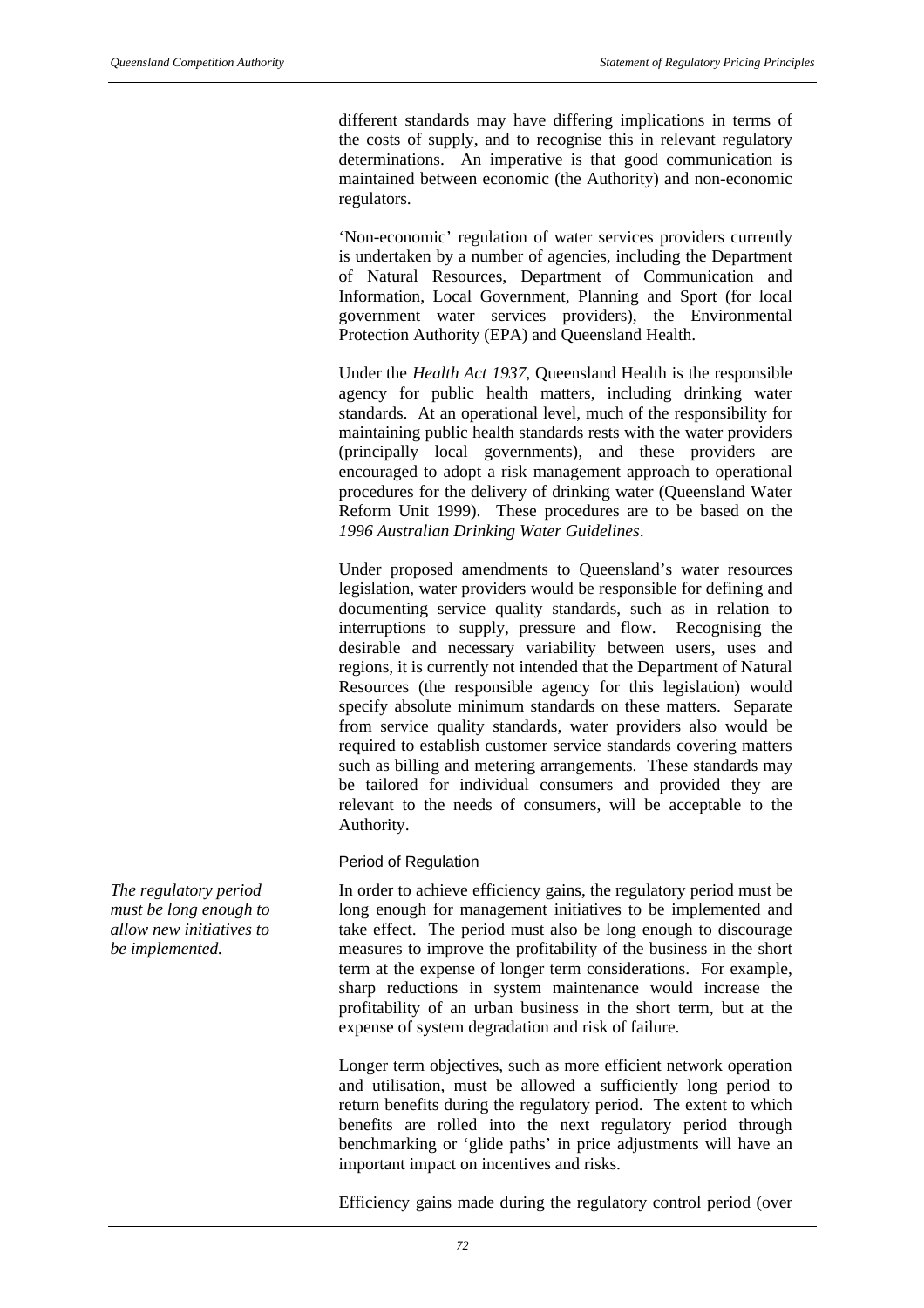different standards may have differing implications in terms of the costs of supply, and to recognise this in relevant regulatory determinations. An imperative is that good communication is maintained between economic (the Authority) and non-economic regulators.

'Non-economic' regulation of water services providers currently is undertaken by a number of agencies, including the Department of Natural Resources, Department of Communication and Information, Local Government, Planning and Sport (for local government water services providers), the Environmental Protection Authority (EPA) and Queensland Health.

Under the *Health Act 1937*, Queensland Health is the responsible agency for public health matters, including drinking water standards. At an operational level, much of the responsibility for maintaining public health standards rests with the water providers (principally local governments), and these providers are encouraged to adopt a risk management approach to operational procedures for the delivery of drinking water (Queensland Water Reform Unit 1999). These procedures are to be based on the *1996 Australian Drinking Water Guidelines*.

Under proposed amendments to Queensland's water resources legislation, water providers would be responsible for defining and documenting service quality standards, such as in relation to interruptions to supply, pressure and flow. Recognising the desirable and necessary variability between users, uses and regions, it is currently not intended that the Department of Natural Resources (the responsible agency for this legislation) would specify absolute minimum standards on these matters. Separate from service quality standards, water providers also would be required to establish customer service standards covering matters such as billing and metering arrangements. These standards may be tailored for individual consumers and provided they are relevant to the needs of consumers, will be acceptable to the Authority.

#### Period of Regulation

*The regulatory period must be long enough to allow new initiatives to be implemented.*

In order to achieve efficiency gains, the regulatory period must be long enough for management initiatives to be implemented and take effect. The period must also be long enough to discourage measures to improve the profitability of the business in the short term at the expense of longer term considerations. For example, sharp reductions in system maintenance would increase the profitability of an urban business in the short term, but at the expense of system degradation and risk of failure.

Longer term objectives, such as more efficient network operation and utilisation, must be allowed a sufficiently long period to return benefits during the regulatory period. The extent to which benefits are rolled into the next regulatory period through benchmarking or 'glide paths' in price adjustments will have an important impact on incentives and risks.

Efficiency gains made during the regulatory control period (over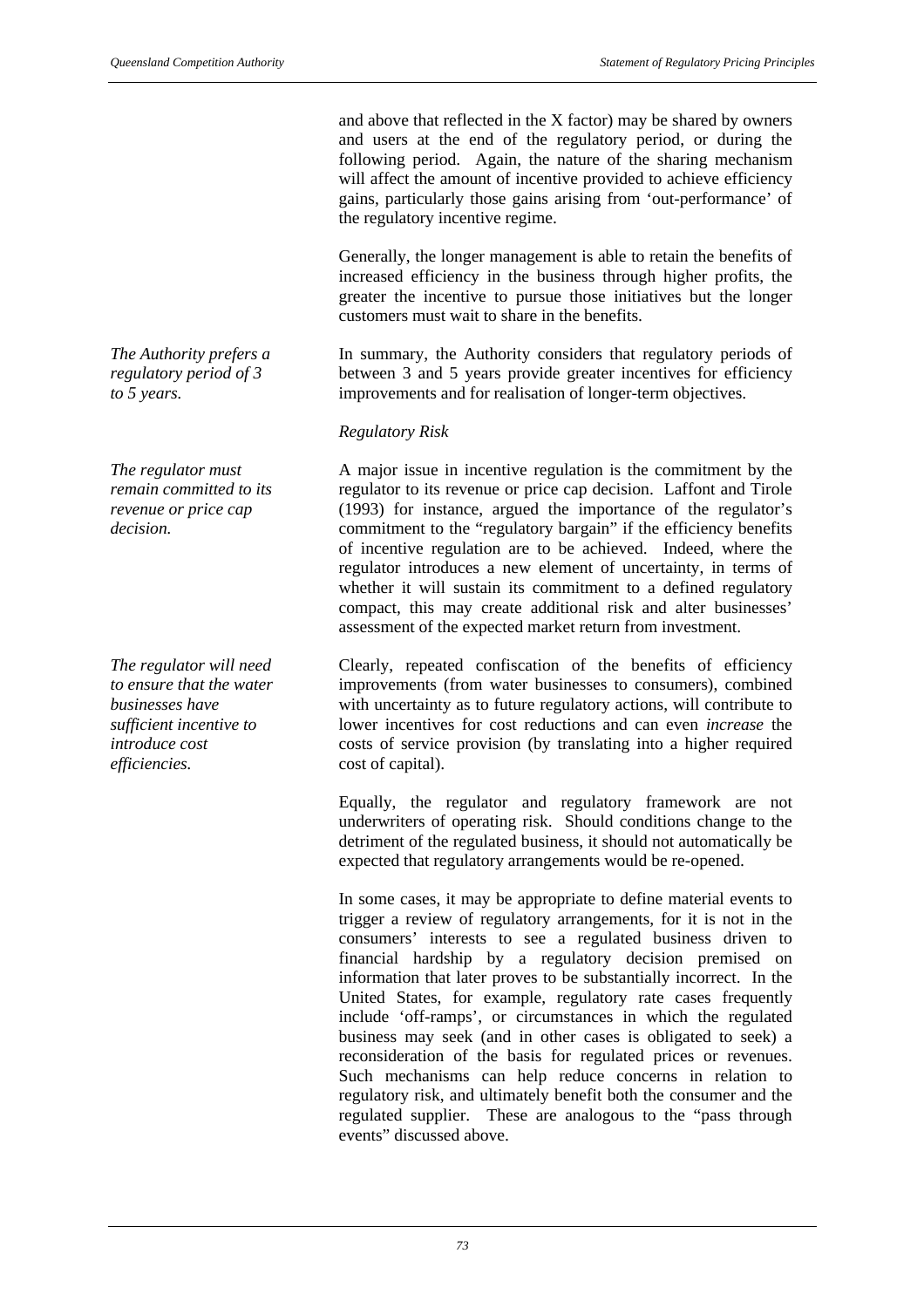and above that reflected in the X factor) may be shared by owners and users at the end of the regulatory period, or during the following period. Again, the nature of the sharing mechanism will affect the amount of incentive provided to achieve efficiency gains, particularly those gains arising from 'out-performance' of the regulatory incentive regime.

Generally, the longer management is able to retain the benefits of increased efficiency in the business through higher profits, the greater the incentive to pursue those initiatives but the longer customers must wait to share in the benefits.

*The Authority prefers a regulatory period of 3 to 5 years.*

In summary, the Authority considers that regulatory periods of between 3 and 5 years provide greater incentives for efficiency improvements and for realisation of longer-term objectives.

*Regulatory Risk*

*The regulator must remain committed to its revenue or price cap decision.*

A major issue in incentive regulation is the commitment by the regulator to its revenue or price cap decision. Laffont and Tirole (1993) for instance, argued the importance of the regulator's commitment to the "regulatory bargain" if the efficiency benefits of incentive regulation are to be achieved. Indeed, where the regulator introduces a new element of uncertainty, in terms of whether it will sustain its commitment to a defined regulatory compact, this may create additional risk and alter businesses' assessment of the expected market return from investment.

*The regulator will need to ensure that the water businesses have sufficient incentive to introduce cost efficiencies.*

Clearly, repeated confiscation of the benefits of efficiency improvements (from water businesses to consumers), combined with uncertainty as to future regulatory actions, will contribute to lower incentives for cost reductions and can even *increase* the costs of service provision (by translating into a higher required cost of capital).

Equally, the regulator and regulatory framework are not underwriters of operating risk. Should conditions change to the detriment of the regulated business, it should not automatically be expected that regulatory arrangements would be re-opened.

In some cases, it may be appropriate to define material events to trigger a review of regulatory arrangements, for it is not in the consumers' interests to see a regulated business driven to financial hardship by a regulatory decision premised on information that later proves to be substantially incorrect. In the United States, for example, regulatory rate cases frequently include 'off-ramps', or circumstances in which the regulated business may seek (and in other cases is obligated to seek) a reconsideration of the basis for regulated prices or revenues. Such mechanisms can help reduce concerns in relation to regulatory risk, and ultimately benefit both the consumer and the regulated supplier. These are analogous to the "pass through events" discussed above.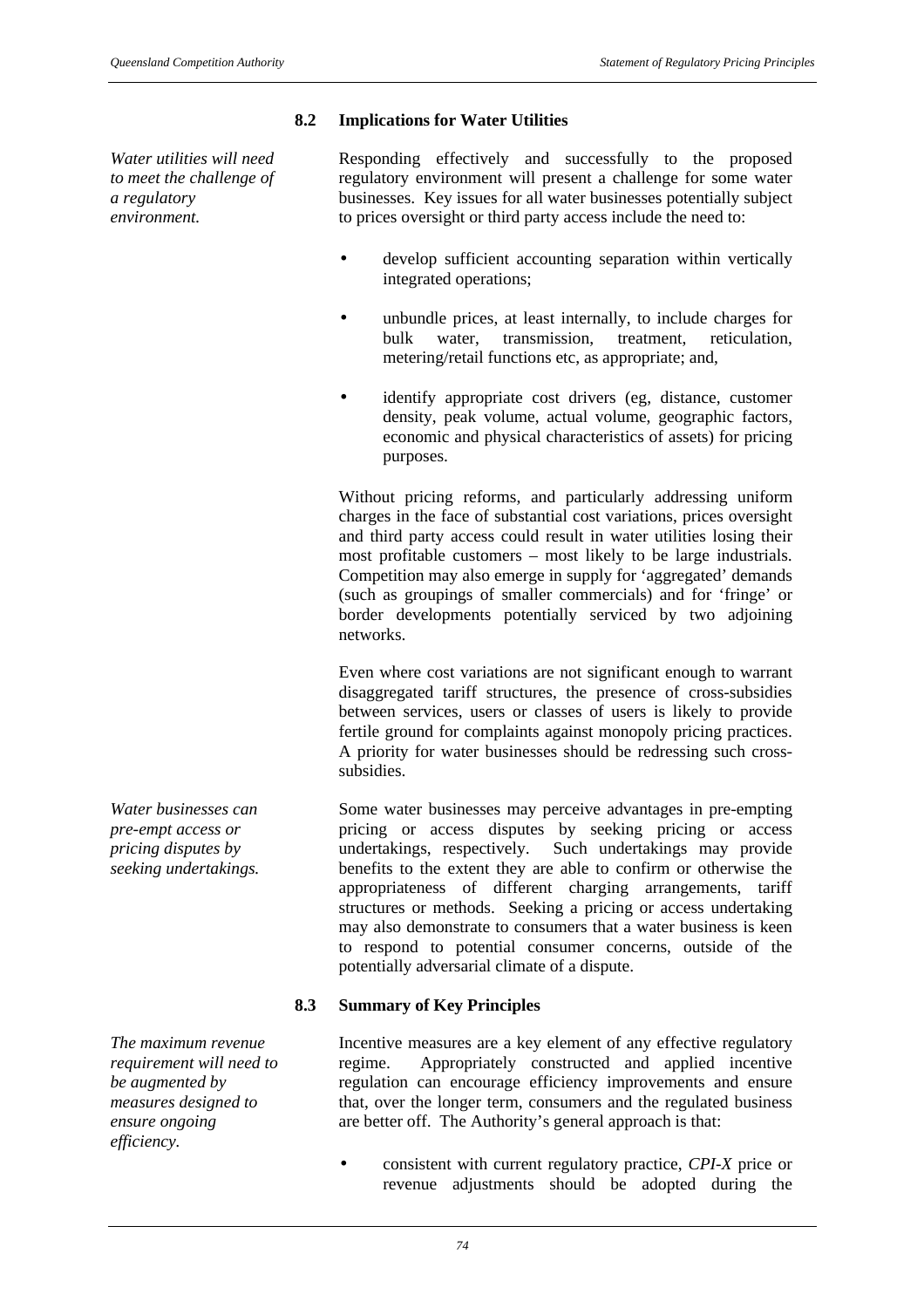## 8.2 Implications for Water Utilities

*Water utilities will need to meet the challenge of a regulatory environment.*

Responding effectively and successfully to the proposed regulatory environment will present a challenge for some water businesses. Key issues for all water businesses potentially subject to prices oversight or third party access include the need to:

- develop sufficient accounting separation within vertically integrated operations;
- unbundle prices, at least internally, to include charges for bulk water, transmission, treatment, reticulation, metering/retail functions etc, as appropriate; and,
- identify appropriate cost drivers (eg, distance, customer density, peak volume, actual volume, geographic factors, economic and physical characteristics of assets) for pricing purposes.

Without pricing reforms, and particularly addressing uniform charges in the face of substantial cost variations, prices oversight and third party access could result in water utilities losing their most profitable customers – most likely to be large industrials. Competition may also emerge in supply for 'aggregated' demands (such as groupings of smaller commercials) and for 'fringe' or border developments potentially serviced by two adjoining networks.

Even where cost variations are not significant enough to warrant disaggregated tariff structures, the presence of cross-subsidies between services, users or classes of users is likely to provide fertile ground for complaints against monopoly pricing practices. A priority for water businesses should be redressing such cross-subsidies.

*Water businesses can pre-empt access or pricing disputes by seeking undertakings.*

Some water businesses may perceive advantages in pre-empting pricing or access disputes by seeking pricing or access undertakings, respectively. Such undertakings may provide benefits to the extent they are able to confirm or otherwise the appropriateness of different charging arrangements, tariff structures or methods. Seeking a pricing or access undertaking may also demonstrate to consumers that a water business is keen to respond to potential consumer concerns, outside of the potentially adversarial climate of a dispute.

## 8.3 Summary of Key Principles

*The maximum revenue requirement will need to be augmented by measures designed to ensure ongoing efficiency.*

Incentive measures are a key element of any effective regulatory regime. Appropriately constructed and applied incentive regulation can encourage efficiency improvements and ensure that, over the longer term, consumers and the regulated business are better off. The Authority's general approach is that:

- consistent with current regulatory practice, *CPI-X* price or revenue adjustments should be adopted during the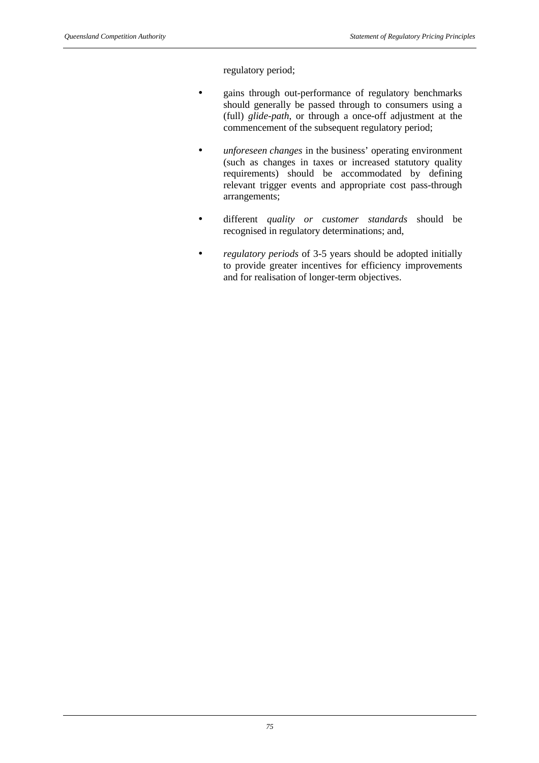regulatory period;

- gains through out-performance of regulatory benchmarks should generally be passed through to consumers using a (full) *glide-path*, or through a once-off adjustment at the commencement of the subsequent regulatory period;

- *unforeseen changes* in the business' operating environment (such as changes in taxes or increased statutory quality requirements) should be accommodated by defining relevant trigger events and appropriate cost pass-through arrangements;

- different *quality or customer standards* should be recognised in regulatory determinations; and,

- *regulatory periods* of 3-5 years should be adopted initially to provide greater incentives for efficiency improvements and for realisation of longer-term objectives.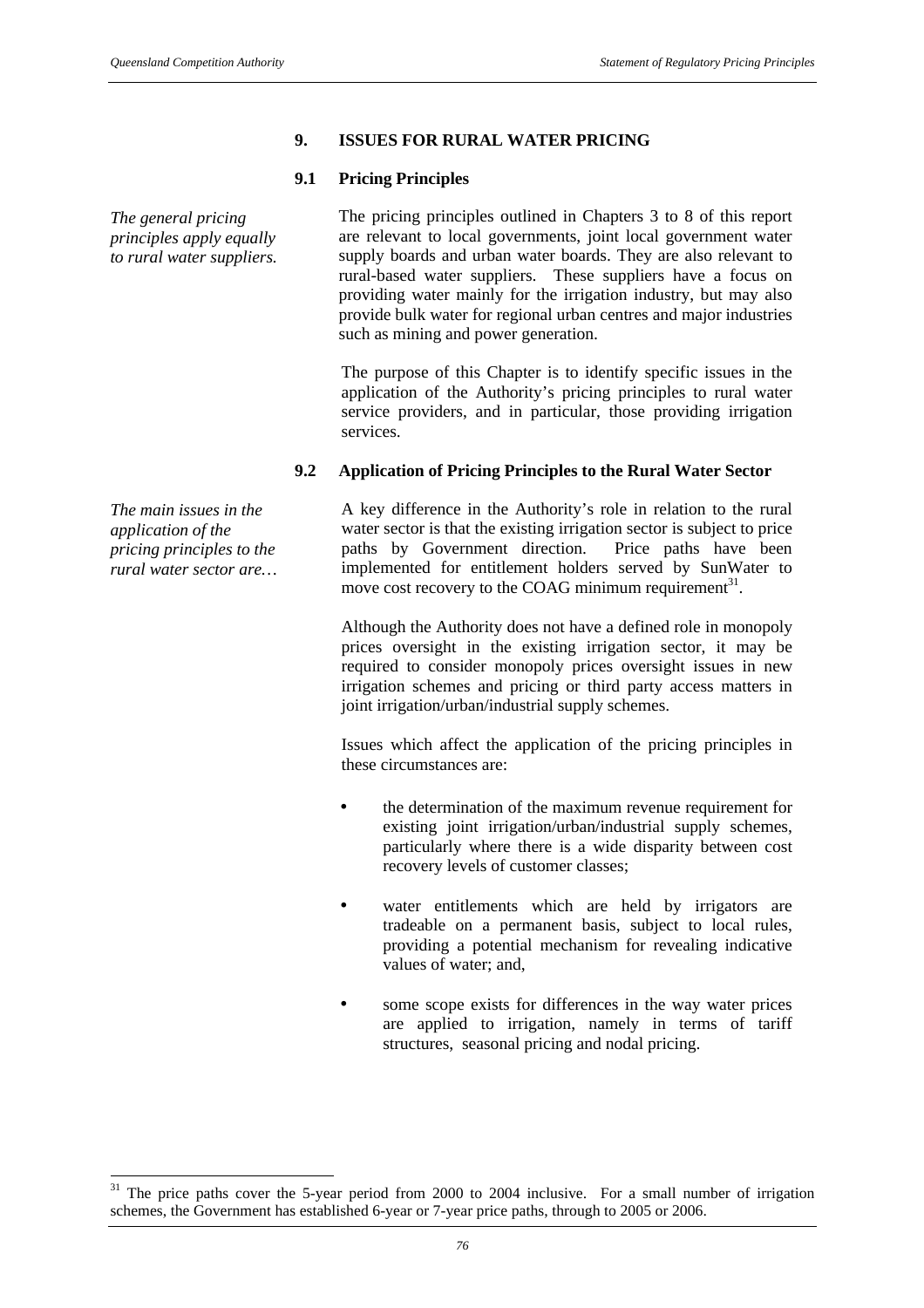# 9. ISSUES FOR RURAL WATER PRICING

## 9.1 Pricing Principles

*The general pricing principles apply equally to rural water suppliers.*

The pricing principles outlined in Chapters 3 to 8 of this report are relevant to local governments, joint local government water supply boards and urban water boards. They are also relevant to rural-based water suppliers. These suppliers have a focus on providing water mainly for the irrigation industry, but may also provide bulk water for regional urban centres and major industries such as mining and power generation.

The purpose of this Chapter is to identify specific issues in the application of the Authority's pricing principles to rural water service providers, and in particular, those providing irrigation services.

## 9.2 Application of Pricing Principles to the Rural Water Sector

*The main issues in the application of the pricing principles to the rural water sector are…*

A key difference in the Authority's role in relation to the rural water sector is that the existing irrigation sector is subject to price paths by Government direction. Price paths have been implemented for entitlement holders served by SunWater to move cost recovery to the COAG minimum requirement[31].

Although the Authority does not have a defined role in monopoly prices oversight in the existing irrigation sector, it may be required to consider monopoly prices oversight issues in new irrigation schemes and pricing or third party access matters in joint irrigation/urban/industrial supply schemes.

Issues which affect the application of the pricing principles in these circumstances are:

- the determination of the maximum revenue requirement for existing joint irrigation/urban/industrial supply schemes, particularly where there is a wide disparity between cost recovery levels of customer classes;
- water entitlements which are held by irrigators are tradeable on a permanent basis, subject to local rules, providing a potential mechanism for revealing indicative values of water; and,
- some scope exists for differences in the way water prices are applied to irrigation, namely in terms of tariff structures, seasonal pricing and nodal pricing.

[31] The price paths cover the 5-year period from 2000 to 2004 inclusive. For a small number of irrigation schemes, the Government has established 6-year or 7-year price paths, through to 2005 or 2006.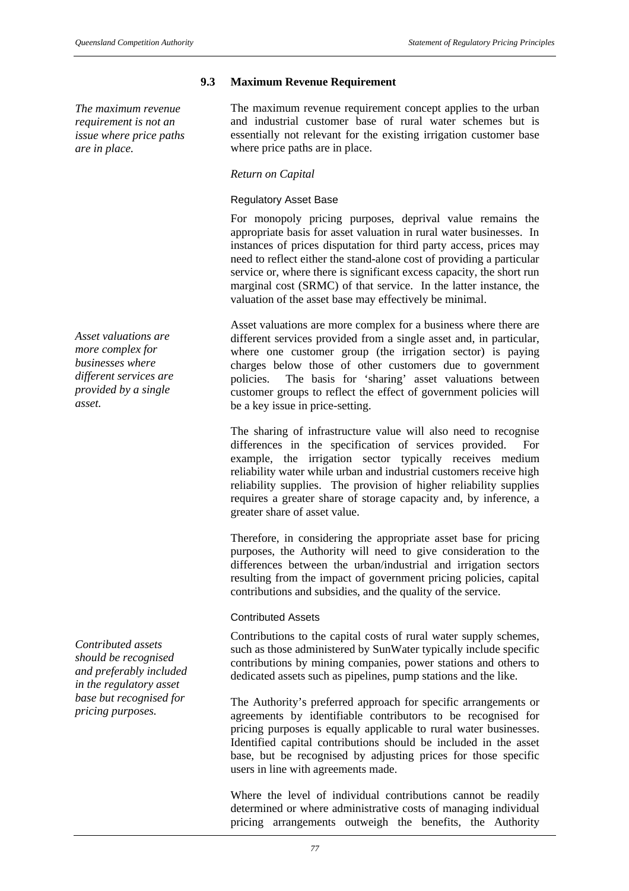### 9.3 Maximum Revenue Requirement

*The maximum revenue requirement is not an issue where price paths are in place.*

The maximum revenue requirement concept applies to the urban and industrial customer base of rural water schemes but is essentially not relevant for the existing irrigation customer base where price paths are in place.

*Return on Capital*

Regulatory Asset Base

For monopoly pricing purposes, deprival value remains the appropriate basis for asset valuation in rural water businesses. In instances of prices disputation for third party access, prices may need to reflect either the stand-alone cost of providing a particular service or, where there is significant excess capacity, the short run marginal cost (SRMC) of that service. In the latter instance, the valuation of the asset base may effectively be minimal.

*Asset valuations are more complex for businesses where different services are provided by a single asset.*

Asset valuations are more complex for a business where there are different services provided from a single asset and, in particular, where one customer group (the irrigation sector) is paying charges below those of other customers due to government policies. The basis for 'sharing' asset valuations between customer groups to reflect the effect of government policies will be a key issue in price-setting.

The sharing of infrastructure value will also need to recognise differences in the specification of services provided. For example, the irrigation sector typically receives medium reliability water while urban and industrial customers receive high reliability supplies. The provision of higher reliability supplies requires a greater share of storage capacity and, by inference, a greater share of asset value.

Therefore, in considering the appropriate asset base for pricing purposes, the Authority will need to give consideration to the differences between the urban/industrial and irrigation sectors resulting from the impact of government pricing policies, capital contributions and subsidies, and the quality of the service.

Contributed Assets

*Contributed assets should be recognised and preferably included in the regulatory asset base but recognised for pricing purposes.*

Contributions to the capital costs of rural water supply schemes, such as those administered by SunWater typically include specific contributions by mining companies, power stations and others to dedicated assets such as pipelines, pump stations and the like.

The Authority's preferred approach for specific arrangements or agreements by identifiable contributors to be recognised for pricing purposes is equally applicable to rural water businesses. Identified capital contributions should be included in the asset base, but be recognised by adjusting prices for those specific users in line with agreements made.

Where the level of individual contributions cannot be readily determined or where administrative costs of managing individual pricing arrangements outweigh the benefits, the Authority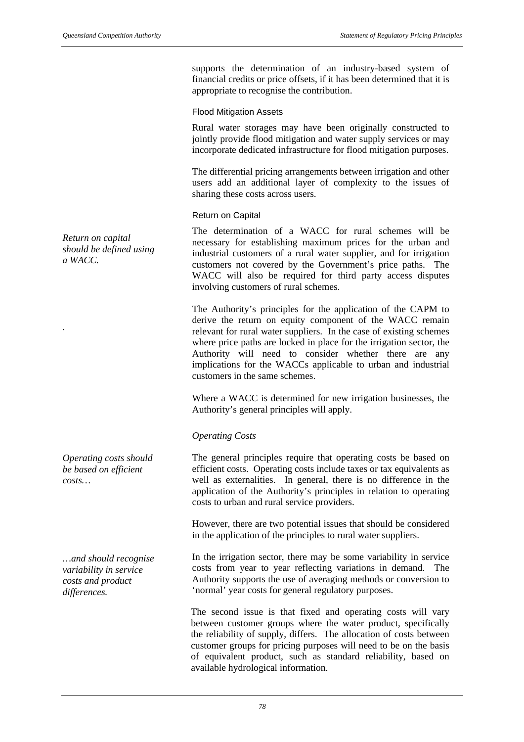supports the determination of an industry-based system of financial credits or price offsets, if it has been determined that it is appropriate to recognise the contribution.

#### Flood Mitigation Assets

Rural water storages may have been originally constructed to jointly provide flood mitigation and water supply services or may incorporate dedicated infrastructure for flood mitigation purposes.

The differential pricing arrangements between irrigation and other users add an additional layer of complexity to the issues of sharing these costs across users.

#### Return on Capital

*Return on capital should be defined using a WACC.*

The determination of a WACC for rural schemes will be necessary for establishing maximum prices for the urban and industrial customers of a rural water supplier, and for irrigation customers not covered by the Government's price paths. The WACC will also be required for third party access disputes involving customers of rural schemes.

The Authority's principles for the application of the CAPM to derive the return on equity component of the WACC remain relevant for rural water suppliers. In the case of existing schemes where price paths are locked in place for the irrigation sector, the Authority will need to consider whether there are any implications for the WACCs applicable to urban and industrial customers in the same schemes.

Where a WACC is determined for new irrigation businesses, the Authority's general principles will apply.

### *Operating Costs*

*Operating costs should be based on efficient costs…*

The general principles require that operating costs be based on efficient costs. Operating costs include taxes or tax equivalents as well as externalities. In general, there is no difference in the application of the Authority's principles in relation to operating costs to urban and rural service providers.

However, there are two potential issues that should be considered in the application of the principles to rural water suppliers.

*…and should recognise variability in service costs and product differences.*

In the irrigation sector, there may be some variability in service costs from year to year reflecting variations in demand. The Authority supports the use of averaging methods or conversion to 'normal' year costs for general regulatory purposes.

The second issue is that fixed and operating costs will vary between customer groups where the water product, specifically the reliability of supply, differs. The allocation of costs between customer groups for pricing purposes will need to be on the basis of equivalent product, such as standard reliability, based on available hydrological information.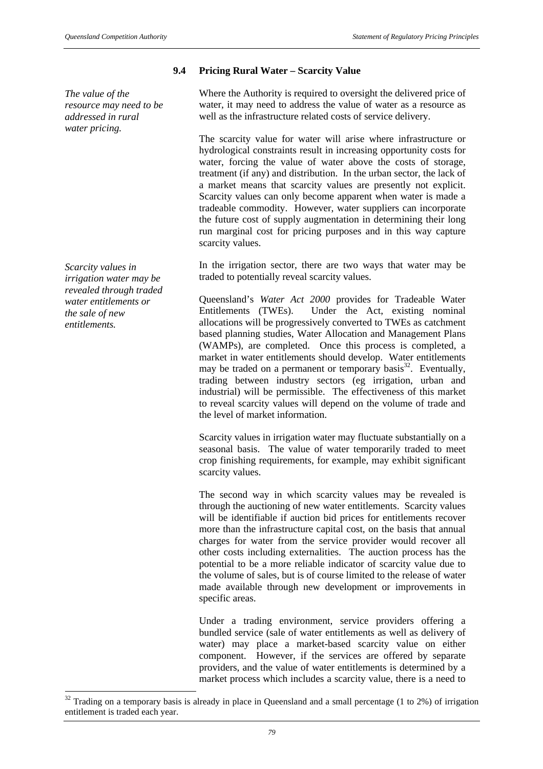### 9.4 Pricing Rural Water – Scarcity Value

*The value of the resource may need to be addressed in rural water pricing.*

Where the Authority is required to oversight the delivered price of water, it may need to address the value of water as a resource as well as the infrastructure related costs of service delivery.

The scarcity value for water will arise where infrastructure or hydrological constraints result in increasing opportunity costs for water, forcing the value of water above the costs of storage, treatment (if any) and distribution. In the urban sector, the lack of a market means that scarcity values are presently not explicit. Scarcity values can only become apparent when water is made a tradeable commodity. However, water suppliers can incorporate the future cost of supply augmentation in determining their long run marginal cost for pricing purposes and in this way capture scarcity values.

*Scarcity values in irrigation water may be revealed through traded water entitlements or the sale of new entitlements.*

In the irrigation sector, there are two ways that water may be traded to potentially reveal scarcity values.

Queensland's *Water Act 2000* provides for Tradeable Water Entitlements (TWEs). Under the Act, existing nominal allocations will be progressively converted to TWEs as catchment based planning studies, Water Allocation and Management Plans (WAMPs), are completed. Once this process is completed, a market in water entitlements should develop. Water entitlements may be traded on a permanent or temporary basis[32]. Eventually, trading between industry sectors (eg irrigation, urban and industrial) will be permissible. The effectiveness of this market to reveal scarcity values will depend on the volume of trade and the level of market information.

Scarcity values in irrigation water may fluctuate substantially on a seasonal basis. The value of water temporarily traded to meet crop finishing requirements, for example, may exhibit significant scarcity values.

The second way in which scarcity values may be revealed is through the auctioning of new water entitlements. Scarcity values will be identifiable if auction bid prices for entitlements recover more than the infrastructure capital cost, on the basis that annual charges for water from the service provider would recover all other costs including externalities. The auction process has the potential to be a more reliable indicator of scarcity value due to the volume of sales, but is of course limited to the release of water made available through new development or improvements in specific areas.

Under a trading environment, service providers offering a bundled service (sale of water entitlements as well as delivery of water) may place a market-based scarcity value on either component. However, if the services are offered by separate providers, and the value of water entitlements is determined by a market process which includes a scarcity value, there is a need to

[32] Trading on a temporary basis is already in place in Queensland and a small percentage (1 to 2%) of irrigation entitlement is traded each year.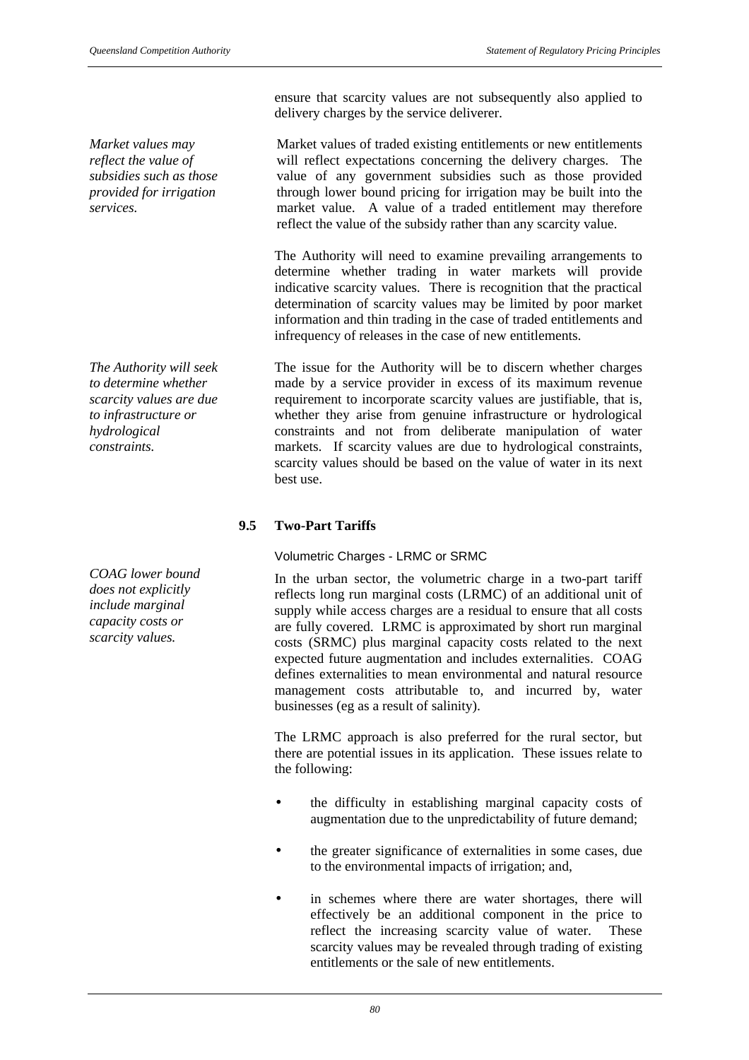ensure that scarcity values are not subsequently also applied to delivery charges by the service deliverer.

*Market values may reflect the value of subsidies such as those provided for irrigation services.*

Market values of traded existing entitlements or new entitlements will reflect expectations concerning the delivery charges. The value of any government subsidies such as those provided through lower bound pricing for irrigation may be built into the market value. A value of a traded entitlement may therefore reflect the value of the subsidy rather than any scarcity value.

The Authority will need to examine prevailing arrangements to determine whether trading in water markets will provide indicative scarcity values. There is recognition that the practical determination of scarcity values may be limited by poor market information and thin trading in the case of traded entitlements and infrequency of releases in the case of new entitlements.

*The Authority will seek to determine whether scarcity values are due to infrastructure or hydrological constraints.*

The issue for the Authority will be to discern whether charges made by a service provider in excess of its maximum revenue requirement to incorporate scarcity values are justifiable, that is, whether they arise from genuine infrastructure or hydrological constraints and not from deliberate manipulation of water markets. If scarcity values are due to hydrological constraints, scarcity values should be based on the value of water in its next best use.

## 9.5 Two-Part Tariffs

Volumetric Charges - LRMC or SRMC

*COAG lower bound does not explicitly include marginal capacity costs or scarcity values.*

In the urban sector, the volumetric charge in a two-part tariff reflects long run marginal costs (LRMC) of an additional unit of supply while access charges are a residual to ensure that all costs are fully covered. LRMC is approximated by short run marginal costs (SRMC) plus marginal capacity costs related to the next expected future augmentation and includes externalities. COAG defines externalities to mean environmental and natural resource management costs attributable to, and incurred by, water businesses (eg as a result of salinity).

The LRMC approach is also preferred for the rural sector, but there are potential issues in its application. These issues relate to the following:

- the difficulty in establishing marginal capacity costs of augmentation due to the unpredictability of future demand;
- the greater significance of externalities in some cases, due to the environmental impacts of irrigation; and,
- in schemes where there are water shortages, there will effectively be an additional component in the price to reflect the increasing scarcity value of water. These scarcity values may be revealed through trading of existing entitlements or the sale of new entitlements.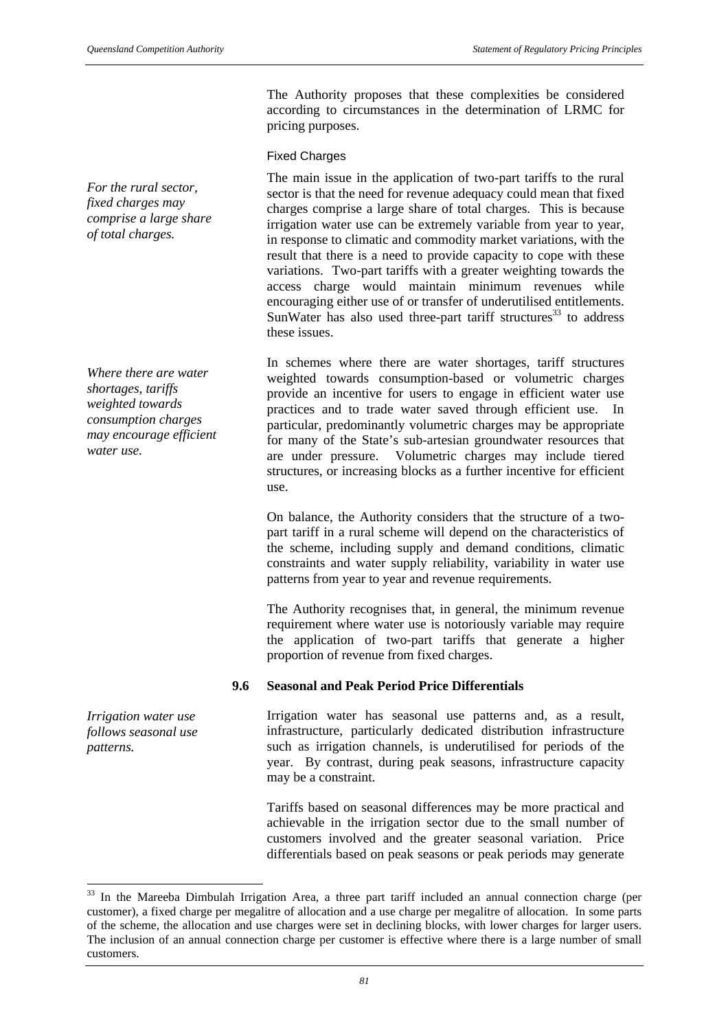The Authority proposes that these complexities be considered according to circumstances in the determination of LRMC for pricing purposes.

Fixed Charges

*For the rural sector, fixed charges may comprise a large share of total charges.*

The main issue in the application of two-part tariffs to the rural sector is that the need for revenue adequacy could mean that fixed charges comprise a large share of total charges. This is because irrigation water use can be extremely variable from year to year, in response to climatic and commodity market variations, with the result that there is a need to provide capacity to cope with these variations. Two-part tariffs with a greater weighting towards the access charge would maintain minimum revenues while encouraging either use of or transfer of underutilised entitlements. SunWater has also used three-part tariff structures[33] to address these issues.

*Where there are water shortages, tariffs weighted towards consumption charges may encourage efficient water use.*

In schemes where there are water shortages, tariff structures weighted towards consumption-based or volumetric charges provide an incentive for users to engage in efficient water use practices and to trade water saved through efficient use. In particular, predominantly volumetric charges may be appropriate for many of the State's sub-artesian groundwater resources that are under pressure. Volumetric charges may include tiered structures, or increasing blocks as a further incentive for efficient use.

On balance, the Authority considers that the structure of a two-part tariff in a rural scheme will depend on the characteristics of the scheme, including supply and demand conditions, climatic constraints and water supply reliability, variability in water use patterns from year to year and revenue requirements.

The Authority recognises that, in general, the minimum revenue requirement where water use is notoriously variable may require the application of two-part tariffs that generate a higher proportion of revenue from fixed charges.

### 9.6 Seasonal and Peak Period Price Differentials

*Irrigation water use follows seasonal use patterns.*

Irrigation water has seasonal use patterns and, as a result, infrastructure, particularly dedicated distribution infrastructure such as irrigation channels, is underutilised for periods of the year. By contrast, during peak seasons, infrastructure capacity may be a constraint.

Tariffs based on seasonal differences may be more practical and achievable in the irrigation sector due to the small number of customers involved and the greater seasonal variation. Price differentials based on peak seasons or peak periods may generate

---

[33] In the Mareeba Dimbulah Irrigation Area, a three part tariff included an annual connection charge (per customer), a fixed charge per megalitre of allocation and a use charge per megalitre of allocation. In some parts of the scheme, the allocation and use charges were set in declining blocks, with lower charges for larger users. The inclusion of an annual connection charge per customer is effective where there is a large number of small customers.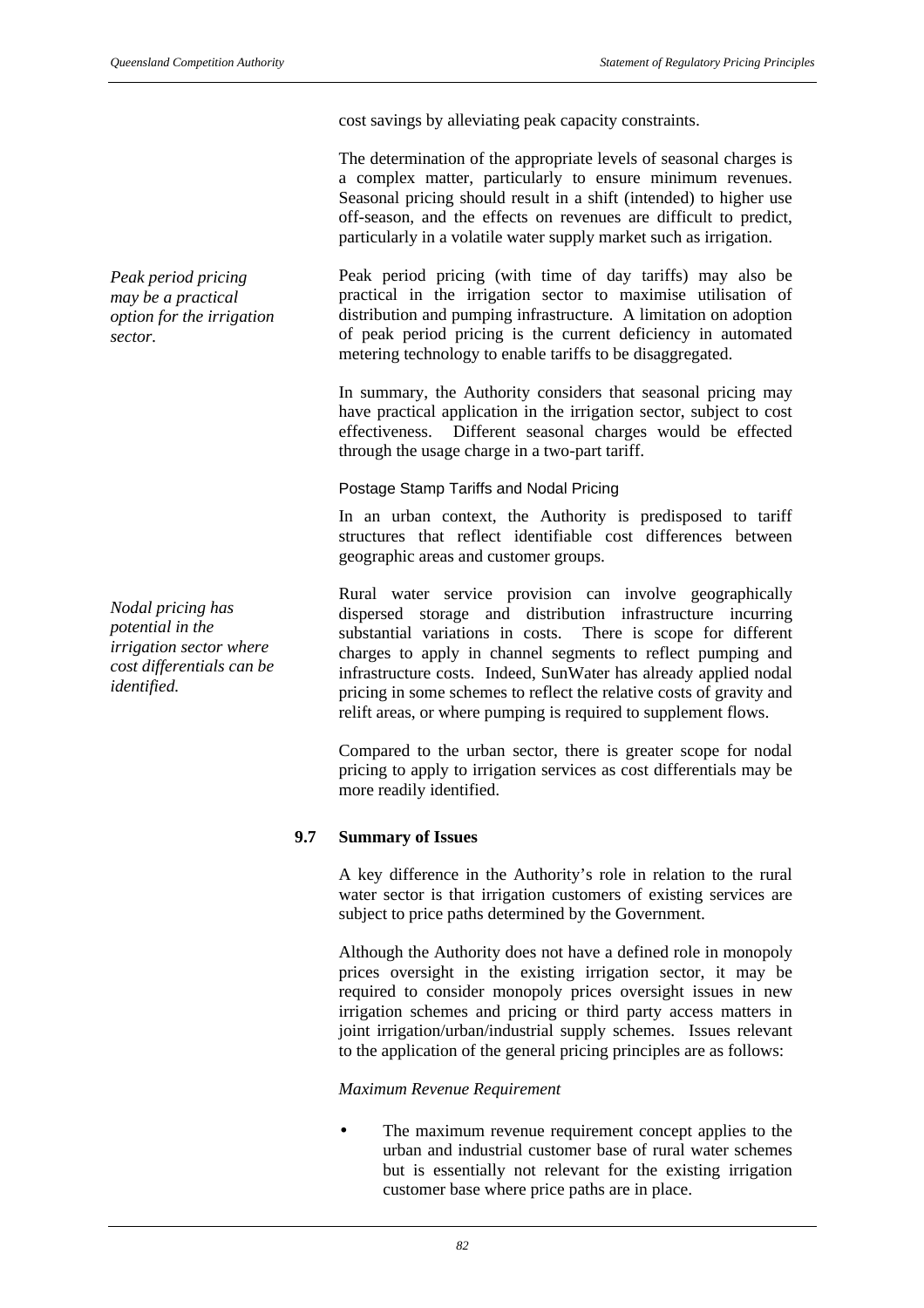cost savings by alleviating peak capacity constraints.

The determination of the appropriate levels of seasonal charges is a complex matter, particularly to ensure minimum revenues. Seasonal pricing should result in a shift (intended) to higher use off-season, and the effects on revenues are difficult to predict, particularly in a volatile water supply market such as irrigation.

*Peak period pricing may be a practical option for the irrigation sector.*

Peak period pricing (with time of day tariffs) may also be practical in the irrigation sector to maximise utilisation of distribution and pumping infrastructure. A limitation on adoption of peak period pricing is the current deficiency in automated metering technology to enable tariffs to be disaggregated.

In summary, the Authority considers that seasonal pricing may have practical application in the irrigation sector, subject to cost effectiveness. Different seasonal charges would be effected through the usage charge in a two-part tariff.

#### Postage Stamp Tariffs and Nodal Pricing

In an urban context, the Authority is predisposed to tariff structures that reflect identifiable cost differences between geographic areas and customer groups.

*Nodal pricing has potential in the irrigation sector where cost differentials can be identified.*

Rural water service provision can involve geographically dispersed storage and distribution infrastructure incurring substantial variations in costs. There is scope for different charges to apply in channel segments to reflect pumping and infrastructure costs. Indeed, SunWater has already applied nodal pricing in some schemes to reflect the relative costs of gravity and relift areas, or where pumping is required to supplement flows.

Compared to the urban sector, there is greater scope for nodal pricing to apply to irrigation services as cost differentials may be more readily identified.

### 9.7 Summary of Issues

A key difference in the Authority's role in relation to the rural water sector is that irrigation customers of existing services are subject to price paths determined by the Government.

Although the Authority does not have a defined role in monopoly prices oversight in the existing irrigation sector, it may be required to consider monopoly prices oversight issues in new irrigation schemes and pricing or third party access matters in joint irrigation/urban/industrial supply schemes. Issues relevant to the application of the general pricing principles are as follows:

*Maximum Revenue Requirement*

- The maximum revenue requirement concept applies to the urban and industrial customer base of rural water schemes but is essentially not relevant for the existing irrigation customer base where price paths are in place.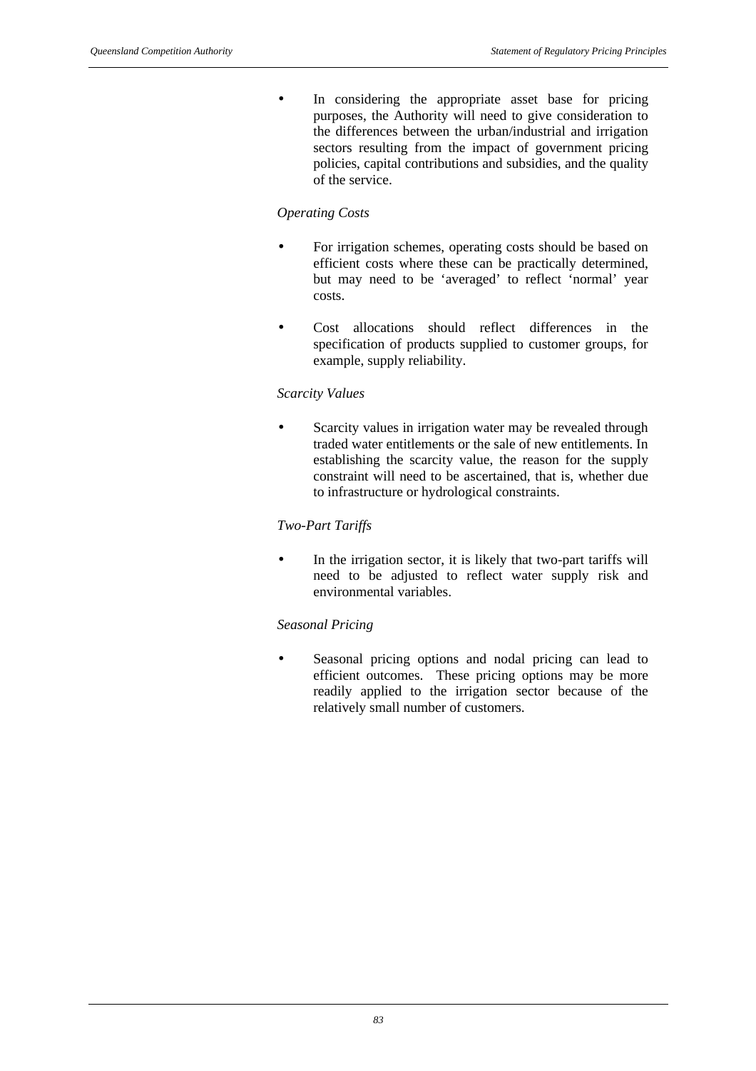- In considering the appropriate asset base for pricing purposes, the Authority will need to give consideration to the differences between the urban/industrial and irrigation sectors resulting from the impact of government pricing policies, capital contributions and subsidies, and the quality of the service.

*Operating Costs*

- For irrigation schemes, operating costs should be based on efficient costs where these can be practically determined, but may need to be 'averaged' to reflect 'normal' year costs.
- Cost allocations should reflect differences in the specification of products supplied to customer groups, for example, supply reliability.

*Scarcity Values*

- Scarcity values in irrigation water may be revealed through traded water entitlements or the sale of new entitlements. In establishing the scarcity value, the reason for the supply constraint will need to be ascertained, that is, whether due to infrastructure or hydrological constraints.

*Two-Part Tariffs*

- In the irrigation sector, it is likely that two-part tariffs will need to be adjusted to reflect water supply risk and environmental variables.

*Seasonal Pricing*

- Seasonal pricing options and nodal pricing can lead to efficient outcomes. These pricing options may be more readily applied to the irrigation sector because of the relatively small number of customers.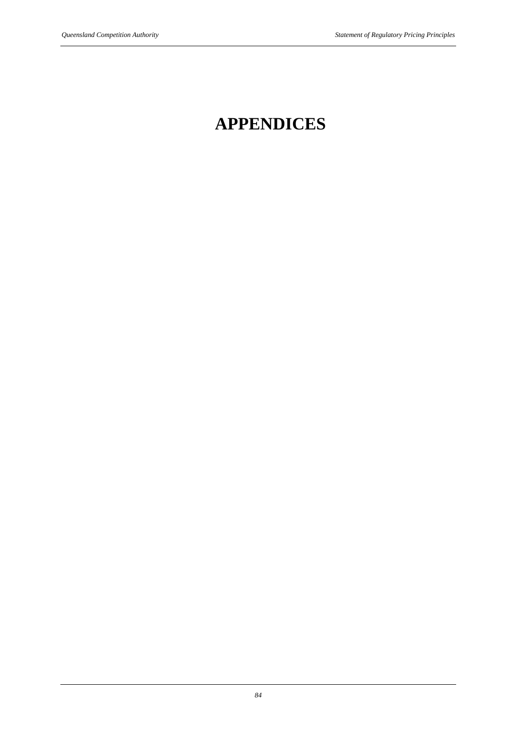# APPENDICES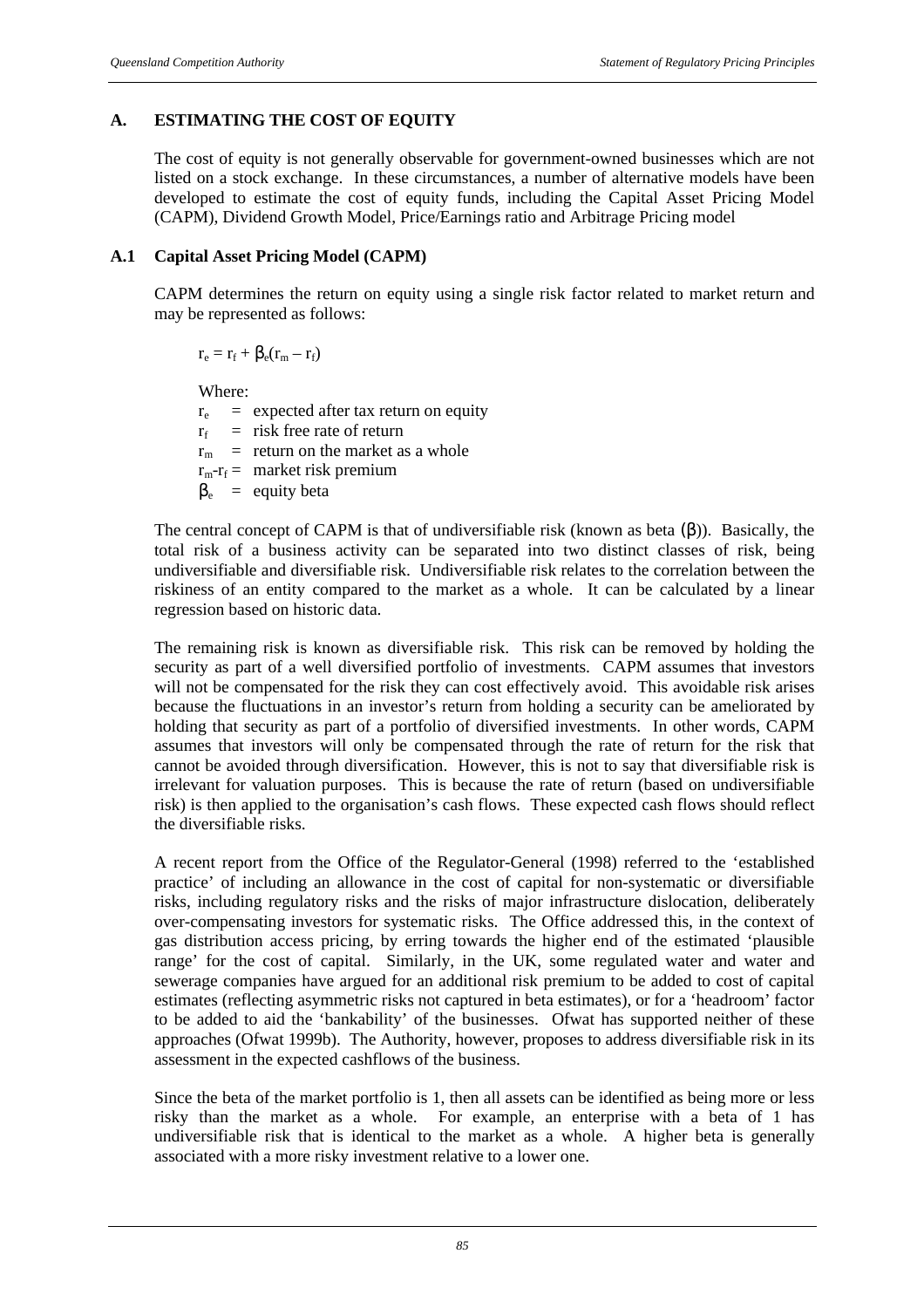## A. ESTIMATING THE COST OF EQUITY

The cost of equity is not generally observable for government-owned businesses which are not listed on a stock exchange. In these circumstances, a number of alternative models have been developed to estimate the cost of equity funds, including the Capital Asset Pricing Model (CAPM), Dividend Growth Model, Price/Earnings ratio and Arbitrage Pricing model

### A.1 Capital Asset Pricing Model (CAPM)

CAPM determines the return on equity using a single risk factor related to market return and may be represented as follows:

$$r_e = r_f + \beta_e(r_m - r_f)$$

Where:

$r_e$ = expected after tax return on equity
$r_f$ = risk free rate of return
$r_m$ = return on the market as a whole
$r_m - r_f$ = market risk premium
$\beta_e$ = equity beta

The central concept of CAPM is that of undiversifiable risk (known as beta ($\beta$)). Basically, the total risk of a business activity can be separated into two distinct classes of risk, being undiversifiable and diversifiable risk. Undiversifiable risk relates to the correlation between the riskiness of an entity compared to the market as a whole. It can be calculated by a linear regression based on historic data.

The remaining risk is known as diversifiable risk. This risk can be removed by holding the security as part of a well diversified portfolio of investments. CAPM assumes that investors will not be compensated for the risk they can cost effectively avoid. This avoidable risk arises because the fluctuations in an investor's return from holding a security can be ameliorated by holding that security as part of a portfolio of diversified investments. In other words, CAPM assumes that investors will only be compensated through the rate of return for the risk that cannot be avoided through diversification. However, this is not to say that diversifiable risk is irrelevant for valuation purposes. This is because the rate of return (based on undiversifiable risk) is then applied to the organisation's cash flows. These expected cash flows should reflect the diversifiable risks.

A recent report from the Office of the Regulator-General (1998) referred to the 'established practice' of including an allowance in the cost of capital for non-systematic or diversifiable risks, including regulatory risks and the risks of major infrastructure dislocation, deliberately over-compensating investors for systematic risks. The Office addressed this, in the context of gas distribution access pricing, by erring towards the higher end of the estimated 'plausible range' for the cost of capital. Similarly, in the UK, some regulated water and water and sewerage companies have argued for an additional risk premium to be added to cost of capital estimates (reflecting asymmetric risks not captured in beta estimates), or for a 'headroom' factor to be added to aid the 'bankability' of the businesses. Ofwat has supported neither of these approaches (Ofwat 1999b). The Authority, however, proposes to address diversifiable risk in its assessment in the expected cashflows of the business.

Since the beta of the market portfolio is 1, then all assets can be identified as being more or less risky than the market as a whole. For example, an enterprise with a beta of 1 has undiversifiable risk that is identical to the market as a whole. A higher beta is generally associated with a more risky investment relative to a lower one.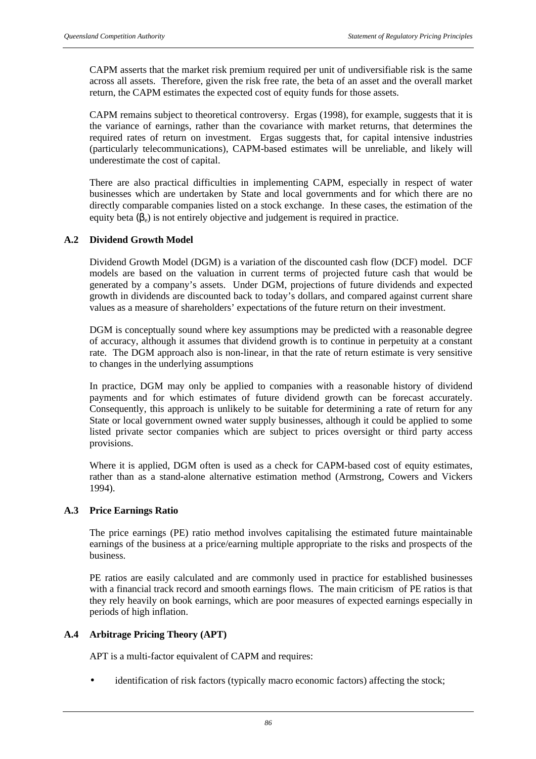CAPM asserts that the market risk premium required per unit of undiversifiable risk is the same across all assets. Therefore, given the risk free rate, the beta of an asset and the overall market return, the CAPM estimates the expected cost of equity funds for those assets.

CAPM remains subject to theoretical controversy. Ergas (1998), for example, suggests that it is the variance of earnings, rather than the covariance with market returns, that determines the required rates of return on investment. Ergas suggests that, for capital intensive industries (particularly telecommunications), CAPM-based estimates will be unreliable, and likely will underestimate the cost of capital.

There are also practical difficulties in implementing CAPM, especially in respect of water businesses which are undertaken by State and local governments and for which there are no directly comparable companies listed on a stock exchange. In these cases, the estimation of the equity beta ($\beta_e$) is not entirely objective and judgement is required in practice.

### A.2 Dividend Growth Model

Dividend Growth Model (DGM) is a variation of the discounted cash flow (DCF) model. DCF models are based on the valuation in current terms of projected future cash that would be generated by a company's assets. Under DGM, projections of future dividends and expected growth in dividends are discounted back to today's dollars, and compared against current share values as a measure of shareholders' expectations of the future return on their investment.

DGM is conceptually sound where key assumptions may be predicted with a reasonable degree of accuracy, although it assumes that dividend growth is to continue in perpetuity at a constant rate. The DGM approach also is non-linear, in that the rate of return estimate is very sensitive to changes in the underlying assumptions

In practice, DGM may only be applied to companies with a reasonable history of dividend payments and for which estimates of future dividend growth can be forecast accurately. Consequently, this approach is unlikely to be suitable for determining a rate of return for any State or local government owned water supply businesses, although it could be applied to some listed private sector companies which are subject to prices oversight or third party access provisions.

Where it is applied, DGM often is used as a check for CAPM-based cost of equity estimates, rather than as a stand-alone alternative estimation method (Armstrong, Cowers and Vickers 1994).

### A.3 Price Earnings Ratio

The price earnings (PE) ratio method involves capitalising the estimated future maintainable earnings of the business at a price/earning multiple appropriate to the risks and prospects of the business.

PE ratios are easily calculated and are commonly used in practice for established businesses with a financial track record and smooth earnings flows. The main criticism of PE ratios is that they rely heavily on book earnings, which are poor measures of expected earnings especially in periods of high inflation.

### A.4 Arbitrage Pricing Theory (APT)

APT is a multi-factor equivalent of CAPM and requires:

- identification of risk factors (typically macro economic factors) affecting the stock;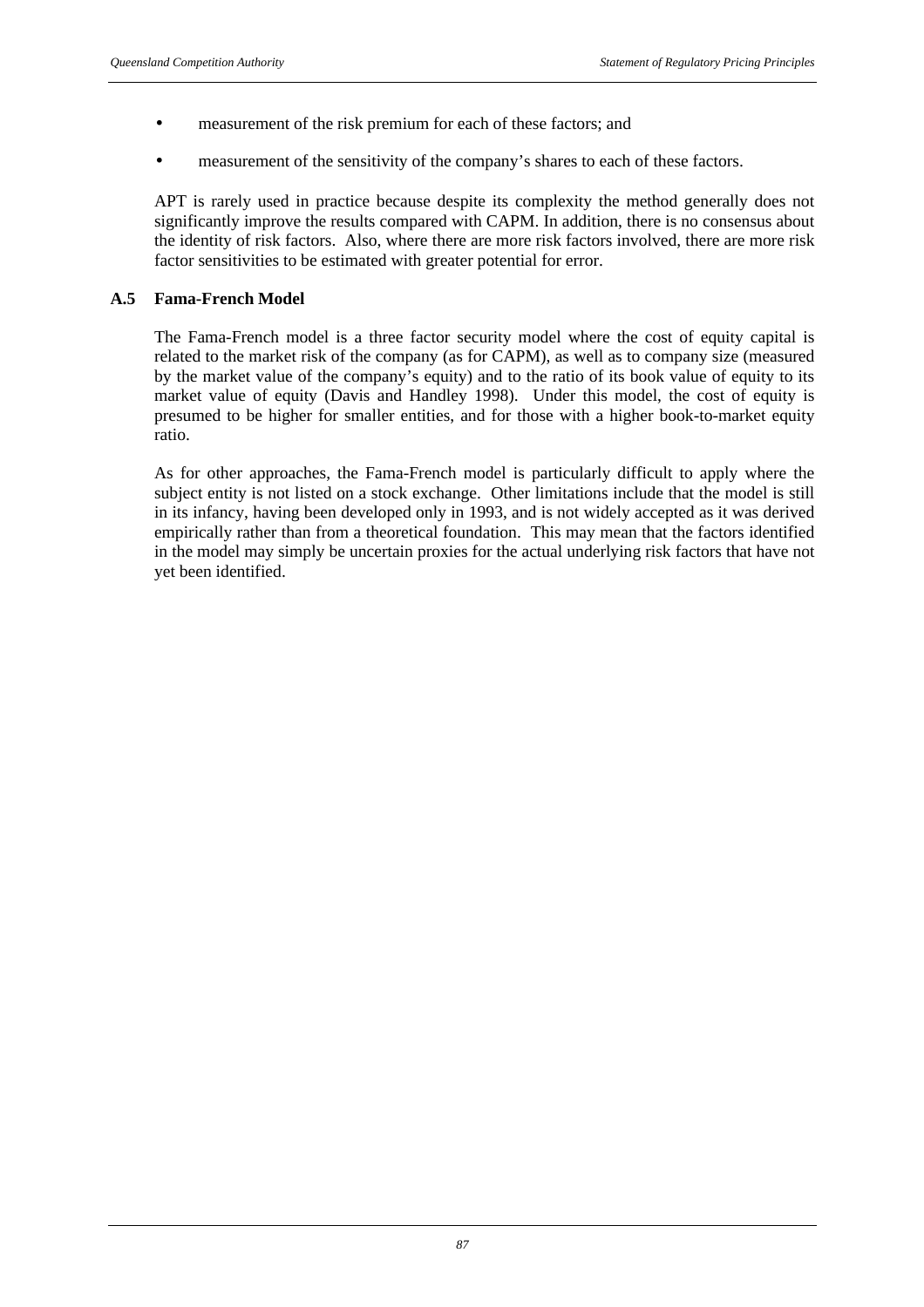- measurement of the risk premium for each of these factors; and
- measurement of the sensitivity of the company's shares to each of these factors.

APT is rarely used in practice because despite its complexity the method generally does not significantly improve the results compared with CAPM. In addition, there is no consensus about the identity of risk factors. Also, where there are more risk factors involved, there are more risk factor sensitivities to be estimated with greater potential for error.

### A.5 Fama-French Model

The Fama-French model is a three factor security model where the cost of equity capital is related to the market risk of the company (as for CAPM), as well as to company size (measured by the market value of the company's equity) and to the ratio of its book value of equity to its market value of equity (Davis and Handley 1998). Under this model, the cost of equity is presumed to be higher for smaller entities, and for those with a higher book-to-market equity ratio.

As for other approaches, the Fama-French model is particularly difficult to apply where the subject entity is not listed on a stock exchange. Other limitations include that the model is still in its infancy, having been developed only in 1993, and is not widely accepted as it was derived empirically rather than from a theoretical foundation. This may mean that the factors identified in the model may simply be uncertain proxies for the actual underlying risk factors that have not yet been identified.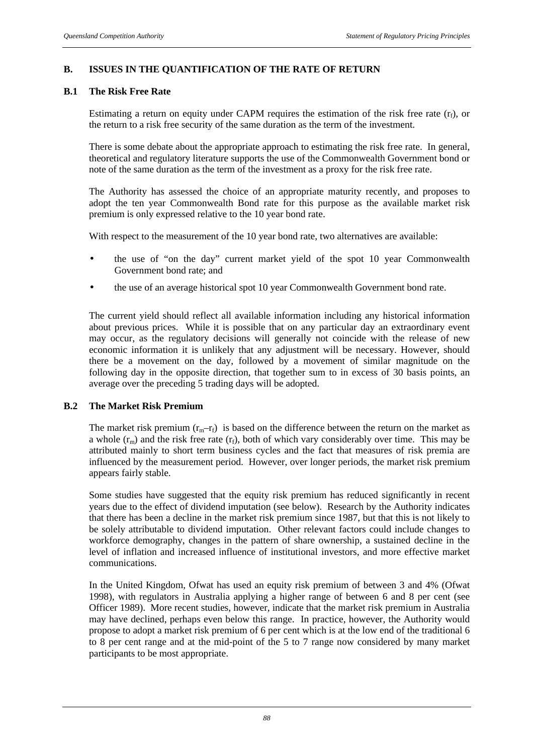## B. ISSUES IN THE QUANTIFICATION OF THE RATE OF RETURN

### B.1 The Risk Free Rate

Estimating a return on equity under CAPM requires the estimation of the risk free rate ($r_f$), or the return to a risk free security of the same duration as the term of the investment.

There is some debate about the appropriate approach to estimating the risk free rate. In general, theoretical and regulatory literature supports the use of the Commonwealth Government bond or note of the same duration as the term of the investment as a proxy for the risk free rate.

The Authority has assessed the choice of an appropriate maturity recently, and proposes to adopt the ten year Commonwealth Bond rate for this purpose as the available market risk premium is only expressed relative to the 10 year bond rate.

With respect to the measurement of the 10 year bond rate, two alternatives are available:

- the use of "on the day" current market yield of the spot 10 year Commonwealth Government bond rate; and
- the use of an average historical spot 10 year Commonwealth Government bond rate.

The current yield should reflect all available information including any historical information about previous prices. While it is possible that on any particular day an extraordinary event may occur, as the regulatory decisions will generally not coincide with the release of new economic information it is unlikely that any adjustment will be necessary. However, should there be a movement on the day, followed by a movement of similar magnitude on the following day in the opposite direction, that together sum to in excess of 30 basis points, an average over the preceding 5 trading days will be adopted.

### B.2 The Market Risk Premium

The market risk premium ($r_m$–$r_f$) is based on the difference between the return on the market as a whole ($r_m$) and the risk free rate ($r_f$), both of which vary considerably over time. This may be attributed mainly to short term business cycles and the fact that measures of risk premia are influenced by the measurement period. However, over longer periods, the market risk premium appears fairly stable.

Some studies have suggested that the equity risk premium has reduced significantly in recent years due to the effect of dividend imputation (see below). Research by the Authority indicates that there has been a decline in the market risk premium since 1987, but that this is not likely to be solely attributable to dividend imputation. Other relevant factors could include changes to workforce demography, changes in the pattern of share ownership, a sustained decline in the level of inflation and increased influence of institutional investors, and more effective market communications.

In the United Kingdom, Ofwat has used an equity risk premium of between 3 and 4% (Ofwat 1998), with regulators in Australia applying a higher range of between 6 and 8 per cent (see Officer 1989). More recent studies, however, indicate that the market risk premium in Australia may have declined, perhaps even below this range. In practice, however, the Authority would propose to adopt a market risk premium of 6 per cent which is at the low end of the traditional 6 to 8 per cent range and at the mid-point of the 5 to 7 range now considered by many market participants to be most appropriate.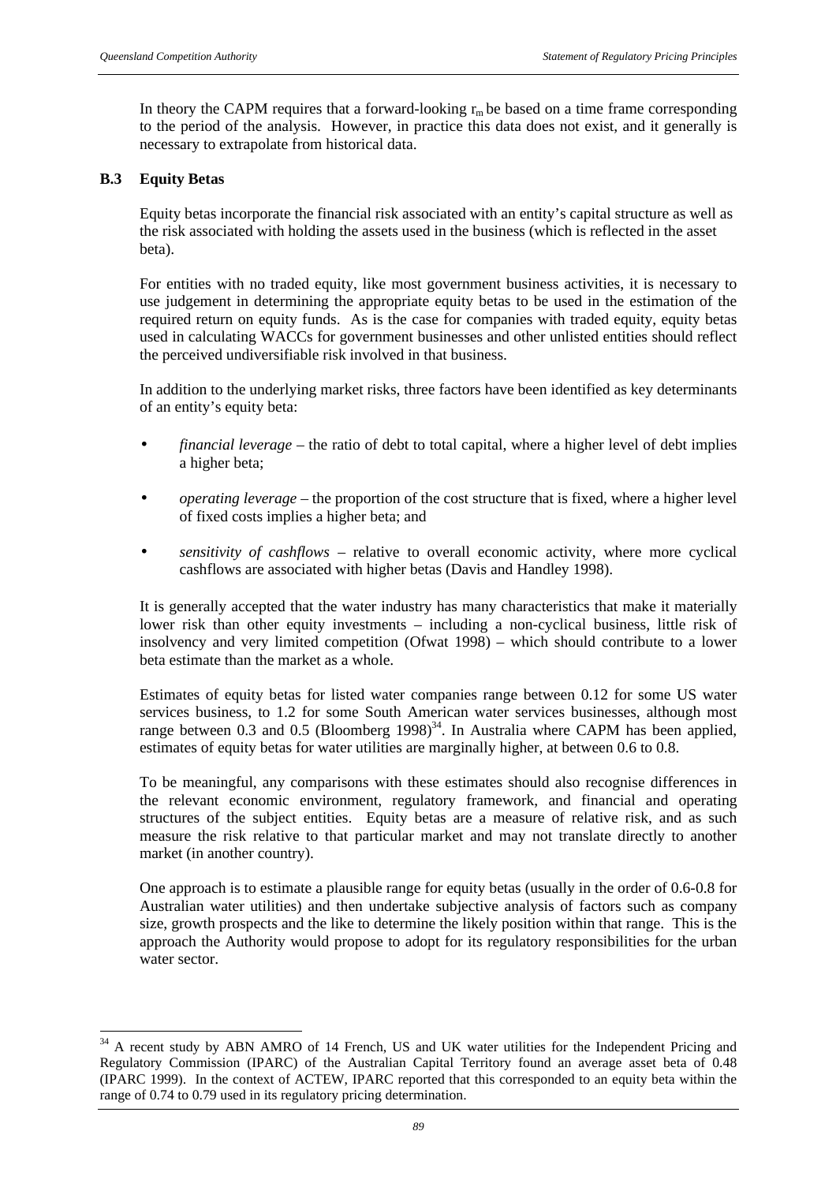In theory the CAPM requires that a forward-looking $r_m$ be based on a time frame corresponding to the period of the analysis. However, in practice this data does not exist, and it generally is necessary to extrapolate from historical data.

### B.3 Equity Betas

Equity betas incorporate the financial risk associated with an entity's capital structure as well as the risk associated with holding the assets used in the business (which is reflected in the asset beta).

For entities with no traded equity, like most government business activities, it is necessary to use judgement in determining the appropriate equity betas to be used in the estimation of the required return on equity funds. As is the case for companies with traded equity, equity betas used in calculating WACCs for government businesses and other unlisted entities should reflect the perceived undiversifiable risk involved in that business.

In addition to the underlying market risks, three factors have been identified as key determinants of an entity's equity beta:

- *financial leverage* – the ratio of debt to total capital, where a higher level of debt implies a higher beta;
- *operating leverage* – the proportion of the cost structure that is fixed, where a higher level of fixed costs implies a higher beta; and
- *sensitivity of cashflows* – relative to overall economic activity, where more cyclical cashflows are associated with higher betas (Davis and Handley 1998).

It is generally accepted that the water industry has many characteristics that make it materially lower risk than other equity investments – including a non-cyclical business, little risk of insolvency and very limited competition (Ofwat 1998) – which should contribute to a lower beta estimate than the market as a whole.

Estimates of equity betas for listed water companies range between 0.12 for some US water services business, to 1.2 for some South American water services businesses, although most range between 0.3 and 0.5 (Bloomberg 1998)[34]. In Australia where CAPM has been applied, estimates of equity betas for water utilities are marginally higher, at between 0.6 to 0.8.

To be meaningful, any comparisons with these estimates should also recognise differences in the relevant economic environment, regulatory framework, and financial and operating structures of the subject entities. Equity betas are a measure of relative risk, and as such measure the risk relative to that particular market and may not translate directly to another market (in another country).

One approach is to estimate a plausible range for equity betas (usually in the order of 0.6-0.8 for Australian water utilities) and then undertake subjective analysis of factors such as company size, growth prospects and the like to determine the likely position within that range. This is the approach the Authority would propose to adopt for its regulatory responsibilities for the urban water sector.

---

[34] A recent study by ABN AMRO of 14 French, US and UK water utilities for the Independent Pricing and Regulatory Commission (IPARC) of the Australian Capital Territory found an average asset beta of 0.48 (IPARC 1999). In the context of ACTEW, IPARC reported that this corresponded to an equity beta within the range of 0.74 to 0.79 used in its regulatory pricing determination.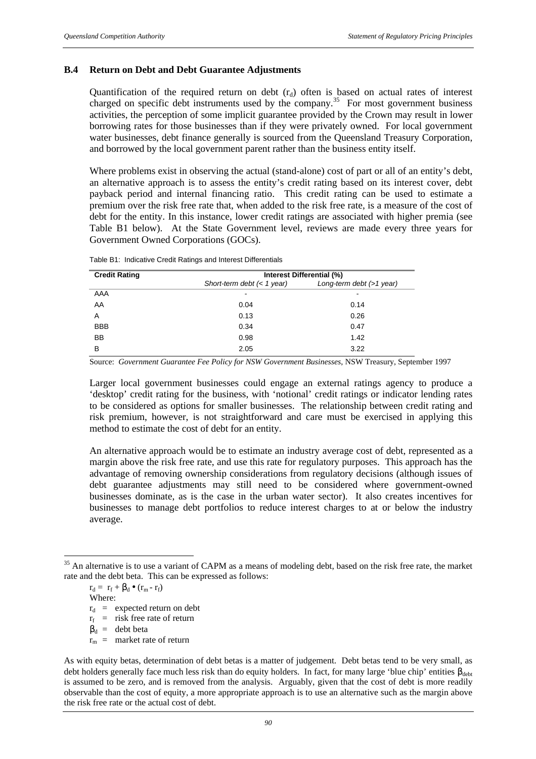### B.4 Return on Debt and Debt Guarantee Adjustments

Quantification of the required return on debt ($r_d$) often is based on actual rates of interest charged on specific debt instruments used by the company.[35] For most government business activities, the perception of some implicit guarantee provided by the Crown may result in lower borrowing rates for those businesses than if they were privately owned. For local government water businesses, debt finance generally is sourced from the Queensland Treasury Corporation, and borrowed by the local government parent rather than the business entity itself.

Where problems exist in observing the actual (stand-alone) cost of part or all of an entity's debt, an alternative approach is to assess the entity's credit rating based on its interest cover, debt payback period and internal financing ratio. This credit rating can be used to estimate a premium over the risk free rate that, when added to the risk free rate, is a measure of the cost of debt for the entity. In this instance, lower credit ratings are associated with higher premia (see Table B1 below). At the State Government level, reviews are made every three years for Government Owned Corporations (GOCs).

Table B1: Indicative Credit Ratings and Interest Differentials

| Credit Rating | Interest Differential (%) | |
|---|---|---|
| | *Short-term debt (< 1 year)* | *Long-term debt (>1 year)* |
| AAA | - | - |
| AA | 0.04 | 0.14 |
| A | 0.13 | 0.26 |
| BBB | 0.34 | 0.47 |
| BB | 0.98 | 1.42 |
| B | 2.05 | 3.22 |

Source: *Government Guarantee Fee Policy for NSW Government Businesses*, NSW Treasury, September 1997

Larger local government businesses could engage an external ratings agency to produce a 'desktop' credit rating for the business, with 'notional' credit ratings or indicator lending rates to be considered as options for smaller businesses. The relationship between credit rating and risk premium, however, is not straightforward and care must be exercised in applying this method to estimate the cost of debt for an entity.

An alternative approach would be to estimate an industry average cost of debt, represented as a margin above the risk free rate, and use this rate for regulatory purposes. This approach has the advantage of removing ownership considerations from regulatory decisions (although issues of debt guarantee adjustments may still need to be considered where government-owned businesses dominate, as is the case in the urban water sector). It also creates incentives for businesses to manage debt portfolios to reduce interest charges to at or below the industry average.

---

[35] An alternative is to use a variant of CAPM as a means of modeling debt, based on the risk free rate, the market rate and the debt beta. This can be expressed as follows:

$$r_d = r_f + \beta_d \bullet (r_m - r_f)$$

Where:

$r_d$ = expected return on debt

$r_f$ = risk free rate of return

$\beta_d$ = debt beta

$r_m$ = market rate of return

As with equity betas, determination of debt betas is a matter of judgement. Debt betas tend to be very small, as debt holders generally face much less risk than do equity holders. In fact, for many large 'blue chip' entities $\beta_{debt}$ is assumed to be zero, and is removed from the analysis. Arguably, given that the cost of debt is more readily observable than the cost of equity, a more appropriate approach is to use an alternative such as the margin above the risk free rate or the actual cost of debt.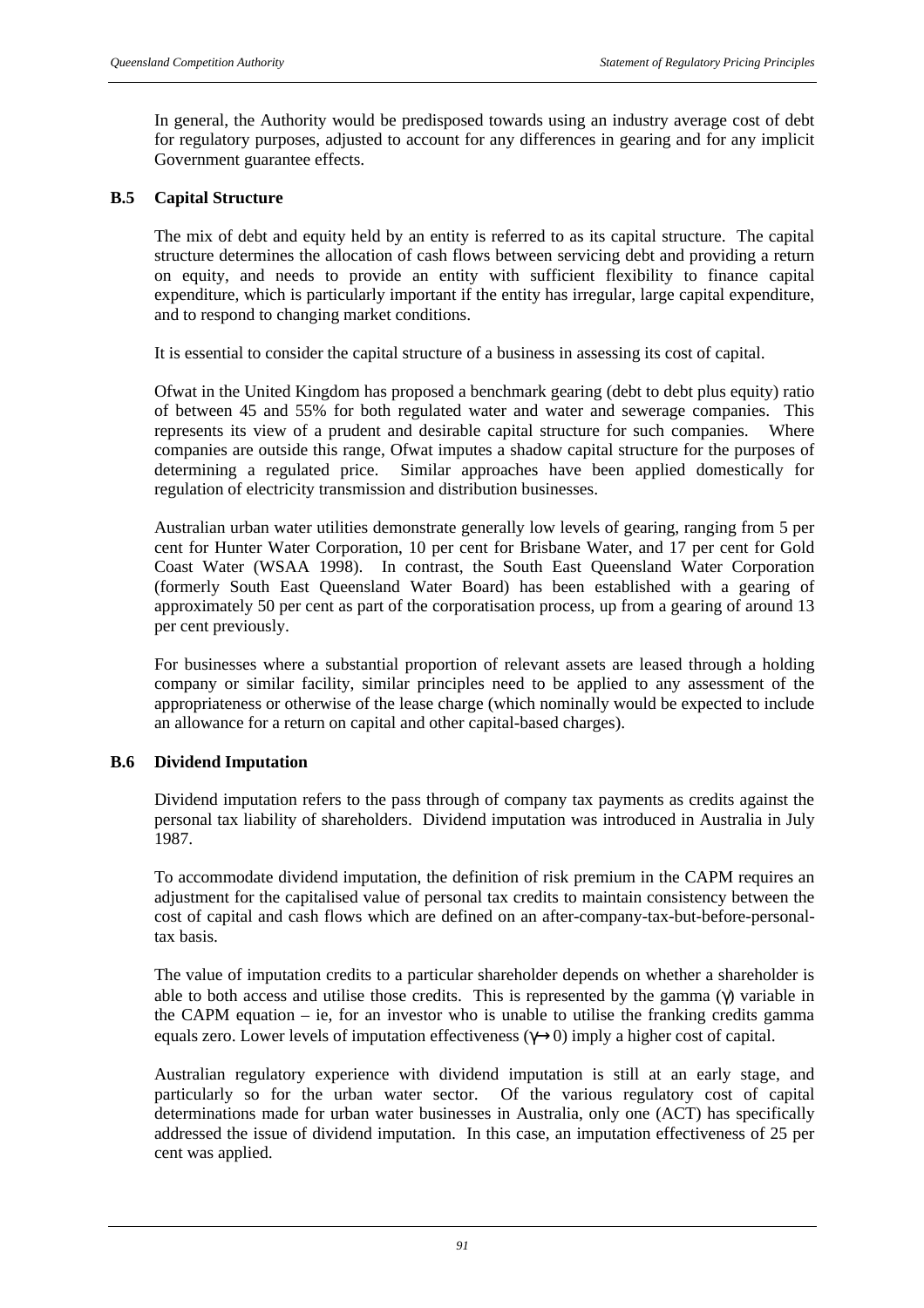In general, the Authority would be predisposed towards using an industry average cost of debt for regulatory purposes, adjusted to account for any differences in gearing and for any implicit Government guarantee effects.

### B.5 Capital Structure

The mix of debt and equity held by an entity is referred to as its capital structure. The capital structure determines the allocation of cash flows between servicing debt and providing a return on equity, and needs to provide an entity with sufficient flexibility to finance capital expenditure, which is particularly important if the entity has irregular, large capital expenditure, and to respond to changing market conditions.

It is essential to consider the capital structure of a business in assessing its cost of capital.

Ofwat in the United Kingdom has proposed a benchmark gearing (debt to debt plus equity) ratio of between 45 and 55% for both regulated water and water and sewerage companies. This represents its view of a prudent and desirable capital structure for such companies. Where companies are outside this range, Ofwat imputes a shadow capital structure for the purposes of determining a regulated price. Similar approaches have been applied domestically for regulation of electricity transmission and distribution businesses.

Australian urban water utilities demonstrate generally low levels of gearing, ranging from 5 per cent for Hunter Water Corporation, 10 per cent for Brisbane Water, and 17 per cent for Gold Coast Water (WSAA 1998). In contrast, the South East Queensland Water Corporation (formerly South East Queensland Water Board) has been established with a gearing of approximately 50 per cent as part of the corporatisation process, up from a gearing of around 13 per cent previously.

For businesses where a substantial proportion of relevant assets are leased through a holding company or similar facility, similar principles need to be applied to any assessment of the appropriateness or otherwise of the lease charge (which nominally would be expected to include an allowance for a return on capital and other capital-based charges).

### B.6 Dividend Imputation

Dividend imputation refers to the pass through of company tax payments as credits against the personal tax liability of shareholders. Dividend imputation was introduced in Australia in July 1987.

To accommodate dividend imputation, the definition of risk premium in the CAPM requires an adjustment for the capitalised value of personal tax credits to maintain consistency between the cost of capital and cash flows which are defined on an after-company-tax-but-before-personal-tax basis.

The value of imputation credits to a particular shareholder depends on whether a shareholder is able to both access and utilise those credits. This is represented by the gamma ($\gamma$) variable in the CAPM equation – ie, for an investor who is unable to utilise the franking credits gamma equals zero. Lower levels of imputation effectiveness ($\gamma \rightarrow 0$) imply a higher cost of capital.

Australian regulatory experience with dividend imputation is still at an early stage, and particularly so for the urban water sector. Of the various regulatory cost of capital determinations made for urban water businesses in Australia, only one (ACT) has specifically addressed the issue of dividend imputation. In this case, an imputation effectiveness of 25 per cent was applied.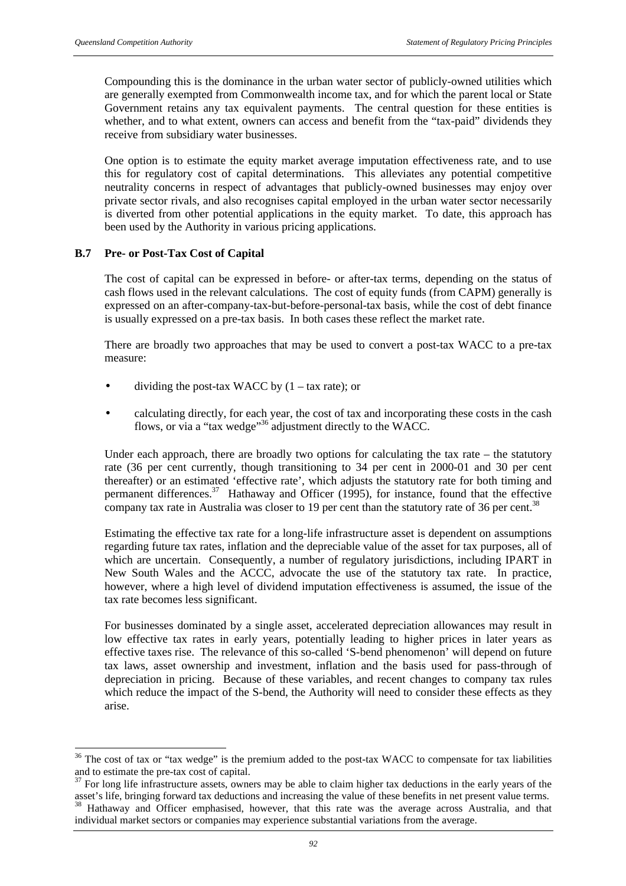Compounding this is the dominance in the urban water sector of publicly-owned utilities which are generally exempted from Commonwealth income tax, and for which the parent local or State Government retains any tax equivalent payments. The central question for these entities is whether, and to what extent, owners can access and benefit from the "tax-paid" dividends they receive from subsidiary water businesses.

One option is to estimate the equity market average imputation effectiveness rate, and to use this for regulatory cost of capital determinations. This alleviates any potential competitive neutrality concerns in respect of advantages that publicly-owned businesses may enjoy over private sector rivals, and also recognises capital employed in the urban water sector necessarily is diverted from other potential applications in the equity market. To date, this approach has been used by the Authority in various pricing applications.

### B.7 Pre- or Post-Tax Cost of Capital

The cost of capital can be expressed in before- or after-tax terms, depending on the status of cash flows used in the relevant calculations. The cost of equity funds (from CAPM) generally is expressed on an after-company-tax-but-before-personal-tax basis, while the cost of debt finance is usually expressed on a pre-tax basis. In both cases these reflect the market rate.

There are broadly two approaches that may be used to convert a post-tax WACC to a pre-tax measure:

- dividing the post-tax WACC by (1 – tax rate); or
- calculating directly, for each year, the cost of tax and incorporating these costs in the cash flows, or via a "tax wedge"[36] adjustment directly to the WACC.

Under each approach, there are broadly two options for calculating the tax rate – the statutory rate (36 per cent currently, though transitioning to 34 per cent in 2000-01 and 30 per cent thereafter) or an estimated 'effective rate', which adjusts the statutory rate for both timing and permanent differences.[37] Hathaway and Officer (1995), for instance, found that the effective company tax rate in Australia was closer to 19 per cent than the statutory rate of 36 per cent.[38]

Estimating the effective tax rate for a long-life infrastructure asset is dependent on assumptions regarding future tax rates, inflation and the depreciable value of the asset for tax purposes, all of which are uncertain. Consequently, a number of regulatory jurisdictions, including IPART in New South Wales and the ACCC, advocate the use of the statutory tax rate. In practice, however, where a high level of dividend imputation effectiveness is assumed, the issue of the tax rate becomes less significant.

For businesses dominated by a single asset, accelerated depreciation allowances may result in low effective tax rates in early years, potentially leading to higher prices in later years as effective taxes rise. The relevance of this so-called 'S-bend phenomenon' will depend on future tax laws, asset ownership and investment, inflation and the basis used for pass-through of depreciation in pricing. Because of these variables, and recent changes to company tax rules which reduce the impact of the S-bend, the Authority will need to consider these effects as they arise.

---

[36] The cost of tax or "tax wedge" is the premium added to the post-tax WACC to compensate for tax liabilities and to estimate the pre-tax cost of capital.

[37] For long life infrastructure assets, owners may be able to claim higher tax deductions in the early years of the asset's life, bringing forward tax deductions and increasing the value of these benefits in net present value terms.

[38] Hathaway and Officer emphasised, however, that this rate was the average across Australia, and that individual market sectors or companies may experience substantial variations from the average.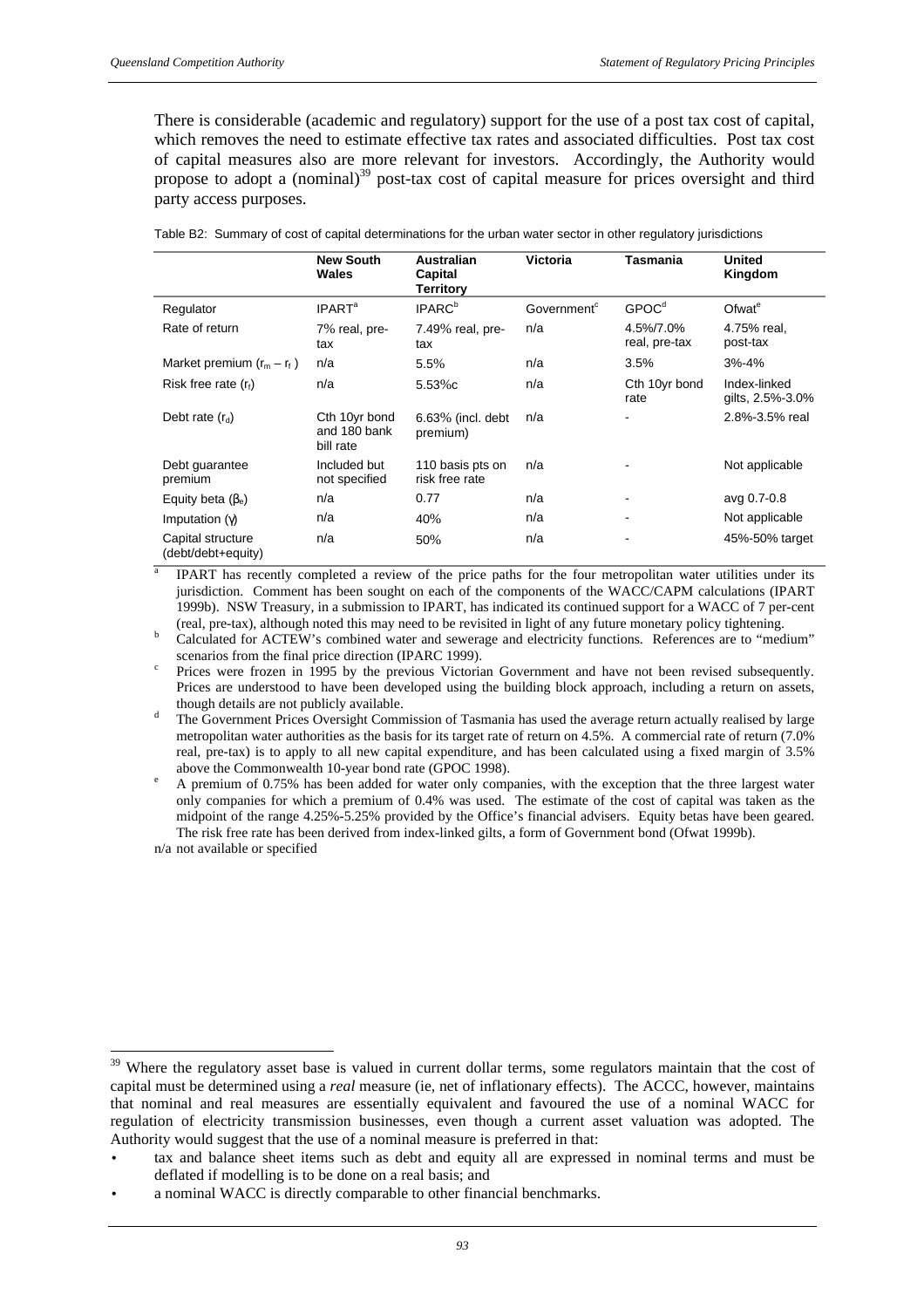There is considerable (academic and regulatory) support for the use of a post tax cost of capital, which removes the need to estimate effective tax rates and associated difficulties. Post tax cost of capital measures also are more relevant for investors. Accordingly, the Authority would propose to adopt a (nominal)[39] post-tax cost of capital measure for prices oversight and third party access purposes.

Table B2: Summary of cost of capital determinations for the urban water sector in other regulatory jurisdictions

| | New South Wales | Australian Capital Territory | Victoria | Tasmania | United Kingdom |
|---|---|---|---|---|---|
| Regulator | IPART[a] | IPARC[b] | Government[c] | GPOC[d] | Ofwat[e] |
| Rate of return | 7% real, pre-tax | 7.49% real, pre-tax | n/a | 4.5%/7.0% real, pre-tax | 4.75% real, post-tax |
| Market premium $(r_m - r_f)$ | n/a | 5.5% | n/a | 3.5% | 3%-4% |
| Risk free rate $(r_f)$ | n/a | 5.53%c | n/a | Cth 10yr bond rate | Index-linked gilts, 2.5%-3.0% |
| Debt rate $(r_d)$ | Cth 10yr bond and 180 bank bill rate | 6.63% (incl. debt premium) | n/a | - | 2.8%-3.5% real |
| Debt guarantee premium | Included but not specified | 110 basis pts on risk free rate | n/a | - | Not applicable |
| Equity beta $(\beta_e)$ | n/a | 0.77 | n/a | - | avg 0.7-0.8 |
| Imputation $(\gamma)$ | n/a | 40% | n/a | - | Not applicable |
| Capital structure (debt/debt+equity) | n/a | 50% | n/a | - | 45%-50% target |

[a] IPART has recently completed a review of the price paths for the four metropolitan water utilities under its jurisdiction. Comment has been sought on each of the components of the WACC/CAPM calculations (IPART 1999b). NSW Treasury, in a submission to IPART, has indicated its continued support for a WACC of 7 per-cent (real, pre-tax), although noted this may need to be revisited in light of any future monetary policy tightening.

[b] Calculated for ACTEW's combined water and sewerage and electricity functions. References are to "medium" scenarios from the final price direction (IPARC 1999).

[c] Prices were frozen in 1995 by the previous Victorian Government and have not been revised subsequently. Prices are understood to have been developed using the building block approach, including a return on assets, though details are not publicly available.

[d] The Government Prices Oversight Commission of Tasmania has used the average return actually realised by large metropolitan water authorities as the basis for its target rate of return on 4.5%. A commercial rate of return (7.0% real, pre-tax) is to apply to all new capital expenditure, and has been calculated using a fixed margin of 3.5% above the Commonwealth 10-year bond rate (GPOC 1998).

[e] A premium of 0.75% has been added for water only companies, with the exception that the three largest water only companies for which a premium of 0.4% was used. The estimate of the cost of capital was taken as the midpoint of the range 4.25%-5.25% provided by the Office's financial advisers. Equity betas have been geared. The risk free rate has been derived from index-linked gilts, a form of Government bond (Ofwat 1999b).

n/a not available or specified

---

[39] Where the regulatory asset base is valued in current dollar terms, some regulators maintain that the cost of capital must be determined using a *real* measure (ie, net of inflationary effects). The ACCC, however, maintains that nominal and real measures are essentially equivalent and favoured the use of a nominal WACC for regulation of electricity transmission businesses, even though a current asset valuation was adopted. The Authority would suggest that the use of a nominal measure is preferred in that:

- tax and balance sheet items such as debt and equity all are expressed in nominal terms and must be deflated if modelling is to be done on a real basis; and
- a nominal WACC is directly comparable to other financial benchmarks.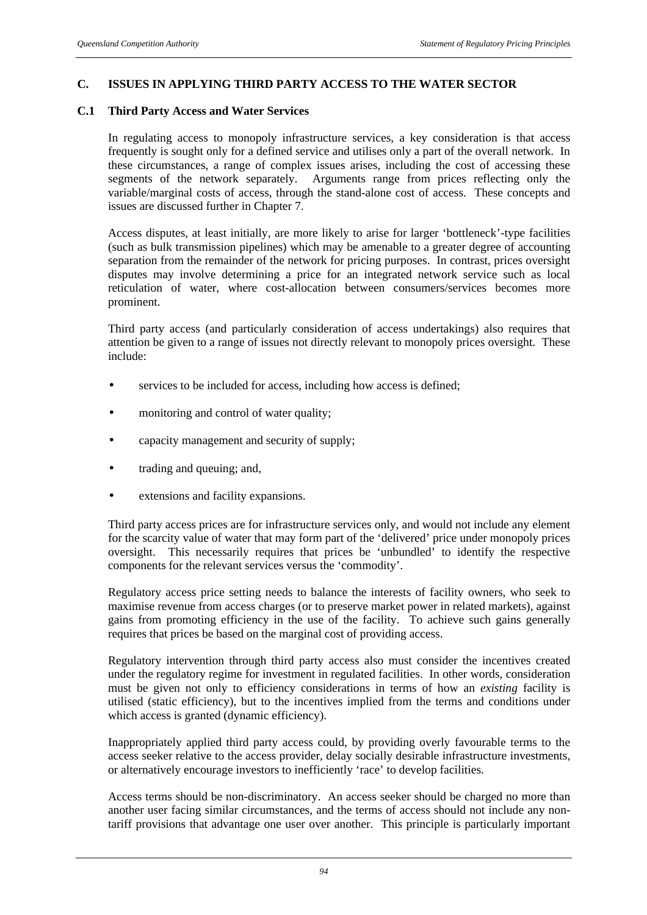## C. ISSUES IN APPLYING THIRD PARTY ACCESS TO THE WATER SECTOR

### C.1 Third Party Access and Water Services

In regulating access to monopoly infrastructure services, a key consideration is that access frequently is sought only for a defined service and utilises only a part of the overall network. In these circumstances, a range of complex issues arises, including the cost of accessing these segments of the network separately. Arguments range from prices reflecting only the variable/marginal costs of access, through the stand-alone cost of access. These concepts and issues are discussed further in Chapter 7.

Access disputes, at least initially, are more likely to arise for larger 'bottleneck'-type facilities (such as bulk transmission pipelines) which may be amenable to a greater degree of accounting separation from the remainder of the network for pricing purposes. In contrast, prices oversight disputes may involve determining a price for an integrated network service such as local reticulation of water, where cost-allocation between consumers/services becomes more prominent.

Third party access (and particularly consideration of access undertakings) also requires that attention be given to a range of issues not directly relevant to monopoly prices oversight. These include:

- services to be included for access, including how access is defined;
- monitoring and control of water quality;
- capacity management and security of supply;
- trading and queuing; and,
- extensions and facility expansions.

Third party access prices are for infrastructure services only, and would not include any element for the scarcity value of water that may form part of the 'delivered' price under monopoly prices oversight. This necessarily requires that prices be 'unbundled' to identify the respective components for the relevant services versus the 'commodity'.

Regulatory access price setting needs to balance the interests of facility owners, who seek to maximise revenue from access charges (or to preserve market power in related markets), against gains from promoting efficiency in the use of the facility. To achieve such gains generally requires that prices be based on the marginal cost of providing access.

Regulatory intervention through third party access also must consider the incentives created under the regulatory regime for investment in regulated facilities. In other words, consideration must be given not only to efficiency considerations in terms of how an *existing* facility is utilised (static efficiency), but to the incentives implied from the terms and conditions under which access is granted (dynamic efficiency).

Inappropriately applied third party access could, by providing overly favourable terms to the access seeker relative to the access provider, delay socially desirable infrastructure investments, or alternatively encourage investors to inefficiently 'race' to develop facilities.

Access terms should be non-discriminatory. An access seeker should be charged no more than another user facing similar circumstances, and the terms of access should not include any non-tariff provisions that advantage one user over another. This principle is particularly important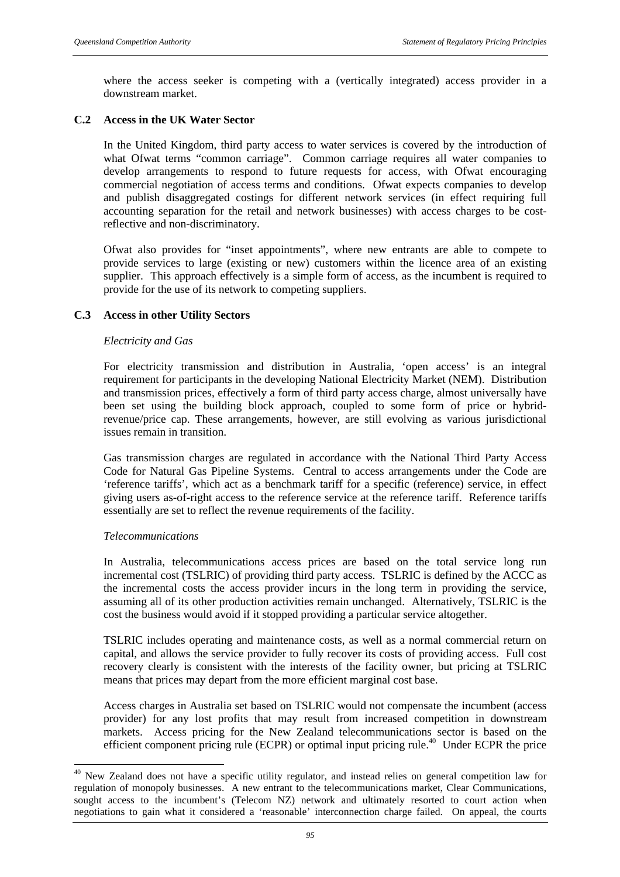where the access seeker is competing with a (vertically integrated) access provider in a downstream market.

### C.2 Access in the UK Water Sector

In the United Kingdom, third party access to water services is covered by the introduction of what Ofwat terms "common carriage". Common carriage requires all water companies to develop arrangements to respond to future requests for access, with Ofwat encouraging commercial negotiation of access terms and conditions. Ofwat expects companies to develop and publish disaggregated costings for different network services (in effect requiring full accounting separation for the retail and network businesses) with access charges to be cost-reflective and non-discriminatory.

Ofwat also provides for "inset appointments", where new entrants are able to compete to provide services to large (existing or new) customers within the licence area of an existing supplier. This approach effectively is a simple form of access, as the incumbent is required to provide for the use of its network to competing suppliers.

### C.3 Access in other Utility Sectors

*Electricity and Gas*

For electricity transmission and distribution in Australia, 'open access' is an integral requirement for participants in the developing National Electricity Market (NEM). Distribution and transmission prices, effectively a form of third party access charge, almost universally have been set using the building block approach, coupled to some form of price or hybrid-revenue/price cap. These arrangements, however, are still evolving as various jurisdictional issues remain in transition.

Gas transmission charges are regulated in accordance with the National Third Party Access Code for Natural Gas Pipeline Systems. Central to access arrangements under the Code are 'reference tariffs', which act as a benchmark tariff for a specific (reference) service, in effect giving users as-of-right access to the reference service at the reference tariff. Reference tariffs essentially are set to reflect the revenue requirements of the facility.

*Telecommunications*

In Australia, telecommunications access prices are based on the total service long run incremental cost (TSLRIC) of providing third party access. TSLRIC is defined by the ACCC as the incremental costs the access provider incurs in the long term in providing the service, assuming all of its other production activities remain unchanged. Alternatively, TSLRIC is the cost the business would avoid if it stopped providing a particular service altogether.

TSLRIC includes operating and maintenance costs, as well as a normal commercial return on capital, and allows the service provider to fully recover its costs of providing access. Full cost recovery clearly is consistent with the interests of the facility owner, but pricing at TSLRIC means that prices may depart from the more efficient marginal cost base.

Access charges in Australia set based on TSLRIC would not compensate the incumbent (access provider) for any lost profits that may result from increased competition in downstream markets. Access pricing for the New Zealand telecommunications sector is based on the efficient component pricing rule (ECPR) or optimal input pricing rule.[40] Under ECPR the price

---

[40] New Zealand does not have a specific utility regulator, and instead relies on general competition law for regulation of monopoly businesses. A new entrant to the telecommunications market, Clear Communications, sought access to the incumbent's (Telecom NZ) network and ultimately resorted to court action when negotiations to gain what it considered a 'reasonable' interconnection charge failed. On appeal, the courts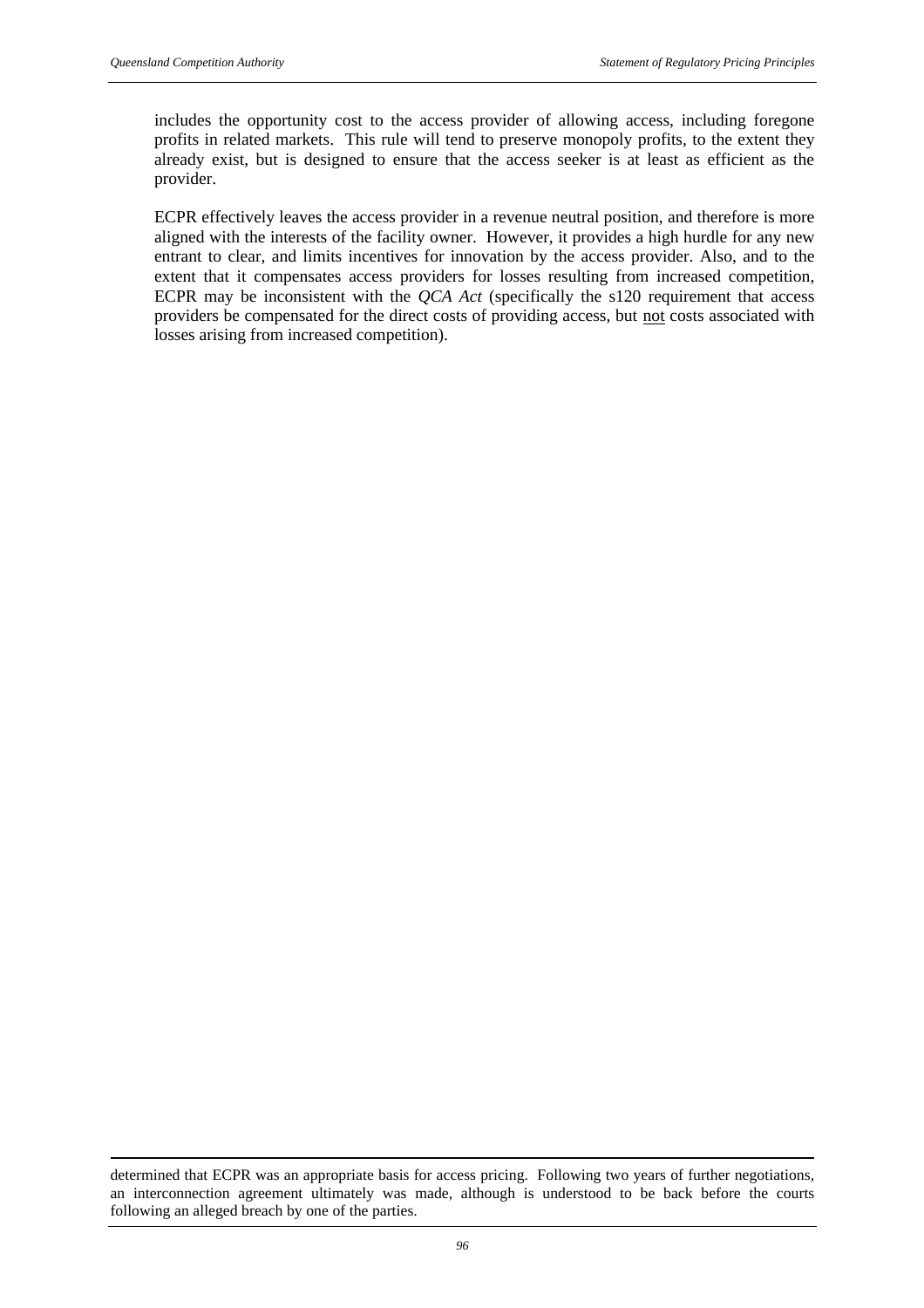includes the opportunity cost to the access provider of allowing access, including foregone profits in related markets. This rule will tend to preserve monopoly profits, to the extent they already exist, but is designed to ensure that the access seeker is at least as efficient as the provider.

ECPR effectively leaves the access provider in a revenue neutral position, and therefore is more aligned with the interests of the facility owner. However, it provides a high hurdle for any new entrant to clear, and limits incentives for innovation by the access provider. Also, and to the extent that it compensates access providers for losses resulting from increased competition, ECPR may be inconsistent with the *QCA Act* (specifically the s120 requirement that access providers be compensated for the direct costs of providing access, but <u>not</u> costs associated with losses arising from increased competition).

---

determined that ECPR was an appropriate basis for access pricing. Following two years of further negotiations, an interconnection agreement ultimately was made, although is understood to be back before the courts following an alleged breach by one of the parties.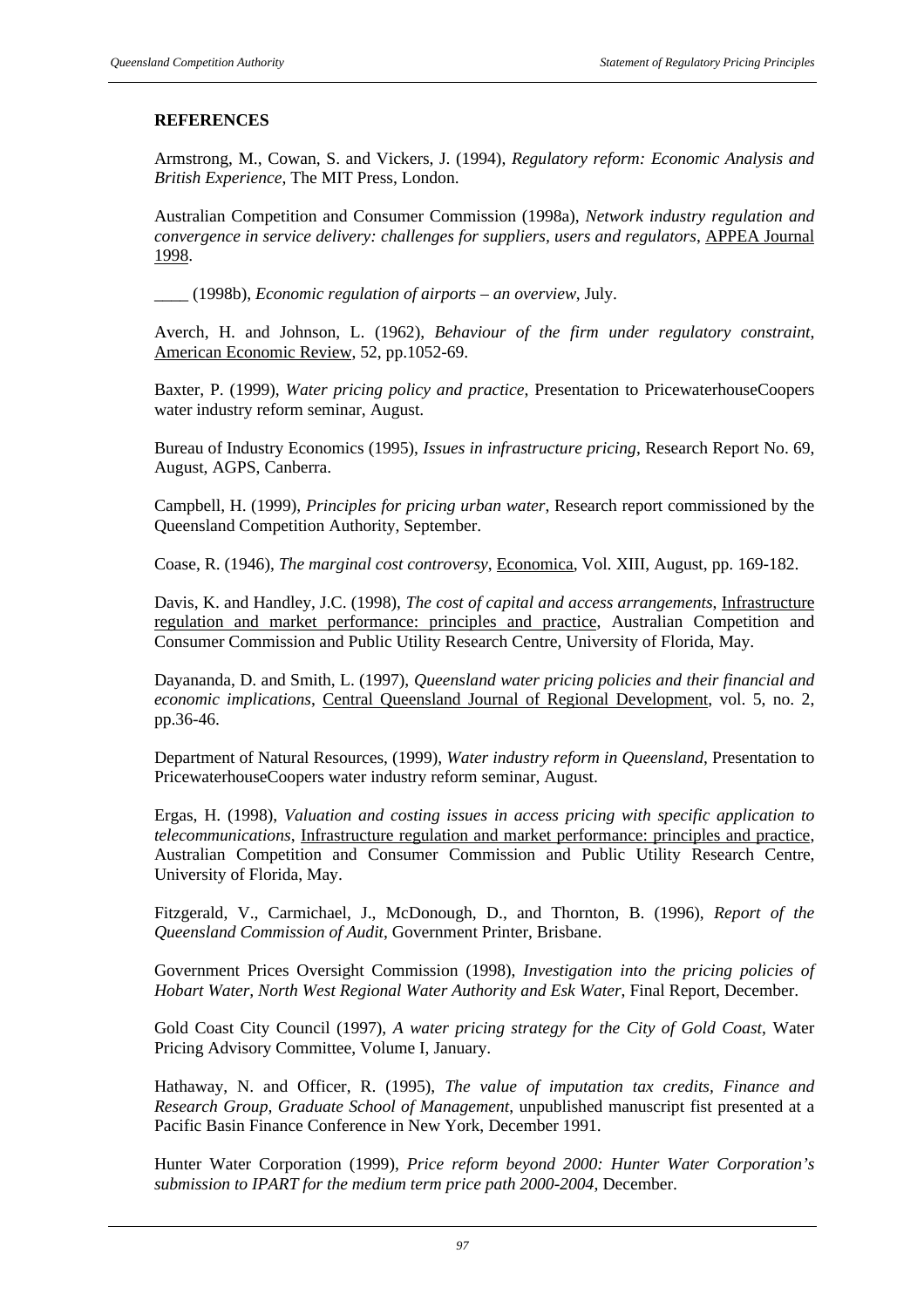**REFERENCES**

Armstrong, M., Cowan, S. and Vickers, J. (1994), *Regulatory reform: Economic Analysis and British Experience*, The MIT Press, London.

Australian Competition and Consumer Commission (1998a), *Network industry regulation and convergence in service delivery: challenges for suppliers, users and regulators*, APPEA Journal 1998.

____ (1998b), *Economic regulation of airports – an overview*, July.

Averch, H. and Johnson, L. (1962), *Behaviour of the firm under regulatory constraint*, American Economic Review, 52, pp.1052-69.

Baxter, P. (1999), *Water pricing policy and practice*, Presentation to PricewaterhouseCoopers water industry reform seminar, August.

Bureau of Industry Economics (1995), *Issues in infrastructure pricing*, Research Report No. 69, August, AGPS, Canberra.

Campbell, H. (1999), *Principles for pricing urban water*, Research report commissioned by the Queensland Competition Authority, September.

Coase, R. (1946), *The marginal cost controversy*, Economica, Vol. XIII, August, pp. 169-182.

Davis, K. and Handley, J.C. (1998), *The cost of capital and access arrangements*, Infrastructure regulation and market performance: principles and practice, Australian Competition and Consumer Commission and Public Utility Research Centre, University of Florida, May.

Dayananda, D. and Smith, L. (1997), *Queensland water pricing policies and their financial and economic implications*, Central Queensland Journal of Regional Development, vol. 5, no. 2, pp.36-46.

Department of Natural Resources, (1999), *Water industry reform in Queensland*, Presentation to PricewaterhouseCoopers water industry reform seminar, August.

Ergas, H. (1998), *Valuation and costing issues in access pricing with specific application to telecommunications*, Infrastructure regulation and market performance: principles and practice, Australian Competition and Consumer Commission and Public Utility Research Centre, University of Florida, May.

Fitzgerald, V., Carmichael, J., McDonough, D., and Thornton, B. (1996), *Report of the Queensland Commission of Audit*, Government Printer, Brisbane.

Government Prices Oversight Commission (1998), *Investigation into the pricing policies of Hobart Water, North West Regional Water Authority and Esk Water*, Final Report, December.

Gold Coast City Council (1997), *A water pricing strategy for the City of Gold Coast*, Water Pricing Advisory Committee, Volume I, January.

Hathaway, N. and Officer, R. (1995), *The value of imputation tax credits, Finance and Research Group, Graduate School of Management*, unpublished manuscript fist presented at a Pacific Basin Finance Conference in New York, December 1991.

Hunter Water Corporation (1999), *Price reform beyond 2000: Hunter Water Corporation's submission to IPART for the medium term price path 2000-2004*, December.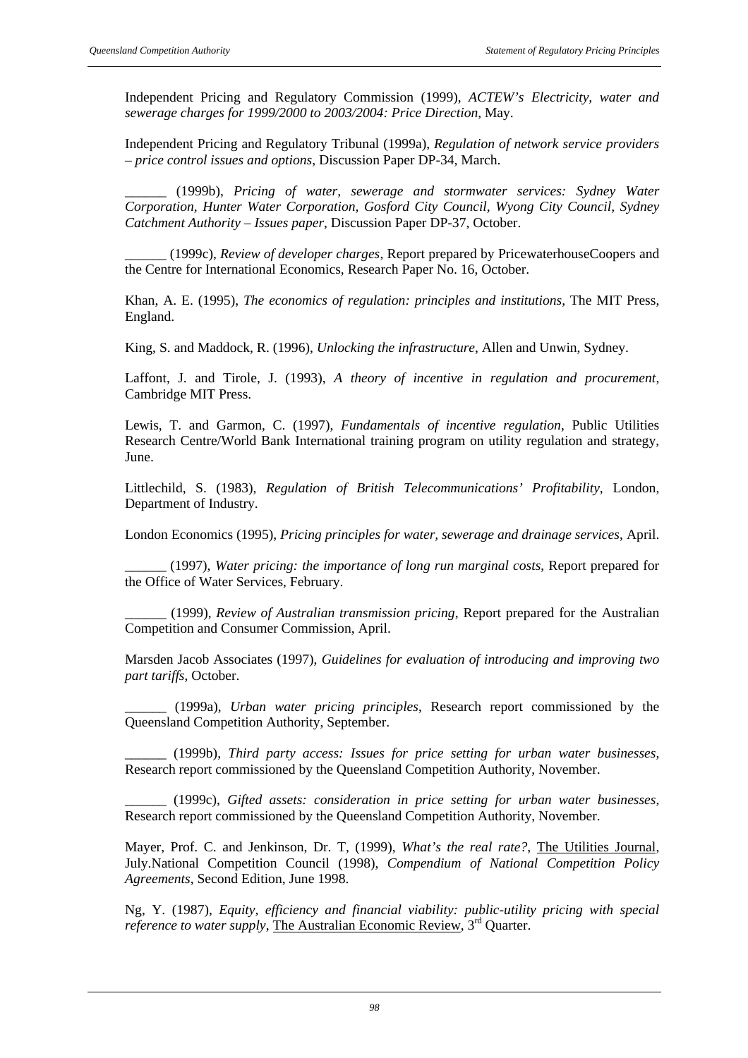Independent Pricing and Regulatory Commission (1999), *ACTEW's Electricity, water and sewerage charges for 1999/2000 to 2003/2004: Price Direction*, May.

Independent Pricing and Regulatory Tribunal (1999a), *Regulation of network service providers – price control issues and options*, Discussion Paper DP-34, March.

______ (1999b), *Pricing of water, sewerage and stormwater services: Sydney Water Corporation, Hunter Water Corporation, Gosford City Council, Wyong City Council, Sydney Catchment Authority – Issues paper*, Discussion Paper DP-37, October.

______ (1999c), *Review of developer charges*, Report prepared by PricewaterhouseCoopers and the Centre for International Economics, Research Paper No. 16, October.

Khan, A. E. (1995), *The economics of regulation: principles and institutions*, The MIT Press, England.

King, S. and Maddock, R. (1996), *Unlocking the infrastructure*, Allen and Unwin, Sydney.

Laffont, J. and Tirole, J. (1993), *A theory of incentive in regulation and procurement*, Cambridge MIT Press.

Lewis, T. and Garmon, C. (1997), *Fundamentals of incentive regulation*, Public Utilities Research Centre/World Bank International training program on utility regulation and strategy, June.

Littlechild, S. (1983), *Regulation of British Telecommunications' Profitability*, London, Department of Industry.

London Economics (1995), *Pricing principles for water, sewerage and drainage services*, April.

______ (1997), *Water pricing: the importance of long run marginal costs*, Report prepared for the Office of Water Services, February.

______ (1999), *Review of Australian transmission pricing*, Report prepared for the Australian Competition and Consumer Commission, April.

Marsden Jacob Associates (1997), *Guidelines for evaluation of introducing and improving two part tariffs*, October.

______ (1999a), *Urban water pricing principles*, Research report commissioned by the Queensland Competition Authority, September.

______ (1999b), *Third party access: Issues for price setting for urban water businesses*, Research report commissioned by the Queensland Competition Authority, November.

______ (1999c), *Gifted assets: consideration in price setting for urban water businesses*, Research report commissioned by the Queensland Competition Authority, November.

Mayer, Prof. C. and Jenkinson, Dr. T, (1999), *What's the real rate?*, The Utilities Journal, July.National Competition Council (1998), *Compendium of National Competition Policy Agreements*, Second Edition, June 1998.

Ng, Y. (1987), *Equity, efficiency and financial viability: public-utility pricing with special reference to water supply*, The Australian Economic Review, 3rd Quarter.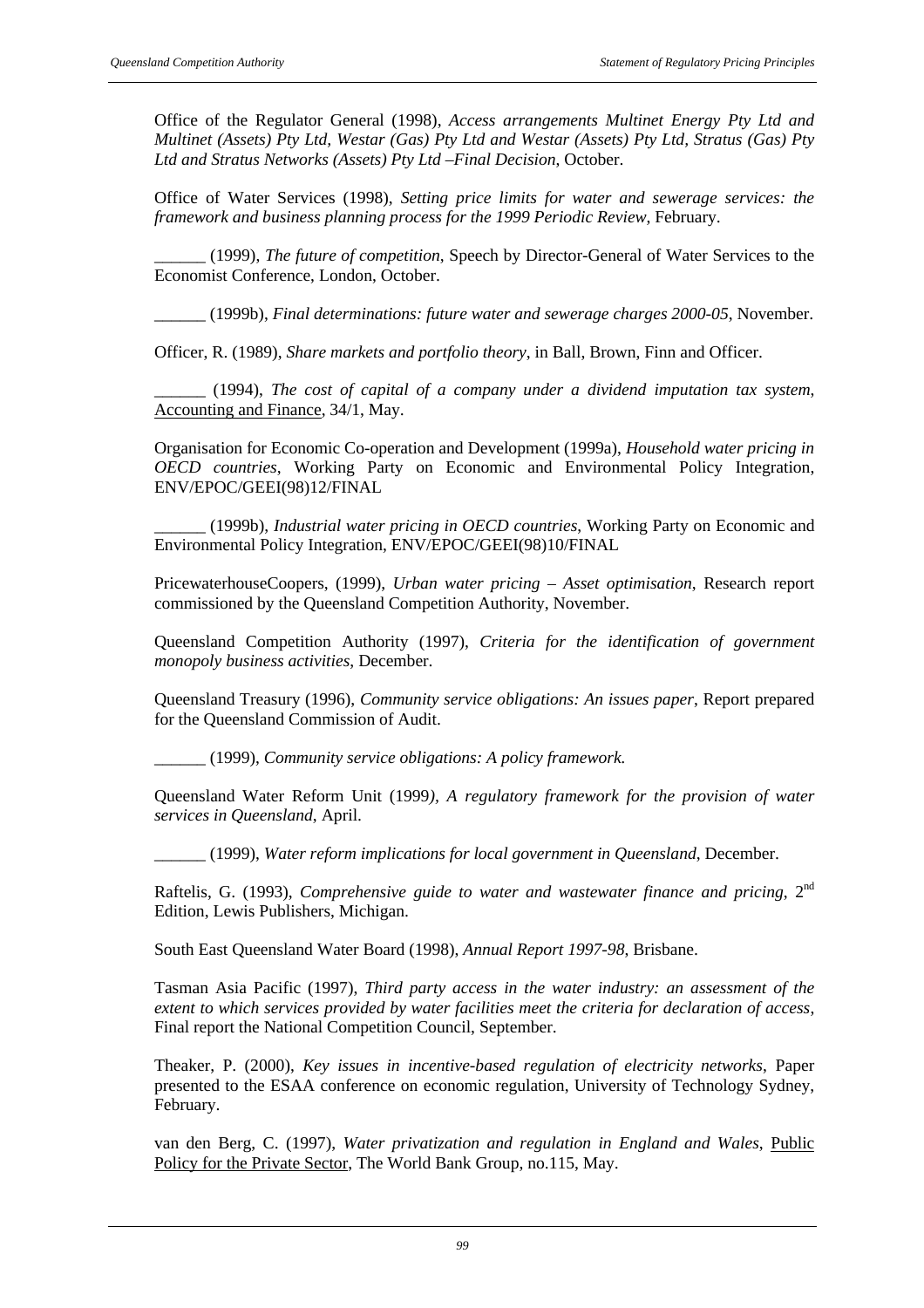Office of the Regulator General (1998), *Access arrangements Multinet Energy Pty Ltd and Multinet (Assets) Pty Ltd, Westar (Gas) Pty Ltd and Westar (Assets) Pty Ltd, Stratus (Gas) Pty Ltd and Stratus Networks (Assets) Pty Ltd –Final Decision*, October.

Office of Water Services (1998), *Setting price limits for water and sewerage services: the framework and business planning process for the 1999 Periodic Review*, February.

______ (1999), *The future of competition*, Speech by Director-General of Water Services to the Economist Conference, London, October.

______ (1999b), *Final determinations: future water and sewerage charges 2000-05*, November.

Officer, R. (1989), *Share markets and portfolio theory*, in Ball, Brown, Finn and Officer.

______ (1994), *The cost of capital of a company under a dividend imputation tax system*, Accounting and Finance, 34/1, May.

Organisation for Economic Co-operation and Development (1999a), *Household water pricing in OECD countries*, Working Party on Economic and Environmental Policy Integration, ENV/EPOC/GEEI(98)12/FINAL

______ (1999b), *Industrial water pricing in OECD countries*, Working Party on Economic and Environmental Policy Integration, ENV/EPOC/GEEI(98)10/FINAL

PricewaterhouseCoopers, (1999), *Urban water pricing – Asset optimisation*, Research report commissioned by the Queensland Competition Authority, November.

Queensland Competition Authority (1997), *Criteria for the identification of government monopoly business activities*, December.

Queensland Treasury (1996), *Community service obligations: An issues paper*, Report prepared for the Queensland Commission of Audit.

______ (1999), *Community service obligations: A policy framework.*

Queensland Water Reform Unit (1999), *A regulatory framework for the provision of water services in Queensland*, April.

______ (1999), *Water reform implications for local government in Queensland*, December.

Raftelis, G. (1993), *Comprehensive guide to water and wastewater finance and pricing*, 2nd Edition, Lewis Publishers, Michigan.

South East Queensland Water Board (1998), *Annual Report 1997-98*, Brisbane.

Tasman Asia Pacific (1997), *Third party access in the water industry: an assessment of the extent to which services provided by water facilities meet the criteria for declaration of access*, Final report the National Competition Council, September.

Theaker, P. (2000), *Key issues in incentive-based regulation of electricity networks*, Paper presented to the ESAA conference on economic regulation, University of Technology Sydney, February.

van den Berg, C. (1997), *Water privatization and regulation in England and Wales*, Public Policy for the Private Sector, The World Bank Group, no.115, May.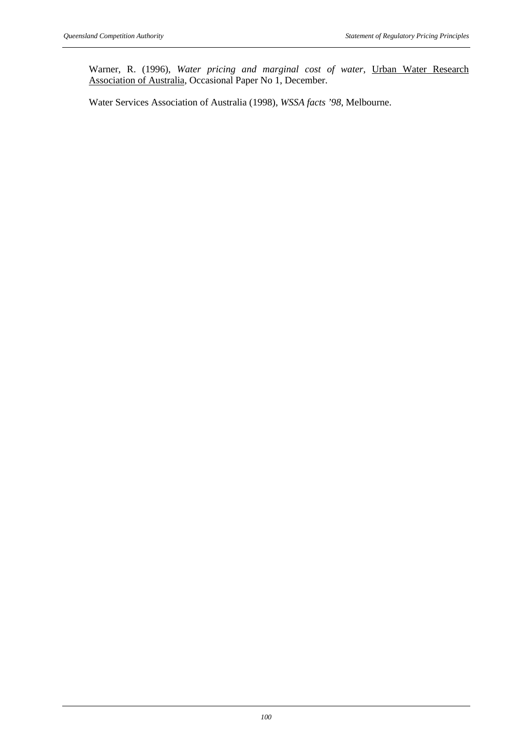Warner, R. (1996), *Water pricing and marginal cost of water*, Urban Water Research Association of Australia, Occasional Paper No 1, December.

Water Services Association of Australia (1998), *WSSA facts '98*, Melbourne.